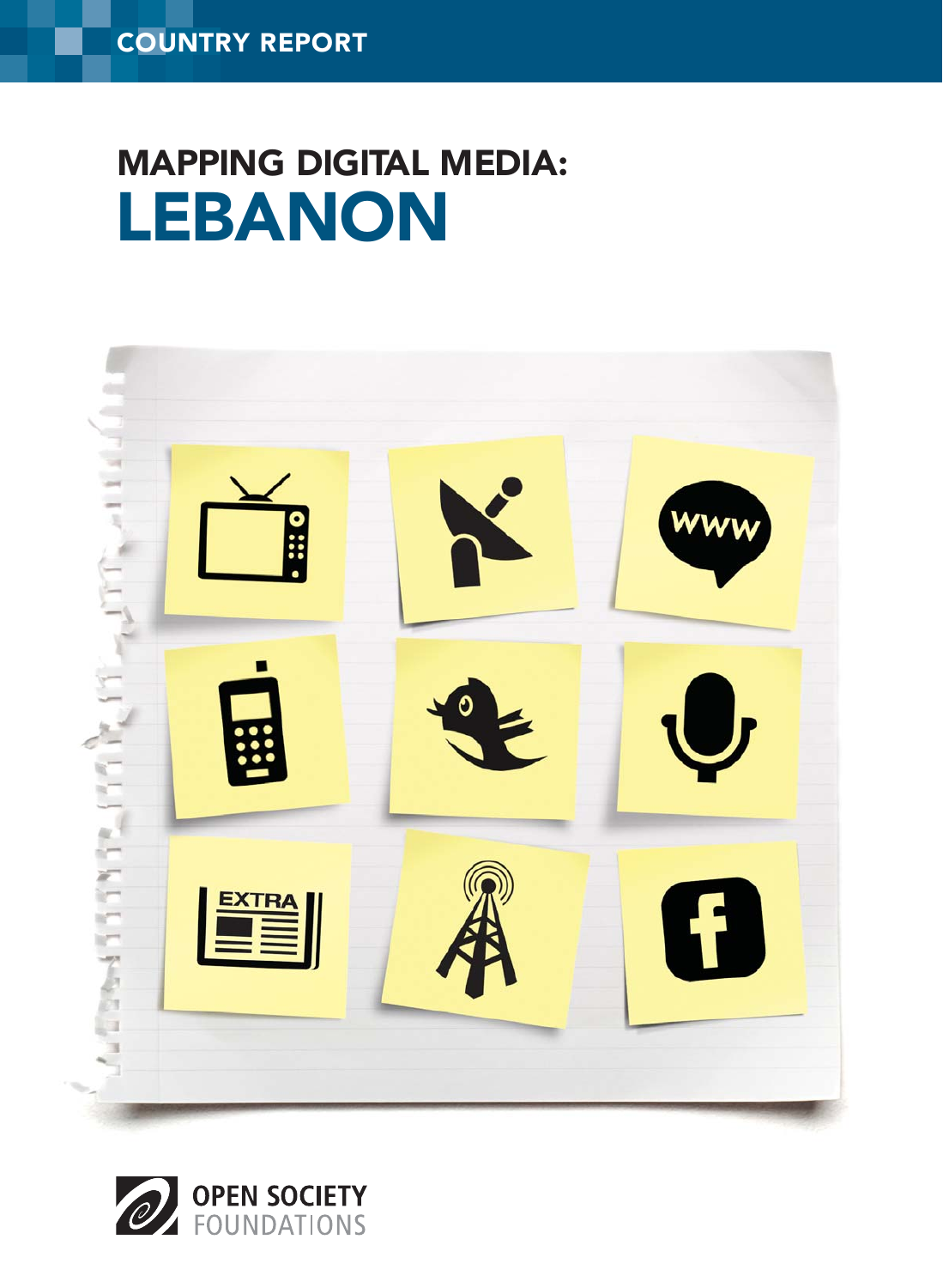COUNTRY REPORT

# MAPPING DIGITAL MEDIA:
# LEBANON

OPEN SOCIETY FOUNDATIONS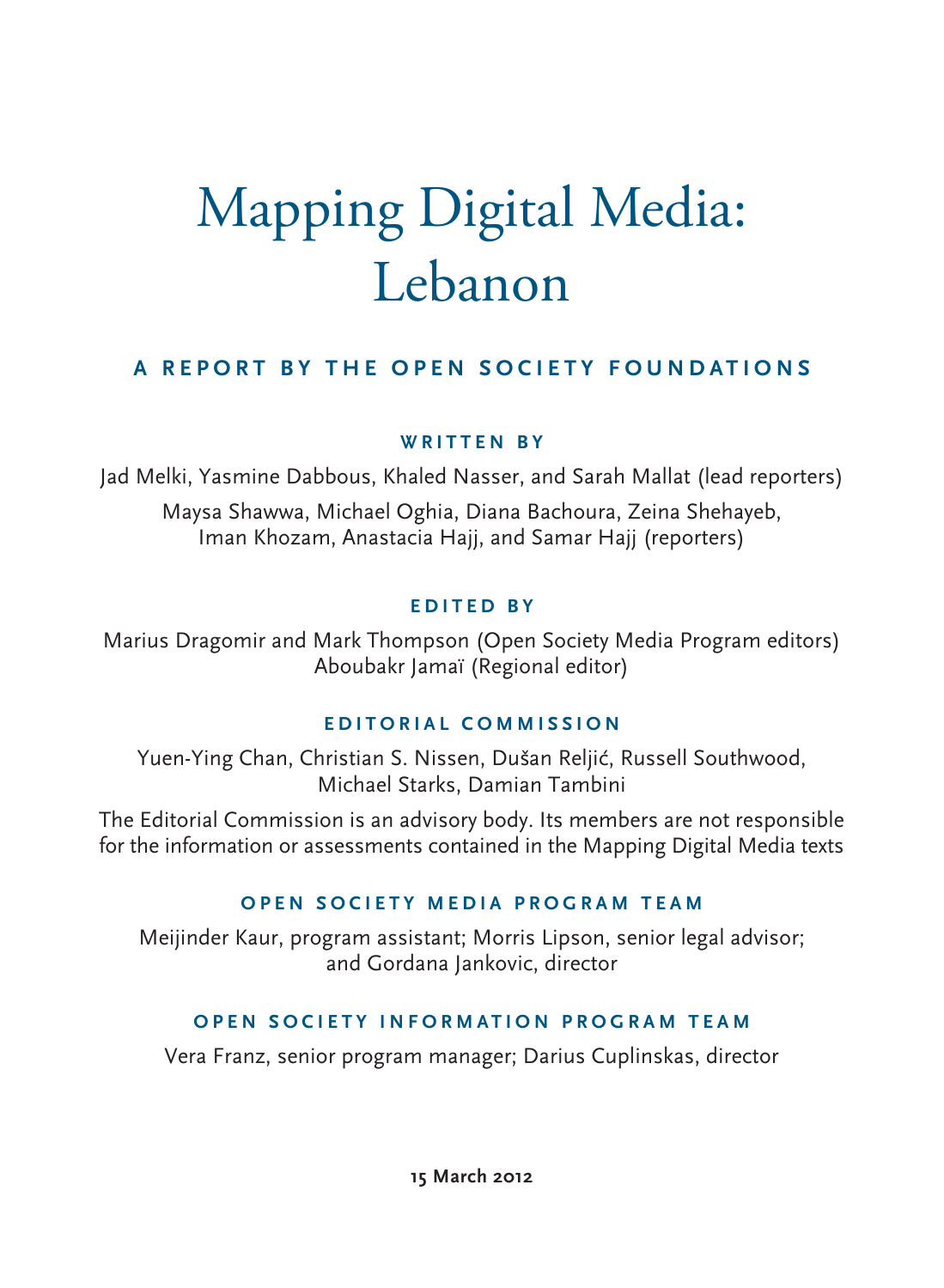# Mapping Digital Media: Lebanon

## A REPORT BY THE OPEN SOCIETY FOUNDATIONS

### WRITTEN BY

Jad Melki, Yasmine Dabbous, Khaled Nasser, and Sarah Mallat (lead reporters)

Maysa Shawwa, Michael Oghia, Diana Bachoura, Zeina Shehayeb, Iman Khozam, Anastacia Hajj, and Samar Hajj (reporters)

### EDITED BY

Marius Dragomir and Mark Thompson (Open Society Media Program editors)
Aboubakr Jamaï (Regional editor)

### EDITORIAL COMMISSION

Yuen-Ying Chan, Christian S. Nissen, Dušan Reljić, Russell Southwood, Michael Starks, Damian Tambini

The Editorial Commission is an advisory body. Its members are not responsible for the information or assessments contained in the Mapping Digital Media texts

### OPEN SOCIETY MEDIA PROGRAM TEAM

Meijinder Kaur, program assistant; Morris Lipson, senior legal advisor; and Gordana Jankovic, director

### OPEN SOCIETY INFORMATION PROGRAM TEAM

Vera Franz, senior program manager; Darius Cuplinskas, director

**15 March 2012**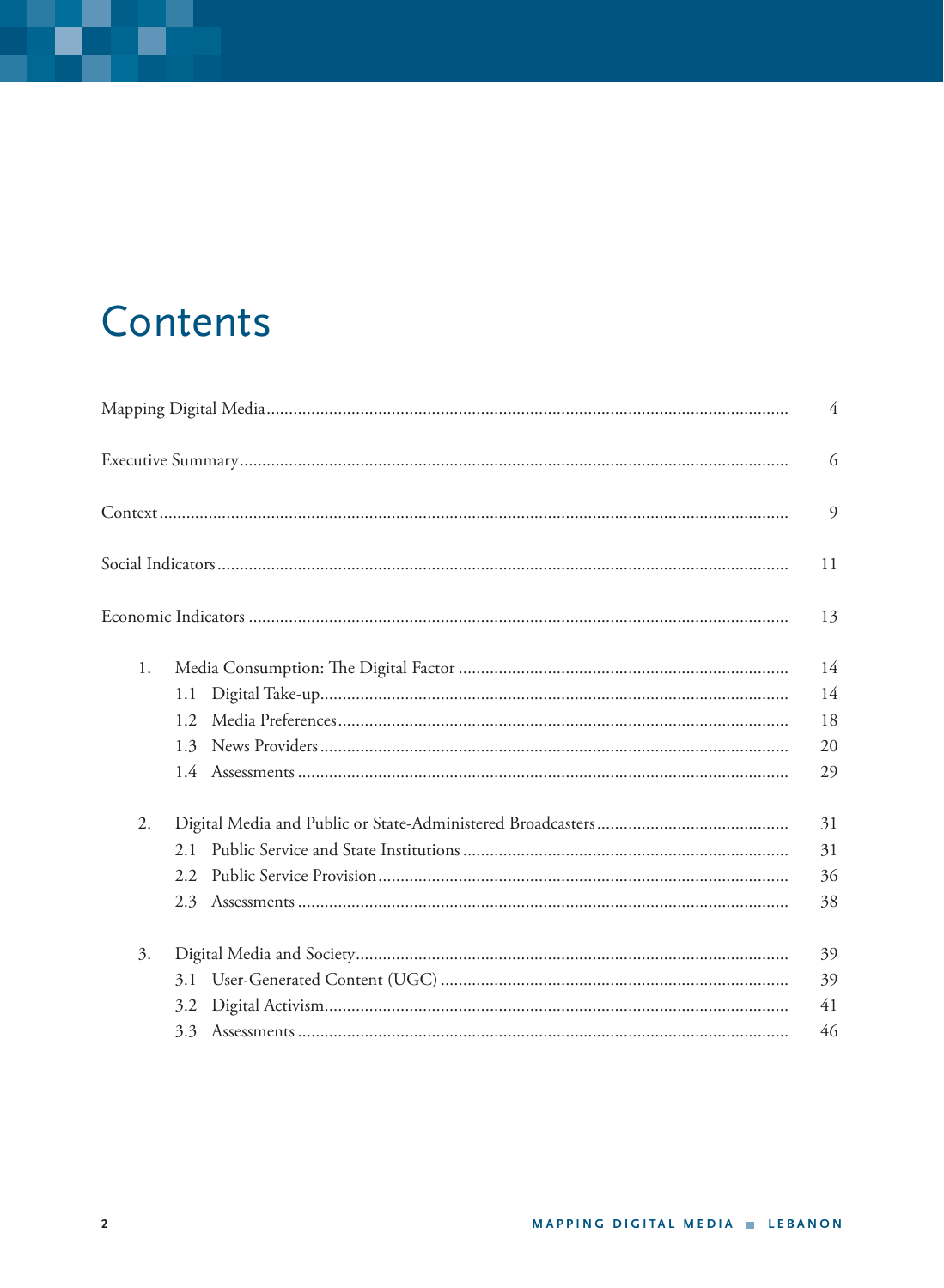# Contents

| | |
|---|---|
| Mapping Digital Media | 4 |
| Executive Summary | 6 |
| Context | 9 |
| Social Indicators | 11 |
| Economic Indicators | 13 |
| 1. Media Consumption: The Digital Factor | 14 |
| 1.1 Digital Take-up | 14 |
| 1.2 Media Preferences | 18 |
| 1.3 News Providers | 20 |
| 1.4 Assessments | 29 |
| 2. Digital Media and Public or State-Administered Broadcasters | 31 |
| 2.1 Public Service and State Institutions | 31 |
| 2.2 Public Service Provision | 36 |
| 2.3 Assessments | 38 |
| 3. Digital Media and Society | 39 |
| 3.1 User-Generated Content (UGC) | 39 |
| 3.2 Digital Activism | 41 |
| 3.3 Assessments | 46 |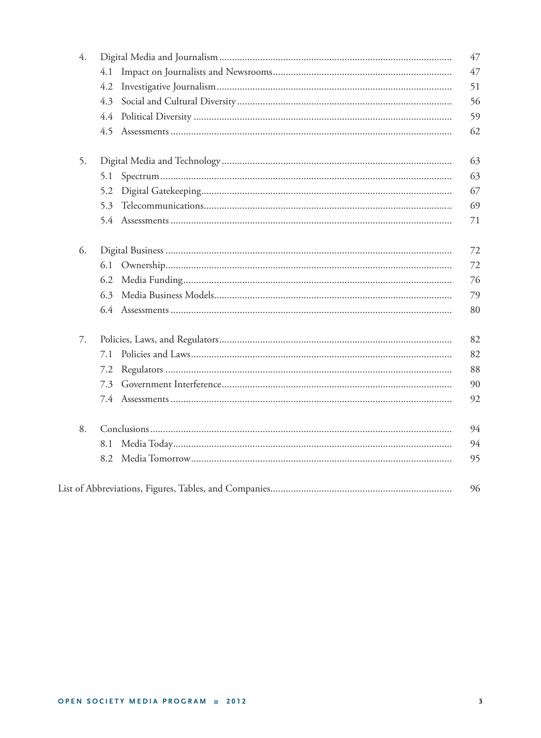| | | |
|---|---|---|
| 4. | Digital Media and Journalism | 47 |
| | 4.1 Impact on Journalists and Newsrooms | 47 |
| | 4.2 Investigative Journalism | 51 |
| | 4.3 Social and Cultural Diversity | 56 |
| | 4.4 Political Diversity | 59 |
| | 4.5 Assessments | 62 |
| 5. | Digital Media and Technology | 63 |
| | 5.1 Spectrum | 63 |
| | 5.2 Digital Gatekeeping | 67 |
| | 5.3 Telecommunications | 69 |
| | 5.4 Assessments | 71 |
| 6. | Digital Business | 72 |
| | 6.1 Ownership | 72 |
| | 6.2 Media Funding | 76 |
| | 6.3 Media Business Models | 79 |
| | 6.4 Assessments | 80 |
| 7. | Policies, Laws, and Regulators | 82 |
| | 7.1 Policies and Laws | 82 |
| | 7.2 Regulators | 88 |
| | 7.3 Government Interference | 90 |
| | 7.4 Assessments | 92 |
| 8. | Conclusions | 94 |
| | 8.1 Media Today | 94 |
| | 8.2 Media Tomorrow | 95 |
| List of Abbreviations, Figures, Tables, and Companies | | 96 |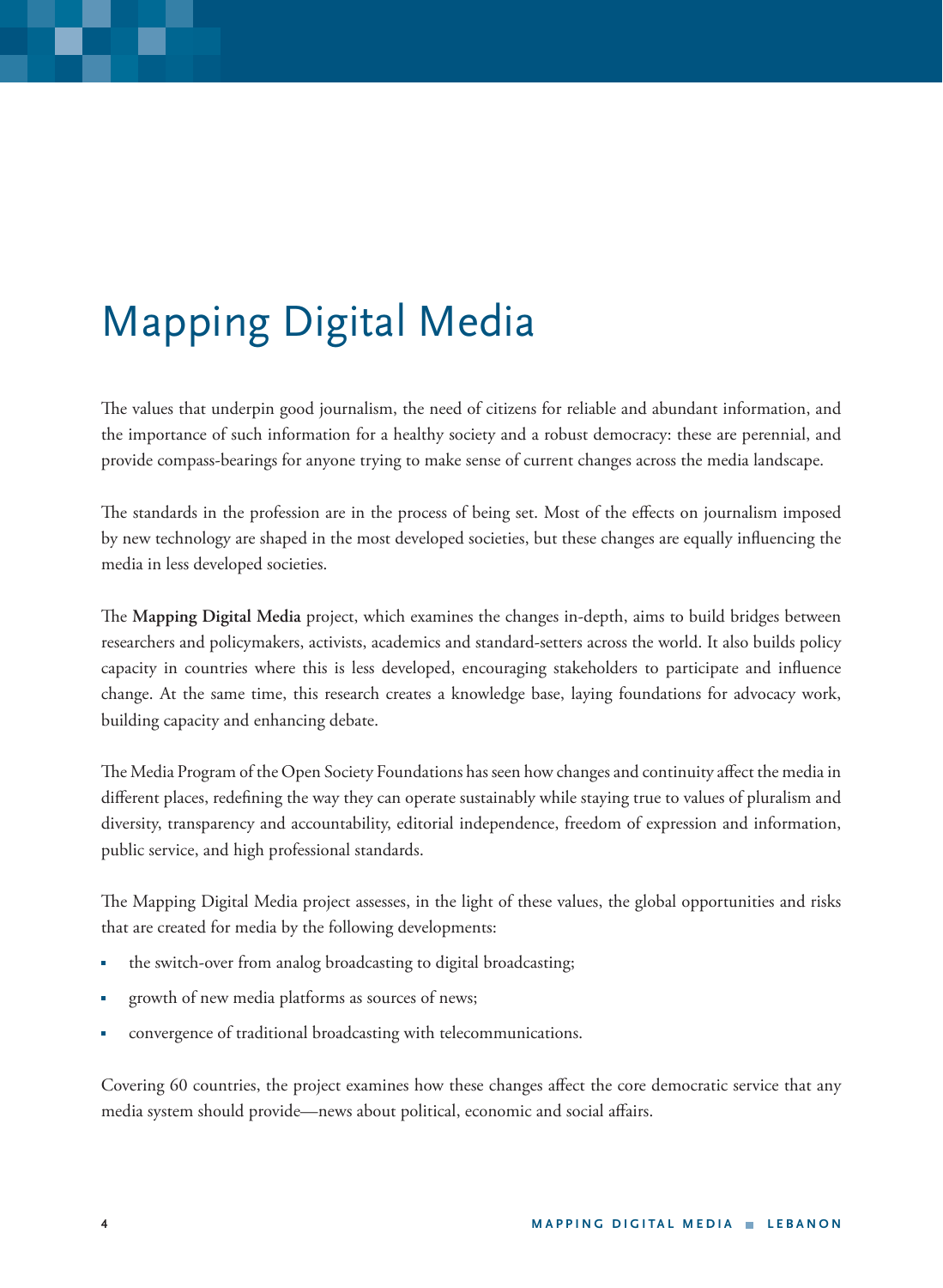# Mapping Digital Media

The values that underpin good journalism, the need of citizens for reliable and abundant information, and the importance of such information for a healthy society and a robust democracy: these are perennial, and provide compass-bearings for anyone trying to make sense of current changes across the media landscape.

The standards in the profession are in the process of being set. Most of the effects on journalism imposed by new technology are shaped in the most developed societies, but these changes are equally influencing the media in less developed societies.

The **Mapping Digital Media** project, which examines the changes in-depth, aims to build bridges between researchers and policymakers, activists, academics and standard-setters across the world. It also builds policy capacity in countries where this is less developed, encouraging stakeholders to participate and influence change. At the same time, this research creates a knowledge base, laying foundations for advocacy work, building capacity and enhancing debate.

The Media Program of the Open Society Foundations has seen how changes and continuity affect the media in different places, redefining the way they can operate sustainably while staying true to values of pluralism and diversity, transparency and accountability, editorial independence, freedom of expression and information, public service, and high professional standards.

The Mapping Digital Media project assesses, in the light of these values, the global opportunities and risks that are created for media by the following developments:

- the switch-over from analog broadcasting to digital broadcasting;
- growth of new media platforms as sources of news;
- convergence of traditional broadcasting with telecommunications.

Covering 60 countries, the project examines how these changes affect the core democratic service that any media system should provide—news about political, economic and social affairs.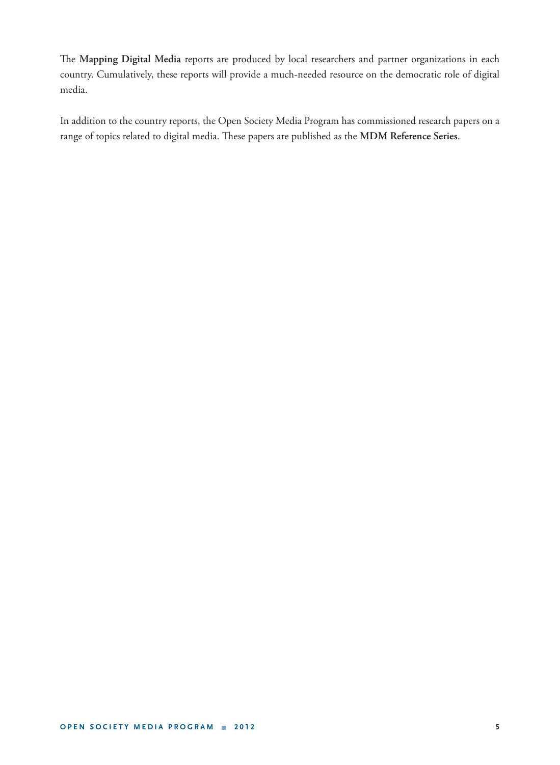The **Mapping Digital Media** reports are produced by local researchers and partner organizations in each country. Cumulatively, these reports will provide a much-needed resource on the democratic role of digital media.

In addition to the country reports, the Open Society Media Program has commissioned research papers on a range of topics related to digital media. These papers are published as the **MDM Reference Series**.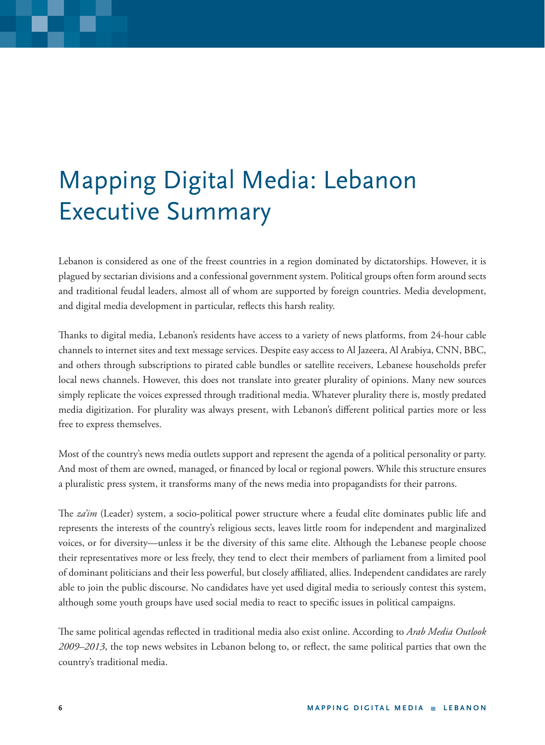# Mapping Digital Media: Lebanon Executive Summary

Lebanon is considered as one of the freest countries in a region dominated by dictatorships. However, it is plagued by sectarian divisions and a confessional government system. Political groups often form around sects and traditional feudal leaders, almost all of whom are supported by foreign countries. Media development, and digital media development in particular, reflects this harsh reality.

Thanks to digital media, Lebanon's residents have access to a variety of news platforms, from 24-hour cable channels to internet sites and text message services. Despite easy access to Al Jazeera, Al Arabiya, CNN, BBC, and others through subscriptions to pirated cable bundles or satellite receivers, Lebanese households prefer local news channels. However, this does not translate into greater plurality of opinions. Many new sources simply replicate the voices expressed through traditional media. Whatever plurality there is, mostly predated media digitization. For plurality was always present, with Lebanon's different political parties more or less free to express themselves.

Most of the country's news media outlets support and represent the agenda of a political personality or party. And most of them are owned, managed, or financed by local or regional powers. While this structure ensures a pluralistic press system, it transforms many of the news media into propagandists for their patrons.

The *za'im* (Leader) system, a socio-political power structure where a feudal elite dominates public life and represents the interests of the country's religious sects, leaves little room for independent and marginalized voices, or for diversity—unless it be the diversity of this same elite. Although the Lebanese people choose their representatives more or less freely, they tend to elect their members of parliament from a limited pool of dominant politicians and their less powerful, but closely affiliated, allies. Independent candidates are rarely able to join the public discourse. No candidates have yet used digital media to seriously contest this system, although some youth groups have used social media to react to specific issues in political campaigns.

The same political agendas reflected in traditional media also exist online. According to *Arab Media Outlook 2009–2013*, the top news websites in Lebanon belong to, or reflect, the same political parties that own the country's traditional media.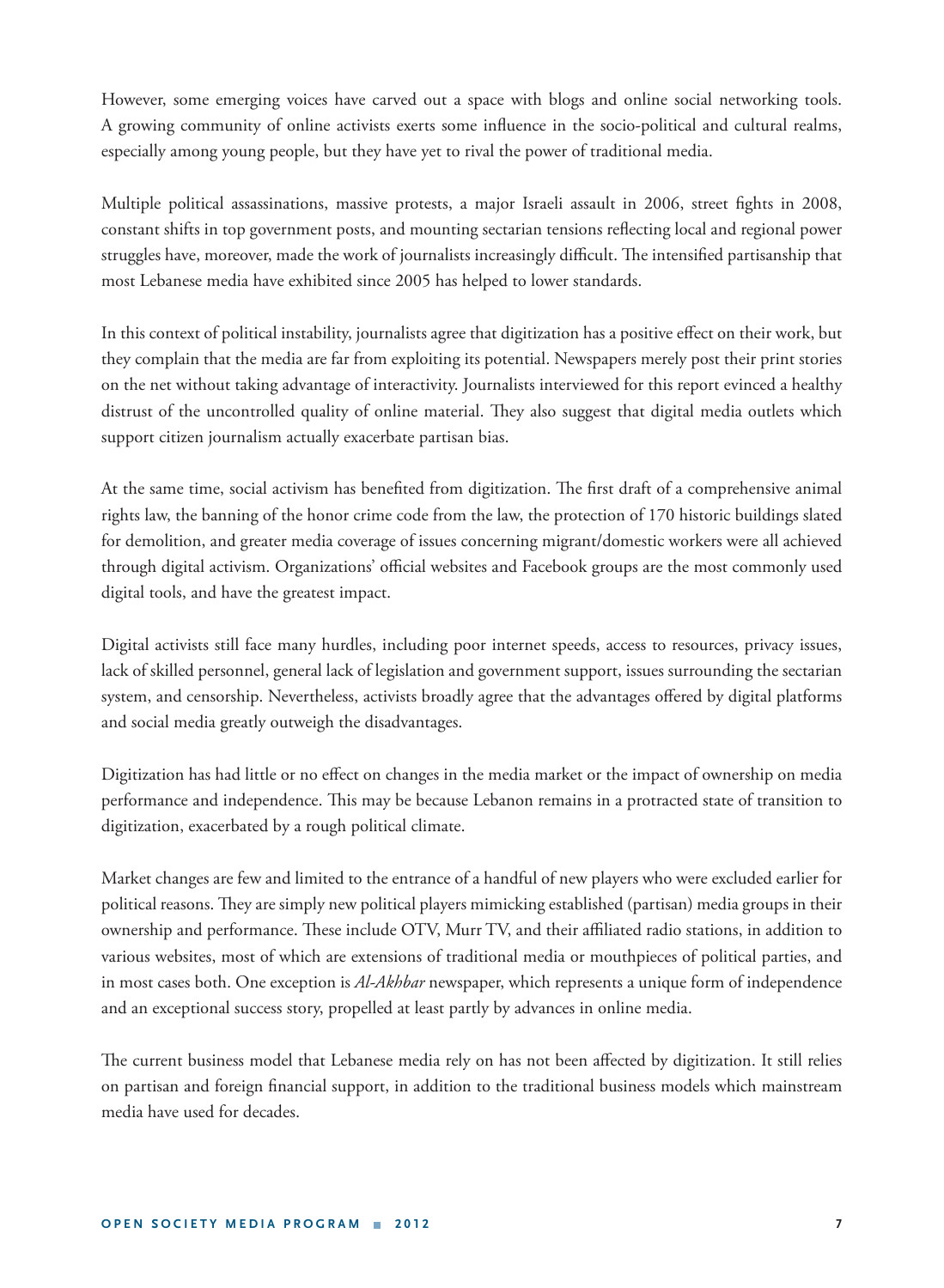However, some emerging voices have carved out a space with blogs and online social networking tools. A growing community of online activists exerts some influence in the socio-political and cultural realms, especially among young people, but they have yet to rival the power of traditional media.

Multiple political assassinations, massive protests, a major Israeli assault in 2006, street fights in 2008, constant shifts in top government posts, and mounting sectarian tensions reflecting local and regional power struggles have, moreover, made the work of journalists increasingly difficult. The intensified partisanship that most Lebanese media have exhibited since 2005 has helped to lower standards.

In this context of political instability, journalists agree that digitization has a positive effect on their work, but they complain that the media are far from exploiting its potential. Newspapers merely post their print stories on the net without taking advantage of interactivity. Journalists interviewed for this report evinced a healthy distrust of the uncontrolled quality of online material. They also suggest that digital media outlets which support citizen journalism actually exacerbate partisan bias.

At the same time, social activism has benefited from digitization. The first draft of a comprehensive animal rights law, the banning of the honor crime code from the law, the protection of 170 historic buildings slated for demolition, and greater media coverage of issues concerning migrant/domestic workers were all achieved through digital activism. Organizations' official websites and Facebook groups are the most commonly used digital tools, and have the greatest impact.

Digital activists still face many hurdles, including poor internet speeds, access to resources, privacy issues, lack of skilled personnel, general lack of legislation and government support, issues surrounding the sectarian system, and censorship. Nevertheless, activists broadly agree that the advantages offered by digital platforms and social media greatly outweigh the disadvantages.

Digitization has had little or no effect on changes in the media market or the impact of ownership on media performance and independence. This may be because Lebanon remains in a protracted state of transition to digitization, exacerbated by a rough political climate.

Market changes are few and limited to the entrance of a handful of new players who were excluded earlier for political reasons. They are simply new political players mimicking established (partisan) media groups in their ownership and performance. These include OTV, Murr TV, and their affiliated radio stations, in addition to various websites, most of which are extensions of traditional media or mouthpieces of political parties, and in most cases both. One exception is *Al-Akhbar* newspaper, which represents a unique form of independence and an exceptional success story, propelled at least partly by advances in online media.

The current business model that Lebanese media rely on has not been affected by digitization. It still relies on partisan and foreign financial support, in addition to the traditional business models which mainstream media have used for decades.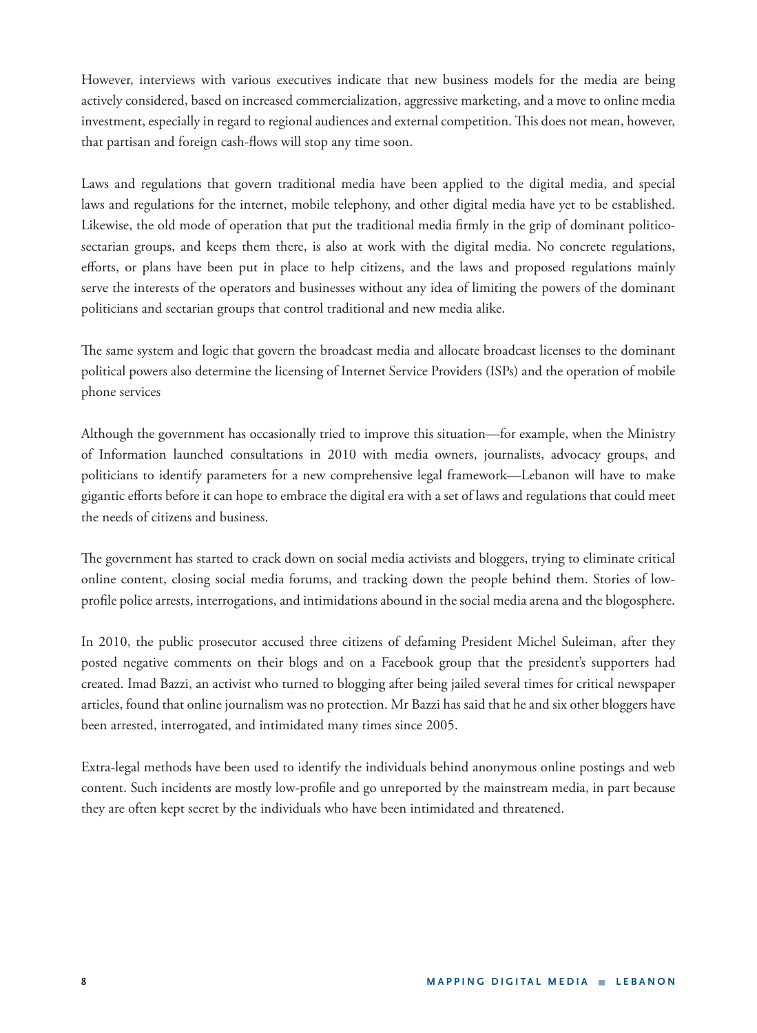However, interviews with various executives indicate that new business models for the media are being actively considered, based on increased commercialization, aggressive marketing, and a move to online media investment, especially in regard to regional audiences and external competition. This does not mean, however, that partisan and foreign cash-flows will stop any time soon.

Laws and regulations that govern traditional media have been applied to the digital media, and special laws and regulations for the internet, mobile telephony, and other digital media have yet to be established. Likewise, the old mode of operation that put the traditional media firmly in the grip of dominant politico-sectarian groups, and keeps them there, is also at work with the digital media. No concrete regulations, efforts, or plans have been put in place to help citizens, and the laws and proposed regulations mainly serve the interests of the operators and businesses without any idea of limiting the powers of the dominant politicians and sectarian groups that control traditional and new media alike.

The same system and logic that govern the broadcast media and allocate broadcast licenses to the dominant political powers also determine the licensing of Internet Service Providers (ISPs) and the operation of mobile phone services

Although the government has occasionally tried to improve this situation—for example, when the Ministry of Information launched consultations in 2010 with media owners, journalists, advocacy groups, and politicians to identify parameters for a new comprehensive legal framework—Lebanon will have to make gigantic efforts before it can hope to embrace the digital era with a set of laws and regulations that could meet the needs of citizens and business.

The government has started to crack down on social media activists and bloggers, trying to eliminate critical online content, closing social media forums, and tracking down the people behind them. Stories of low-profile police arrests, interrogations, and intimidations abound in the social media arena and the blogosphere.

In 2010, the public prosecutor accused three citizens of defaming President Michel Suleiman, after they posted negative comments on their blogs and on a Facebook group that the president's supporters had created. Imad Bazzi, an activist who turned to blogging after being jailed several times for critical newspaper articles, found that online journalism was no protection. Mr Bazzi has said that he and six other bloggers have been arrested, interrogated, and intimidated many times since 2005.

Extra-legal methods have been used to identify the individuals behind anonymous online postings and web content. Such incidents are mostly low-profile and go unreported by the mainstream media, in part because they are often kept secret by the individuals who have been intimidated and threatened.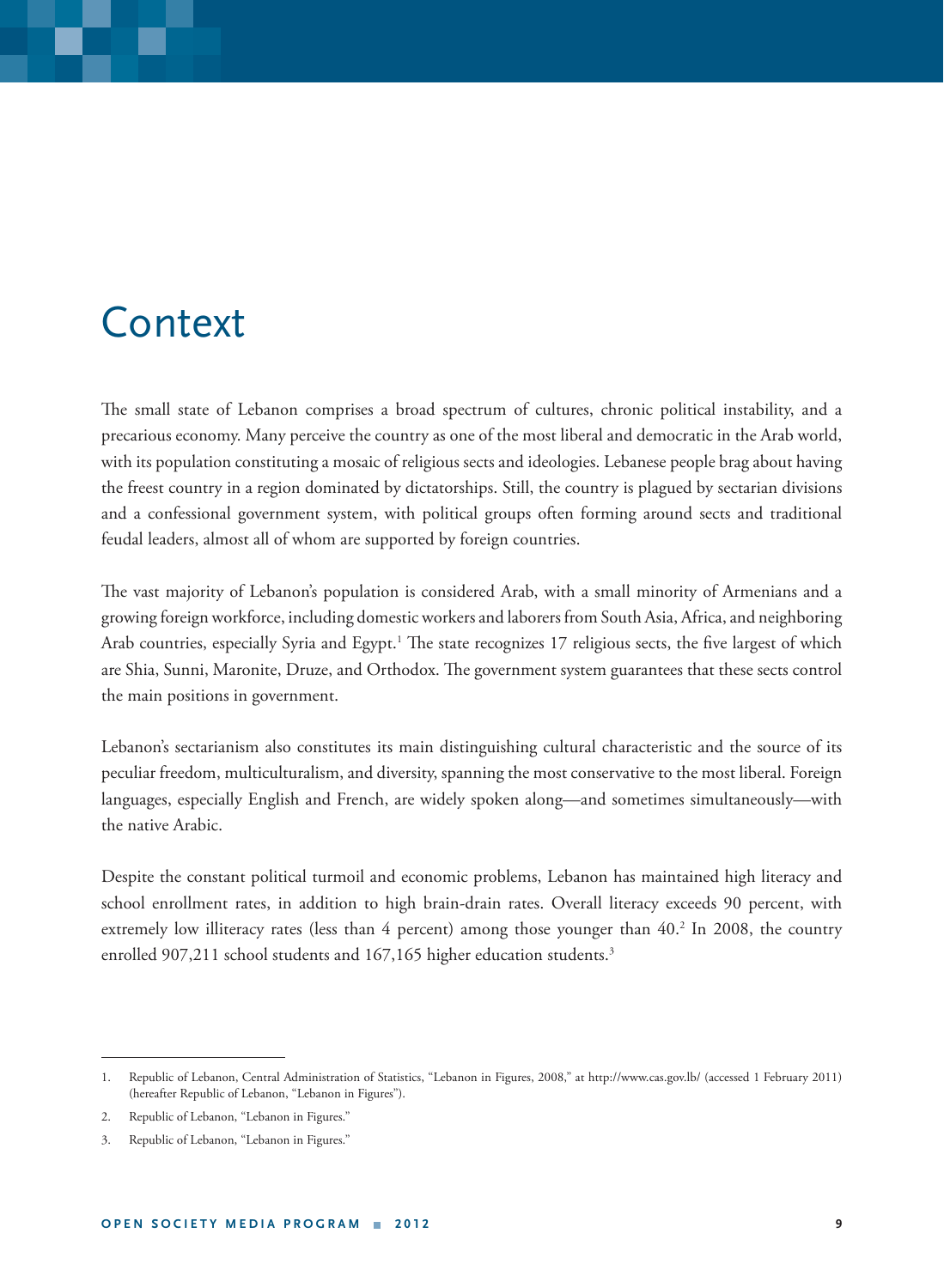# Context

The small state of Lebanon comprises a broad spectrum of cultures, chronic political instability, and a precarious economy. Many perceive the country as one of the most liberal and democratic in the Arab world, with its population constituting a mosaic of religious sects and ideologies. Lebanese people brag about having the freest country in a region dominated by dictatorships. Still, the country is plagued by sectarian divisions and a confessional government system, with political groups often forming around sects and traditional feudal leaders, almost all of whom are supported by foreign countries.

The vast majority of Lebanon's population is considered Arab, with a small minority of Armenians and a growing foreign workforce, including domestic workers and laborers from South Asia, Africa, and neighboring Arab countries, especially Syria and Egypt.[1] The state recognizes 17 religious sects, the five largest of which are Shia, Sunni, Maronite, Druze, and Orthodox. The government system guarantees that these sects control the main positions in government.

Lebanon's sectarianism also constitutes its main distinguishing cultural characteristic and the source of its peculiar freedom, multiculturalism, and diversity, spanning the most conservative to the most liberal. Foreign languages, especially English and French, are widely spoken along—and sometimes simultaneously—with the native Arabic.

Despite the constant political turmoil and economic problems, Lebanon has maintained high literacy and school enrollment rates, in addition to high brain-drain rates. Overall literacy exceeds 90 percent, with extremely low illiteracy rates (less than 4 percent) among those younger than 40.[2] In 2008, the country enrolled 907,211 school students and 167,165 higher education students.[3]

---

1. Republic of Lebanon, Central Administration of Statistics, "Lebanon in Figures, 2008," at http://www.cas.gov.lb/ (accessed 1 February 2011) (hereafter Republic of Lebanon, "Lebanon in Figures").
2. Republic of Lebanon, "Lebanon in Figures."
3. Republic of Lebanon, "Lebanon in Figures."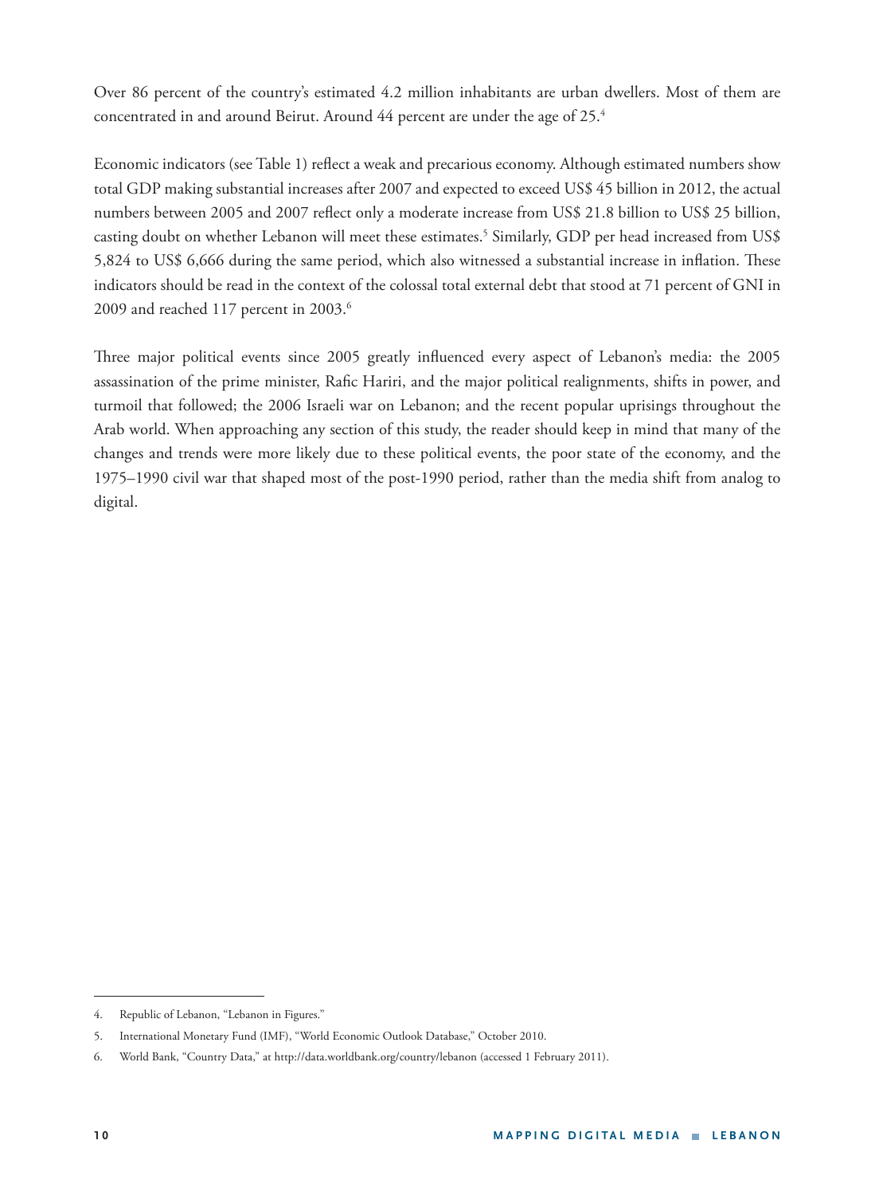Over 86 percent of the country's estimated 4.2 million inhabitants are urban dwellers. Most of them are concentrated in and around Beirut. Around 44 percent are under the age of 25.[4]

Economic indicators (see Table 1) reflect a weak and precarious economy. Although estimated numbers show total GDP making substantial increases after 2007 and expected to exceed US$ 45 billion in 2012, the actual numbers between 2005 and 2007 reflect only a moderate increase from US$ 21.8 billion to US$ 25 billion, casting doubt on whether Lebanon will meet these estimates.[5] Similarly, GDP per head increased from US$ 5,824 to US$ 6,666 during the same period, which also witnessed a substantial increase in inflation. These indicators should be read in the context of the colossal total external debt that stood at 71 percent of GNI in 2009 and reached 117 percent in 2003.[6]

Three major political events since 2005 greatly influenced every aspect of Lebanon's media: the 2005 assassination of the prime minister, Rafic Hariri, and the major political realignments, shifts in power, and turmoil that followed; the 2006 Israeli war on Lebanon; and the recent popular uprisings throughout the Arab world. When approaching any section of this study, the reader should keep in mind that many of the changes and trends were more likely due to these political events, the poor state of the economy, and the 1975–1990 civil war that shaped most of the post-1990 period, rather than the media shift from analog to digital.

4. Republic of Lebanon, "Lebanon in Figures."

5. International Monetary Fund (IMF), "World Economic Outlook Database," October 2010.

6. World Bank, "Country Data," at http://data.worldbank.org/country/lebanon (accessed 1 February 2011).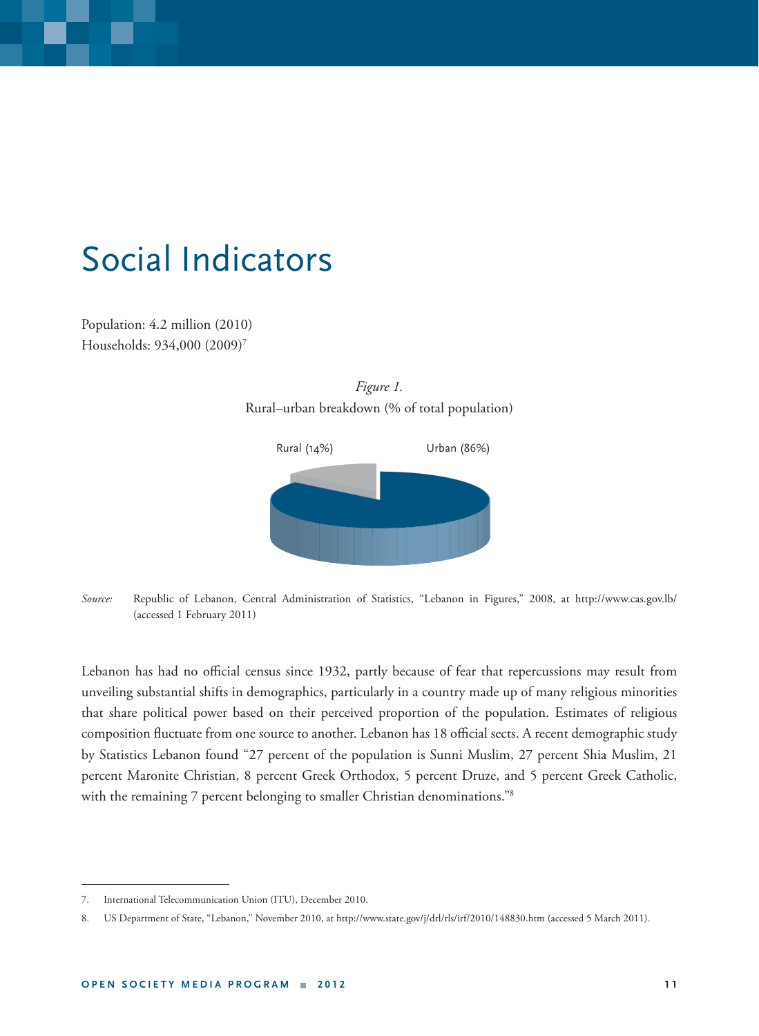# Social Indicators

Population: 4.2 million (2010)
Households: 934,000 (2009)[7]

*Figure 1.*
Rural–urban breakdown (% of total population)

Rural (14%) Urban (86%)

*Source:* Republic of Lebanon, Central Administration of Statistics, "Lebanon in Figures," 2008, at http://www.cas.gov.lb/ (accessed 1 February 2011)

Lebanon has had no official census since 1932, partly because of fear that repercussions may result from unveiling substantial shifts in demographics, particularly in a country made up of many religious minorities that share political power based on their perceived proportion of the population. Estimates of religious composition fluctuate from one source to another. Lebanon has 18 official sects. A recent demographic study by Statistics Lebanon found "27 percent of the population is Sunni Muslim, 27 percent Shia Muslim, 21 percent Maronite Christian, 8 percent Greek Orthodox, 5 percent Druze, and 5 percent Greek Catholic, with the remaining 7 percent belonging to smaller Christian denominations."[8]

---

7. International Telecommunication Union (ITU), December 2010.

8. US Department of State, "Lebanon," November 2010, at http://www.state.gov/j/drl/rls/irf/2010/148830.htm (accessed 5 March 2011).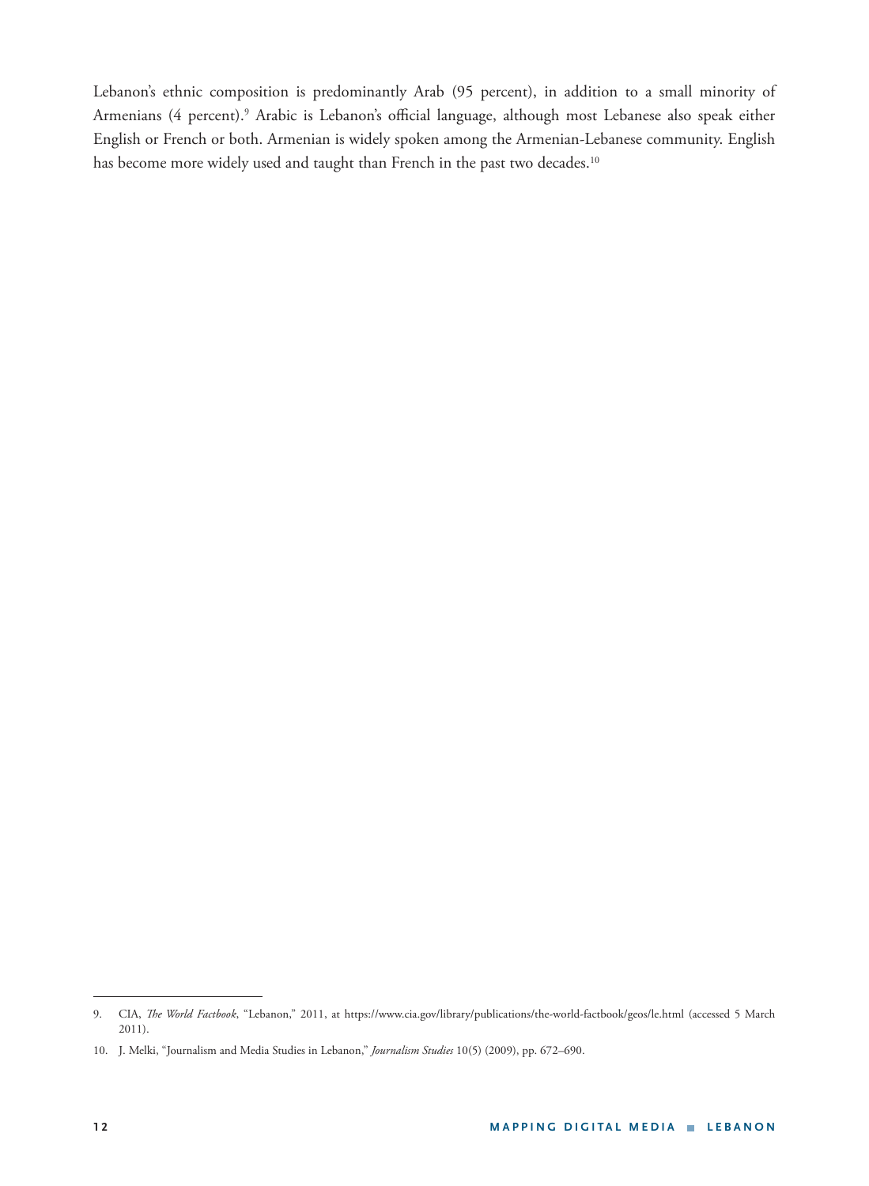Lebanon's ethnic composition is predominantly Arab (95 percent), in addition to a small minority of Armenians (4 percent).[9] Arabic is Lebanon's official language, although most Lebanese also speak either English or French or both. Armenian is widely spoken among the Armenian-Lebanese community. English has become more widely used and taught than French in the past two decades.[10]

---

9. CIA, *The World Factbook*, "Lebanon," 2011, at https://www.cia.gov/library/publications/the-world-factbook/geos/le.html (accessed 5 March 2011).

10. J. Melki, "Journalism and Media Studies in Lebanon," *Journalism Studies* 10(5) (2009), pp. 672–690.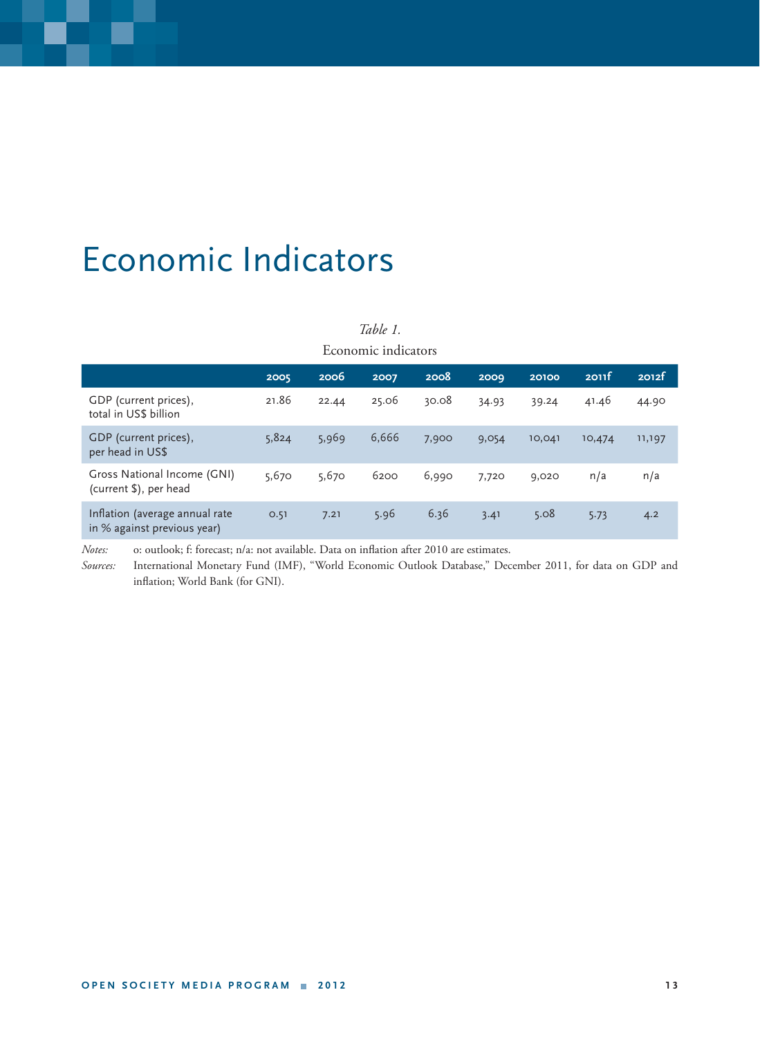# Economic Indicators

*Table 1.*

Economic indicators

| | 2005 | 2006 | 2007 | 2008 | 2009 | 20100 | 2011f | 2012f |
|---|---|---|---|---|---|---|---|---|
| GDP (current prices), total in US$ billion | 21.86 | 22.44 | 25.06 | 30.08 | 34.93 | 39.24 | 41.46 | 44.90 |
| GDP (current prices), per head in US$ | 5,824 | 5,969 | 6,666 | 7,900 | 9,054 | 10,041 | 10,474 | 11,197 |
| Gross National Income (GNI) (current $), per head | 5,670 | 5,670 | 6200 | 6,990 | 7,720 | 9,020 | n/a | n/a |
| Inflation (average annual rate in % against previous year) | 0.51 | 7.21 | 5.96 | 6.36 | 3.41 | 5.08 | 5.73 | 4.2 |

*Notes:* o: outlook; f: forecast; n/a: not available. Data on inflation after 2010 are estimates.

*Sources:* International Monetary Fund (IMF), "World Economic Outlook Database," December 2011, for data on GDP and inflation; World Bank (for GNI).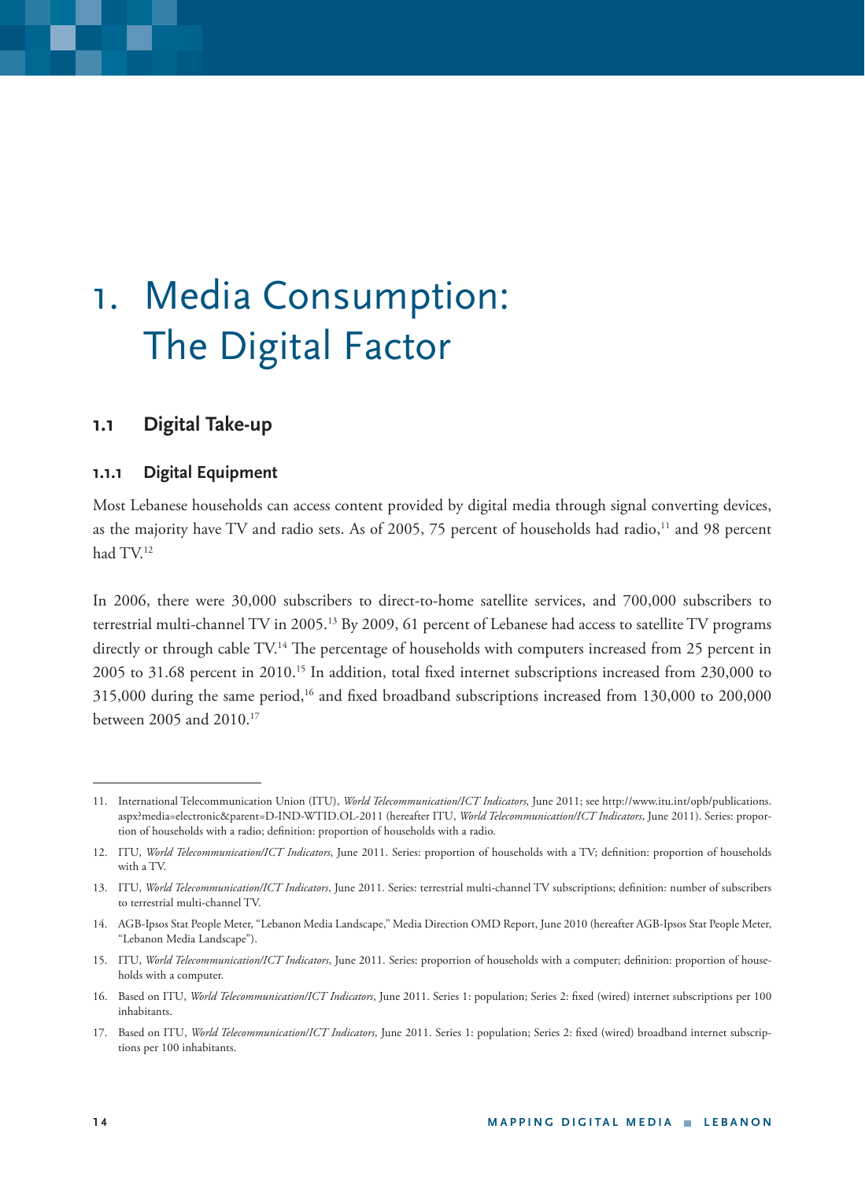# 1. Media Consumption: The Digital Factor

## 1.1 Digital Take-up

### 1.1.1 Digital Equipment

Most Lebanese households can access content provided by digital media through signal converting devices, as the majority have TV and radio sets. As of 2005, 75 percent of households had radio,[11] and 98 percent had TV.[12]

In 2006, there were 30,000 subscribers to direct-to-home satellite services, and 700,000 subscribers to terrestrial multi-channel TV in 2005.[13] By 2009, 61 percent of Lebanese had access to satellite TV programs directly or through cable TV.[14] The percentage of households with computers increased from 25 percent in 2005 to 31.68 percent in 2010.[15] In addition, total fixed internet subscriptions increased from 230,000 to 315,000 during the same period,[16] and fixed broadband subscriptions increased from 130,000 to 200,000 between 2005 and 2010.[17]

---

11. International Telecommunication Union (ITU), *World Telecommunication/ICT Indicators*, June 2011; see http://www.itu.int/opb/publications.aspx?media=electronic&parent=D-IND-WTID.OL-2011 (hereafter ITU, *World Telecommunication/ICT Indicators*, June 2011). Series: proportion of households with a radio; definition: proportion of households with a radio.
12. ITU, *World Telecommunication/ICT Indicators*, June 2011. Series: proportion of households with a TV; definition: proportion of households with a TV.
13. ITU, *World Telecommunication/ICT Indicators*, June 2011. Series: terrestrial multi-channel TV subscriptions; definition: number of subscribers to terrestrial multi-channel TV.
14. AGB-Ipsos Stat People Meter, "Lebanon Media Landscape," Media Direction OMD Report, June 2010 (hereafter AGB-Ipsos Stat People Meter, "Lebanon Media Landscape").
15. ITU, *World Telecommunication/ICT Indicators*, June 2011. Series: proportion of households with a computer; definition: proportion of households with a computer.
16. Based on ITU, *World Telecommunication/ICT Indicators*, June 2011. Series 1: population; Series 2: fixed (wired) internet subscriptions per 100 inhabitants.
17. Based on ITU, *World Telecommunication/ICT Indicators*, June 2011. Series 1: population; Series 2: fixed (wired) broadband internet subscriptions per 100 inhabitants.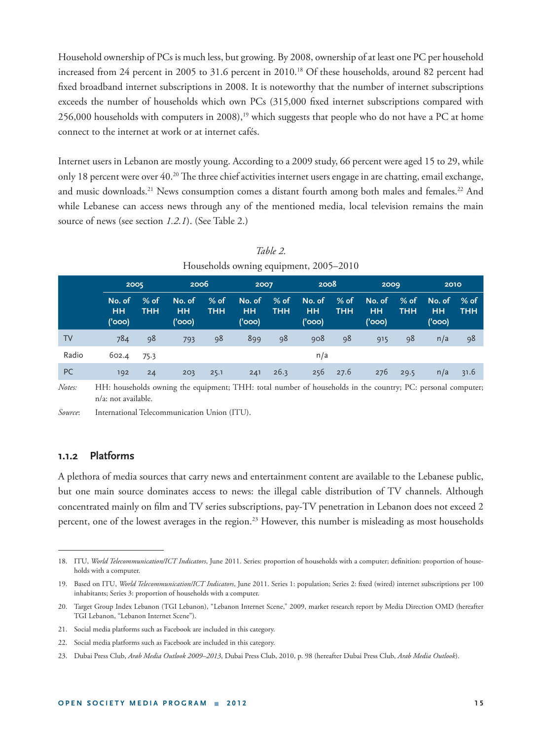Household ownership of PCs is much less, but growing. By 2008, ownership of at least one PC per household increased from 24 percent in 2005 to 31.6 percent in 2010.[18] Of these households, around 82 percent had fixed broadband internet subscriptions in 2008. It is noteworthy that the number of internet subscriptions exceeds the number of households which own PCs (315,000 fixed internet subscriptions compared with 256,000 households with computers in 2008),[19] which suggests that people who do not have a PC at home connect to the internet at work or at internet cafés.

Internet users in Lebanon are mostly young. According to a 2009 study, 66 percent were aged 15 to 29, while only 18 percent were over 40.[20] The three chief activities internet users engage in are chatting, email exchange, and music downloads.[21] News consumption comes a distant fourth among both males and females.[22] And while Lebanese can access news through any of the mentioned media, local television remains the main source of news (see section *1.2.1*). (See Table 2.)

*Table 2.*

Households owning equipment, 2005–2010

| | 2005 | | 2006 | | 2007 | | 2008 | | 2009 | | 2010 | |
|---|---|---|---|---|---|---|---|---|---|---|---|---|
| | No. of HH ('000) | % of THH | No. of HH ('000) | % of THH | No. of HH ('000) | % of THH | No. of HH ('000) | % of THH | No. of HH ('000) | % of THH | No. of HH ('000) | % of THH |
| TV | 784 | 98 | 793 | 98 | 899 | 98 | 908 | 98 | 915 | 98 | n/a | 98 |
| Radio | 602.4 | 75.3 | n/a | | | | | | | | | |
| PC | 192 | 24 | 203 | 25.1 | 241 | 26.3 | 256 | 27.6 | 276 | 29.5 | n/a | 31.6 |

*Notes:* HH: households owning the equipment; THH: total number of households in the country; PC: personal computer; n/a: not available.

*Source*: International Telecommunication Union (ITU).

### 1.1.2 Platforms

A plethora of media sources that carry news and entertainment content are available to the Lebanese public, but one main source dominates access to news: the illegal cable distribution of TV channels. Although concentrated mainly on film and TV series subscriptions, pay-TV penetration in Lebanon does not exceed 2 percent, one of the lowest averages in the region.[23] However, this number is misleading as most households

---

18. ITU, *World Telecommunication/ICT Indicators*, June 2011. Series: proportion of households with a computer; definition: proportion of households with a computer.
19. Based on ITU, *World Telecommunication/ICT Indicators*, June 2011. Series 1: population; Series 2: fixed (wired) internet subscriptions per 100 inhabitants; Series 3: proportion of households with a computer.
20. Target Group Index Lebanon (TGI Lebanon), "Lebanon Internet Scene," 2009, market research report by Media Direction OMD (hereafter TGI Lebanon, "Lebanon Internet Scene").
21. Social media platforms such as Facebook are included in this category.
22. Social media platforms such as Facebook are included in this category.
23. Dubai Press Club, *Arab Media Outlook 2009–2013*, Dubai Press Club, 2010, p. 98 (hereafter Dubai Press Club, *Arab Media Outlook*).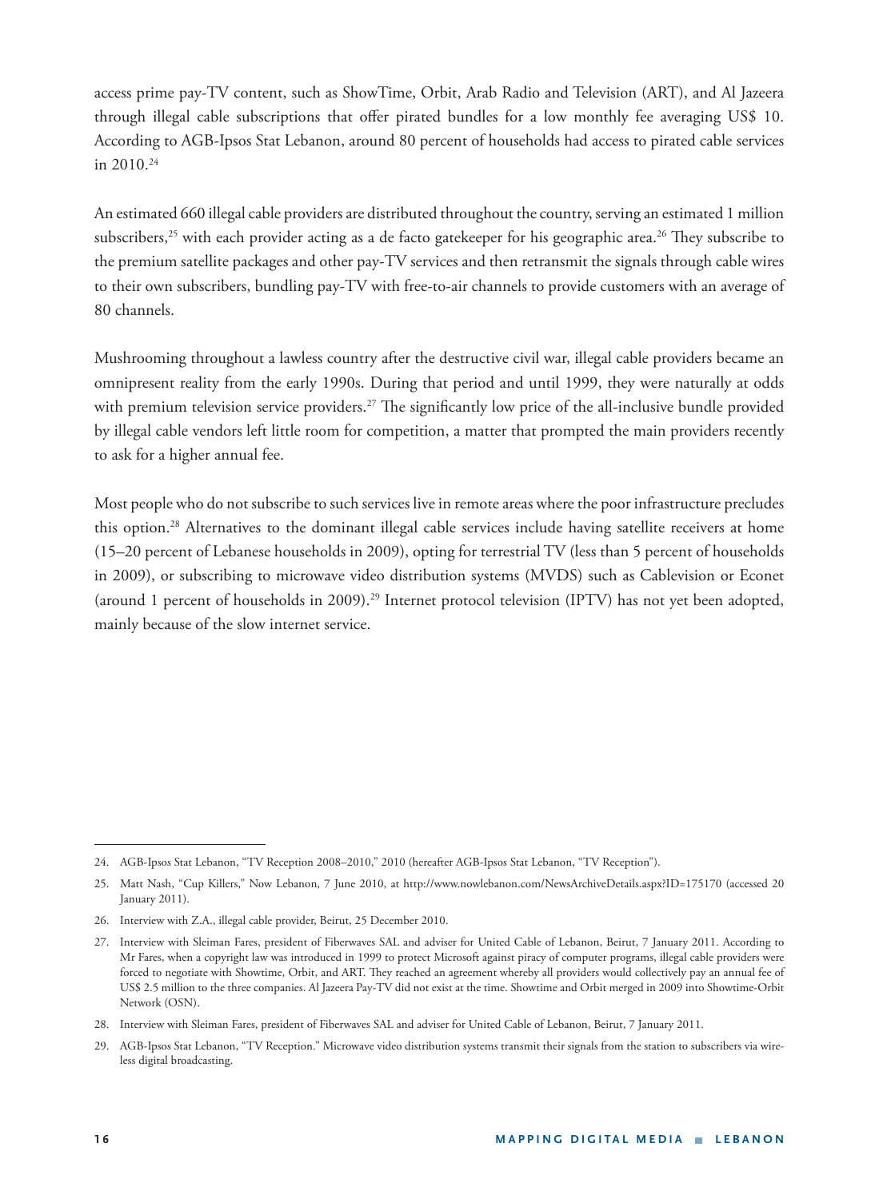access prime pay-TV content, such as ShowTime, Orbit, Arab Radio and Television (ART), and Al Jazeera through illegal cable subscriptions that offer pirated bundles for a low monthly fee averaging US$ 10. According to AGB-Ipsos Stat Lebanon, around 80 percent of households had access to pirated cable services in 2010.[24]

An estimated 660 illegal cable providers are distributed throughout the country, serving an estimated 1 million subscribers,[25] with each provider acting as a de facto gatekeeper for his geographic area.[26] They subscribe to the premium satellite packages and other pay-TV services and then retransmit the signals through cable wires to their own subscribers, bundling pay-TV with free-to-air channels to provide customers with an average of 80 channels.

Mushrooming throughout a lawless country after the destructive civil war, illegal cable providers became an omnipresent reality from the early 1990s. During that period and until 1999, they were naturally at odds with premium television service providers.[27] The significantly low price of the all-inclusive bundle provided by illegal cable vendors left little room for competition, a matter that prompted the main providers recently to ask for a higher annual fee.

Most people who do not subscribe to such services live in remote areas where the poor infrastructure precludes this option.[28] Alternatives to the dominant illegal cable services include having satellite receivers at home (15–20 percent of Lebanese households in 2009), opting for terrestrial TV (less than 5 percent of households in 2009), or subscribing to microwave video distribution systems (MVDS) such as Cablevision or Econet (around 1 percent of households in 2009).[29] Internet protocol television (IPTV) has not yet been adopted, mainly because of the slow internet service.

---

24. AGB-Ipsos Stat Lebanon, "TV Reception 2008–2010," 2010 (hereafter AGB-Ipsos Stat Lebanon, "TV Reception").

25. Matt Nash, "Cup Killers," Now Lebanon, 7 June 2010, at http://www.nowlebanon.com/NewsArchiveDetails.aspx?ID=175170 (accessed 20 January 2011).

26. Interview with Z.A., illegal cable provider, Beirut, 25 December 2010.

27. Interview with Sleiman Fares, president of Fiberwaves SAL and adviser for United Cable of Lebanon, Beirut, 7 January 2011. According to Mr Fares, when a copyright law was introduced in 1999 to protect Microsoft against piracy of computer programs, illegal cable providers were forced to negotiate with Showtime, Orbit, and ART. They reached an agreement whereby all providers would collectively pay an annual fee of US$ 2.5 million to the three companies. Al Jazeera Pay-TV did not exist at the time. Showtime and Orbit merged in 2009 into Showtime-Orbit Network (OSN).

28. Interview with Sleiman Fares, president of Fiberwaves SAL and adviser for United Cable of Lebanon, Beirut, 7 January 2011.

29. AGB-Ipsos Stat Lebanon, "TV Reception." Microwave video distribution systems transmit their signals from the station to subscribers via wireless digital broadcasting.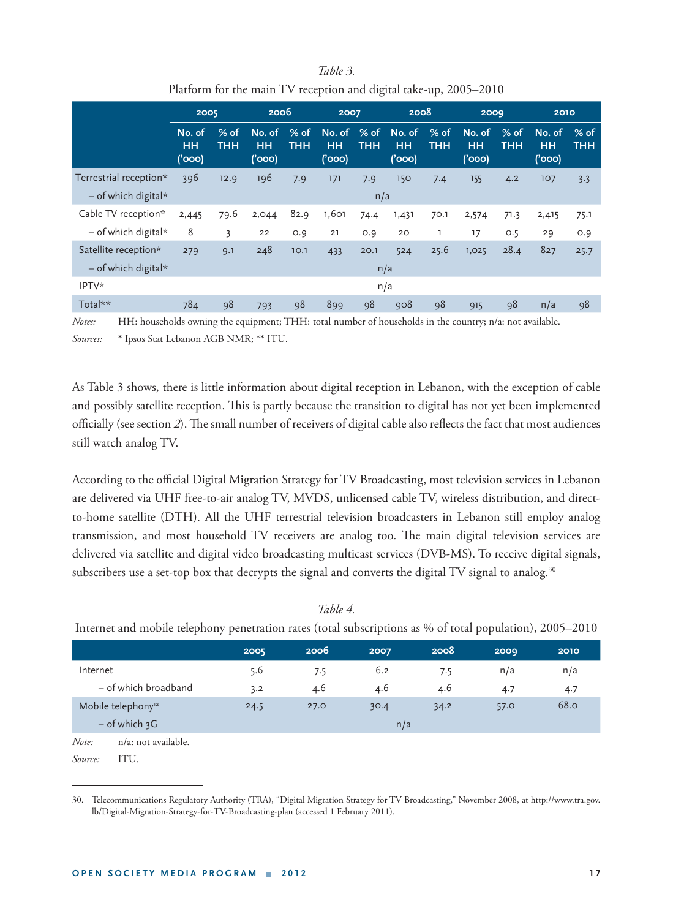*Table 3.*

Platform for the main TV reception and digital take-up, 2005–2010

| | 2005 | | 2006 | | 2007 | | 2008 | | 2009 | | 2010 | |
|---|---|---|---|---|---|---|---|---|---|---|---|---|
| | No. of HH ('000) | % of THH | No. of HH ('000) | % of THH | No. of HH ('000) | % of THH | No. of HH ('000) | % of THH | No. of HH ('000) | % of THH | No. of HH ('000) | % of THH |
| Terrestrial reception* | 396 | 12.9 | 196 | 7.9 | 171 | 7.9 | 150 | 7.4 | 155 | 4.2 | 107 | 3.3 |
| – of which digital* | n/a | | | | | | | | | | | |
| Cable TV reception* | 2,445 | 79.6 | 2,044 | 82.9 | 1,601 | 74.4 | 1,431 | 70.1 | 2,574 | 71.3 | 2,415 | 75.1 |
| – of which digital* | 8 | 3 | 22 | 0.9 | 21 | 0.9 | 20 | 1 | 17 | 0.5 | 29 | 0.9 |
| Satellite reception* | 279 | 9.1 | 248 | 10.1 | 433 | 20.1 | 524 | 25.6 | 1,025 | 28.4 | 827 | 25.7 |
| – of which digital* | n/a | | | | | | | | | | | |
| IPTV* | n/a | | | | | | | | | | | |
| Total** | 784 | 98 | 793 | 98 | 899 | 98 | 908 | 98 | 915 | 98 | n/a | 98 |

*Notes:* HH: households owning the equipment; THH: total number of households in the country; n/a: not available.

*Sources:* * Ipsos Stat Lebanon AGB NMR; ** ITU.

As Table 3 shows, there is little information about digital reception in Lebanon, with the exception of cable and possibly satellite reception. This is partly because the transition to digital has not yet been implemented officially (see section *2*). The small number of receivers of digital cable also reflects the fact that most audiences still watch analog TV.

According to the official Digital Migration Strategy for TV Broadcasting, most television services in Lebanon are delivered via UHF free-to-air analog TV, MVDS, unlicensed cable TV, wireless distribution, and direct-to-home satellite (DTH). All the UHF terrestrial television broadcasters in Lebanon still employ analog transmission, and most household TV receivers are analog too. The main digital television services are delivered via satellite and digital video broadcasting multicast services (DVB-MS). To receive digital signals, subscribers use a set-top box that decrypts the signal and converts the digital TV signal to analog.[30]

*Table 4.*

Internet and mobile telephony penetration rates (total subscriptions as % of total population), 2005–2010

| | 2005 | 2006 | 2007 | 2008 | 2009 | 2010 |
|---|---|---|---|---|---|---|
| Internet | 5.6 | 7.5 | 6.2 | 7.5 | n/a | n/a |
| – of which broadband | 3.2 | 4.6 | 4.6 | 4.6 | 4.7 | 4.7 |
| Mobile telephony[12] | 24.5 | 27.0 | 30.4 | 34.2 | 57.0 | 68.0 |
| – of which 3G | n/a | | | | | |

*Note:* n/a: not available.

*Source:* ITU.

30. Telecommunications Regulatory Authority (TRA), "Digital Migration Strategy for TV Broadcasting," November 2008, at http://www.tra.gov.lb/Digital-Migration-Strategy-for-TV-Broadcasting-plan (accessed 1 February 2011).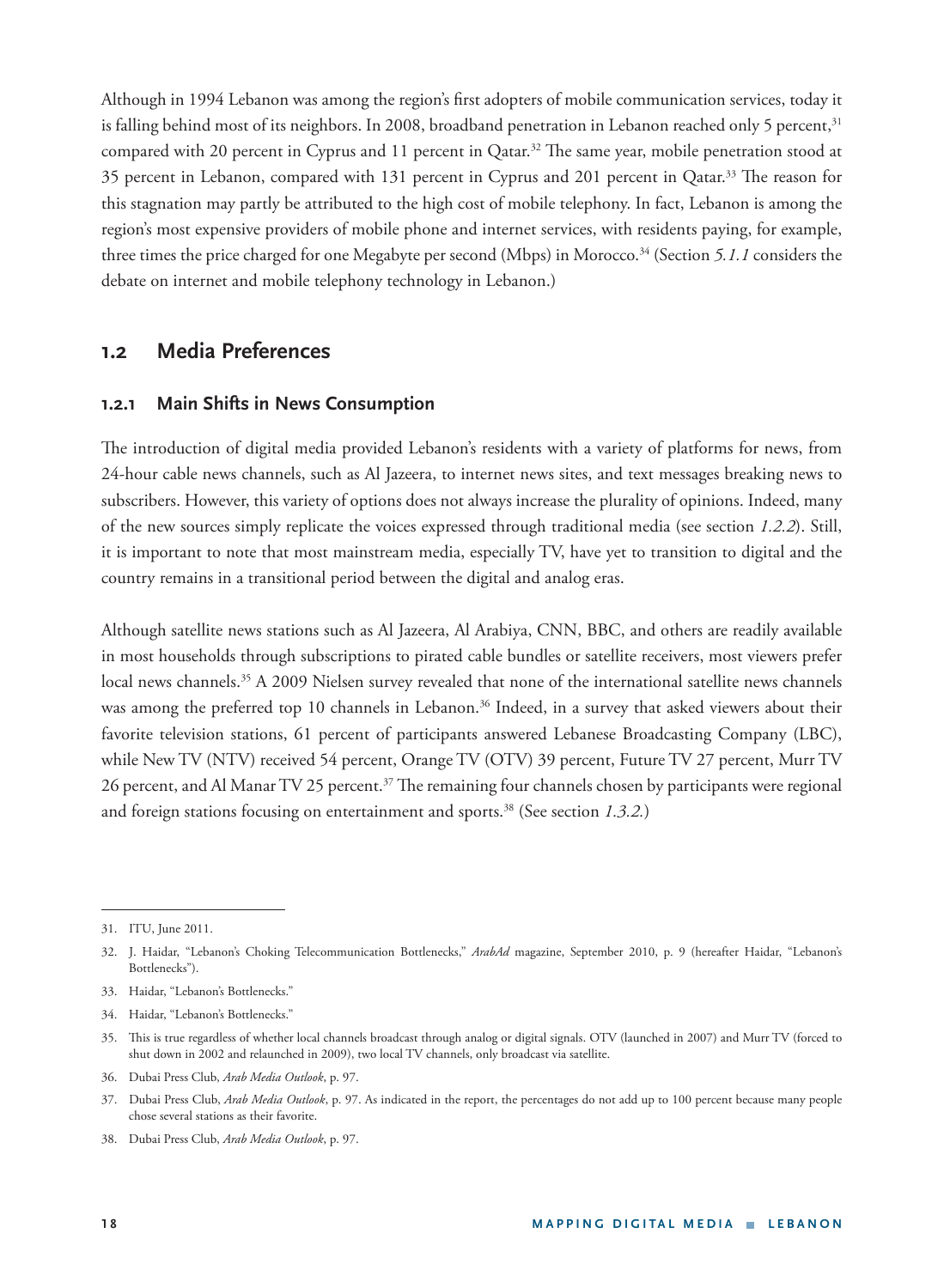Although in 1994 Lebanon was among the region's first adopters of mobile communication services, today it is falling behind most of its neighbors. In 2008, broadband penetration in Lebanon reached only 5 percent,[31] compared with 20 percent in Cyprus and 11 percent in Qatar.[32] The same year, mobile penetration stood at 35 percent in Lebanon, compared with 131 percent in Cyprus and 201 percent in Qatar.[33] The reason for this stagnation may partly be attributed to the high cost of mobile telephony. In fact, Lebanon is among the region's most expensive providers of mobile phone and internet services, with residents paying, for example, three times the price charged for one Megabyte per second (Mbps) in Morocco.[34] (Section *5.1.1* considers the debate on internet and mobile telephony technology in Lebanon.)

## 1.2 Media Preferences

### 1.2.1 Main Shifts in News Consumption

The introduction of digital media provided Lebanon's residents with a variety of platforms for news, from 24-hour cable news channels, such as Al Jazeera, to internet news sites, and text messages breaking news to subscribers. However, this variety of options does not always increase the plurality of opinions. Indeed, many of the new sources simply replicate the voices expressed through traditional media (see section *1.2.2*). Still, it is important to note that most mainstream media, especially TV, have yet to transition to digital and the country remains in a transitional period between the digital and analog eras.

Although satellite news stations such as Al Jazeera, Al Arabiya, CNN, BBC, and others are readily available in most households through subscriptions to pirated cable bundles or satellite receivers, most viewers prefer local news channels.[35] A 2009 Nielsen survey revealed that none of the international satellite news channels was among the preferred top 10 channels in Lebanon.[36] Indeed, in a survey that asked viewers about their favorite television stations, 61 percent of participants answered Lebanese Broadcasting Company (LBC), while New TV (NTV) received 54 percent, Orange TV (OTV) 39 percent, Future TV 27 percent, Murr TV 26 percent, and Al Manar TV 25 percent.[37] The remaining four channels chosen by participants were regional and foreign stations focusing on entertainment and sports.[38] (See section *1.3.2*.)

---

31. ITU, June 2011.
32. J. Haidar, "Lebanon's Choking Telecommunication Bottlenecks," *ArabAd* magazine, September 2010, p. 9 (hereafter Haidar, "Lebanon's Bottlenecks").
33. Haidar, "Lebanon's Bottlenecks."
34. Haidar, "Lebanon's Bottlenecks."
35. This is true regardless of whether local channels broadcast through analog or digital signals. OTV (launched in 2007) and Murr TV (forced to shut down in 2002 and relaunched in 2009), two local TV channels, only broadcast via satellite.
36. Dubai Press Club, *Arab Media Outlook*, p. 97.
37. Dubai Press Club, *Arab Media Outlook*, p. 97. As indicated in the report, the percentages do not add up to 100 percent because many people chose several stations as their favorite.
38. Dubai Press Club, *Arab Media Outlook*, p. 97.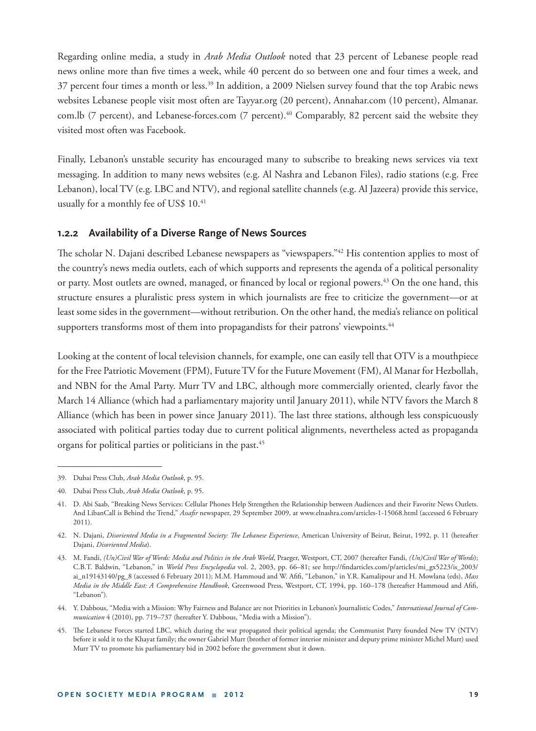Regarding online media, a study in *Arab Media Outlook* noted that 23 percent of Lebanese people read news online more than five times a week, while 40 percent do so between one and four times a week, and 37 percent four times a month or less.[39] In addition, a 2009 Nielsen survey found that the top Arabic news websites Lebanese people visit most often are Tayyar.org (20 percent), Annahar.com (10 percent), Almanar.com.lb (7 percent), and Lebanese-forces.com (7 percent).[40] Comparably, 82 percent said the website they visited most often was Facebook.

Finally, Lebanon's unstable security has encouraged many to subscribe to breaking news services via text messaging. In addition to many news websites (e.g. Al Nashra and Lebanon Files), radio stations (e.g. Free Lebanon), local TV (e.g. LBC and NTV), and regional satellite channels (e.g. Al Jazeera) provide this service, usually for a monthly fee of US$ 10.[41]

### 1.2.2 Availability of a Diverse Range of News Sources

The scholar N. Dajani described Lebanese newspapers as "viewspapers."[42] His contention applies to most of the country's news media outlets, each of which supports and represents the agenda of a political personality or party. Most outlets are owned, managed, or financed by local or regional powers.[43] On the one hand, this structure ensures a pluralistic press system in which journalists are free to criticize the government—or at least some sides in the government—without retribution. On the other hand, the media's reliance on political supporters transforms most of them into propagandists for their patrons' viewpoints.[44]

Looking at the content of local television channels, for example, one can easily tell that OTV is a mouthpiece for the Free Patriotic Movement (FPM), Future TV for the Future Movement (FM), Al Manar for Hezbollah, and NBN for the Amal Party. Murr TV and LBC, although more commercially oriented, clearly favor the March 14 Alliance (which had a parliamentary majority until January 2011), while NTV favors the March 8 Alliance (which has been in power since January 2011). The last three stations, although less conspicuously associated with political parties today due to current political alignments, nevertheless acted as propaganda organs for political parties or politicians in the past.[45]

---

39. Dubai Press Club, *Arab Media Outlook*, p. 95.

40. Dubai Press Club, *Arab Media Outlook*, p. 95.

41. D. Abi Saab, "Breaking News Services: Cellular Phones Help Strengthen the Relationship between Audiences and their Favorite News Outlets. And LibanCall is Behind the Trend," *Assafir* newspaper, 29 September 2009, at www.elnashra.com/articles-1-15068.html (accessed 6 February 2011).

42. N. Dajani, *Disoriented Media in a Fragmented Society: The Lebanese Experience*, American University of Beirut, Beirut, 1992, p. 11 (hereafter Dajani, *Disoriented Media*).

43. M. Fandi, *(Un)Civil War of Words: Media and Politics in the Arab World*, Praeger, Westport, CT, 2007 (hereafter Fandi, *(Un)Civil War of Words*); C.B.T. Baldwin, "Lebanon," in *World Press Encyclopedia* vol. 2, 2003, pp. 66–81; see http://findarticles.com/p/articles/mi_gx5223/is_2003/ai_n19143140/pg_8 (accessed 6 February 2011); M.M. Hammoud and W. Afifi, "Lebanon," in Y.R. Kamalipour and H. Mowlana (eds), *Mass Media in the Middle East: A Comprehensive Handbook*, Greenwood Press, Westport, CT, 1994, pp. 160–178 (hereafter Hammoud and Afifi, "Lebanon").

44. Y. Dabbous, "Media with a Mission: Why Fairness and Balance are not Priorities in Lebanon's Journalistic Codes," *International Journal of Communication* 4 (2010), pp. 719–737 (hereafter Y. Dabbous, "Media with a Mission").

45. The Lebanese Forces started LBC, which during the war propagated their political agenda; the Communist Party founded New TV (NTV) before it sold it to the Khayat family; the owner Gabriel Murr (brother of former interior minister and deputy prime minister Michel Murr) used Murr TV to promote his parliamentary bid in 2002 before the government shut it down.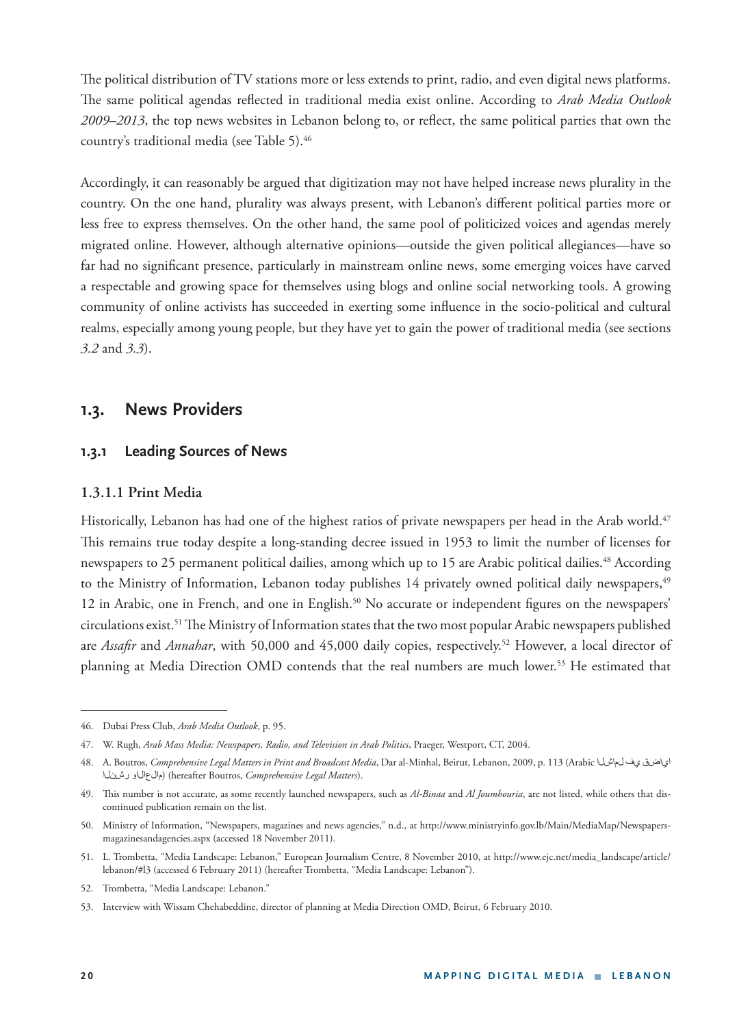The political distribution of TV stations more or less extends to print, radio, and even digital news platforms. The same political agendas reflected in traditional media exist online. According to *Arab Media Outlook 2009–2013*, the top news websites in Lebanon belong to, or reflect, the same political parties that own the country's traditional media (see Table 5).[46]

Accordingly, it can reasonably be argued that digitization may not have helped increase news plurality in the country. On the one hand, plurality was always present, with Lebanon's different political parties more or less free to express themselves. On the other hand, the same pool of politicized voices and agendas merely migrated online. However, although alternative opinions—outside the given political allegiances—have so far had no significant presence, particularly in mainstream online news, some emerging voices have carved a respectable and growing space for themselves using blogs and online social networking tools. A growing community of online activists has succeeded in exerting some influence in the socio-political and cultural realms, especially among young people, but they have yet to gain the power of traditional media (see sections *3.2* and *3.3*).

## 1.3. News Providers

### 1.3.1 Leading Sources of News

#### 1.3.1.1 Print Media

Historically, Lebanon has had one of the highest ratios of private newspapers per head in the Arab world.[47] This remains true today despite a long-standing decree issued in 1953 to limit the number of licenses for newspapers to 25 permanent political dailies, among which up to 15 are Arabic political dailies.[48] According to the Ministry of Information, Lebanon today publishes 14 privately owned political daily newspapers,[49] 12 in Arabic, one in French, and one in English.[50] No accurate or independent figures on the newspapers' circulations exist.[51] The Ministry of Information states that the two most popular Arabic newspapers published are *Assafir* and *Annahar*, with 50,000 and 45,000 daily copies, respectively.[52] However, a local director of planning at Media Direction OMD contends that the real numbers are much lower.[53] He estimated that

---

46. Dubai Press Club, *Arab Media Outlook*, p. 95.
47. W. Rugh, *Arab Mass Media: Newspapers, Radio, and Television in Arab Politics*, Praeger, Westport, CT, 2004.
48. A. Boutros, *Comprehensive Legal Matters in Print and Broadcast Media*, Dar al-Minhal, Beirut, Lebanon, 2009, p. 113 (Arabic الشامل في قضايا النشر والاعلام) (hereafter Boutros, *Comprehensive Legal Matters*).
49. This number is not accurate, as some recently launched newspapers, such as *Al-Binaa* and *Al Joumhouria*, are not listed, while others that discontinued publication remain on the list.
50. Ministry of Information, "Newspapers, magazines and news agencies," n.d., at http://www.ministryinfo.gov.lb/Main/MediaMap/Newspapers-magazinesandagencies.aspx (accessed 18 November 2011).
51. L. Trombetta, "Media Landscape: Lebanon," European Journalism Centre, 8 November 2010, at http://www.ejc.net/media_landscape/article/lebanon/#l3 (accessed 6 February 2011) (hereafter Trombetta, "Media Landscape: Lebanon").
52. Trombetta, "Media Landscape: Lebanon."
53. Interview with Wissam Chehabeddine, director of planning at Media Direction OMD, Beirut, 6 February 2010.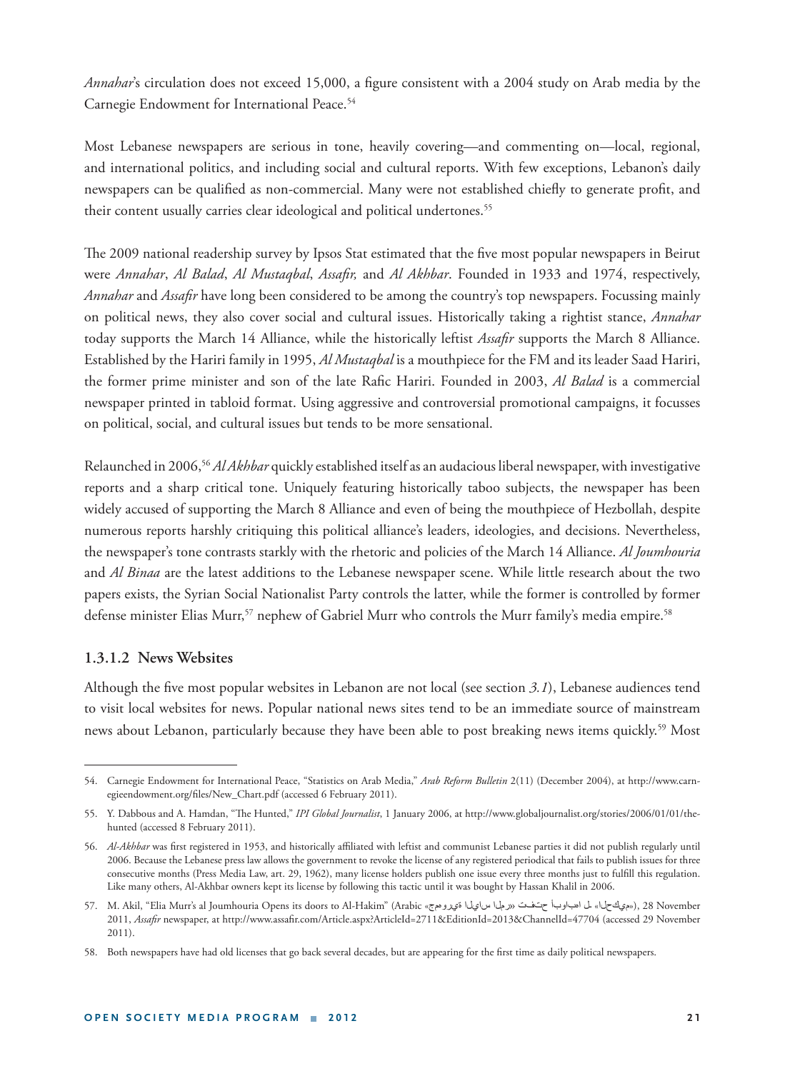*Annahar*'s circulation does not exceed 15,000, a figure consistent with a 2004 study on Arab media by the Carnegie Endowment for International Peace.[54]

Most Lebanese newspapers are serious in tone, heavily covering—and commenting on—local, regional, and international politics, and including social and cultural reports. With few exceptions, Lebanon's daily newspapers can be qualified as non-commercial. Many were not established chiefly to generate profit, and their content usually carries clear ideological and political undertones.[55]

The 2009 national readership survey by Ipsos Stat estimated that the five most popular newspapers in Beirut were *Annahar*, *Al Balad*, *Al Mustaqbal*, *Assafir,* and *Al Akhbar*. Founded in 1933 and 1974, respectively, *Annahar* and *Assafir* have long been considered to be among the country's top newspapers. Focussing mainly on political news, they also cover social and cultural issues. Historically taking a rightist stance, *Annahar* today supports the March 14 Alliance, while the historically leftist *Assafir* supports the March 8 Alliance. Established by the Hariri family in 1995, *Al Mustaqbal* is a mouthpiece for the FM and its leader Saad Hariri, the former prime minister and son of the late Rafic Hariri. Founded in 2003, *Al Balad* is a commercial newspaper printed in tabloid format. Using aggressive and controversial promotional campaigns, it focusses on political, social, and cultural issues but tends to be more sensational.

Relaunched in 2006,[56] *Al Akhbar* quickly established itself as an audacious liberal newspaper, with investigative reports and a sharp critical tone. Uniquely featuring historically taboo subjects, the newspaper has been widely accused of supporting the March 8 Alliance and even of being the mouthpiece of Hezbollah, despite numerous reports harshly critiquing this political alliance's leaders, ideologies, and decisions. Nevertheless, the newspaper's tone contrasts starkly with the rhetoric and policies of the March 14 Alliance. *Al Joumhouria* and *Al Binaa* are the latest additions to the Lebanese newspaper scene. While little research about the two papers exists, the Syrian Social Nationalist Party controls the latter, while the former is controlled by former defense minister Elias Murr,[57] nephew of Gabriel Murr who controls the Murr family's media empire.[58]

#### 1.3.1.2 News Websites

Although the five most popular websites in Lebanon are not local (see section *3.1*), Lebanese audiences tend to visit local websites for news. Popular national news sites tend to be an immediate source of mainstream news about Lebanon, particularly because they have been able to post breaking news items quickly.[59] Most

---

54. Carnegie Endowment for International Peace, "Statistics on Arab Media," *Arab Reform Bulletin* 2(11) (December 2004), at http://www.carnegieendowment.org/files/New_Chart.pdf (accessed 6 February 2011).

55. Y. Dabbous and A. Hamdan, "The Hunted," *IPI Global Journalist*, 1 January 2006, at http://www.globaljournalist.org/stories/2006/01/01/the-hunted (accessed 8 February 2011).

56. *Al-Akhbar* was first registered in 1953, and historically affiliated with leftist and communist Lebanese parties it did not publish regularly until 2006. Because the Lebanese press law allows the government to revoke the license of any registered periodical that fails to publish issues for three consecutive months (Press Media Law, art. 29, 1962), many license holders publish one issue every three months just to fulfill this regulation. Like many others, Al-Akhbar owners kept its license by following this tactic until it was bought by Hassan Khalil in 2006.

57. M. Akil, "Elia Murr's al Joumhouria Opens its doors to Al-Hakim" (Arabic «جمهورية الياس المر» تفتح أبوابها لـ «الحكيم»), 28 November 2011, *Assafir* newspaper, at http://www.assafir.com/Article.aspx?ArticleId=2711&EditionId=2013&ChannelId=47704 (accessed 29 November 2011).

58. Both newspapers have had old licenses that go back several decades, but are appearing for the first time as daily political newspapers.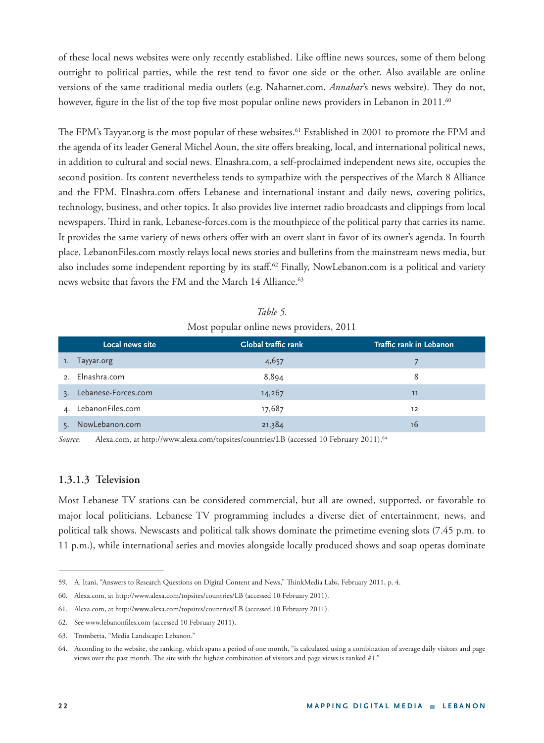of these local news websites were only recently established. Like offline news sources, some of them belong outright to political parties, while the rest tend to favor one side or the other. Also available are online versions of the same traditional media outlets (e.g. Naharnet.com, *Annahar*'s news website). They do not, however, figure in the list of the top five most popular online news providers in Lebanon in 2011.[60]

The FPM's Tayyar.org is the most popular of these websites.[61] Established in 2001 to promote the FPM and the agenda of its leader General Michel Aoun, the site offers breaking, local, and international political news, in addition to cultural and social news. Elnashra.com, a self-proclaimed independent news site, occupies the second position. Its content nevertheless tends to sympathize with the perspectives of the March 8 Alliance and the FPM. Elnashra.com offers Lebanese and international instant and daily news, covering politics, technology, business, and other topics. It also provides live internet radio broadcasts and clippings from local newspapers. Third in rank, Lebanese-forces.com is the mouthpiece of the political party that carries its name. It provides the same variety of news others offer with an overt slant in favor of its owner's agenda. In fourth place, LebanonFiles.com mostly relays local news stories and bulletins from the mainstream news media, but also includes some independent reporting by its staff.[62] Finally, NowLebanon.com is a political and variety news website that favors the FM and the March 14 Alliance.[63]

*Table 5.*
Most popular online news providers, 2011

| Local news site | Global traffic rank | Traffic rank in Lebanon |
|---|---|---|
| 1. Tayyar.org | 4,657 | 7 |
| 2. Elnashra.com | 8,894 | 8 |
| 3. Lebanese-Forces.com | 14,267 | 11 |
| 4. LebanonFiles.com | 17,687 | 12 |
| 5. NowLebanon.com | 21,384 | 16 |

*Source:* Alexa.com, at http://www.alexa.com/topsites/countries/LB (accessed 10 February 2011).[64]

#### 1.3.1.3 Television

Most Lebanese TV stations can be considered commercial, but all are owned, supported, or favorable to major local politicians. Lebanese TV programming includes a diverse diet of entertainment, news, and political talk shows. Newscasts and political talk shows dominate the primetime evening slots (7.45 p.m. to 11 p.m.), while international series and movies alongside locally produced shows and soap operas dominate

---

59. A. Itani, "Answers to Research Questions on Digital Content and News," ThinkMedia Labs, February 2011, p. 4.
60. Alexa.com, at http://www.alexa.com/topsites/countries/LB (accessed 10 February 2011).
61. Alexa.com, at http://www.alexa.com/topsites/countries/LB (accessed 10 February 2011).
62. See www.lebanonfiles.com (accessed 10 February 2011).
63. Trombetta, "Media Landscape: Lebanon."
64. According to the website, the ranking, which spans a period of one month, "is calculated using a combination of average daily visitors and page views over the past month. The site with the highest combination of visitors and page views is ranked #1."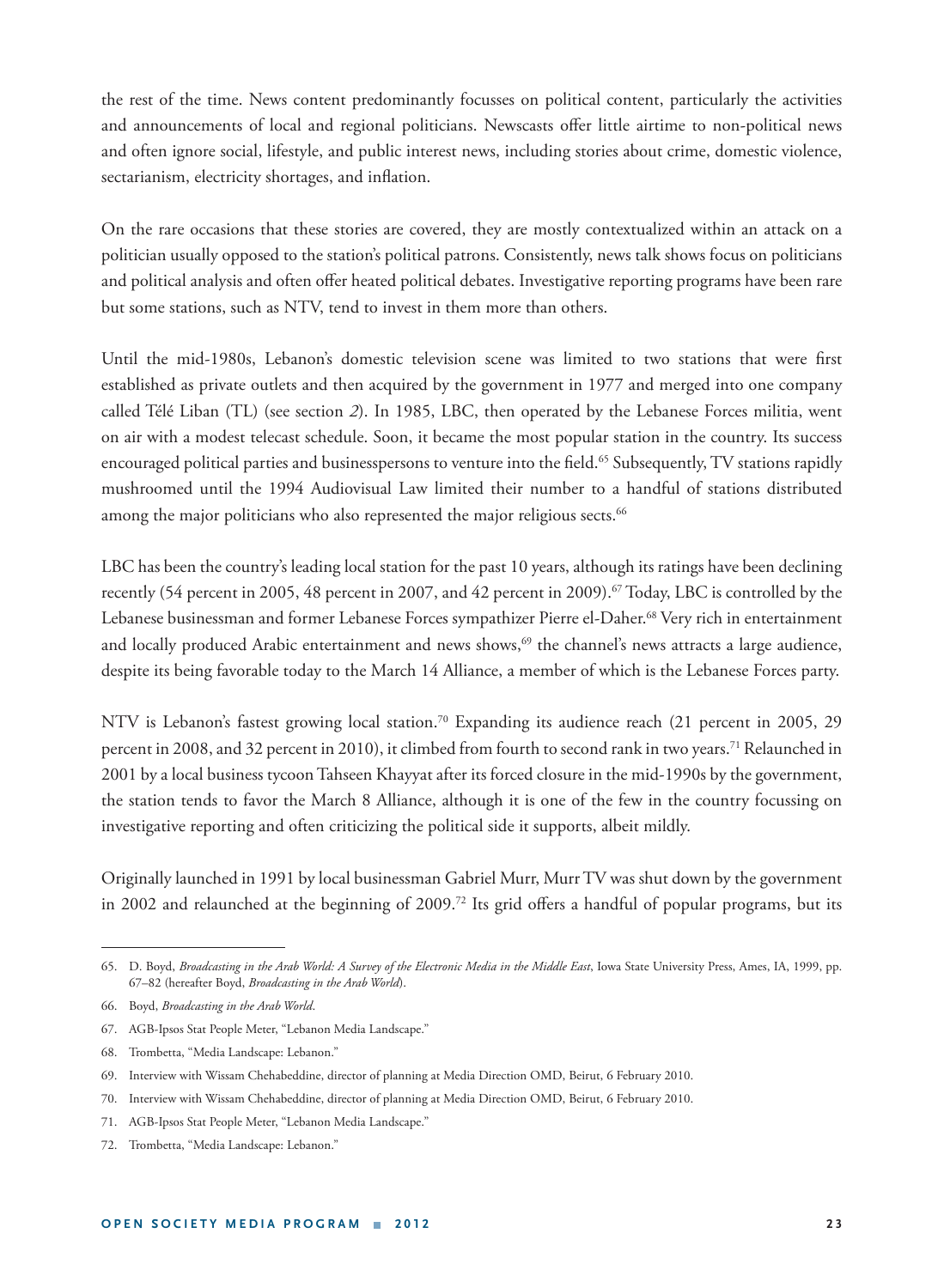the rest of the time. News content predominantly focusses on political content, particularly the activities and announcements of local and regional politicians. Newscasts offer little airtime to non-political news and often ignore social, lifestyle, and public interest news, including stories about crime, domestic violence, sectarianism, electricity shortages, and inflation.

On the rare occasions that these stories are covered, they are mostly contextualized within an attack on a politician usually opposed to the station's political patrons. Consistently, news talk shows focus on politicians and political analysis and often offer heated political debates. Investigative reporting programs have been rare but some stations, such as NTV, tend to invest in them more than others.

Until the mid-1980s, Lebanon's domestic television scene was limited to two stations that were first established as private outlets and then acquired by the government in 1977 and merged into one company called Télé Liban (TL) (see section *2*). In 1985, LBC, then operated by the Lebanese Forces militia, went on air with a modest telecast schedule. Soon, it became the most popular station in the country. Its success encouraged political parties and businesspersons to venture into the field.[65] Subsequently, TV stations rapidly mushroomed until the 1994 Audiovisual Law limited their number to a handful of stations distributed among the major politicians who also represented the major religious sects.[66]

LBC has been the country's leading local station for the past 10 years, although its ratings have been declining recently (54 percent in 2005, 48 percent in 2007, and 42 percent in 2009).[67] Today, LBC is controlled by the Lebanese businessman and former Lebanese Forces sympathizer Pierre el-Daher.[68] Very rich in entertainment and locally produced Arabic entertainment and news shows,[69] the channel's news attracts a large audience, despite its being favorable today to the March 14 Alliance, a member of which is the Lebanese Forces party.

NTV is Lebanon's fastest growing local station.[70] Expanding its audience reach (21 percent in 2005, 29 percent in 2008, and 32 percent in 2010), it climbed from fourth to second rank in two years.[71] Relaunched in 2001 by a local business tycoon Tahseen Khayyat after its forced closure in the mid-1990s by the government, the station tends to favor the March 8 Alliance, although it is one of the few in the country focussing on investigative reporting and often criticizing the political side it supports, albeit mildly.

Originally launched in 1991 by local businessman Gabriel Murr, Murr TV was shut down by the government in 2002 and relaunched at the beginning of 2009.[72] Its grid offers a handful of popular programs, but its

---

65. D. Boyd, *Broadcasting in the Arab World: A Survey of the Electronic Media in the Middle East*, Iowa State University Press, Ames, IA, 1999, pp. 67–82 (hereafter Boyd, *Broadcasting in the Arab World*).
66. Boyd, *Broadcasting in the Arab World*.
67. AGB-Ipsos Stat People Meter, "Lebanon Media Landscape."
68. Trombetta, "Media Landscape: Lebanon."
69. Interview with Wissam Chehabeddine, director of planning at Media Direction OMD, Beirut, 6 February 2010.
70. Interview with Wissam Chehabeddine, director of planning at Media Direction OMD, Beirut, 6 February 2010.
71. AGB-Ipsos Stat People Meter, "Lebanon Media Landscape."
72. Trombetta, "Media Landscape: Lebanon."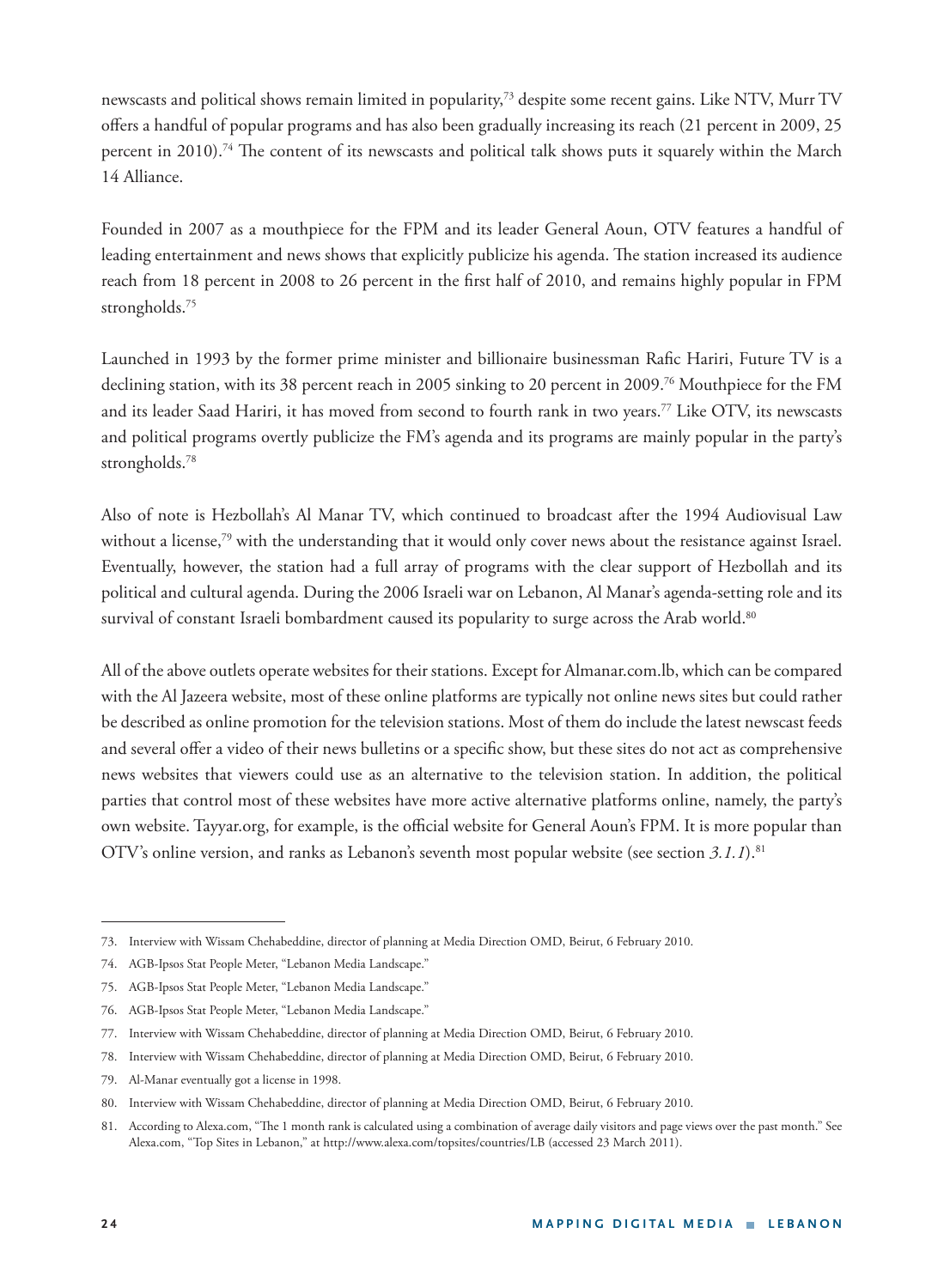newscasts and political shows remain limited in popularity,[73] despite some recent gains. Like NTV, Murr TV offers a handful of popular programs and has also been gradually increasing its reach (21 percent in 2009, 25 percent in 2010).[74] The content of its newscasts and political talk shows puts it squarely within the March 14 Alliance.

Founded in 2007 as a mouthpiece for the FPM and its leader General Aoun, OTV features a handful of leading entertainment and news shows that explicitly publicize his agenda. The station increased its audience reach from 18 percent in 2008 to 26 percent in the first half of 2010, and remains highly popular in FPM strongholds.[75]

Launched in 1993 by the former prime minister and billionaire businessman Rafic Hariri, Future TV is a declining station, with its 38 percent reach in 2005 sinking to 20 percent in 2009.[76] Mouthpiece for the FM and its leader Saad Hariri, it has moved from second to fourth rank in two years.[77] Like OTV, its newscasts and political programs overtly publicize the FM's agenda and its programs are mainly popular in the party's strongholds.[78]

Also of note is Hezbollah's Al Manar TV, which continued to broadcast after the 1994 Audiovisual Law without a license,[79] with the understanding that it would only cover news about the resistance against Israel. Eventually, however, the station had a full array of programs with the clear support of Hezbollah and its political and cultural agenda. During the 2006 Israeli war on Lebanon, Al Manar's agenda-setting role and its survival of constant Israeli bombardment caused its popularity to surge across the Arab world.[80]

All of the above outlets operate websites for their stations. Except for Almanar.com.lb, which can be compared with the Al Jazeera website, most of these online platforms are typically not online news sites but could rather be described as online promotion for the television stations. Most of them do include the latest newscast feeds and several offer a video of their news bulletins or a specific show, but these sites do not act as comprehensive news websites that viewers could use as an alternative to the television station. In addition, the political parties that control most of these websites have more active alternative platforms online, namely, the party's own website. Tayyar.org, for example, is the official website for General Aoun's FPM. It is more popular than OTV's online version, and ranks as Lebanon's seventh most popular website (see section *3.1.1*).[81]

---

73. Interview with Wissam Chehabeddine, director of planning at Media Direction OMD, Beirut, 6 February 2010.
74. AGB-Ipsos Stat People Meter, "Lebanon Media Landscape."
75. AGB-Ipsos Stat People Meter, "Lebanon Media Landscape."
76. AGB-Ipsos Stat People Meter, "Lebanon Media Landscape."
77. Interview with Wissam Chehabeddine, director of planning at Media Direction OMD, Beirut, 6 February 2010.
78. Interview with Wissam Chehabeddine, director of planning at Media Direction OMD, Beirut, 6 February 2010.
79. Al-Manar eventually got a license in 1998.
80. Interview with Wissam Chehabeddine, director of planning at Media Direction OMD, Beirut, 6 February 2010.
81. According to Alexa.com, "The 1 month rank is calculated using a combination of average daily visitors and page views over the past month." See Alexa.com, "Top Sites in Lebanon," at http://www.alexa.com/topsites/countries/LB (accessed 23 March 2011).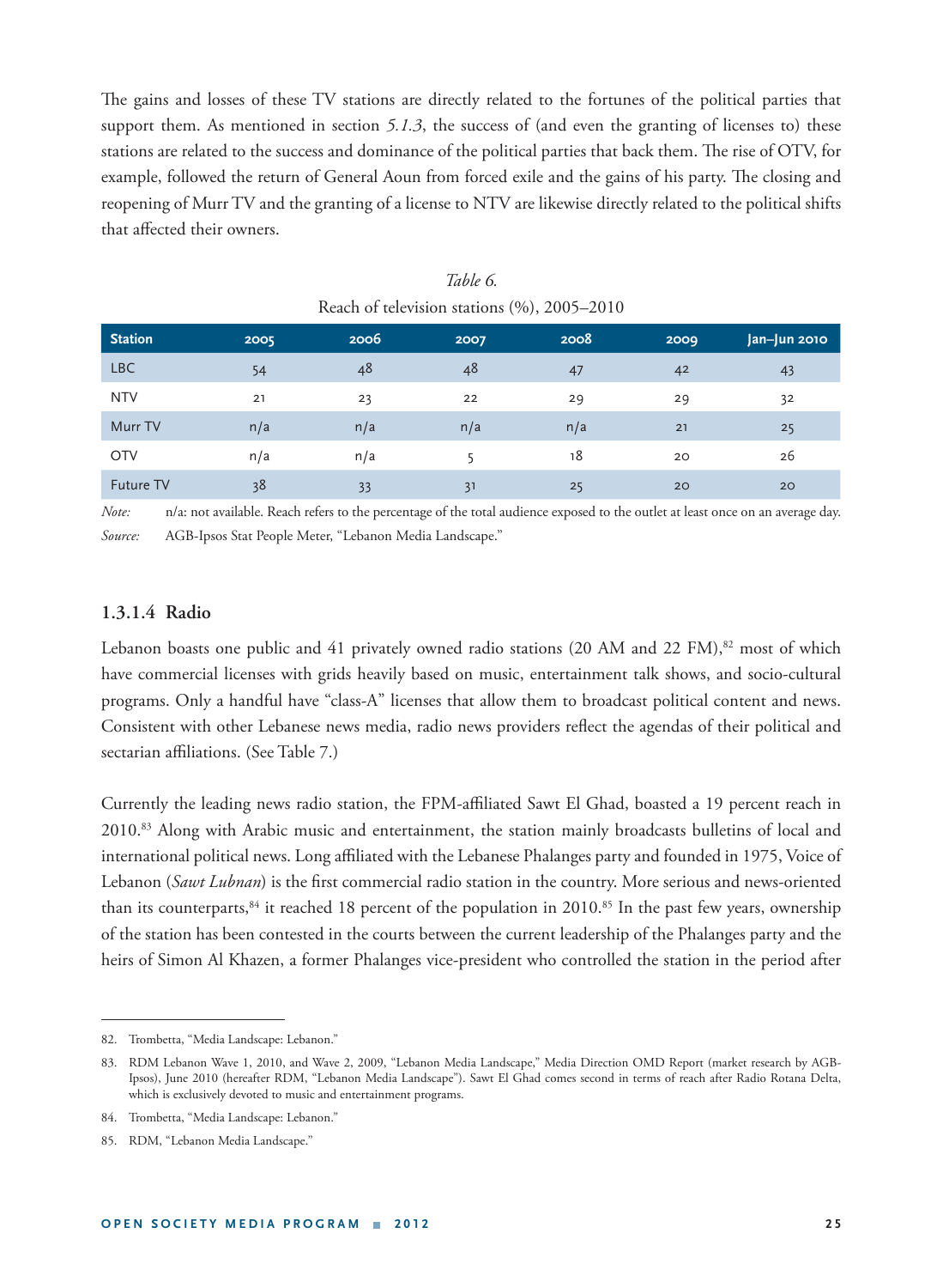The gains and losses of these TV stations are directly related to the fortunes of the political parties that support them. As mentioned in section *5.1.3*, the success of (and even the granting of licenses to) these stations are related to the success and dominance of the political parties that back them. The rise of OTV, for example, followed the return of General Aoun from forced exile and the gains of his party. The closing and reopening of Murr TV and the granting of a license to NTV are likewise directly related to the political shifts that affected their owners.

*Table 6.*

Reach of television stations (%), 2005–2010

| Station | 2005 | 2006 | 2007 | 2008 | 2009 | Jan–Jun 2010 |
|---|---|---|---|---|---|---|
| LBC | 54 | 48 | 48 | 47 | 42 | 43 |
| NTV | 21 | 23 | 22 | 29 | 29 | 32 |
| Murr TV | n/a | n/a | n/a | n/a | 21 | 25 |
| OTV | n/a | n/a | 5 | 18 | 20 | 26 |
| Future TV | 38 | 33 | 31 | 25 | 20 | 20 |

*Note:* n/a: not available. Reach refers to the percentage of the total audience exposed to the outlet at least once on an average day.

*Source:* AGB-Ipsos Stat People Meter, "Lebanon Media Landscape."

### 1.3.1.4 Radio

Lebanon boasts one public and 41 privately owned radio stations (20 AM and 22 FM),[82] most of which have commercial licenses with grids heavily based on music, entertainment talk shows, and socio-cultural programs. Only a handful have "class-A" licenses that allow them to broadcast political content and news. Consistent with other Lebanese news media, radio news providers reflect the agendas of their political and sectarian affiliations. (See Table 7.)

Currently the leading news radio station, the FPM-affiliated Sawt El Ghad, boasted a 19 percent reach in 2010.[83] Along with Arabic music and entertainment, the station mainly broadcasts bulletins of local and international political news. Long affiliated with the Lebanese Phalanges party and founded in 1975, Voice of Lebanon (*Sawt Lubnan*) is the first commercial radio station in the country. More serious and news-oriented than its counterparts,[84] it reached 18 percent of the population in 2010.[85] In the past few years, ownership of the station has been contested in the courts between the current leadership of the Phalanges party and the heirs of Simon Al Khazen, a former Phalanges vice-president who controlled the station in the period after

---

82. Trombetta, "Media Landscape: Lebanon."

83. RDM Lebanon Wave 1, 2010, and Wave 2, 2009, "Lebanon Media Landscape," Media Direction OMD Report (market research by AGB-Ipsos), June 2010 (hereafter RDM, "Lebanon Media Landscape"). Sawt El Ghad comes second in terms of reach after Radio Rotana Delta, which is exclusively devoted to music and entertainment programs.

84. Trombetta, "Media Landscape: Lebanon."

85. RDM, "Lebanon Media Landscape."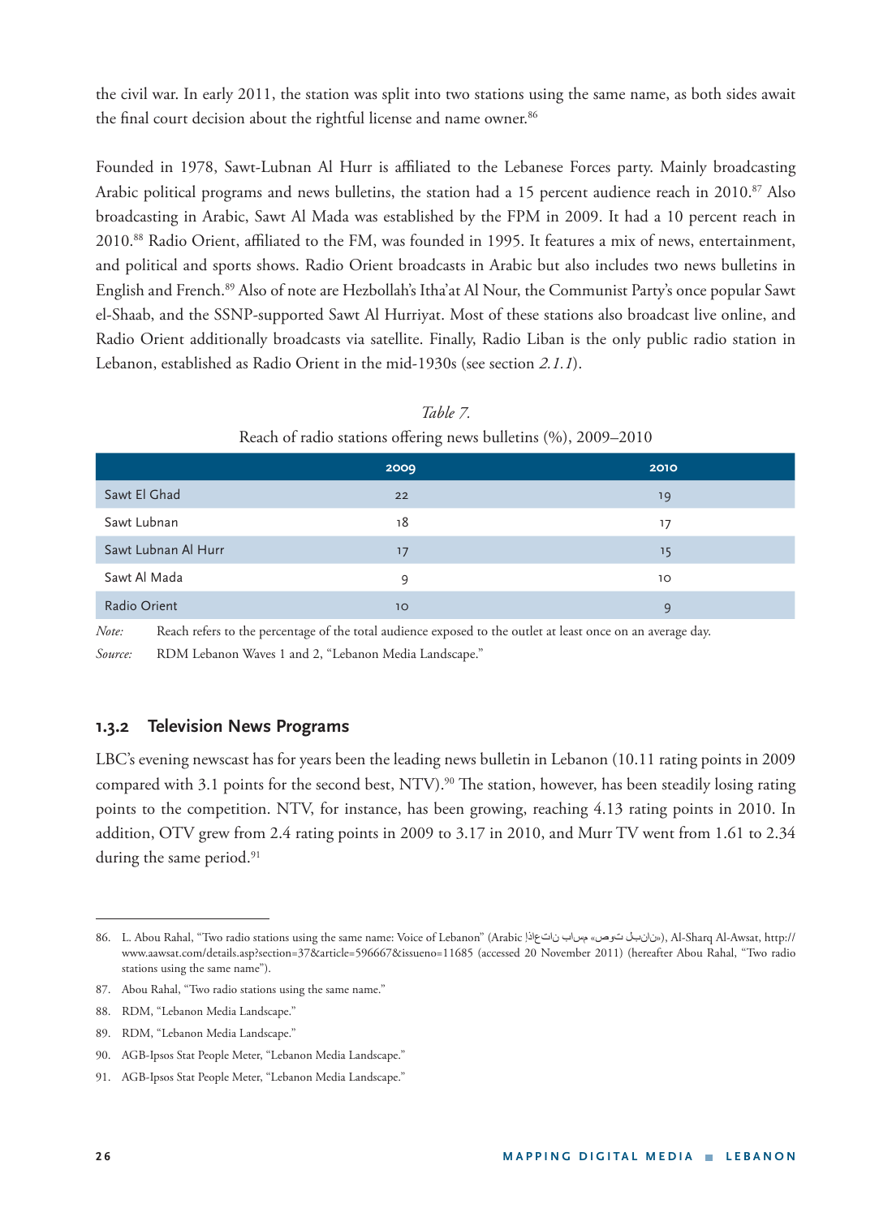the civil war. In early 2011, the station was split into two stations using the same name, as both sides await the final court decision about the rightful license and name owner.[86]

Founded in 1978, Sawt-Lubnan Al Hurr is affiliated to the Lebanese Forces party. Mainly broadcasting Arabic political programs and news bulletins, the station had a 15 percent audience reach in 2010.[87] Also broadcasting in Arabic, Sawt Al Mada was established by the FPM in 2009. It had a 10 percent reach in 2010.[88] Radio Orient, affiliated to the FM, was founded in 1995. It features a mix of news, entertainment, and political and sports shows. Radio Orient broadcasts in Arabic but also includes two news bulletins in English and French.[89] Also of note are Hezbollah's Itha'at Al Nour, the Communist Party's once popular Sawt el-Shaab, and the SSNP-supported Sawt Al Hurriyat. Most of these stations also broadcast live online, and Radio Orient additionally broadcasts via satellite. Finally, Radio Liban is the only public radio station in Lebanon, established as Radio Orient in the mid-1930s (see section *2.1.1*).

*Table 7.*

Reach of radio stations offering news bulletins (%), 2009–2010

| | 2009 | 2010 |
|---|---|---|
| Sawt El Ghad | 22 | 19 |
| Sawt Lubnan | 18 | 17 |
| Sawt Lubnan Al Hurr | 17 | 15 |
| Sawt Al Mada | 9 | 10 |
| Radio Orient | 10 | 9 |

*Note:* Reach refers to the percentage of the total audience exposed to the outlet at least once on an average day.

*Source:* RDM Lebanon Waves 1 and 2, "Lebanon Media Landscape."

### 1.3.2 Television News Programs

LBC's evening newscast has for years been the leading news bulletin in Lebanon (10.11 rating points in 2009 compared with 3.1 points for the second best, NTV).[90] The station, however, has been steadily losing rating points to the competition. NTV, for instance, has been growing, reaching 4.13 rating points in 2010. In addition, OTV grew from 2.4 rating points in 2009 to 3.17 in 2010, and Murr TV went from 1.61 to 2.34 during the same period.[91]

---

86. L. Abou Rahal, "Two radio stations using the same name: Voice of Lebanon" (Arabic !إذاعتان باسم «صوت لبنان»), Al-Sharq Al-Awsat, http://www.aawsat.com/details.asp?section=37&article=596667&issueno=11685 (accessed 20 November 2011) (hereafter Abou Rahal, "Two radio stations using the same name").

87. Abou Rahal, "Two radio stations using the same name."

88. RDM, "Lebanon Media Landscape."

89. RDM, "Lebanon Media Landscape."

90. AGB-Ipsos Stat People Meter, "Lebanon Media Landscape."

91. AGB-Ipsos Stat People Meter, "Lebanon Media Landscape."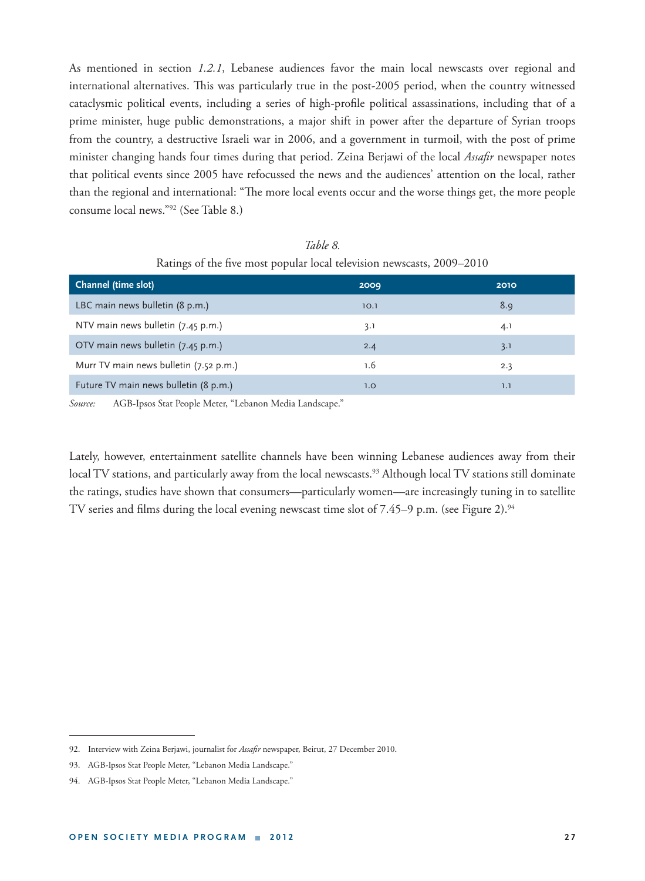As mentioned in section *1.2.1*, Lebanese audiences favor the main local newscasts over regional and international alternatives. This was particularly true in the post-2005 period, when the country witnessed cataclysmic political events, including a series of high-profile political assassinations, including that of a prime minister, huge public demonstrations, a major shift in power after the departure of Syrian troops from the country, a destructive Israeli war in 2006, and a government in turmoil, with the post of prime minister changing hands four times during that period. Zeina Berjawi of the local *Assafir* newspaper notes that political events since 2005 have refocussed the news and the audiences' attention on the local, rather than the regional and international: "The more local events occur and the worse things get, the more people consume local news."[92] (See Table 8.)

*Table 8.*

Ratings of the five most popular local television newscasts, 2009–2010

| Channel (time slot) | 2009 | 2010 |
|---|---|---|
| LBC main news bulletin (8 p.m.) | 10.1 | 8.9 |
| NTV main news bulletin (7.45 p.m.) | 3.1 | 4.1 |
| OTV main news bulletin (7.45 p.m.) | 2.4 | 3.1 |
| Murr TV main news bulletin (7.52 p.m.) | 1.6 | 2.3 |
| Future TV main news bulletin (8 p.m.) | 1.0 | 1.1 |

*Source:* AGB-Ipsos Stat People Meter, "Lebanon Media Landscape."

Lately, however, entertainment satellite channels have been winning Lebanese audiences away from their local TV stations, and particularly away from the local newscasts.[93] Although local TV stations still dominate the ratings, studies have shown that consumers—particularly women—are increasingly tuning in to satellite TV series and films during the local evening newscast time slot of 7.45–9 p.m. (see Figure 2).[94]

92. Interview with Zeina Berjawi, journalist for *Assafir* newspaper, Beirut, 27 December 2010.

93. AGB-Ipsos Stat People Meter, "Lebanon Media Landscape."

94. AGB-Ipsos Stat People Meter, "Lebanon Media Landscape."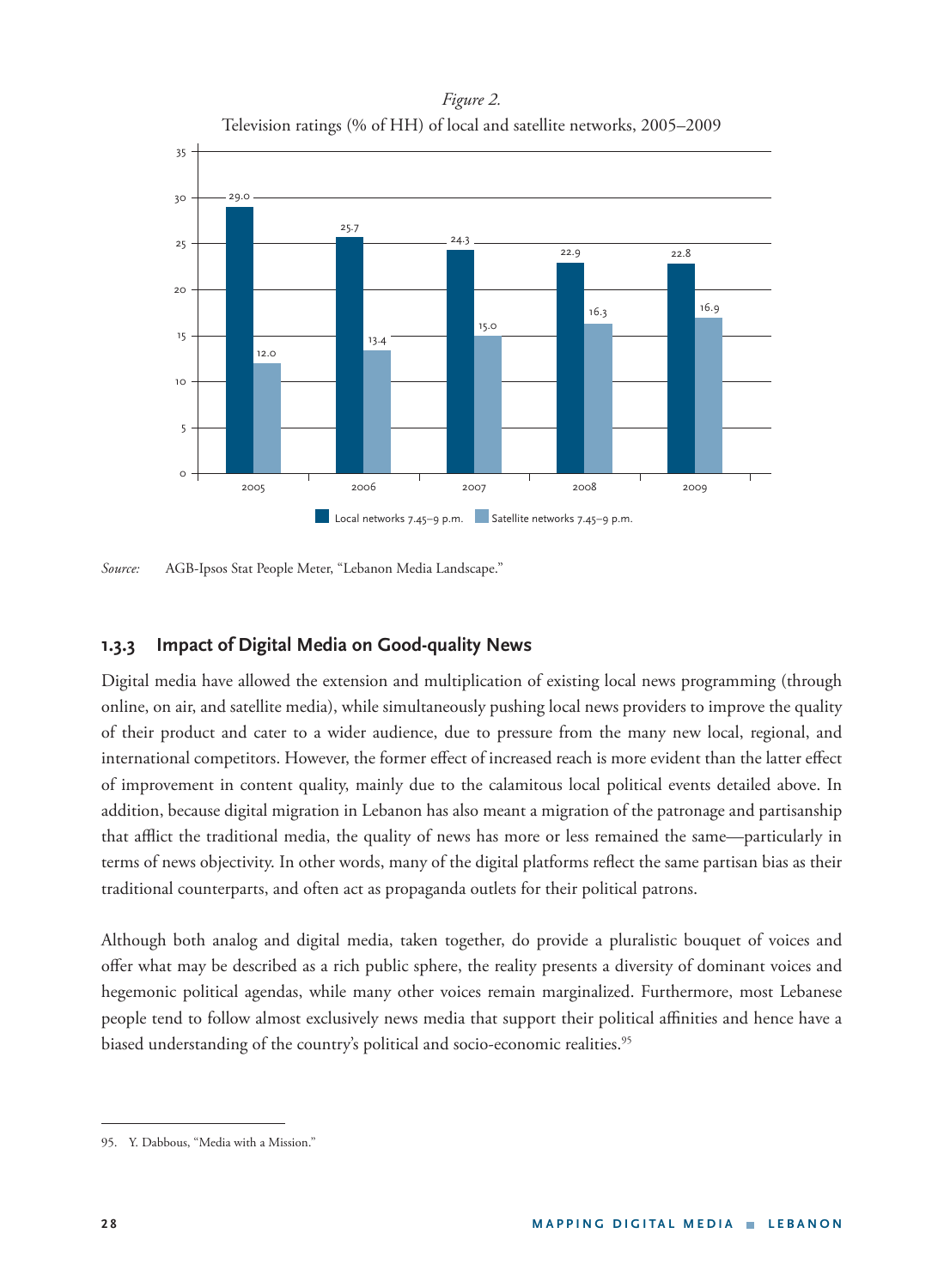*Figure 2.*
Television ratings (% of HH) of local and satellite networks, 2005–2009

| Year | Local networks 7.45–9 p.m. | Satellite networks 7.45–9 p.m. |
|---|---|---|
| 2005 | 29.0 | 12.0 |
| 2006 | 25.7 | 13.4 |
| 2007 | 24.3 | 15.0 |
| 2008 | 22.9 | 16.3 |
| 2009 | 22.8 | 16.9 |

*Source:* AGB-Ipsos Stat People Meter, "Lebanon Media Landscape."

### 1.3.3 Impact of Digital Media on Good-quality News

Digital media have allowed the extension and multiplication of existing local news programming (through online, on air, and satellite media), while simultaneously pushing local news providers to improve the quality of their product and cater to a wider audience, due to pressure from the many new local, regional, and international competitors. However, the former effect of increased reach is more evident than the latter effect of improvement in content quality, mainly due to the calamitous local political events detailed above. In addition, because digital migration in Lebanon has also meant a migration of the patronage and partisanship that afflict the traditional media, the quality of news has more or less remained the same—particularly in terms of news objectivity. In other words, many of the digital platforms reflect the same partisan bias as their traditional counterparts, and often act as propaganda outlets for their political patrons.

Although both analog and digital media, taken together, do provide a pluralistic bouquet of voices and offer what may be described as a rich public sphere, the reality presents a diversity of dominant voices and hegemonic political agendas, while many other voices remain marginalized. Furthermore, most Lebanese people tend to follow almost exclusively news media that support their political affinities and hence have a biased understanding of the country's political and socio-economic realities.[95]

95. Y. Dabbous, "Media with a Mission."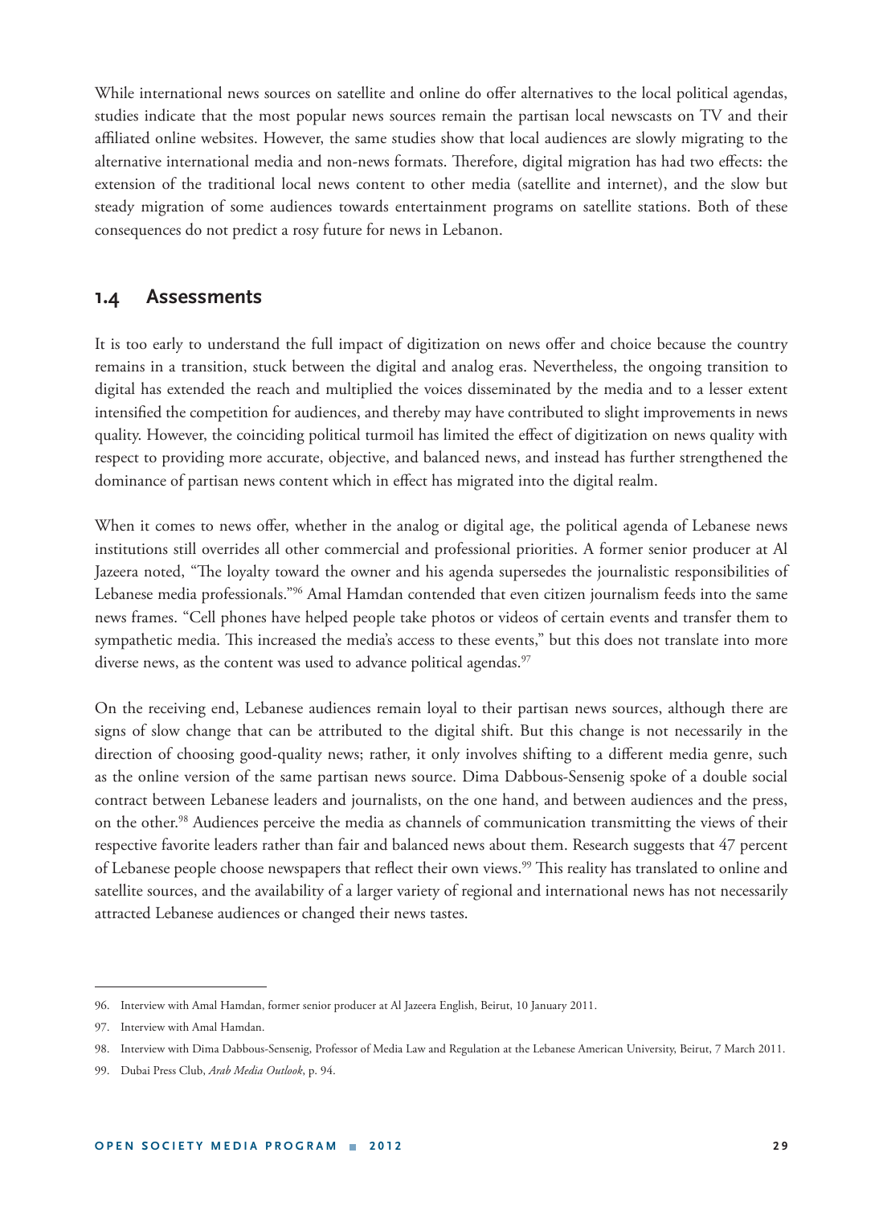While international news sources on satellite and online do offer alternatives to the local political agendas, studies indicate that the most popular news sources remain the partisan local newscasts on TV and their affiliated online websites. However, the same studies show that local audiences are slowly migrating to the alternative international media and non-news formats. Therefore, digital migration has had two effects: the extension of the traditional local news content to other media (satellite and internet), and the slow but steady migration of some audiences towards entertainment programs on satellite stations. Both of these consequences do not predict a rosy future for news in Lebanon.

## 1.4 Assessments

It is too early to understand the full impact of digitization on news offer and choice because the country remains in a transition, stuck between the digital and analog eras. Nevertheless, the ongoing transition to digital has extended the reach and multiplied the voices disseminated by the media and to a lesser extent intensified the competition for audiences, and thereby may have contributed to slight improvements in news quality. However, the coinciding political turmoil has limited the effect of digitization on news quality with respect to providing more accurate, objective, and balanced news, and instead has further strengthened the dominance of partisan news content which in effect has migrated into the digital realm.

When it comes to news offer, whether in the analog or digital age, the political agenda of Lebanese news institutions still overrides all other commercial and professional priorities. A former senior producer at Al Jazeera noted, "The loyalty toward the owner and his agenda supersedes the journalistic responsibilities of Lebanese media professionals."[96] Amal Hamdan contended that even citizen journalism feeds into the same news frames. "Cell phones have helped people take photos or videos of certain events and transfer them to sympathetic media. This increased the media's access to these events," but this does not translate into more diverse news, as the content was used to advance political agendas.[97]

On the receiving end, Lebanese audiences remain loyal to their partisan news sources, although there are signs of slow change that can be attributed to the digital shift. But this change is not necessarily in the direction of choosing good-quality news; rather, it only involves shifting to a different media genre, such as the online version of the same partisan news source. Dima Dabbous-Sensenig spoke of a double social contract between Lebanese leaders and journalists, on the one hand, and between audiences and the press, on the other.[98] Audiences perceive the media as channels of communication transmitting the views of their respective favorite leaders rather than fair and balanced news about them. Research suggests that 47 percent of Lebanese people choose newspapers that reflect their own views.[99] This reality has translated to online and satellite sources, and the availability of a larger variety of regional and international news has not necessarily attracted Lebanese audiences or changed their news tastes.

---

96. Interview with Amal Hamdan, former senior producer at Al Jazeera English, Beirut, 10 January 2011.

97. Interview with Amal Hamdan.

98. Interview with Dima Dabbous-Sensenig, Professor of Media Law and Regulation at the Lebanese American University, Beirut, 7 March 2011.

99. Dubai Press Club, *Arab Media Outlook*, p. 94.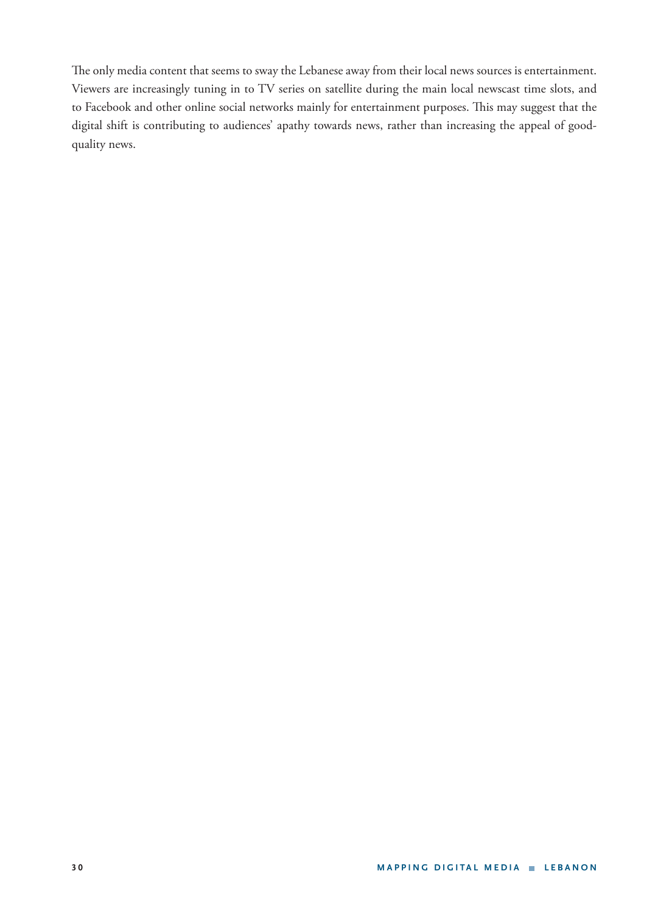The only media content that seems to sway the Lebanese away from their local news sources is entertainment. Viewers are increasingly tuning in to TV series on satellite during the main local newscast time slots, and to Facebook and other online social networks mainly for entertainment purposes. This may suggest that the digital shift is contributing to audiences' apathy towards news, rather than increasing the appeal of good-quality news.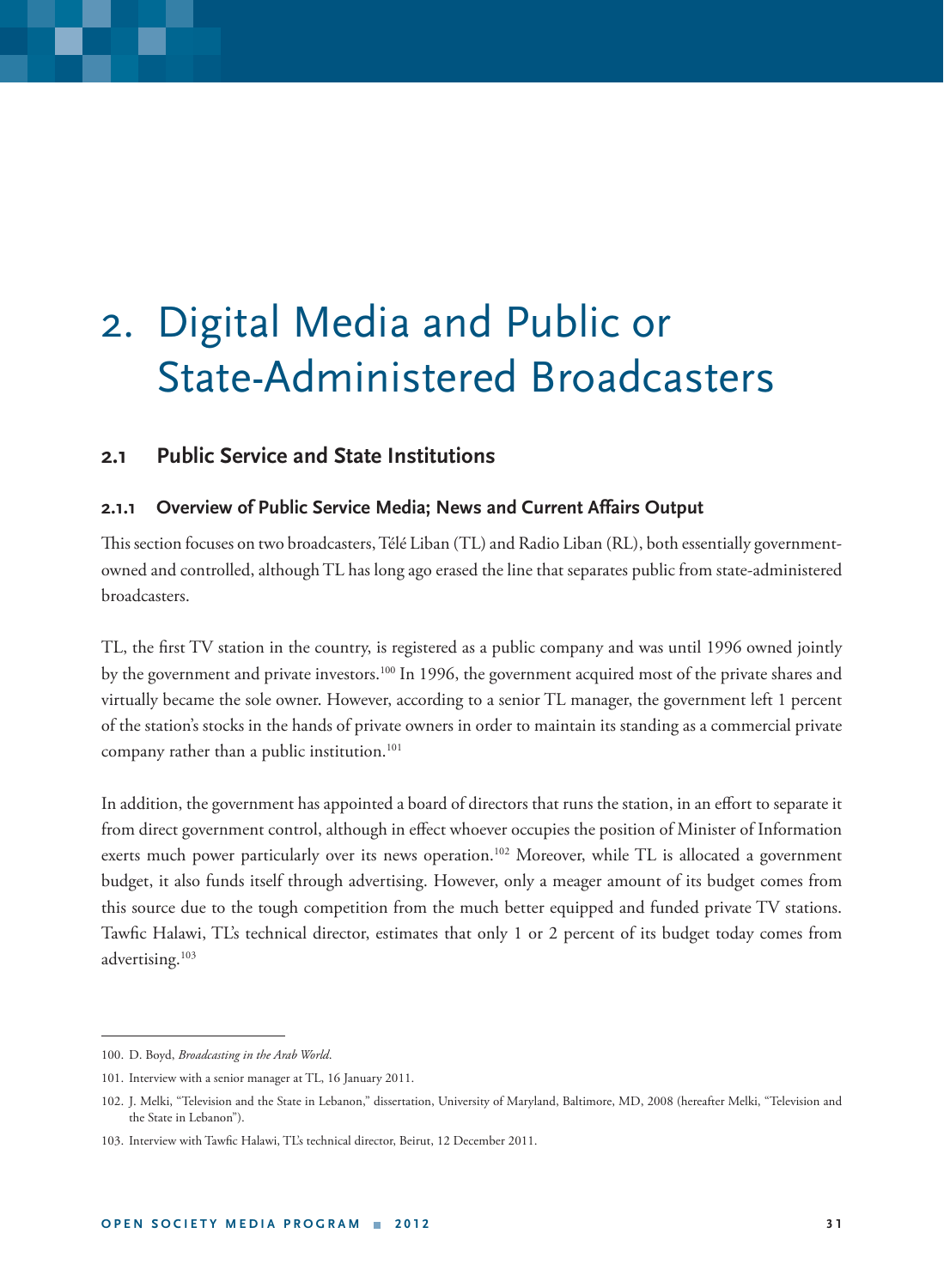# 2. Digital Media and Public or State-Administered Broadcasters

## 2.1 Public Service and State Institutions

### 2.1.1 Overview of Public Service Media; News and Current Affairs Output

This section focuses on two broadcasters, Télé Liban (TL) and Radio Liban (RL), both essentially government-owned and controlled, although TL has long ago erased the line that separates public from state-administered broadcasters.

TL, the first TV station in the country, is registered as a public company and was until 1996 owned jointly by the government and private investors.[100] In 1996, the government acquired most of the private shares and virtually became the sole owner. However, according to a senior TL manager, the government left 1 percent of the station's stocks in the hands of private owners in order to maintain its standing as a commercial private company rather than a public institution.[101]

In addition, the government has appointed a board of directors that runs the station, in an effort to separate it from direct government control, although in effect whoever occupies the position of Minister of Information exerts much power particularly over its news operation.[102] Moreover, while TL is allocated a government budget, it also funds itself through advertising. However, only a meager amount of its budget comes from this source due to the tough competition from the much better equipped and funded private TV stations. Tawfic Halawi, TL's technical director, estimates that only 1 or 2 percent of its budget today comes from advertising.[103]

---

100. D. Boyd, *Broadcasting in the Arab World*.

101. Interview with a senior manager at TL, 16 January 2011.

102. J. Melki, "Television and the State in Lebanon," dissertation, University of Maryland, Baltimore, MD, 2008 (hereafter Melki, "Television and the State in Lebanon").

103. Interview with Tawfic Halawi, TL's technical director, Beirut, 12 December 2011.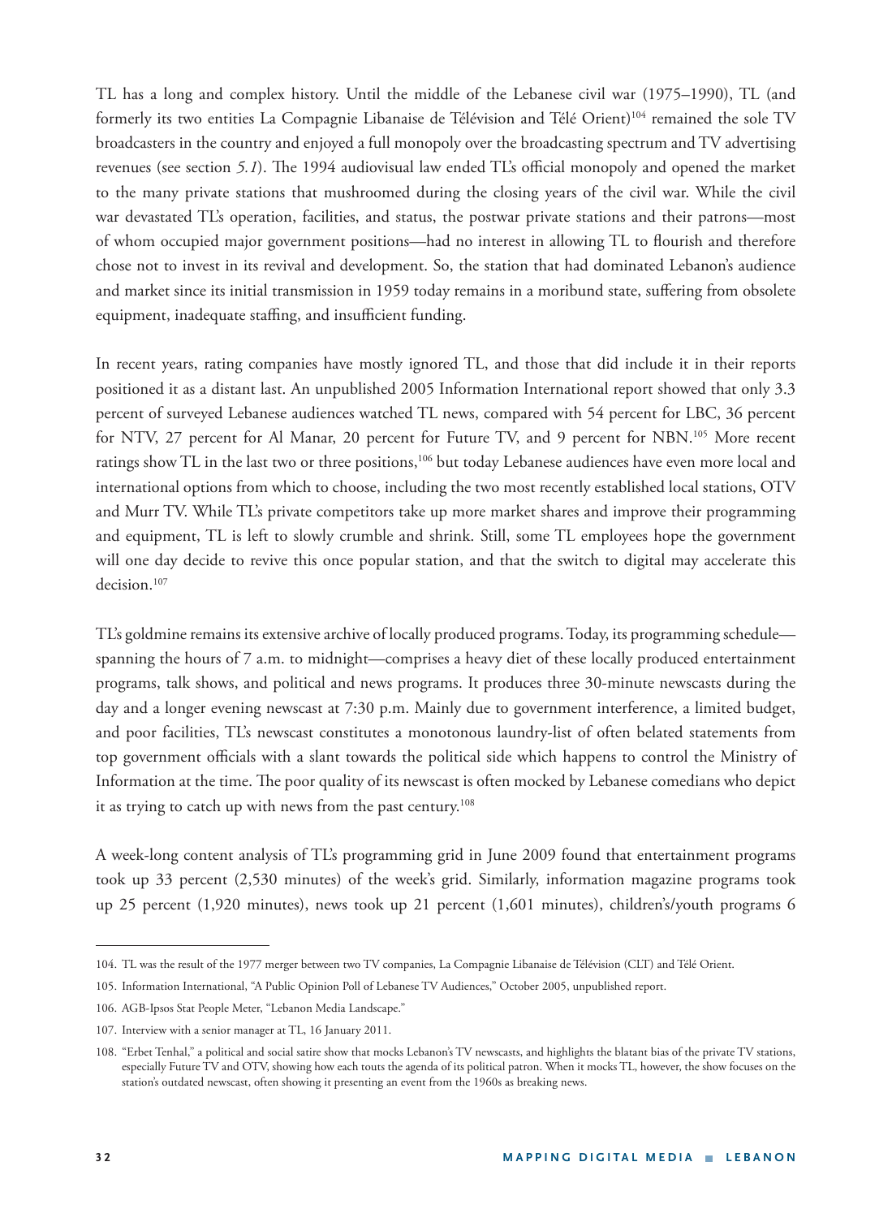TL has a long and complex history. Until the middle of the Lebanese civil war (1975–1990), TL (and formerly its two entities La Compagnie Libanaise de Télévision and Télé Orient)[104] remained the sole TV broadcasters in the country and enjoyed a full monopoly over the broadcasting spectrum and TV advertising revenues (see section *5.1*). The 1994 audiovisual law ended TL's official monopoly and opened the market to the many private stations that mushroomed during the closing years of the civil war. While the civil war devastated TL's operation, facilities, and status, the postwar private stations and their patrons—most of whom occupied major government positions—had no interest in allowing TL to flourish and therefore chose not to invest in its revival and development. So, the station that had dominated Lebanon's audience and market since its initial transmission in 1959 today remains in a moribund state, suffering from obsolete equipment, inadequate staffing, and insufficient funding.

In recent years, rating companies have mostly ignored TL, and those that did include it in their reports positioned it as a distant last. An unpublished 2005 Information International report showed that only 3.3 percent of surveyed Lebanese audiences watched TL news, compared with 54 percent for LBC, 36 percent for NTV, 27 percent for Al Manar, 20 percent for Future TV, and 9 percent for NBN.[105] More recent ratings show TL in the last two or three positions,[106] but today Lebanese audiences have even more local and international options from which to choose, including the two most recently established local stations, OTV and Murr TV. While TL's private competitors take up more market shares and improve their programming and equipment, TL is left to slowly crumble and shrink. Still, some TL employees hope the government will one day decide to revive this once popular station, and that the switch to digital may accelerate this decision.[107]

TL's goldmine remains its extensive archive of locally produced programs. Today, its programming schedule—spanning the hours of 7 a.m. to midnight—comprises a heavy diet of these locally produced entertainment programs, talk shows, and political and news programs. It produces three 30-minute newscasts during the day and a longer evening newscast at 7:30 p.m. Mainly due to government interference, a limited budget, and poor facilities, TL's newscast constitutes a monotonous laundry-list of often belated statements from top government officials with a slant towards the political side which happens to control the Ministry of Information at the time. The poor quality of its newscast is often mocked by Lebanese comedians who depict it as trying to catch up with news from the past century.[108]

A week-long content analysis of TL's programming grid in June 2009 found that entertainment programs took up 33 percent (2,530 minutes) of the week's grid. Similarly, information magazine programs took up 25 percent (1,920 minutes), news took up 21 percent (1,601 minutes), children's/youth programs 6

---

104. TL was the result of the 1977 merger between two TV companies, La Compagnie Libanaise de Télévision (CLT) and Télé Orient.

105. Information International, "A Public Opinion Poll of Lebanese TV Audiences," October 2005, unpublished report.

106. AGB-Ipsos Stat People Meter, "Lebanon Media Landscape."

107. Interview with a senior manager at TL, 16 January 2011.

108. "Erbet Tenhal," a political and social satire show that mocks Lebanon's TV newscasts, and highlights the blatant bias of the private TV stations, especially Future TV and OTV, showing how each touts the agenda of its political patron. When it mocks TL, however, the show focuses on the station's outdated newscast, often showing it presenting an event from the 1960s as breaking news.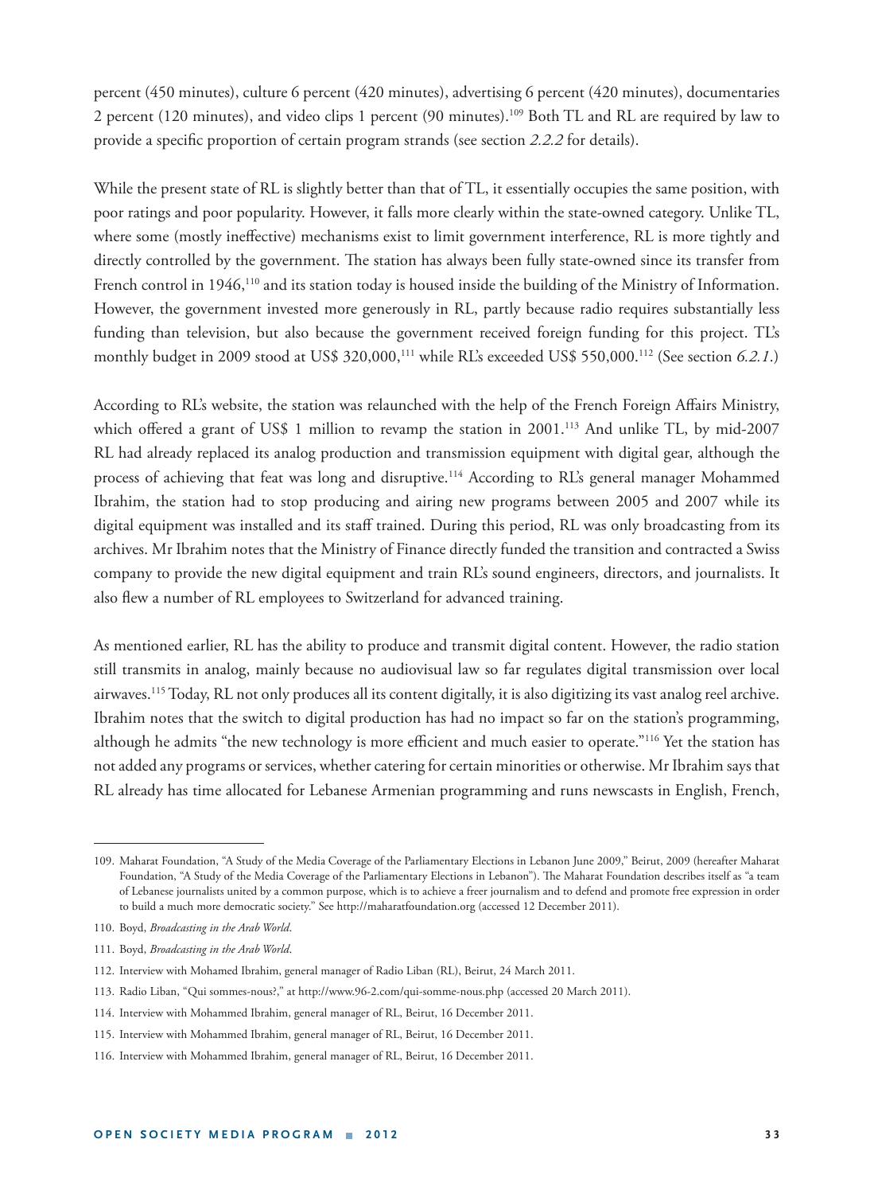percent (450 minutes), culture 6 percent (420 minutes), advertising 6 percent (420 minutes), documentaries 2 percent (120 minutes), and video clips 1 percent (90 minutes).[109] Both TL and RL are required by law to provide a specific proportion of certain program strands (see section *2.2.2* for details).

While the present state of RL is slightly better than that of TL, it essentially occupies the same position, with poor ratings and poor popularity. However, it falls more clearly within the state-owned category. Unlike TL, where some (mostly ineffective) mechanisms exist to limit government interference, RL is more tightly and directly controlled by the government. The station has always been fully state-owned since its transfer from French control in 1946,[110] and its station today is housed inside the building of the Ministry of Information. However, the government invested more generously in RL, partly because radio requires substantially less funding than television, but also because the government received foreign funding for this project. TL's monthly budget in 2009 stood at US$ 320,000,[111] while RL's exceeded US$ 550,000.[112] (See section *6.2.1*.)

According to RL's website, the station was relaunched with the help of the French Foreign Affairs Ministry, which offered a grant of US$ 1 million to revamp the station in 2001.[113] And unlike TL, by mid-2007 RL had already replaced its analog production and transmission equipment with digital gear, although the process of achieving that feat was long and disruptive.[114] According to RL's general manager Mohammed Ibrahim, the station had to stop producing and airing new programs between 2005 and 2007 while its digital equipment was installed and its staff trained. During this period, RL was only broadcasting from its archives. Mr Ibrahim notes that the Ministry of Finance directly funded the transition and contracted a Swiss company to provide the new digital equipment and train RL's sound engineers, directors, and journalists. It also flew a number of RL employees to Switzerland for advanced training.

As mentioned earlier, RL has the ability to produce and transmit digital content. However, the radio station still transmits in analog, mainly because no audiovisual law so far regulates digital transmission over local airwaves.[115] Today, RL not only produces all its content digitally, it is also digitizing its vast analog reel archive. Ibrahim notes that the switch to digital production has had no impact so far on the station's programming, although he admits "the new technology is more efficient and much easier to operate."[116] Yet the station has not added any programs or services, whether catering for certain minorities or otherwise. Mr Ibrahim says that RL already has time allocated for Lebanese Armenian programming and runs newscasts in English, French,

---

109. Maharat Foundation, "A Study of the Media Coverage of the Parliamentary Elections in Lebanon June 2009," Beirut, 2009 (hereafter Maharat Foundation, "A Study of the Media Coverage of the Parliamentary Elections in Lebanon"). The Maharat Foundation describes itself as "a team of Lebanese journalists united by a common purpose, which is to achieve a freer journalism and to defend and promote free expression in order to build a much more democratic society." See http://maharatfoundation.org (accessed 12 December 2011).

110. Boyd, *Broadcasting in the Arab World*.

111. Boyd, *Broadcasting in the Arab World*.

112. Interview with Mohamed Ibrahim, general manager of Radio Liban (RL), Beirut, 24 March 2011.

113. Radio Liban, "Qui sommes-nous?," at http://www.96-2.com/qui-somme-nous.php (accessed 20 March 2011).

114. Interview with Mohammed Ibrahim, general manager of RL, Beirut, 16 December 2011.

115. Interview with Mohammed Ibrahim, general manager of RL, Beirut, 16 December 2011.

116. Interview with Mohammed Ibrahim, general manager of RL, Beirut, 16 December 2011.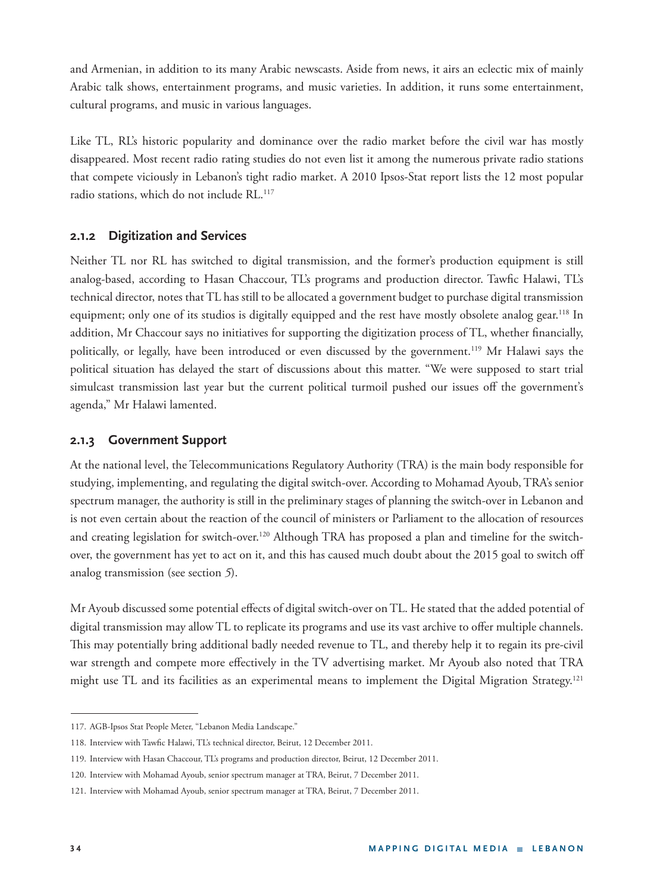and Armenian, in addition to its many Arabic newscasts. Aside from news, it airs an eclectic mix of mainly Arabic talk shows, entertainment programs, and music varieties. In addition, it runs some entertainment, cultural programs, and music in various languages.

Like TL, RL's historic popularity and dominance over the radio market before the civil war has mostly disappeared. Most recent radio rating studies do not even list it among the numerous private radio stations that compete viciously in Lebanon's tight radio market. A 2010 Ipsos-Stat report lists the 12 most popular radio stations, which do not include RL.[117]

### 2.1.2 Digitization and Services

Neither TL nor RL has switched to digital transmission, and the former's production equipment is still analog-based, according to Hasan Chaccour, TL's programs and production director. Tawfic Halawi, TL's technical director, notes that TL has still to be allocated a government budget to purchase digital transmission equipment; only one of its studios is digitally equipped and the rest have mostly obsolete analog gear.[118] In addition, Mr Chaccour says no initiatives for supporting the digitization process of TL, whether financially, politically, or legally, have been introduced or even discussed by the government.[119] Mr Halawi says the political situation has delayed the start of discussions about this matter. "We were supposed to start trial simulcast transmission last year but the current political turmoil pushed our issues off the government's agenda," Mr Halawi lamented.

### 2.1.3 Government Support

At the national level, the Telecommunications Regulatory Authority (TRA) is the main body responsible for studying, implementing, and regulating the digital switch-over. According to Mohamad Ayoub, TRA's senior spectrum manager, the authority is still in the preliminary stages of planning the switch-over in Lebanon and is not even certain about the reaction of the council of ministers or Parliament to the allocation of resources and creating legislation for switch-over.[120] Although TRA has proposed a plan and timeline for the switch-over, the government has yet to act on it, and this has caused much doubt about the 2015 goal to switch off analog transmission (see section 5).

Mr Ayoub discussed some potential effects of digital switch-over on TL. He stated that the added potential of digital transmission may allow TL to replicate its programs and use its vast archive to offer multiple channels. This may potentially bring additional badly needed revenue to TL, and thereby help it to regain its pre-civil war strength and compete more effectively in the TV advertising market. Mr Ayoub also noted that TRA might use TL and its facilities as an experimental means to implement the Digital Migration Strategy.[121]

---

117. AGB-Ipsos Stat People Meter, "Lebanon Media Landscape."

118. Interview with Tawfic Halawi, TL's technical director, Beirut, 12 December 2011.

119. Interview with Hasan Chaccour, TL's programs and production director, Beirut, 12 December 2011.

120. Interview with Mohamad Ayoub, senior spectrum manager at TRA, Beirut, 7 December 2011.

121. Interview with Mohamad Ayoub, senior spectrum manager at TRA, Beirut, 7 December 2011.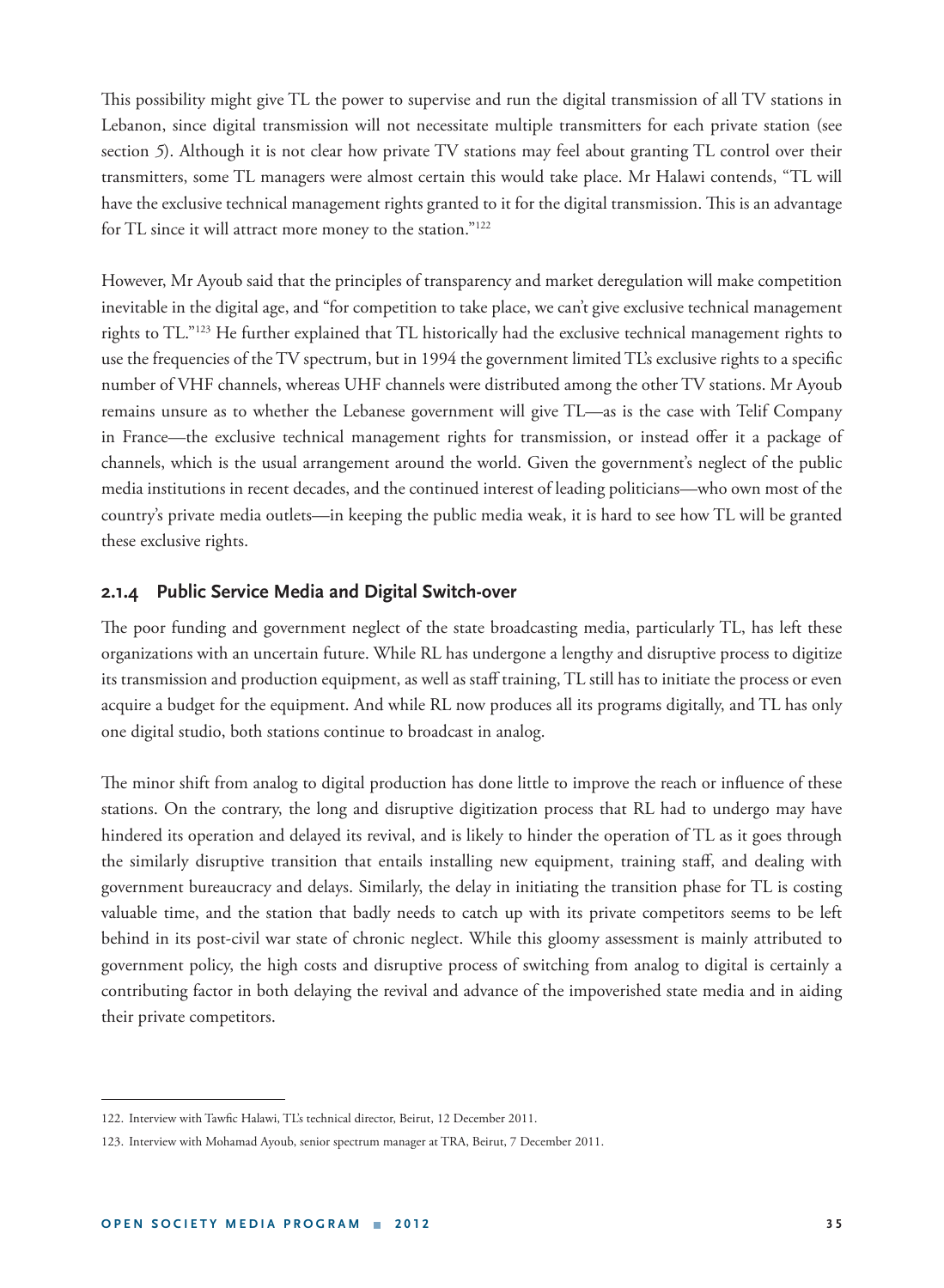This possibility might give TL the power to supervise and run the digital transmission of all TV stations in Lebanon, since digital transmission will not necessitate multiple transmitters for each private station (see section 5). Although it is not clear how private TV stations may feel about granting TL control over their transmitters, some TL managers were almost certain this would take place. Mr Halawi contends, "TL will have the exclusive technical management rights granted to it for the digital transmission. This is an advantage for TL since it will attract more money to the station."[122]

However, Mr Ayoub said that the principles of transparency and market deregulation will make competition inevitable in the digital age, and "for competition to take place, we can't give exclusive technical management rights to TL."[123] He further explained that TL historically had the exclusive technical management rights to use the frequencies of the TV spectrum, but in 1994 the government limited TL's exclusive rights to a specific number of VHF channels, whereas UHF channels were distributed among the other TV stations. Mr Ayoub remains unsure as to whether the Lebanese government will give TL—as is the case with Telif Company in France—the exclusive technical management rights for transmission, or instead offer it a package of channels, which is the usual arrangement around the world. Given the government's neglect of the public media institutions in recent decades, and the continued interest of leading politicians—who own most of the country's private media outlets—in keeping the public media weak, it is hard to see how TL will be granted these exclusive rights.

### 2.1.4 Public Service Media and Digital Switch-over

The poor funding and government neglect of the state broadcasting media, particularly TL, has left these organizations with an uncertain future. While RL has undergone a lengthy and disruptive process to digitize its transmission and production equipment, as well as staff training, TL still has to initiate the process or even acquire a budget for the equipment. And while RL now produces all its programs digitally, and TL has only one digital studio, both stations continue to broadcast in analog.

The minor shift from analog to digital production has done little to improve the reach or influence of these stations. On the contrary, the long and disruptive digitization process that RL had to undergo may have hindered its operation and delayed its revival, and is likely to hinder the operation of TL as it goes through the similarly disruptive transition that entails installing new equipment, training staff, and dealing with government bureaucracy and delays. Similarly, the delay in initiating the transition phase for TL is costing valuable time, and the station that badly needs to catch up with its private competitors seems to be left behind in its post-civil war state of chronic neglect. While this gloomy assessment is mainly attributed to government policy, the high costs and disruptive process of switching from analog to digital is certainly a contributing factor in both delaying the revival and advance of the impoverished state media and in aiding their private competitors.

---

122. Interview with Tawfic Halawi, TL's technical director, Beirut, 12 December 2011.

123. Interview with Mohamad Ayoub, senior spectrum manager at TRA, Beirut, 7 December 2011.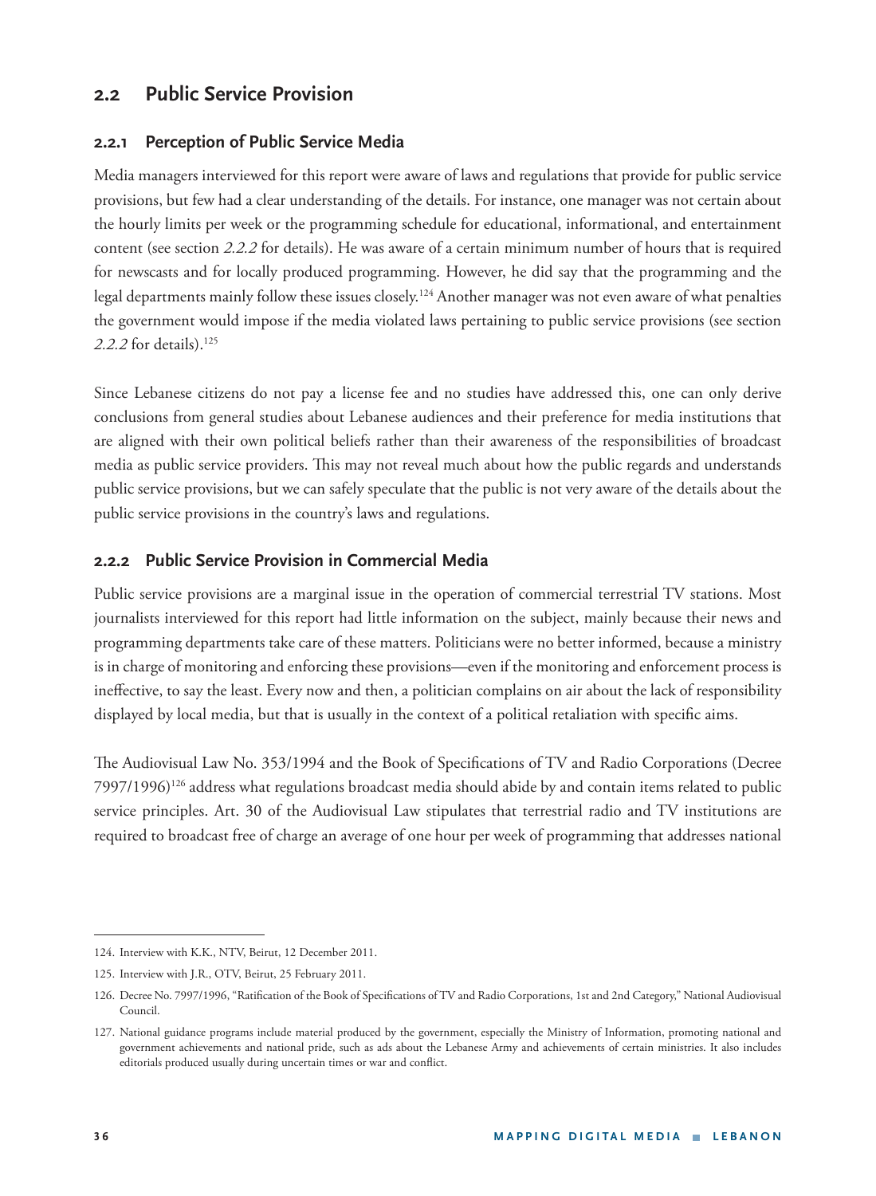## 2.2 Public Service Provision

### 2.2.1 Perception of Public Service Media

Media managers interviewed for this report were aware of laws and regulations that provide for public service provisions, but few had a clear understanding of the details. For instance, one manager was not certain about the hourly limits per week or the programming schedule for educational, informational, and entertainment content (see section *2.2.2* for details). He was aware of a certain minimum number of hours that is required for newscasts and for locally produced programming. However, he did say that the programming and the legal departments mainly follow these issues closely.[124] Another manager was not even aware of what penalties the government would impose if the media violated laws pertaining to public service provisions (see section *2.2.2* for details).[125]

Since Lebanese citizens do not pay a license fee and no studies have addressed this, one can only derive conclusions from general studies about Lebanese audiences and their preference for media institutions that are aligned with their own political beliefs rather than their awareness of the responsibilities of broadcast media as public service providers. This may not reveal much about how the public regards and understands public service provisions, but we can safely speculate that the public is not very aware of the details about the public service provisions in the country's laws and regulations.

### 2.2.2 Public Service Provision in Commercial Media

Public service provisions are a marginal issue in the operation of commercial terrestrial TV stations. Most journalists interviewed for this report had little information on the subject, mainly because their news and programming departments take care of these matters. Politicians were no better informed, because a ministry is in charge of monitoring and enforcing these provisions—even if the monitoring and enforcement process is ineffective, to say the least. Every now and then, a politician complains on air about the lack of responsibility displayed by local media, but that is usually in the context of a political retaliation with specific aims.

The Audiovisual Law No. 353/1994 and the Book of Specifications of TV and Radio Corporations (Decree 7997/1996)[126] address what regulations broadcast media should abide by and contain items related to public service principles. Art. 30 of the Audiovisual Law stipulates that terrestrial radio and TV institutions are required to broadcast free of charge an average of one hour per week of programming that addresses national

---

124. Interview with K.K., NTV, Beirut, 12 December 2011.

125. Interview with J.R., OTV, Beirut, 25 February 2011.

126. Decree No. 7997/1996, "Ratification of the Book of Specifications of TV and Radio Corporations, 1st and 2nd Category," National Audiovisual Council.

127. National guidance programs include material produced by the government, especially the Ministry of Information, promoting national and government achievements and national pride, such as ads about the Lebanese Army and achievements of certain ministries. It also includes editorials produced usually during uncertain times or war and conflict.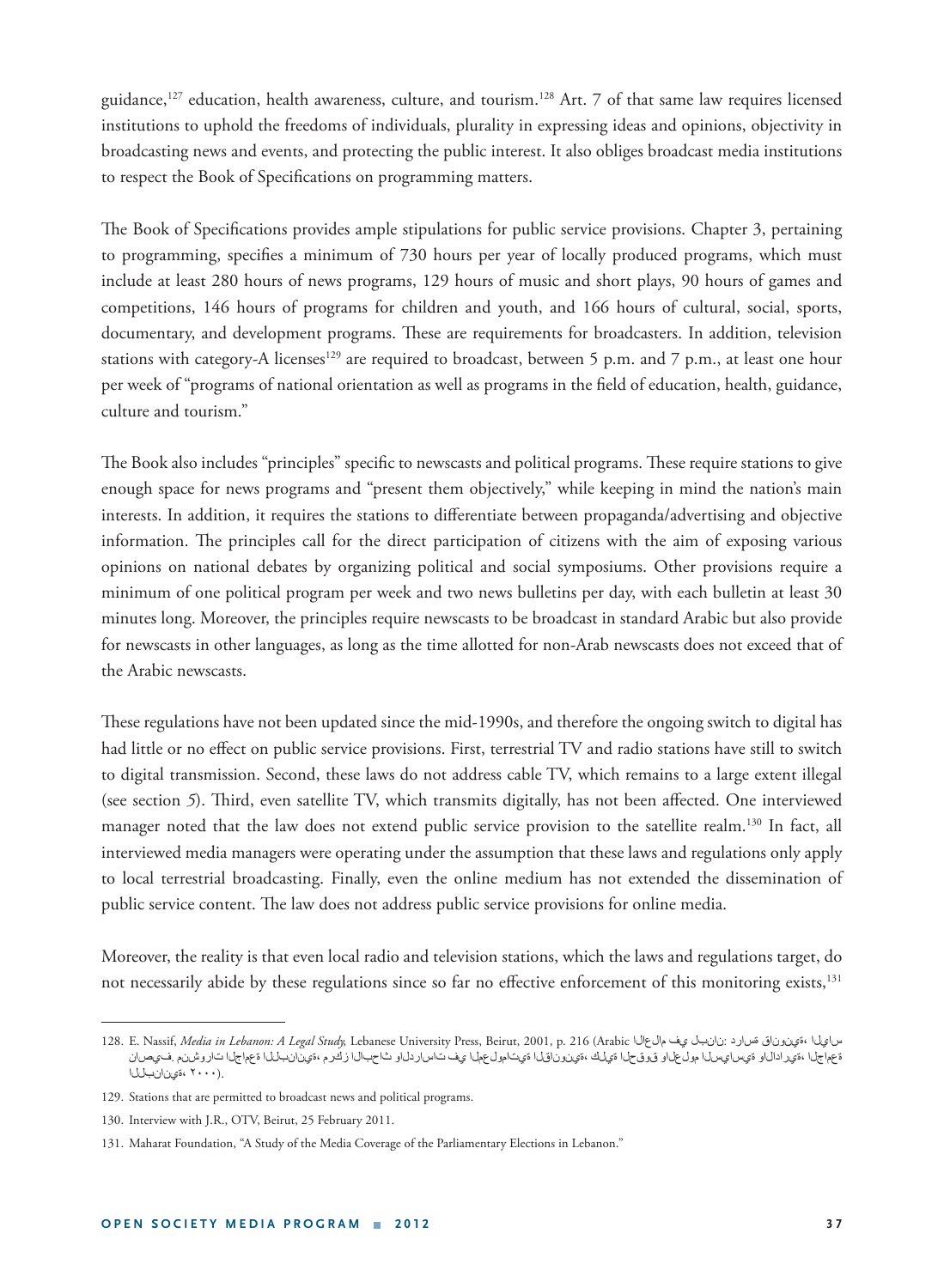guidance,[127] education, health awareness, culture, and tourism.[128] Art. 7 of that same law requires licensed institutions to uphold the freedoms of individuals, plurality in expressing ideas and opinions, objectivity in broadcasting news and events, and protecting the public interest. It also obliges broadcast media institutions to respect the Book of Specifications on programming matters.

The Book of Specifications provides ample stipulations for public service provisions. Chapter 3, pertaining to programming, specifies a minimum of 730 hours per year of locally produced programs, which must include at least 280 hours of news programs, 129 hours of music and short plays, 90 hours of games and competitions, 146 hours of programs for children and youth, and 166 hours of cultural, social, sports, documentary, and development programs. These are requirements for broadcasters. In addition, television stations with category-A licenses[129] are required to broadcast, between 5 p.m. and 7 p.m., at least one hour per week of "programs of national orientation as well as programs in the field of education, health, guidance, culture and tourism."

The Book also includes "principles" specific to newscasts and political programs. These require stations to give enough space for news programs and "present them objectively," while keeping in mind the nation's main interests. In addition, it requires the stations to differentiate between propaganda/advertising and objective information. The principles call for the direct participation of citizens with the aim of exposing various opinions on national debates by organizing political and social symposiums. Other provisions require a minimum of one political program per week and two news bulletins per day, with each bulletin at least 30 minutes long. Moreover, the principles require newscasts to be broadcast in standard Arabic but also provide for newscasts in other languages, as long as the time allotted for non-Arab newscasts does not exceed that of the Arabic newscasts.

These regulations have not been updated since the mid-1990s, and therefore the ongoing switch to digital has had little or no effect on public service provisions. First, terrestrial TV and radio stations have still to switch to digital transmission. Second, these laws do not address cable TV, which remains to a large extent illegal (see section 5). Third, even satellite TV, which transmits digitally, has not been affected. One interviewed manager noted that the law does not extend public service provision to the satellite realm.[130] In fact, all interviewed media managers were operating under the assumption that these laws and regulations only apply to local terrestrial broadcasting. Finally, even the online medium has not extended the dissemination of public service content. The law does not address public service provisions for online media.

Moreover, the reality is that even local radio and television stations, which the laws and regulations target, do not necessarily abide by these regulations since so far no effective enforcement of this monitoring exists,[131]

---

128. E. Nassif, *Media in Lebanon: A Legal Study,* Lebanese University Press, Beirut, 2001, p. 216 (Arabic الاعلام في لبنان: دراسة قانونية، الياس ناصيف. منشورات الجامعة اللبنانية، مركز الابحاث والدراسات في المعلوماتية القانونية، كلية الحقوق والعلوم السياسية والادارية، الجامعة اللبنانية، ٢٠٠٠).

129. Stations that are permitted to broadcast news and political programs.

130. Interview with J.R., OTV, Beirut, 25 February 2011.

131. Maharat Foundation, "A Study of the Media Coverage of the Parliamentary Elections in Lebanon."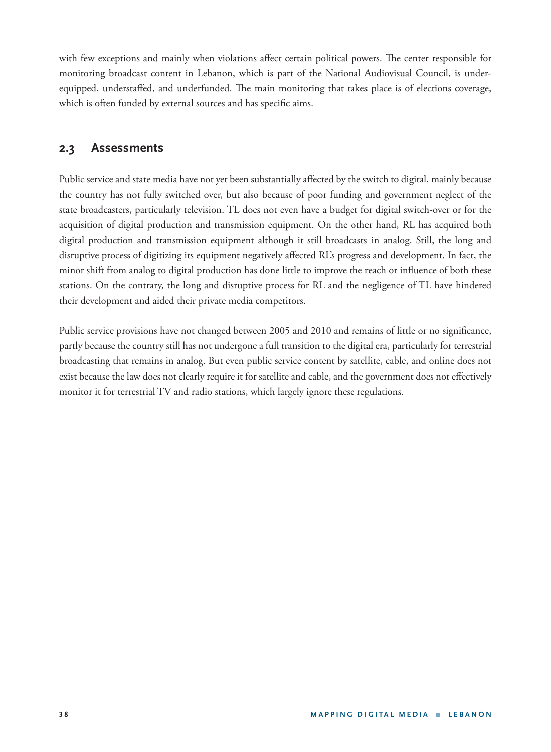with few exceptions and mainly when violations affect certain political powers. The center responsible for monitoring broadcast content in Lebanon, which is part of the National Audiovisual Council, is under-equipped, understaffed, and underfunded. The main monitoring that takes place is of elections coverage, which is often funded by external sources and has specific aims.

## 2.3 Assessments

Public service and state media have not yet been substantially affected by the switch to digital, mainly because the country has not fully switched over, but also because of poor funding and government neglect of the state broadcasters, particularly television. TL does not even have a budget for digital switch-over or for the acquisition of digital production and transmission equipment. On the other hand, RL has acquired both digital production and transmission equipment although it still broadcasts in analog. Still, the long and disruptive process of digitizing its equipment negatively affected RL's progress and development. In fact, the minor shift from analog to digital production has done little to improve the reach or influence of both these stations. On the contrary, the long and disruptive process for RL and the negligence of TL have hindered their development and aided their private media competitors.

Public service provisions have not changed between 2005 and 2010 and remains of little or no significance, partly because the country still has not undergone a full transition to the digital era, particularly for terrestrial broadcasting that remains in analog. But even public service content by satellite, cable, and online does not exist because the law does not clearly require it for satellite and cable, and the government does not effectively monitor it for terrestrial TV and radio stations, which largely ignore these regulations.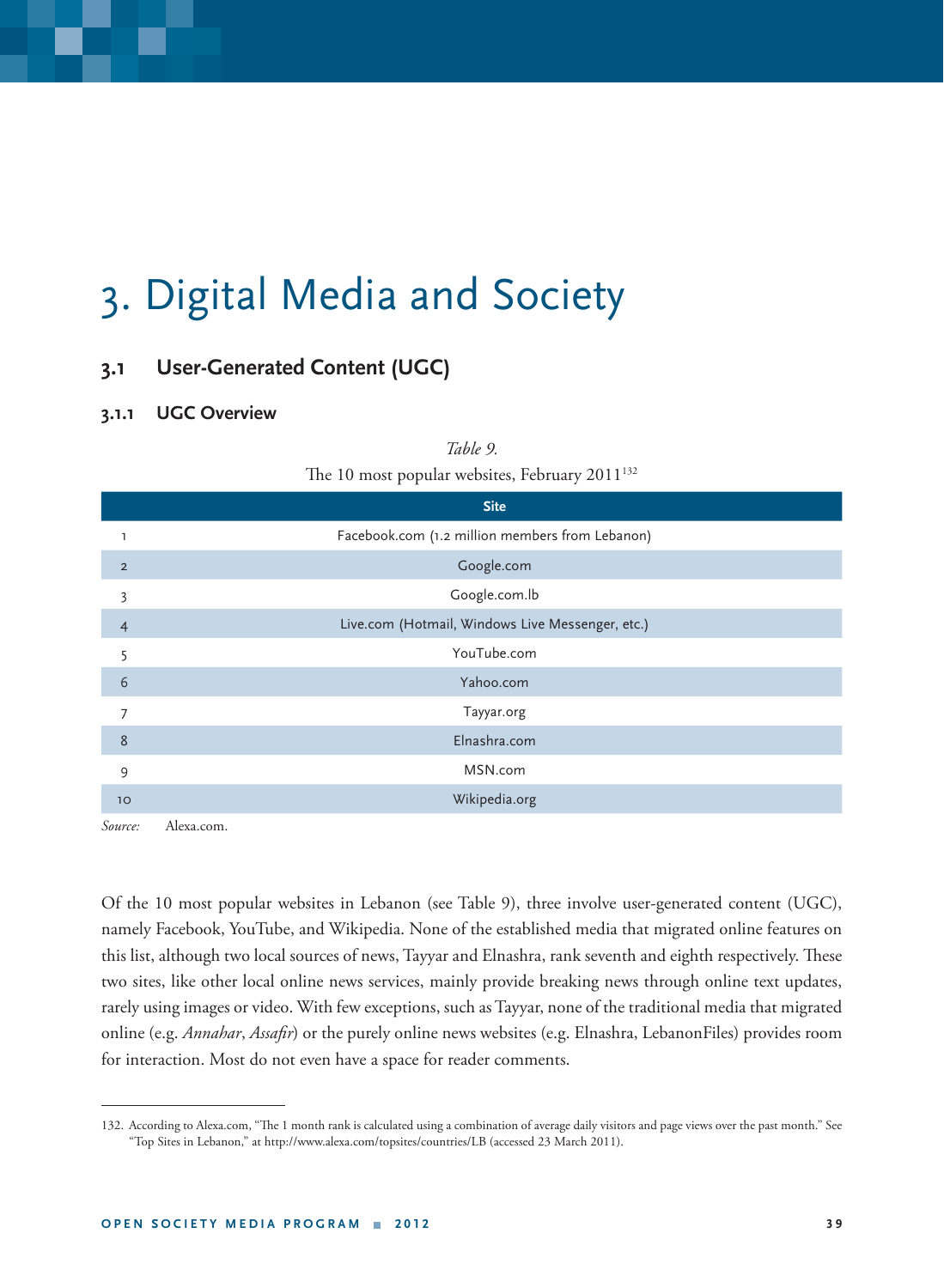# 3. Digital Media and Society

## 3.1 User-Generated Content (UGC)

### 3.1.1 UGC Overview

*Table 9.*

The 10 most popular websites, February 2011[132]

| | Site |
|---|---|
| 1 | Facebook.com (1.2 million members from Lebanon) |
| 2 | Google.com |
| 3 | Google.com.lb |
| 4 | Live.com (Hotmail, Windows Live Messenger, etc.) |
| 5 | YouTube.com |
| 6 | Yahoo.com |
| 7 | Tayyar.org |
| 8 | Elnashra.com |
| 9 | MSN.com |
| 10 | Wikipedia.org |

*Source:* Alexa.com.

Of the 10 most popular websites in Lebanon (see Table 9), three involve user-generated content (UGC), namely Facebook, YouTube, and Wikipedia. None of the established media that migrated online features on this list, although two local sources of news, Tayyar and Elnashra, rank seventh and eighth respectively. These two sites, like other local online news services, mainly provide breaking news through online text updates, rarely using images or video. With few exceptions, such as Tayyar, none of the traditional media that migrated online (e.g. *Annahar*, *Assafir*) or the purely online news websites (e.g. Elnashra, LebanonFiles) provides room for interaction. Most do not even have a space for reader comments.

---

132. According to Alexa.com, "The 1 month rank is calculated using a combination of average daily visitors and page views over the past month." See "Top Sites in Lebanon," at http://www.alexa.com/topsites/countries/LB (accessed 23 March 2011).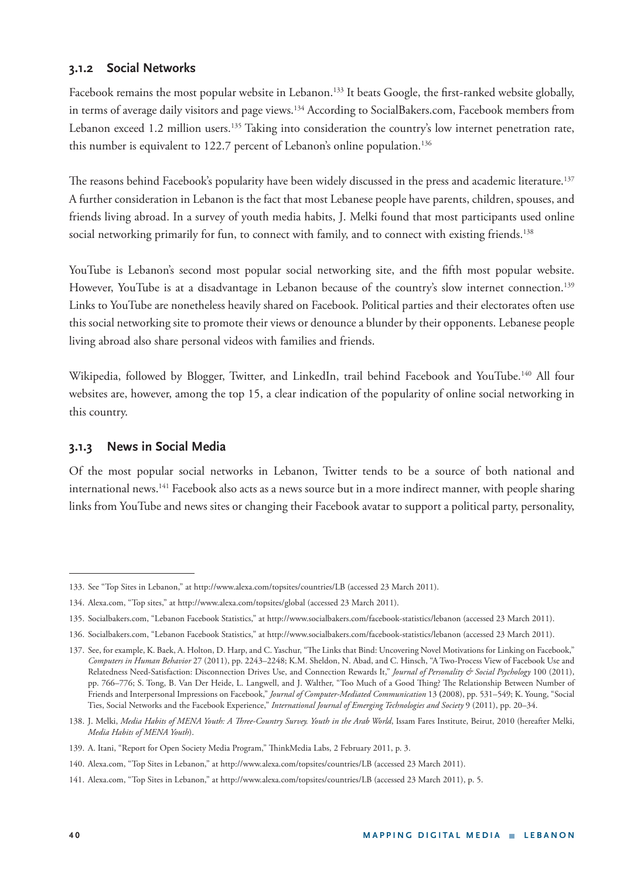### 3.1.2 Social Networks

Facebook remains the most popular website in Lebanon.[133] It beats Google, the first-ranked website globally, in terms of average daily visitors and page views.[134] According to SocialBakers.com, Facebook members from Lebanon exceed 1.2 million users.[135] Taking into consideration the country's low internet penetration rate, this number is equivalent to 122.7 percent of Lebanon's online population.[136]

The reasons behind Facebook's popularity have been widely discussed in the press and academic literature.[137] A further consideration in Lebanon is the fact that most Lebanese people have parents, children, spouses, and friends living abroad. In a survey of youth media habits, J. Melki found that most participants used online social networking primarily for fun, to connect with family, and to connect with existing friends.[138]

YouTube is Lebanon's second most popular social networking site, and the fifth most popular website. However, YouTube is at a disadvantage in Lebanon because of the country's slow internet connection.[139] Links to YouTube are nonetheless heavily shared on Facebook. Political parties and their electorates often use this social networking site to promote their views or denounce a blunder by their opponents. Lebanese people living abroad also share personal videos with families and friends.

Wikipedia, followed by Blogger, Twitter, and LinkedIn, trail behind Facebook and YouTube.[140] All four websites are, however, among the top 15, a clear indication of the popularity of online social networking in this country.

### 3.1.3 News in Social Media

Of the most popular social networks in Lebanon, Twitter tends to be a source of both national and international news.[141] Facebook also acts as a news source but in a more indirect manner, with people sharing links from YouTube and news sites or changing their Facebook avatar to support a political party, personality,

---

133. See "Top Sites in Lebanon," at http://www.alexa.com/topsites/countries/LB (accessed 23 March 2011).

134. Alexa.com, "Top sites," at http://www.alexa.com/topsites/global (accessed 23 March 2011).

135. Socialbakers.com, "Lebanon Facebook Statistics," at http://www.socialbakers.com/facebook-statistics/lebanon (accessed 23 March 2011).

136. Socialbakers.com, "Lebanon Facebook Statistics," at http://www.socialbakers.com/facebook-statistics/lebanon (accessed 23 March 2011).

137. See, for example, K. Baek, A. Holton, D. Harp, and C. Yaschur, "The Links that Bind: Uncovering Novel Motivations for Linking on Facebook," *Computers in Human Behavior* 27 (2011), pp. 2243–2248; K.M. Sheldon, N. Abad, and C. Hinsch, "A Two-Process View of Facebook Use and Relatedness Need-Satisfaction: Disconnection Drives Use, and Connection Rewards It," *Journal of Personality & Social Psychology* 100 (2011), pp. 766–776; S. Tong, B. Van Der Heide, L. Langwell, and J. Walther, "Too Much of a Good Thing? The Relationship Between Number of Friends and Interpersonal Impressions on Facebook," *Journal of Computer-Mediated Communication* 13 (2008), pp. 531–549; K. Young, "Social Ties, Social Networks and the Facebook Experience," *International Journal of Emerging Technologies and Society* 9 (2011), pp. 20–34.

138. J. Melki, *Media Habits of MENA Youth: A Three-Country Survey. Youth in the Arab World*, Issam Fares Institute, Beirut, 2010 (hereafter Melki, *Media Habits of MENA Youth*).

139. A. Itani, "Report for Open Society Media Program," ThinkMedia Labs, 2 February 2011, p. 3.

140. Alexa.com, "Top Sites in Lebanon," at http://www.alexa.com/topsites/countries/LB (accessed 23 March 2011).

141. Alexa.com, "Top Sites in Lebanon," at http://www.alexa.com/topsites/countries/LB (accessed 23 March 2011), p. 5.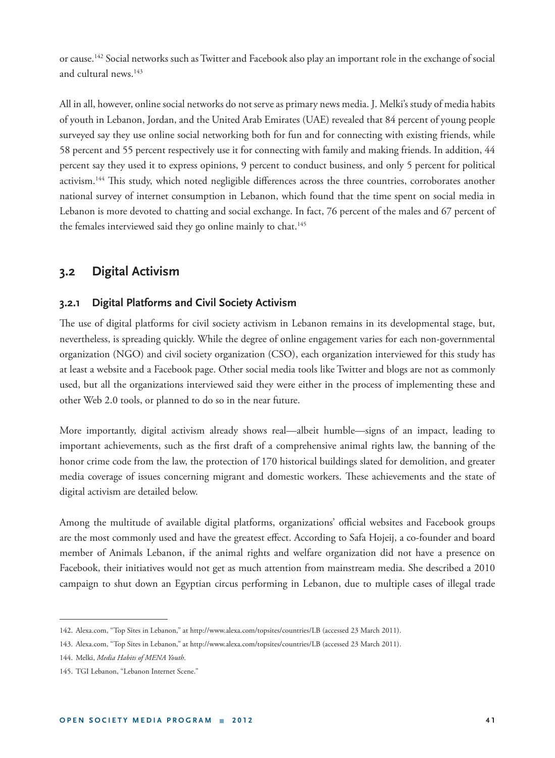or cause.[142] Social networks such as Twitter and Facebook also play an important role in the exchange of social and cultural news.[143]

All in all, however, online social networks do not serve as primary news media. J. Melki's study of media habits of youth in Lebanon, Jordan, and the United Arab Emirates (UAE) revealed that 84 percent of young people surveyed say they use online social networking both for fun and for connecting with existing friends, while 58 percent and 55 percent respectively use it for connecting with family and making friends. In addition, 44 percent say they used it to express opinions, 9 percent to conduct business, and only 5 percent for political activism.[144] This study, which noted negligible differences across the three countries, corroborates another national survey of internet consumption in Lebanon, which found that the time spent on social media in Lebanon is more devoted to chatting and social exchange. In fact, 76 percent of the males and 67 percent of the females interviewed said they go online mainly to chat.[145]

## 3.2 Digital Activism

### 3.2.1 Digital Platforms and Civil Society Activism

The use of digital platforms for civil society activism in Lebanon remains in its developmental stage, but, nevertheless, is spreading quickly. While the degree of online engagement varies for each non-governmental organization (NGO) and civil society organization (CSO), each organization interviewed for this study has at least a website and a Facebook page. Other social media tools like Twitter and blogs are not as commonly used, but all the organizations interviewed said they were either in the process of implementing these and other Web 2.0 tools, or planned to do so in the near future.

More importantly, digital activism already shows real—albeit humble—signs of an impact, leading to important achievements, such as the first draft of a comprehensive animal rights law, the banning of the honor crime code from the law, the protection of 170 historical buildings slated for demolition, and greater media coverage of issues concerning migrant and domestic workers. These achievements and the state of digital activism are detailed below.

Among the multitude of available digital platforms, organizations' official websites and Facebook groups are the most commonly used and have the greatest effect. According to Safa Hojeij, a co-founder and board member of Animals Lebanon, if the animal rights and welfare organization did not have a presence on Facebook, their initiatives would not get as much attention from mainstream media. She described a 2010 campaign to shut down an Egyptian circus performing in Lebanon, due to multiple cases of illegal trade

---

142. Alexa.com, "Top Sites in Lebanon," at http://www.alexa.com/topsites/countries/LB (accessed 23 March 2011).

143. Alexa.com, "Top Sites in Lebanon," at http://www.alexa.com/topsites/countries/LB (accessed 23 March 2011).

144. Melki, *Media Habits of MENA Youth*.

145. TGI Lebanon, "Lebanon Internet Scene."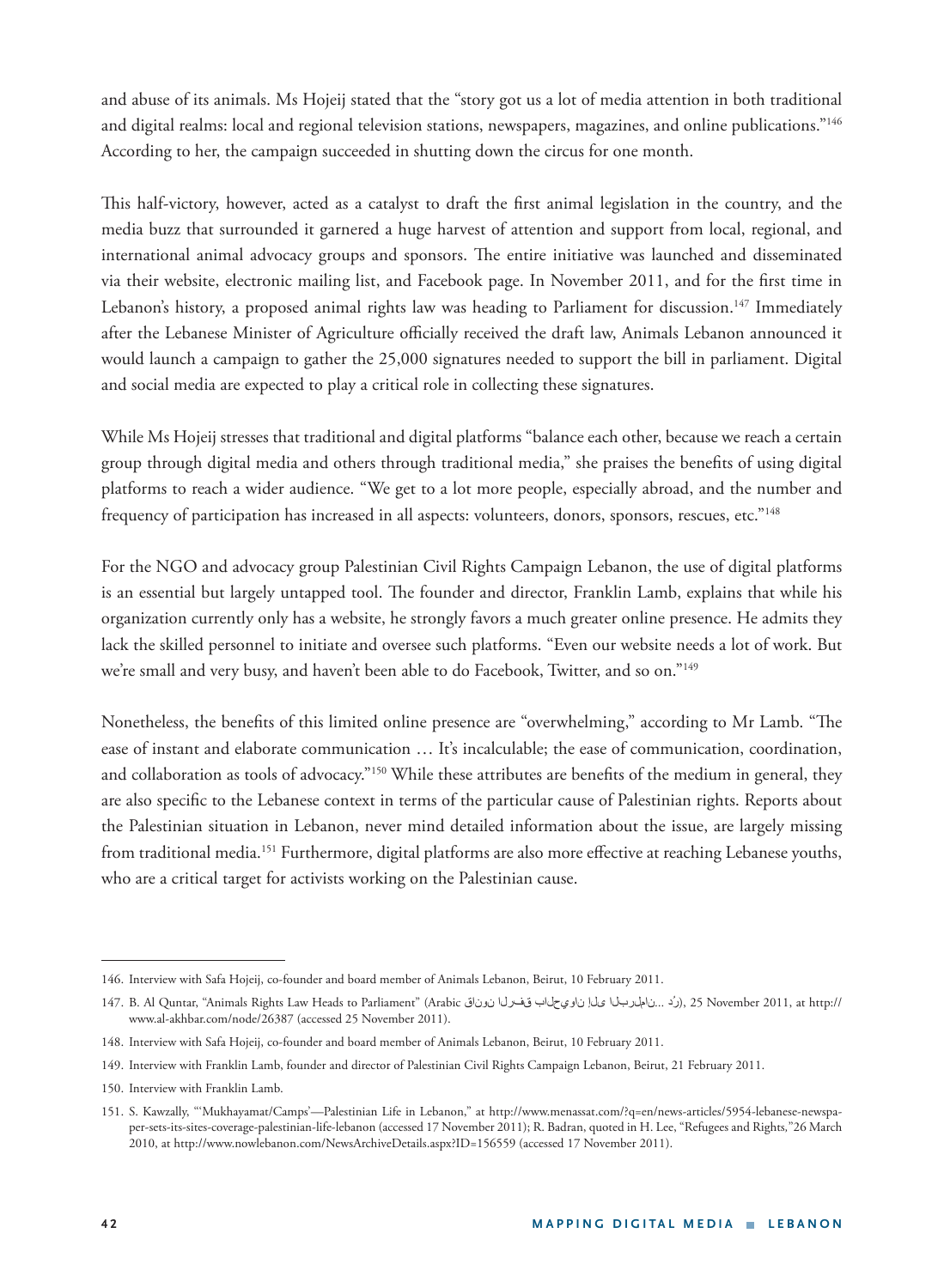and abuse of its animals. Ms Hojeij stated that the "story got us a lot of media attention in both traditional and digital realms: local and regional television stations, newspapers, magazines, and online publications."[146] According to her, the campaign succeeded in shutting down the circus for one month.

This half-victory, however, acted as a catalyst to draft the first animal legislation in the country, and the media buzz that surrounded it garnered a huge harvest of attention and support from local, regional, and international animal advocacy groups and sponsors. The entire initiative was launched and disseminated via their website, electronic mailing list, and Facebook page. In November 2011, and for the first time in Lebanon's history, a proposed animal rights law was heading to Parliament for discussion.[147] Immediately after the Lebanese Minister of Agriculture officially received the draft law, Animals Lebanon announced it would launch a campaign to gather the 25,000 signatures needed to support the bill in parliament. Digital and social media are expected to play a critical role in collecting these signatures.

While Ms Hojeij stresses that traditional and digital platforms "balance each other, because we reach a certain group through digital media and others through traditional media," she praises the benefits of using digital platforms to reach a wider audience. "We get to a lot more people, especially abroad, and the number and frequency of participation has increased in all aspects: volunteers, donors, sponsors, rescues, etc."[148]

For the NGO and advocacy group Palestinian Civil Rights Campaign Lebanon, the use of digital platforms is an essential but largely untapped tool. The founder and director, Franklin Lamb, explains that while his organization currently only has a website, he strongly favors a much greater online presence. He admits they lack the skilled personnel to initiate and oversee such platforms. "Even our website needs a lot of work. But we're small and very busy, and haven't been able to do Facebook, Twitter, and so on."[149]

Nonetheless, the benefits of this limited online presence are "overwhelming," according to Mr Lamb. "The ease of instant and elaborate communication … It's incalculable; the ease of communication, coordination, and collaboration as tools of advocacy."[150] While these attributes are benefits of the medium in general, they are also specific to the Lebanese context in terms of the particular cause of Palestinian rights. Reports about the Palestinian situation in Lebanon, never mind detailed information about the issue, are largely missing from traditional media.[151] Furthermore, digital platforms are also more effective at reaching Lebanese youths, who are a critical target for activists working on the Palestinian cause.

---

146. Interview with Safa Hojeij, co-founder and board member of Animals Lebanon, Beirut, 10 February 2011.

147. B. Al Quntar, "Animals Rights Law Heads to Parliament" (Arabic قانون الرفق بالحيوان إلى البرلمان... رُدّ), 25 November 2011, at http://www.al-akhbar.com/node/26387 (accessed 25 November 2011).

148. Interview with Safa Hojeij, co-founder and board member of Animals Lebanon, Beirut, 10 February 2011.

149. Interview with Franklin Lamb, founder and director of Palestinian Civil Rights Campaign Lebanon, Beirut, 21 February 2011.

150. Interview with Franklin Lamb.

151. S. Kawzally, "'Mukhayamat/Camps'—Palestinian Life in Lebanon," at http://www.menassat.com/?q=en/news-articles/5954-lebanese-newspaper-sets-its-sites-coverage-palestinian-life-lebanon (accessed 17 November 2011); R. Badran, quoted in H. Lee, "Refugees and Rights,"26 March 2010, at http://www.nowlebanon.com/NewsArchiveDetails.aspx?ID=156559 (accessed 17 November 2011).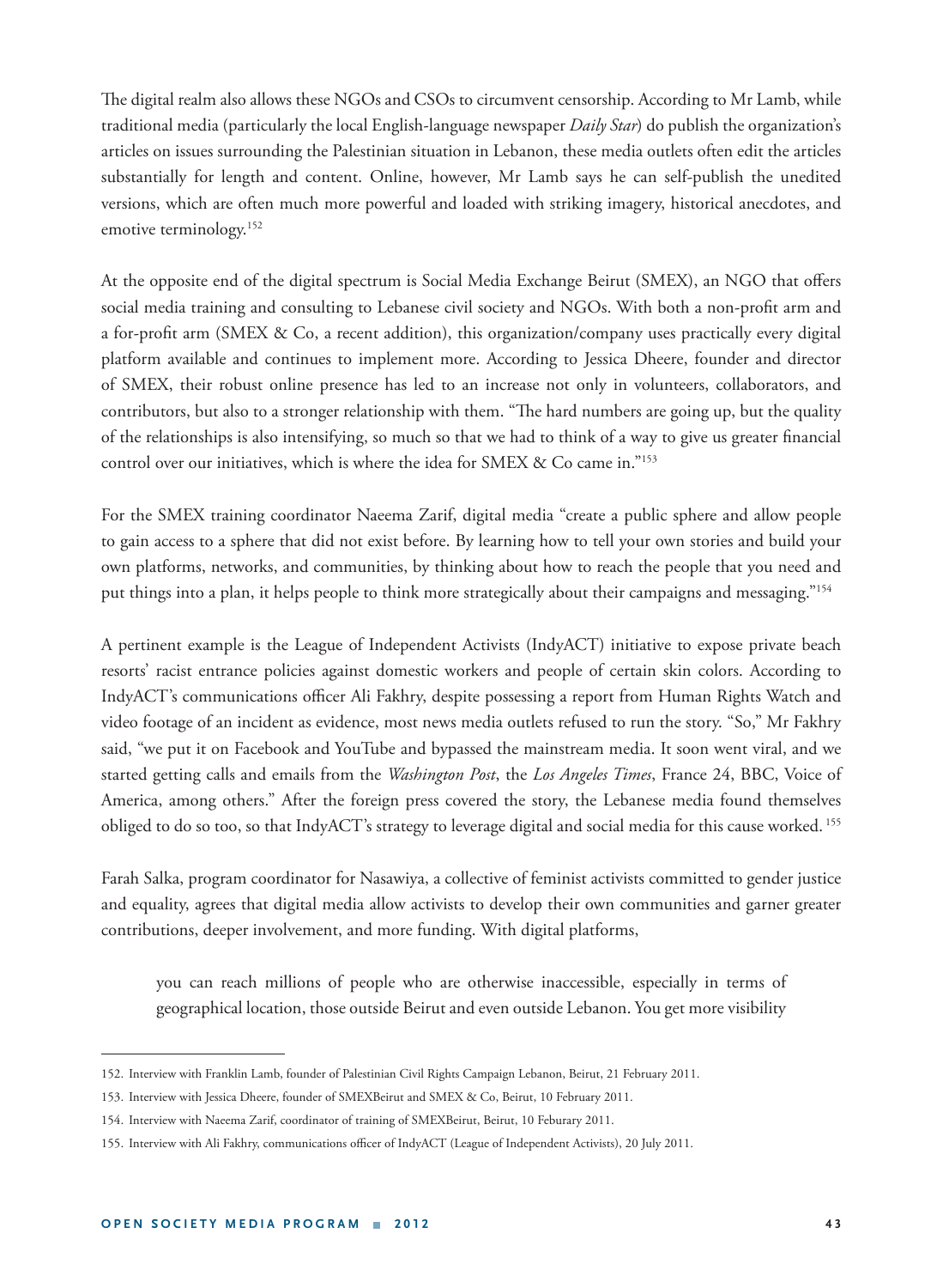The digital realm also allows these NGOs and CSOs to circumvent censorship. According to Mr Lamb, while traditional media (particularly the local English-language newspaper *Daily Star*) do publish the organization's articles on issues surrounding the Palestinian situation in Lebanon, these media outlets often edit the articles substantially for length and content. Online, however, Mr Lamb says he can self-publish the unedited versions, which are often much more powerful and loaded with striking imagery, historical anecdotes, and emotive terminology.[152]

At the opposite end of the digital spectrum is Social Media Exchange Beirut (SMEX), an NGO that offers social media training and consulting to Lebanese civil society and NGOs. With both a non-profit arm and a for-profit arm (SMEX & Co, a recent addition), this organization/company uses practically every digital platform available and continues to implement more. According to Jessica Dheere, founder and director of SMEX, their robust online presence has led to an increase not only in volunteers, collaborators, and contributors, but also to a stronger relationship with them. "The hard numbers are going up, but the quality of the relationships is also intensifying, so much so that we had to think of a way to give us greater financial control over our initiatives, which is where the idea for SMEX & Co came in."[153]

For the SMEX training coordinator Naeema Zarif, digital media "create a public sphere and allow people to gain access to a sphere that did not exist before. By learning how to tell your own stories and build your own platforms, networks, and communities, by thinking about how to reach the people that you need and put things into a plan, it helps people to think more strategically about their campaigns and messaging."[154]

A pertinent example is the League of Independent Activists (IndyACT) initiative to expose private beach resorts' racist entrance policies against domestic workers and people of certain skin colors. According to IndyACT's communications officer Ali Fakhry, despite possessing a report from Human Rights Watch and video footage of an incident as evidence, most news media outlets refused to run the story. "So," Mr Fakhry said, "we put it on Facebook and YouTube and bypassed the mainstream media. It soon went viral, and we started getting calls and emails from the *Washington Post*, the *Los Angeles Times*, France 24, BBC, Voice of America, among others." After the foreign press covered the story, the Lebanese media found themselves obliged to do so too, so that IndyACT's strategy to leverage digital and social media for this cause worked.[155]

Farah Salka, program coordinator for Nasawiya, a collective of feminist activists committed to gender justice and equality, agrees that digital media allow activists to develop their own communities and garner greater contributions, deeper involvement, and more funding. With digital platforms,

> you can reach millions of people who are otherwise inaccessible, especially in terms of geographical location, those outside Beirut and even outside Lebanon. You get more visibility

---

152. Interview with Franklin Lamb, founder of Palestinian Civil Rights Campaign Lebanon, Beirut, 21 February 2011.

153. Interview with Jessica Dheere, founder of SMEXBeirut and SMEX & Co, Beirut, 10 February 2011.

154. Interview with Naeema Zarif, coordinator of training of SMEXBeirut, Beirut, 10 Feburary 2011.

155. Interview with Ali Fakhry, communications officer of IndyACT (League of Independent Activists), 20 July 2011.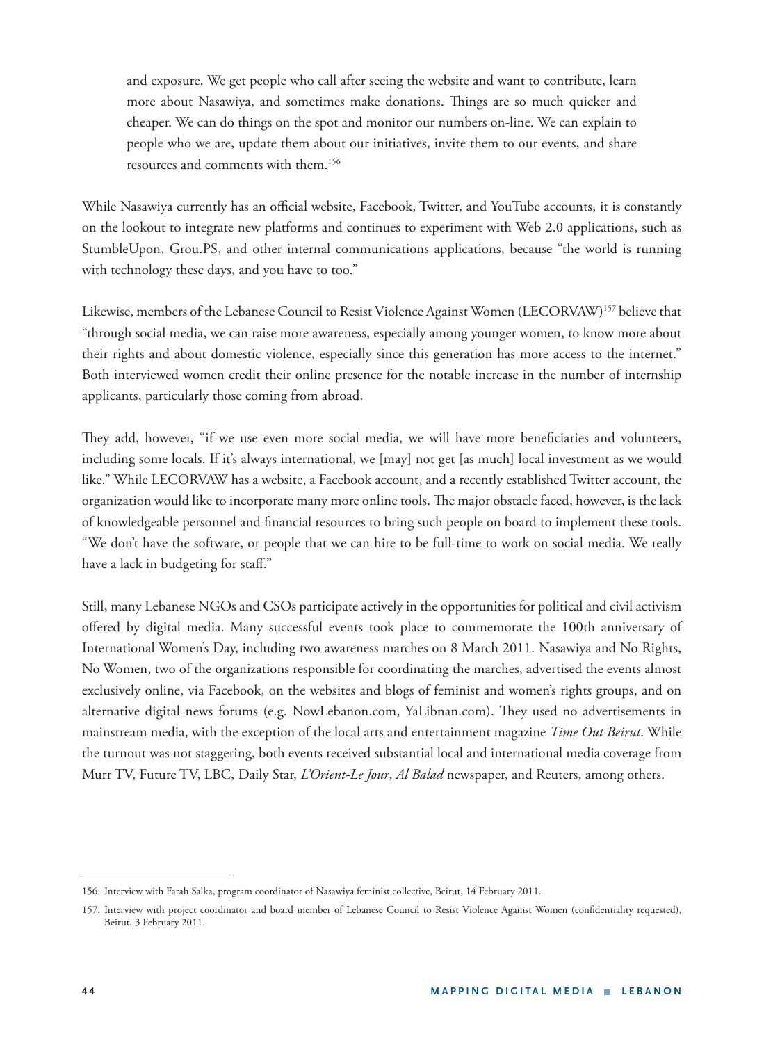> and exposure. We get people who call after seeing the website and want to contribute, learn more about Nasawiya, and sometimes make donations. Things are so much quicker and cheaper. We can do things on the spot and monitor our numbers on-line. We can explain to people who we are, update them about our initiatives, invite them to our events, and share resources and comments with them.[156]

While Nasawiya currently has an official website, Facebook, Twitter, and YouTube accounts, it is constantly on the lookout to integrate new platforms and continues to experiment with Web 2.0 applications, such as StumbleUpon, Grou.PS, and other internal communications applications, because "the world is running with technology these days, and you have to too."

Likewise, members of the Lebanese Council to Resist Violence Against Women (LECORVAW)[157] believe that "through social media, we can raise more awareness, especially among younger women, to know more about their rights and about domestic violence, especially since this generation has more access to the internet." Both interviewed women credit their online presence for the notable increase in the number of internship applicants, particularly those coming from abroad.

They add, however, "if we use even more social media, we will have more beneficiaries and volunteers, including some locals. If it's always international, we [may] not get [as much] local investment as we would like." While LECORVAW has a website, a Facebook account, and a recently established Twitter account, the organization would like to incorporate many more online tools. The major obstacle faced, however, is the lack of knowledgeable personnel and financial resources to bring such people on board to implement these tools. "We don't have the software, or people that we can hire to be full-time to work on social media. We really have a lack in budgeting for staff."

Still, many Lebanese NGOs and CSOs participate actively in the opportunities for political and civil activism offered by digital media. Many successful events took place to commemorate the 100th anniversary of International Women's Day, including two awareness marches on 8 March 2011. Nasawiya and No Rights, No Women, two of the organizations responsible for coordinating the marches, advertised the events almost exclusively online, via Facebook, on the websites and blogs of feminist and women's rights groups, and on alternative digital news forums (e.g. NowLebanon.com, YaLibnan.com). They used no advertisements in mainstream media, with the exception of the local arts and entertainment magazine *Time Out Beirut*. While the turnout was not staggering, both events received substantial local and international media coverage from Murr TV, Future TV, LBC, Daily Star, *L'Orient-Le Jour*, *Al Balad* newspaper, and Reuters, among others.

---

156. Interview with Farah Salka, program coordinator of Nasawiya feminist collective, Beirut, 14 February 2011.

157. Interview with project coordinator and board member of Lebanese Council to Resist Violence Against Women (confidentiality requested), Beirut, 3 February 2011.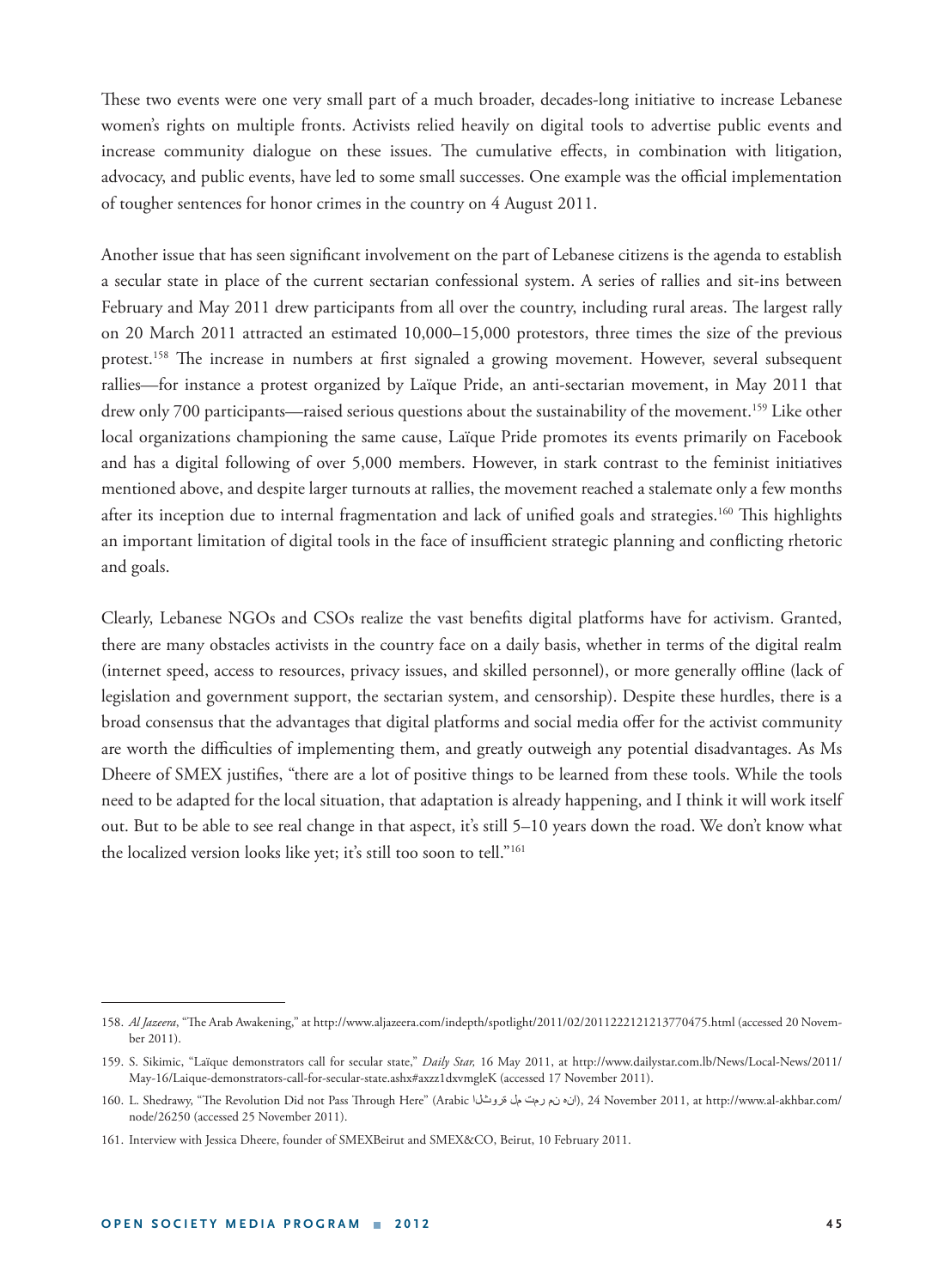These two events were one very small part of a much broader, decades-long initiative to increase Lebanese women's rights on multiple fronts. Activists relied heavily on digital tools to advertise public events and increase community dialogue on these issues. The cumulative effects, in combination with litigation, advocacy, and public events, have led to some small successes. One example was the official implementation of tougher sentences for honor crimes in the country on 4 August 2011.

Another issue that has seen significant involvement on the part of Lebanese citizens is the agenda to establish a secular state in place of the current sectarian confessional system. A series of rallies and sit-ins between February and May 2011 drew participants from all over the country, including rural areas. The largest rally on 20 March 2011 attracted an estimated 10,000–15,000 protestors, three times the size of the previous protest.[158] The increase in numbers at first signaled a growing movement. However, several subsequent rallies—for instance a protest organized by Laïque Pride, an anti-sectarian movement, in May 2011 that drew only 700 participants—raised serious questions about the sustainability of the movement.[159] Like other local organizations championing the same cause, Laïque Pride promotes its events primarily on Facebook and has a digital following of over 5,000 members. However, in stark contrast to the feminist initiatives mentioned above, and despite larger turnouts at rallies, the movement reached a stalemate only a few months after its inception due to internal fragmentation and lack of unified goals and strategies.[160] This highlights an important limitation of digital tools in the face of insufficient strategic planning and conflicting rhetoric and goals.

Clearly, Lebanese NGOs and CSOs realize the vast benefits digital platforms have for activism. Granted, there are many obstacles activists in the country face on a daily basis, whether in terms of the digital realm (internet speed, access to resources, privacy issues, and skilled personnel), or more generally offline (lack of legislation and government support, the sectarian system, and censorship). Despite these hurdles, there is a broad consensus that the advantages that digital platforms and social media offer for the activist community are worth the difficulties of implementing them, and greatly outweigh any potential disadvantages. As Ms Dheere of SMEX justifies, "there are a lot of positive things to be learned from these tools. While the tools need to be adapted for the local situation, that adaptation is already happening, and I think it will work itself out. But to be able to see real change in that aspect, it's still 5–10 years down the road. We don't know what the localized version looks like yet; it's still too soon to tell."[161]

---

158. *Al Jazeera*, "The Arab Awakening," at http://www.aljazeera.com/indepth/spotlight/2011/02/2011222121213770475.html (accessed 20 November 2011).

159. S. Sikimic, "Laïque demonstrators call for secular state," *Daily Star,* 16 May 2011, at http://www.dailystar.com.lb/News/Local-News/2011/May-16/Laique-demonstrators-call-for-secular-state.ashx#axzz1dxvmgleK (accessed 17 November 2011).

160. L. Shedrawy, "The Revolution Did not Pass Through Here" (Arabic الثورة لم تمر من هنا), 24 November 2011, at http://www.al-akhbar.com/node/26250 (accessed 25 November 2011).

161. Interview with Jessica Dheere, founder of SMEXBeirut and SMEX&CO, Beirut, 10 February 2011.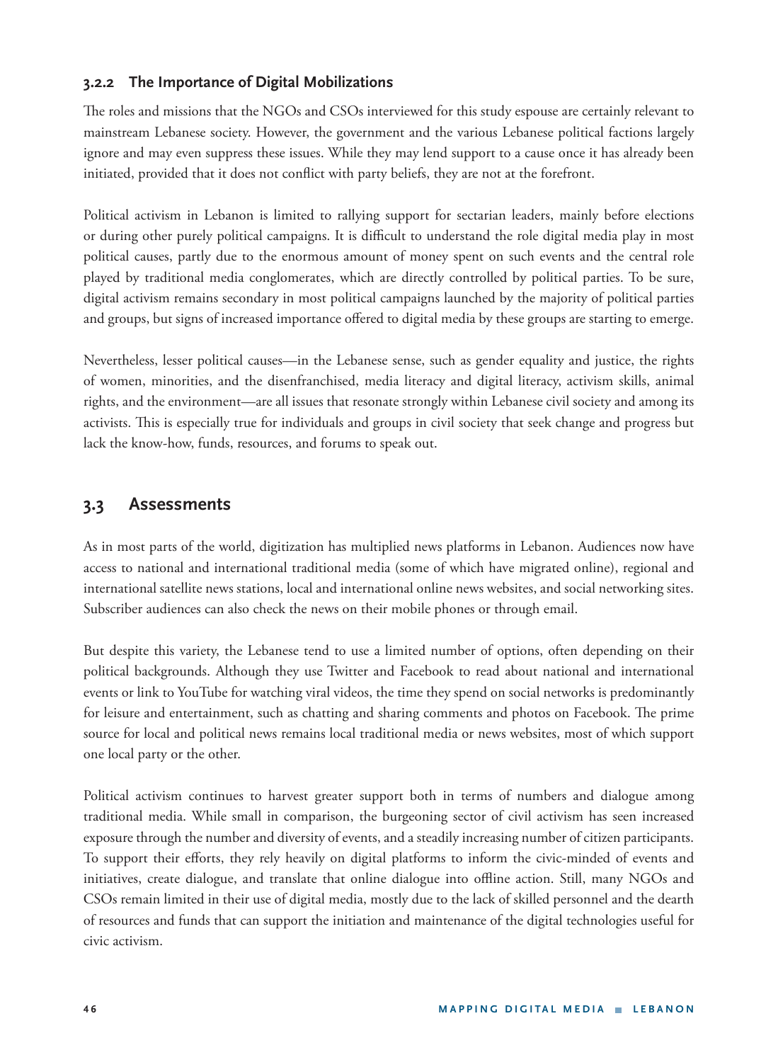### 3.2.2 The Importance of Digital Mobilizations

The roles and missions that the NGOs and CSOs interviewed for this study espouse are certainly relevant to mainstream Lebanese society. However, the government and the various Lebanese political factions largely ignore and may even suppress these issues. While they may lend support to a cause once it has already been initiated, provided that it does not conflict with party beliefs, they are not at the forefront.

Political activism in Lebanon is limited to rallying support for sectarian leaders, mainly before elections or during other purely political campaigns. It is difficult to understand the role digital media play in most political causes, partly due to the enormous amount of money spent on such events and the central role played by traditional media conglomerates, which are directly controlled by political parties. To be sure, digital activism remains secondary in most political campaigns launched by the majority of political parties and groups, but signs of increased importance offered to digital media by these groups are starting to emerge.

Nevertheless, lesser political causes—in the Lebanese sense, such as gender equality and justice, the rights of women, minorities, and the disenfranchised, media literacy and digital literacy, activism skills, animal rights, and the environment—are all issues that resonate strongly within Lebanese civil society and among its activists. This is especially true for individuals and groups in civil society that seek change and progress but lack the know-how, funds, resources, and forums to speak out.

## 3.3 Assessments

As in most parts of the world, digitization has multiplied news platforms in Lebanon. Audiences now have access to national and international traditional media (some of which have migrated online), regional and international satellite news stations, local and international online news websites, and social networking sites. Subscriber audiences can also check the news on their mobile phones or through email.

But despite this variety, the Lebanese tend to use a limited number of options, often depending on their political backgrounds. Although they use Twitter and Facebook to read about national and international events or link to YouTube for watching viral videos, the time they spend on social networks is predominantly for leisure and entertainment, such as chatting and sharing comments and photos on Facebook. The prime source for local and political news remains local traditional media or news websites, most of which support one local party or the other.

Political activism continues to harvest greater support both in terms of numbers and dialogue among traditional media. While small in comparison, the burgeoning sector of civil activism has seen increased exposure through the number and diversity of events, and a steadily increasing number of citizen participants. To support their efforts, they rely heavily on digital platforms to inform the civic-minded of events and initiatives, create dialogue, and translate that online dialogue into offline action. Still, many NGOs and CSOs remain limited in their use of digital media, mostly due to the lack of skilled personnel and the dearth of resources and funds that can support the initiation and maintenance of the digital technologies useful for civic activism.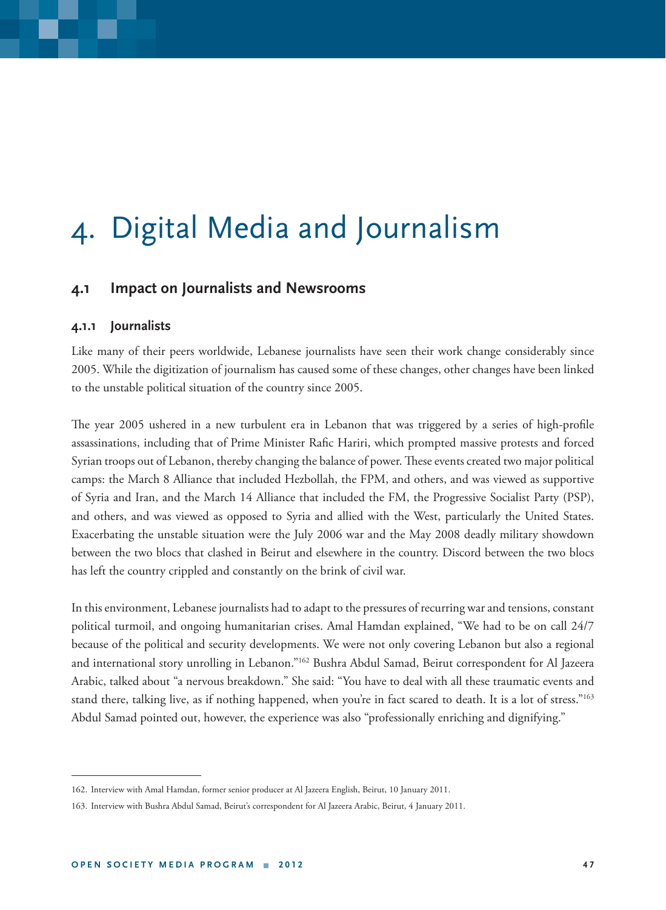# 4. Digital Media and Journalism

## 4.1 Impact on Journalists and Newsrooms

### 4.1.1 Journalists

Like many of their peers worldwide, Lebanese journalists have seen their work change considerably since 2005. While the digitization of journalism has caused some of these changes, other changes have been linked to the unstable political situation of the country since 2005.

The year 2005 ushered in a new turbulent era in Lebanon that was triggered by a series of high-profile assassinations, including that of Prime Minister Rafic Hariri, which prompted massive protests and forced Syrian troops out of Lebanon, thereby changing the balance of power. These events created two major political camps: the March 8 Alliance that included Hezbollah, the FPM, and others, and was viewed as supportive of Syria and Iran, and the March 14 Alliance that included the FM, the Progressive Socialist Party (PSP), and others, and was viewed as opposed to Syria and allied with the West, particularly the United States. Exacerbating the unstable situation were the July 2006 war and the May 2008 deadly military showdown between the two blocs that clashed in Beirut and elsewhere in the country. Discord between the two blocs has left the country crippled and constantly on the brink of civil war.

In this environment, Lebanese journalists had to adapt to the pressures of recurring war and tensions, constant political turmoil, and ongoing humanitarian crises. Amal Hamdan explained, "We had to be on call 24/7 because of the political and security developments. We were not only covering Lebanon but also a regional and international story unrolling in Lebanon."[162] Bushra Abdul Samad, Beirut correspondent for Al Jazeera Arabic, talked about "a nervous breakdown." She said: "You have to deal with all these traumatic events and stand there, talking live, as if nothing happened, when you're in fact scared to death. It is a lot of stress."[163] Abdul Samad pointed out, however, the experience was also "professionally enriching and dignifying."

---

162. Interview with Amal Hamdan, former senior producer at Al Jazeera English, Beirut, 10 January 2011.

163. Interview with Bushra Abdul Samad, Beirut's correspondent for Al Jazeera Arabic, Beirut, 4 January 2011.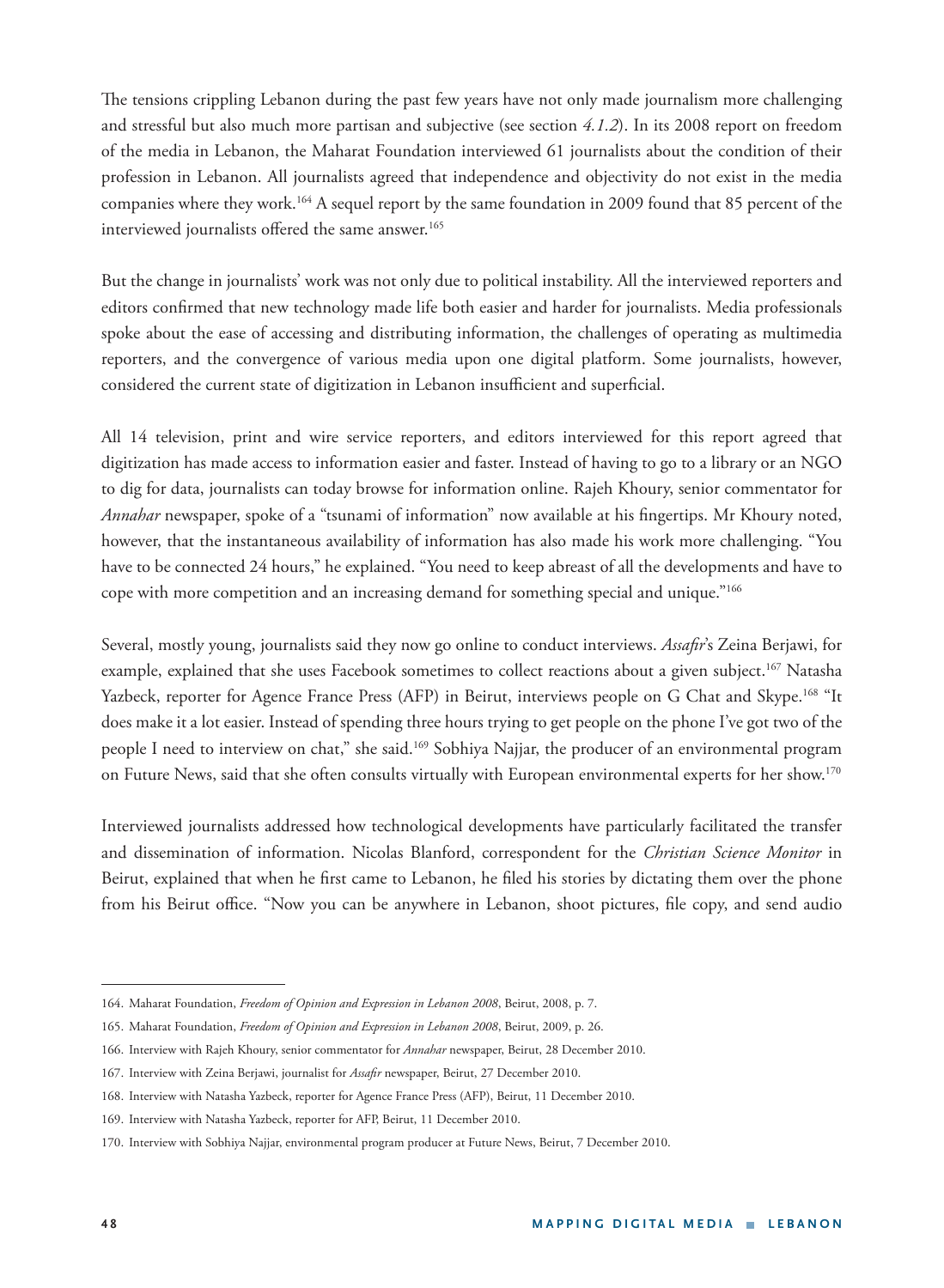The tensions crippling Lebanon during the past few years have not only made journalism more challenging and stressful but also much more partisan and subjective (see section *4.1.2*). In its 2008 report on freedom of the media in Lebanon, the Maharat Foundation interviewed 61 journalists about the condition of their profession in Lebanon. All journalists agreed that independence and objectivity do not exist in the media companies where they work.[164] A sequel report by the same foundation in 2009 found that 85 percent of the interviewed journalists offered the same answer.[165]

But the change in journalists' work was not only due to political instability. All the interviewed reporters and editors confirmed that new technology made life both easier and harder for journalists. Media professionals spoke about the ease of accessing and distributing information, the challenges of operating as multimedia reporters, and the convergence of various media upon one digital platform. Some journalists, however, considered the current state of digitization in Lebanon insufficient and superficial.

All 14 television, print and wire service reporters, and editors interviewed for this report agreed that digitization has made access to information easier and faster. Instead of having to go to a library or an NGO to dig for data, journalists can today browse for information online. Rajeh Khoury, senior commentator for *Annahar* newspaper, spoke of a "tsunami of information" now available at his fingertips. Mr Khoury noted, however, that the instantaneous availability of information has also made his work more challenging. "You have to be connected 24 hours," he explained. "You need to keep abreast of all the developments and have to cope with more competition and an increasing demand for something special and unique."[166]

Several, mostly young, journalists said they now go online to conduct interviews. *Assafir*'s Zeina Berjawi, for example, explained that she uses Facebook sometimes to collect reactions about a given subject.[167] Natasha Yazbeck, reporter for Agence France Press (AFP) in Beirut, interviews people on G Chat and Skype.[168] "It does make it a lot easier. Instead of spending three hours trying to get people on the phone I've got two of the people I need to interview on chat," she said.[169] Sobhiya Najjar, the producer of an environmental program on Future News, said that she often consults virtually with European environmental experts for her show.[170]

Interviewed journalists addressed how technological developments have particularly facilitated the transfer and dissemination of information. Nicolas Blanford, correspondent for the *Christian Science Monitor* in Beirut, explained that when he first came to Lebanon, he filed his stories by dictating them over the phone from his Beirut office. "Now you can be anywhere in Lebanon, shoot pictures, file copy, and send audio

---

164. Maharat Foundation, *Freedom of Opinion and Expression in Lebanon 2008*, Beirut, 2008, p. 7.

165. Maharat Foundation, *Freedom of Opinion and Expression in Lebanon 2008*, Beirut, 2009, p. 26.

166. Interview with Rajeh Khoury, senior commentator for *Annahar* newspaper, Beirut, 28 December 2010.

167. Interview with Zeina Berjawi, journalist for *Assafir* newspaper, Beirut, 27 December 2010.

168. Interview with Natasha Yazbeck, reporter for Agence France Press (AFP), Beirut, 11 December 2010.

169. Interview with Natasha Yazbeck, reporter for AFP, Beirut, 11 December 2010.

170. Interview with Sobhiya Najjar, environmental program producer at Future News, Beirut, 7 December 2010.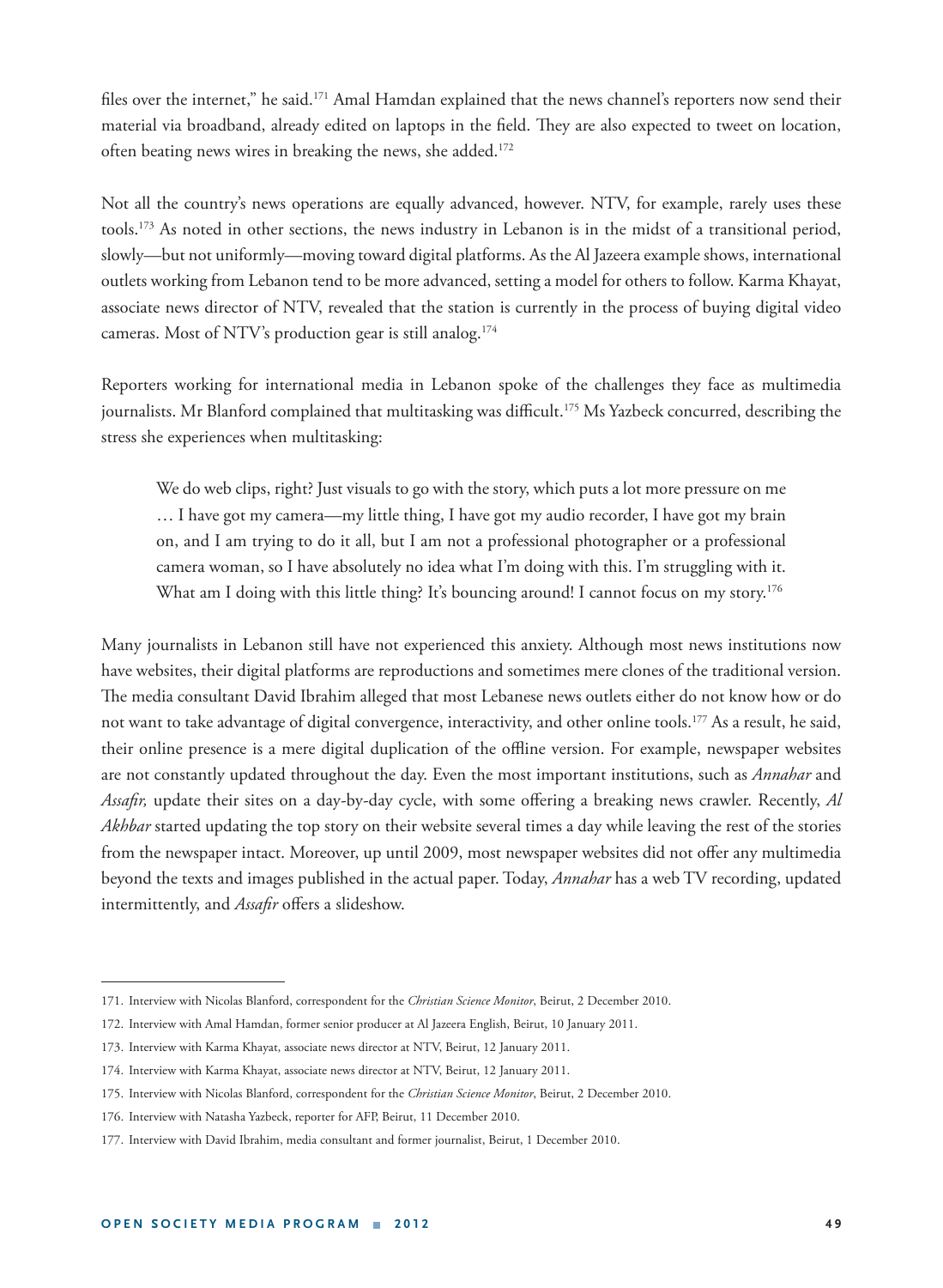files over the internet," he said.[171] Amal Hamdan explained that the news channel's reporters now send their material via broadband, already edited on laptops in the field. They are also expected to tweet on location, often beating news wires in breaking the news, she added.[172]

Not all the country's news operations are equally advanced, however. NTV, for example, rarely uses these tools.[173] As noted in other sections, the news industry in Lebanon is in the midst of a transitional period, slowly—but not uniformly—moving toward digital platforms. As the Al Jazeera example shows, international outlets working from Lebanon tend to be more advanced, setting a model for others to follow. Karma Khayat, associate news director of NTV, revealed that the station is currently in the process of buying digital video cameras. Most of NTV's production gear is still analog.[174]

Reporters working for international media in Lebanon spoke of the challenges they face as multimedia journalists. Mr Blanford complained that multitasking was difficult.[175] Ms Yazbeck concurred, describing the stress she experiences when multitasking:

> We do web clips, right? Just visuals to go with the story, which puts a lot more pressure on me … I have got my camera—my little thing, I have got my audio recorder, I have got my brain on, and I am trying to do it all, but I am not a professional photographer or a professional camera woman, so I have absolutely no idea what I'm doing with this. I'm struggling with it. What am I doing with this little thing? It's bouncing around! I cannot focus on my story.[176]

Many journalists in Lebanon still have not experienced this anxiety. Although most news institutions now have websites, their digital platforms are reproductions and sometimes mere clones of the traditional version. The media consultant David Ibrahim alleged that most Lebanese news outlets either do not know how or do not want to take advantage of digital convergence, interactivity, and other online tools.[177] As a result, he said, their online presence is a mere digital duplication of the offline version. For example, newspaper websites are not constantly updated throughout the day. Even the most important institutions, such as *Annahar* and *Assafir,* update their sites on a day-by-day cycle, with some offering a breaking news crawler. Recently, *Al Akhbar* started updating the top story on their website several times a day while leaving the rest of the stories from the newspaper intact. Moreover, up until 2009, most newspaper websites did not offer any multimedia beyond the texts and images published in the actual paper. Today, *Annahar* has a web TV recording, updated intermittently, and *Assafir* offers a slideshow.

---

171. Interview with Nicolas Blanford, correspondent for the *Christian Science Monitor*, Beirut, 2 December 2010.
172. Interview with Amal Hamdan, former senior producer at Al Jazeera English, Beirut, 10 January 2011.
173. Interview with Karma Khayat, associate news director at NTV, Beirut, 12 January 2011.
174. Interview with Karma Khayat, associate news director at NTV, Beirut, 12 January 2011.
175. Interview with Nicolas Blanford, correspondent for the *Christian Science Monitor*, Beirut, 2 December 2010.
176. Interview with Natasha Yazbeck, reporter for AFP, Beirut, 11 December 2010.
177. Interview with David Ibrahim, media consultant and former journalist, Beirut, 1 December 2010.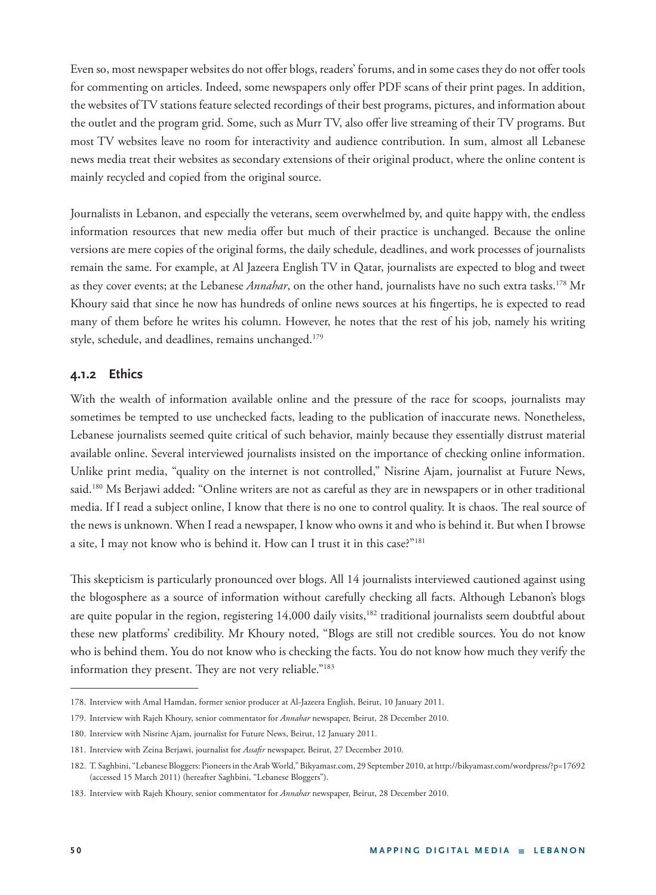Even so, most newspaper websites do not offer blogs, readers' forums, and in some cases they do not offer tools for commenting on articles. Indeed, some newspapers only offer PDF scans of their print pages. In addition, the websites of TV stations feature selected recordings of their best programs, pictures, and information about the outlet and the program grid. Some, such as Murr TV, also offer live streaming of their TV programs. But most TV websites leave no room for interactivity and audience contribution. In sum, almost all Lebanese news media treat their websites as secondary extensions of their original product, where the online content is mainly recycled and copied from the original source.

Journalists in Lebanon, and especially the veterans, seem overwhelmed by, and quite happy with, the endless information resources that new media offer but much of their practice is unchanged. Because the online versions are mere copies of the original forms, the daily schedule, deadlines, and work processes of journalists remain the same. For example, at Al Jazeera English TV in Qatar, journalists are expected to blog and tweet as they cover events; at the Lebanese *Annahar*, on the other hand, journalists have no such extra tasks.[178] Mr Khoury said that since he now has hundreds of online news sources at his fingertips, he is expected to read many of them before he writes his column. However, he notes that the rest of his job, namely his writing style, schedule, and deadlines, remains unchanged.[179]

### 4.1.2 Ethics

With the wealth of information available online and the pressure of the race for scoops, journalists may sometimes be tempted to use unchecked facts, leading to the publication of inaccurate news. Nonetheless, Lebanese journalists seemed quite critical of such behavior, mainly because they essentially distrust material available online. Several interviewed journalists insisted on the importance of checking online information. Unlike print media, "quality on the internet is not controlled," Nisrine Ajam, journalist at Future News, said.[180] Ms Berjawi added: "Online writers are not as careful as they are in newspapers or in other traditional media. If I read a subject online, I know that there is no one to control quality. It is chaos. The real source of the news is unknown. When I read a newspaper, I know who owns it and who is behind it. But when I browse a site, I may not know who is behind it. How can I trust it in this case?"[181]

This skepticism is particularly pronounced over blogs. All 14 journalists interviewed cautioned against using the blogosphere as a source of information without carefully checking all facts. Although Lebanon's blogs are quite popular in the region, registering 14,000 daily visits,[182] traditional journalists seem doubtful about these new platforms' credibility. Mr Khoury noted, "Blogs are still not credible sources. You do not know who is behind them. You do not know who is checking the facts. You do not know how much they verify the information they present. They are not very reliable."[183]

---

178. Interview with Amal Hamdan, former senior producer at Al-Jazeera English, Beirut, 10 January 2011.

179. Interview with Rajeh Khoury, senior commentator for *Annahar* newspaper, Beirut, 28 December 2010.

180. Interview with Nisrine Ajam, journalist for Future News, Beirut, 12 January 2011.

181. Interview with Zeina Berjawi, journalist for *Assafir* newspaper, Beirut, 27 December 2010.

182. T. Saghbini, "Lebanese Bloggers: Pioneers in the Arab World," Bikyamasr.com, 29 September 2010, at http://bikyamasr.com/wordpress/?p=17692 (accessed 15 March 2011) (hereafter Saghbini, "Lebanese Bloggers").

183. Interview with Rajeh Khoury, senior commentator for *Annahar* newspaper, Beirut, 28 December 2010.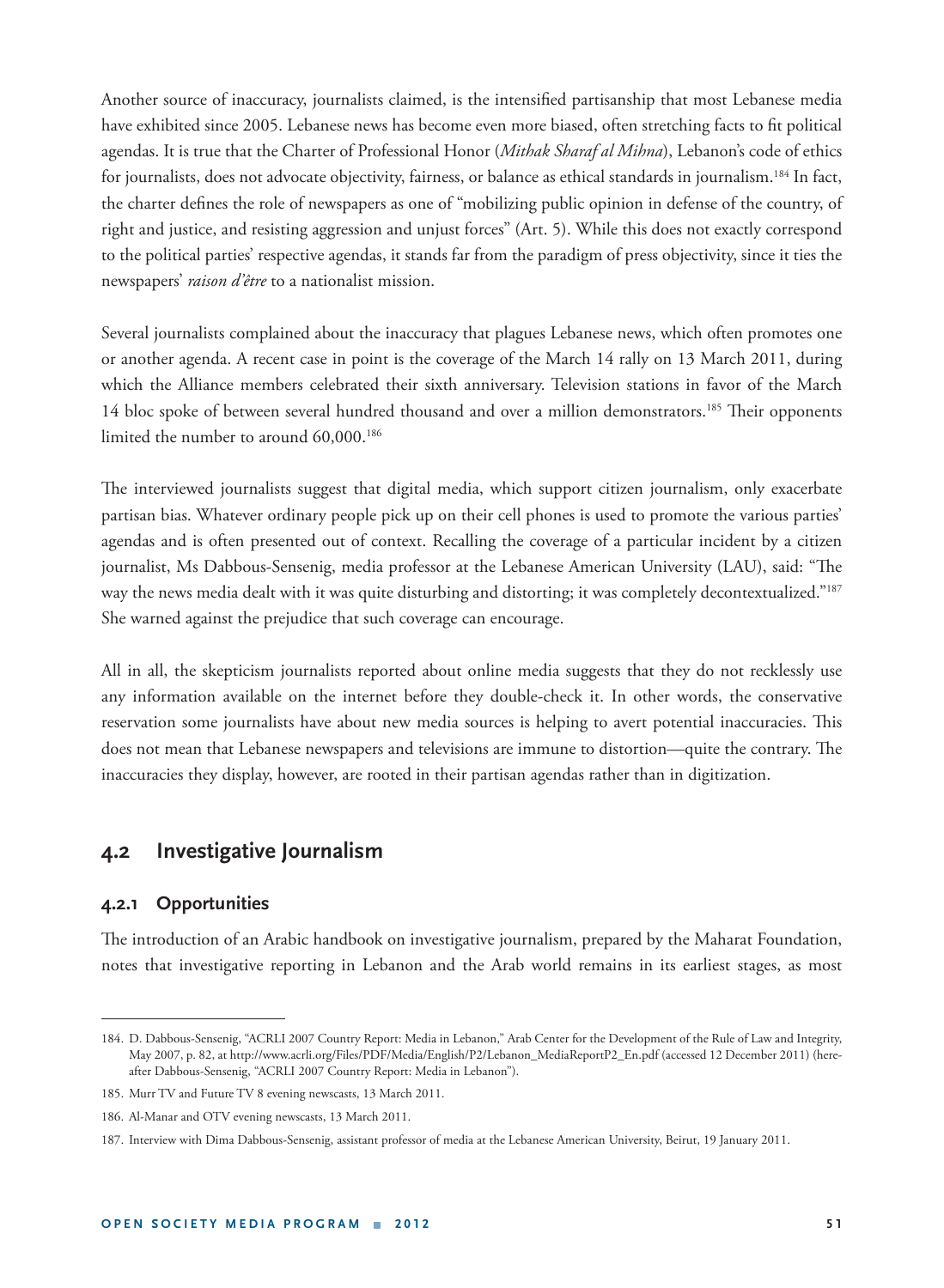Another source of inaccuracy, journalists claimed, is the intensified partisanship that most Lebanese media have exhibited since 2005. Lebanese news has become even more biased, often stretching facts to fit political agendas. It is true that the Charter of Professional Honor (*Mithak Sharaf al Mihna*), Lebanon's code of ethics for journalists, does not advocate objectivity, fairness, or balance as ethical standards in journalism.[184] In fact, the charter defines the role of newspapers as one of "mobilizing public opinion in defense of the country, of right and justice, and resisting aggression and unjust forces" (Art. 5). While this does not exactly correspond to the political parties' respective agendas, it stands far from the paradigm of press objectivity, since it ties the newspapers' *raison d'être* to a nationalist mission.

Several journalists complained about the inaccuracy that plagues Lebanese news, which often promotes one or another agenda. A recent case in point is the coverage of the March 14 rally on 13 March 2011, during which the Alliance members celebrated their sixth anniversary. Television stations in favor of the March 14 bloc spoke of between several hundred thousand and over a million demonstrators.[185] Their opponents limited the number to around 60,000.[186]

The interviewed journalists suggest that digital media, which support citizen journalism, only exacerbate partisan bias. Whatever ordinary people pick up on their cell phones is used to promote the various parties' agendas and is often presented out of context. Recalling the coverage of a particular incident by a citizen journalist, Ms Dabbous-Sensenig, media professor at the Lebanese American University (LAU), said: "The way the news media dealt with it was quite disturbing and distorting; it was completely decontextualized."[187] She warned against the prejudice that such coverage can encourage.

All in all, the skepticism journalists reported about online media suggests that they do not recklessly use any information available on the internet before they double-check it. In other words, the conservative reservation some journalists have about new media sources is helping to avert potential inaccuracies. This does not mean that Lebanese newspapers and televisions are immune to distortion—quite the contrary. The inaccuracies they display, however, are rooted in their partisan agendas rather than in digitization.

## 4.2 Investigative Journalism

### 4.2.1 Opportunities

The introduction of an Arabic handbook on investigative journalism, prepared by the Maharat Foundation, notes that investigative reporting in Lebanon and the Arab world remains in its earliest stages, as most

---

184. D. Dabbous-Sensenig, "ACRLI 2007 Country Report: Media in Lebanon," Arab Center for the Development of the Rule of Law and Integrity, May 2007, p. 82, at http://www.acrli.org/Files/PDF/Media/English/P2/Lebanon_MediaReportP2_En.pdf (accessed 12 December 2011) (hereafter Dabbous-Sensenig, "ACRLI 2007 Country Report: Media in Lebanon").

185. Murr TV and Future TV 8 evening newscasts, 13 March 2011.

186. Al-Manar and OTV evening newscasts, 13 March 2011.

187. Interview with Dima Dabbous-Sensenig, assistant professor of media at the Lebanese American University, Beirut, 19 January 2011.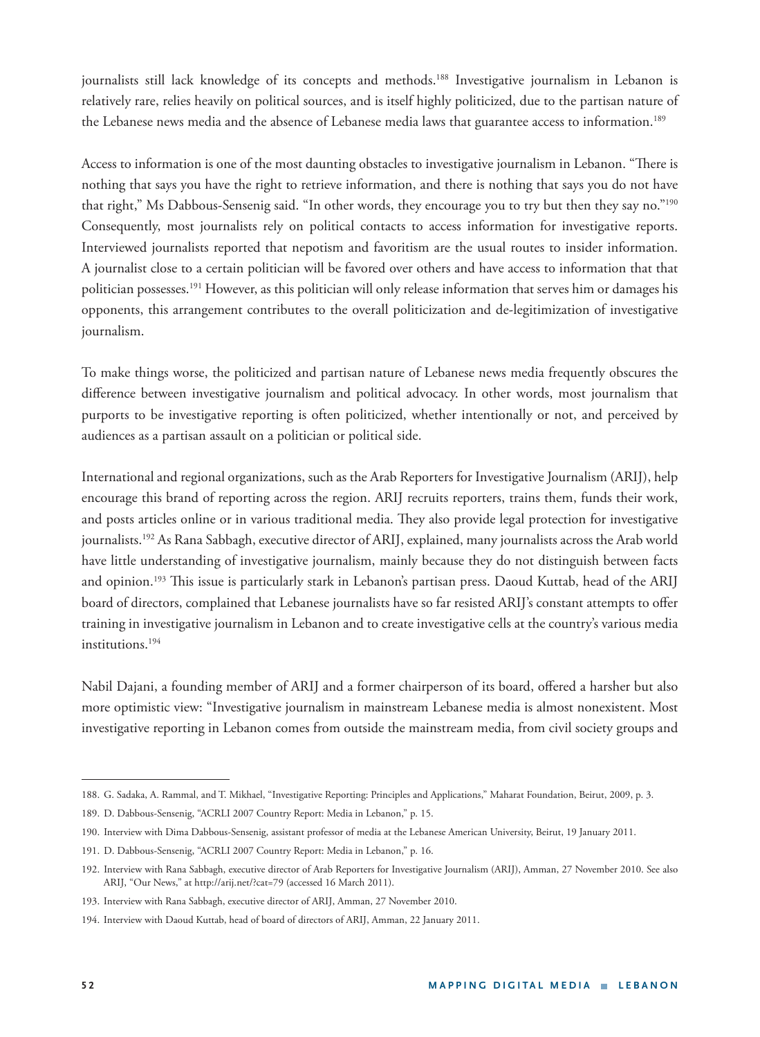journalists still lack knowledge of its concepts and methods.[188] Investigative journalism in Lebanon is relatively rare, relies heavily on political sources, and is itself highly politicized, due to the partisan nature of the Lebanese news media and the absence of Lebanese media laws that guarantee access to information.[189]

Access to information is one of the most daunting obstacles to investigative journalism in Lebanon. "There is nothing that says you have the right to retrieve information, and there is nothing that says you do not have that right," Ms Dabbous-Sensenig said. "In other words, they encourage you to try but then they say no."[190] Consequently, most journalists rely on political contacts to access information for investigative reports. Interviewed journalists reported that nepotism and favoritism are the usual routes to insider information. A journalist close to a certain politician will be favored over others and have access to information that that politician possesses.[191] However, as this politician will only release information that serves him or damages his opponents, this arrangement contributes to the overall politicization and de-legitimization of investigative journalism.

To make things worse, the politicized and partisan nature of Lebanese news media frequently obscures the difference between investigative journalism and political advocacy. In other words, most journalism that purports to be investigative reporting is often politicized, whether intentionally or not, and perceived by audiences as a partisan assault on a politician or political side.

International and regional organizations, such as the Arab Reporters for Investigative Journalism (ARIJ), help encourage this brand of reporting across the region. ARIJ recruits reporters, trains them, funds their work, and posts articles online or in various traditional media. They also provide legal protection for investigative journalists.[192] As Rana Sabbagh, executive director of ARIJ, explained, many journalists across the Arab world have little understanding of investigative journalism, mainly because they do not distinguish between facts and opinion.[193] This issue is particularly stark in Lebanon's partisan press. Daoud Kuttab, head of the ARIJ board of directors, complained that Lebanese journalists have so far resisted ARIJ's constant attempts to offer training in investigative journalism in Lebanon and to create investigative cells at the country's various media institutions.[194]

Nabil Dajani, a founding member of ARIJ and a former chairperson of its board, offered a harsher but also more optimistic view: "Investigative journalism in mainstream Lebanese media is almost nonexistent. Most investigative reporting in Lebanon comes from outside the mainstream media, from civil society groups and

---

188. G. Sadaka, A. Rammal, and T. Mikhael, "Investigative Reporting: Principles and Applications," Maharat Foundation, Beirut, 2009, p. 3.

189. D. Dabbous-Sensenig, "ACRLI 2007 Country Report: Media in Lebanon," p. 15.

190. Interview with Dima Dabbous-Sensenig, assistant professor of media at the Lebanese American University, Beirut, 19 January 2011.

191. D. Dabbous-Sensenig, "ACRLI 2007 Country Report: Media in Lebanon," p. 16.

192. Interview with Rana Sabbagh, executive director of Arab Reporters for Investigative Journalism (ARIJ), Amman, 27 November 2010. See also ARIJ, "Our News," at http://arij.net/?cat=79 (accessed 16 March 2011).

193. Interview with Rana Sabbagh, executive director of ARIJ, Amman, 27 November 2010.

194. Interview with Daoud Kuttab, head of board of directors of ARIJ, Amman, 22 January 2011.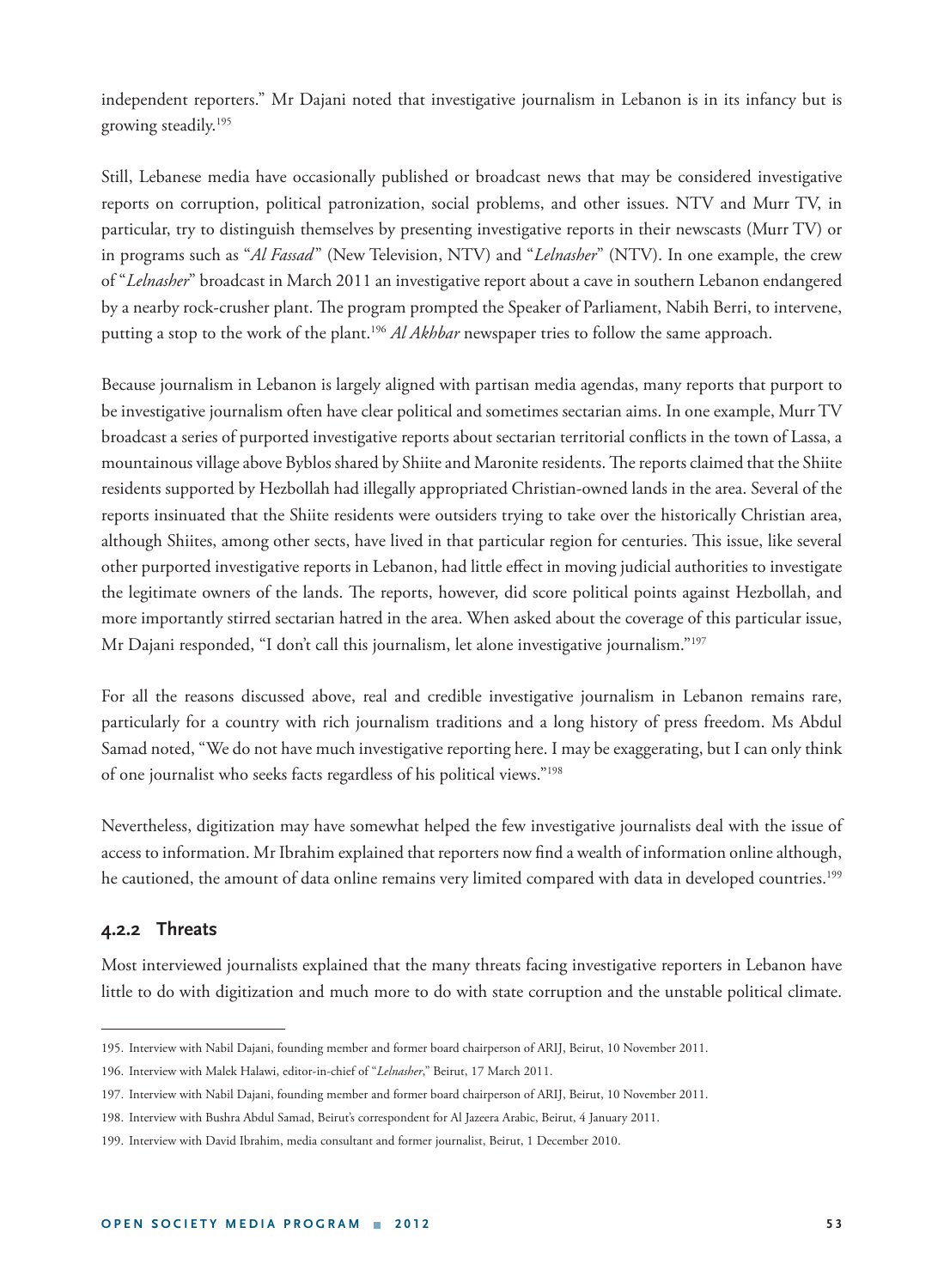independent reporters." Mr Dajani noted that investigative journalism in Lebanon is in its infancy but is growing steadily.[195]

Still, Lebanese media have occasionally published or broadcast news that may be considered investigative reports on corruption, political patronization, social problems, and other issues. NTV and Murr TV, in particular, try to distinguish themselves by presenting investigative reports in their newscasts (Murr TV) or in programs such as "*Al Fassad*" (New Television, NTV) and "*Lelnasher*" (NTV). In one example, the crew of "*Lelnasher*" broadcast in March 2011 an investigative report about a cave in southern Lebanon endangered by a nearby rock-crusher plant. The program prompted the Speaker of Parliament, Nabih Berri, to intervene, putting a stop to the work of the plant.[196] *Al Akhbar* newspaper tries to follow the same approach.

Because journalism in Lebanon is largely aligned with partisan media agendas, many reports that purport to be investigative journalism often have clear political and sometimes sectarian aims. In one example, Murr TV broadcast a series of purported investigative reports about sectarian territorial conflicts in the town of Lassa, a mountainous village above Byblos shared by Shiite and Maronite residents. The reports claimed that the Shiite residents supported by Hezbollah had illegally appropriated Christian-owned lands in the area. Several of the reports insinuated that the Shiite residents were outsiders trying to take over the historically Christian area, although Shiites, among other sects, have lived in that particular region for centuries. This issue, like several other purported investigative reports in Lebanon, had little effect in moving judicial authorities to investigate the legitimate owners of the lands. The reports, however, did score political points against Hezbollah, and more importantly stirred sectarian hatred in the area. When asked about the coverage of this particular issue, Mr Dajani responded, "I don't call this journalism, let alone investigative journalism."[197]

For all the reasons discussed above, real and credible investigative journalism in Lebanon remains rare, particularly for a country with rich journalism traditions and a long history of press freedom. Ms Abdul Samad noted, "We do not have much investigative reporting here. I may be exaggerating, but I can only think of one journalist who seeks facts regardless of his political views."[198]

Nevertheless, digitization may have somewhat helped the few investigative journalists deal with the issue of access to information. Mr Ibrahim explained that reporters now find a wealth of information online although, he cautioned, the amount of data online remains very limited compared with data in developed countries.[199]

### 4.2.2 Threats

Most interviewed journalists explained that the many threats facing investigative reporters in Lebanon have little to do with digitization and much more to do with state corruption and the unstable political climate.

---

195. Interview with Nabil Dajani, founding member and former board chairperson of ARIJ, Beirut, 10 November 2011.

196. Interview with Malek Halawi, editor-in-chief of "*Lelnasher*," Beirut, 17 March 2011.

197. Interview with Nabil Dajani, founding member and former board chairperson of ARIJ, Beirut, 10 November 2011.

198. Interview with Bushra Abdul Samad, Beirut's correspondent for Al Jazeera Arabic, Beirut, 4 January 2011.

199. Interview with David Ibrahim, media consultant and former journalist, Beirut, 1 December 2010.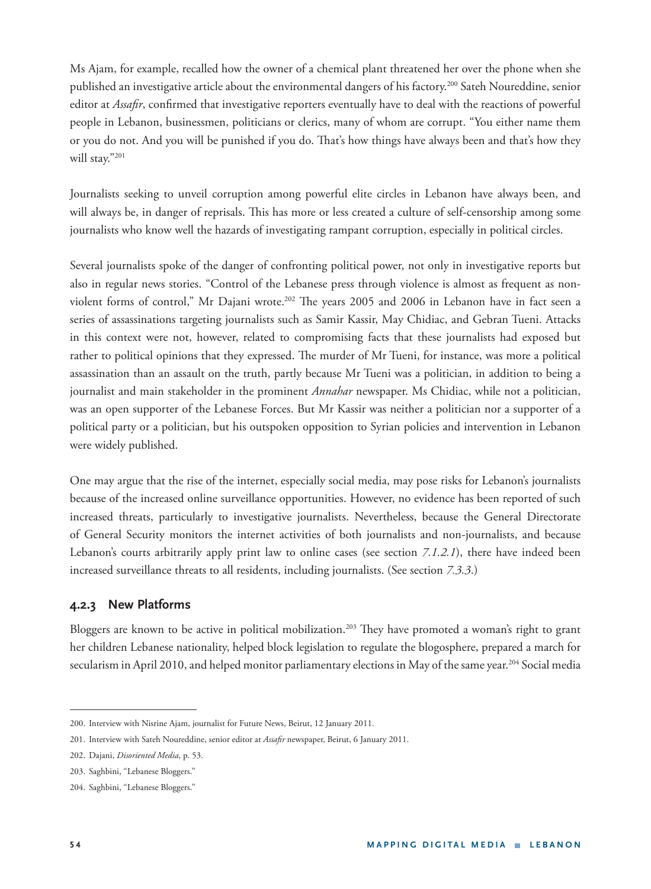Ms Ajam, for example, recalled how the owner of a chemical plant threatened her over the phone when she published an investigative article about the environmental dangers of his factory.[200] Sateh Noureddine, senior editor at *Assafir*, confirmed that investigative reporters eventually have to deal with the reactions of powerful people in Lebanon, businessmen, politicians or clerics, many of whom are corrupt. "You either name them or you do not. And you will be punished if you do. That's how things have always been and that's how they will stay."[201]

Journalists seeking to unveil corruption among powerful elite circles in Lebanon have always been, and will always be, in danger of reprisals. This has more or less created a culture of self-censorship among some journalists who know well the hazards of investigating rampant corruption, especially in political circles.

Several journalists spoke of the danger of confronting political power, not only in investigative reports but also in regular news stories. "Control of the Lebanese press through violence is almost as frequent as non-violent forms of control," Mr Dajani wrote.[202] The years 2005 and 2006 in Lebanon have in fact seen a series of assassinations targeting journalists such as Samir Kassir, May Chidiac, and Gebran Tueni. Attacks in this context were not, however, related to compromising facts that these journalists had exposed but rather to political opinions that they expressed. The murder of Mr Tueni, for instance, was more a political assassination than an assault on the truth, partly because Mr Tueni was a politician, in addition to being a journalist and main stakeholder in the prominent *Annahar* newspaper. Ms Chidiac, while not a politician, was an open supporter of the Lebanese Forces. But Mr Kassir was neither a politician nor a supporter of a political party or a politician, but his outspoken opposition to Syrian policies and intervention in Lebanon were widely published.

One may argue that the rise of the internet, especially social media, may pose risks for Lebanon's journalists because of the increased online surveillance opportunities. However, no evidence has been reported of such increased threats, particularly to investigative journalists. Nevertheless, because the General Directorate of General Security monitors the internet activities of both journalists and non-journalists, and because Lebanon's courts arbitrarily apply print law to online cases (see section *7.1.2.1*), there have indeed been increased surveillance threats to all residents, including journalists. (See section *7.3.3*.)

### 4.2.3 New Platforms

Bloggers are known to be active in political mobilization.[203] They have promoted a woman's right to grant her children Lebanese nationality, helped block legislation to regulate the blogosphere, prepared a march for secularism in April 2010, and helped monitor parliamentary elections in May of the same year.[204] Social media

---

200. Interview with Nisrine Ajam, journalist for Future News, Beirut, 12 January 2011.

201. Interview with Sateh Noureddine, senior editor at *Assafir* newspaper, Beirut, 6 January 2011.

202. Dajani, *Disoriented Media*, p. 53.

203. Saghbini, "Lebanese Bloggers."

204. Saghbini, "Lebanese Bloggers."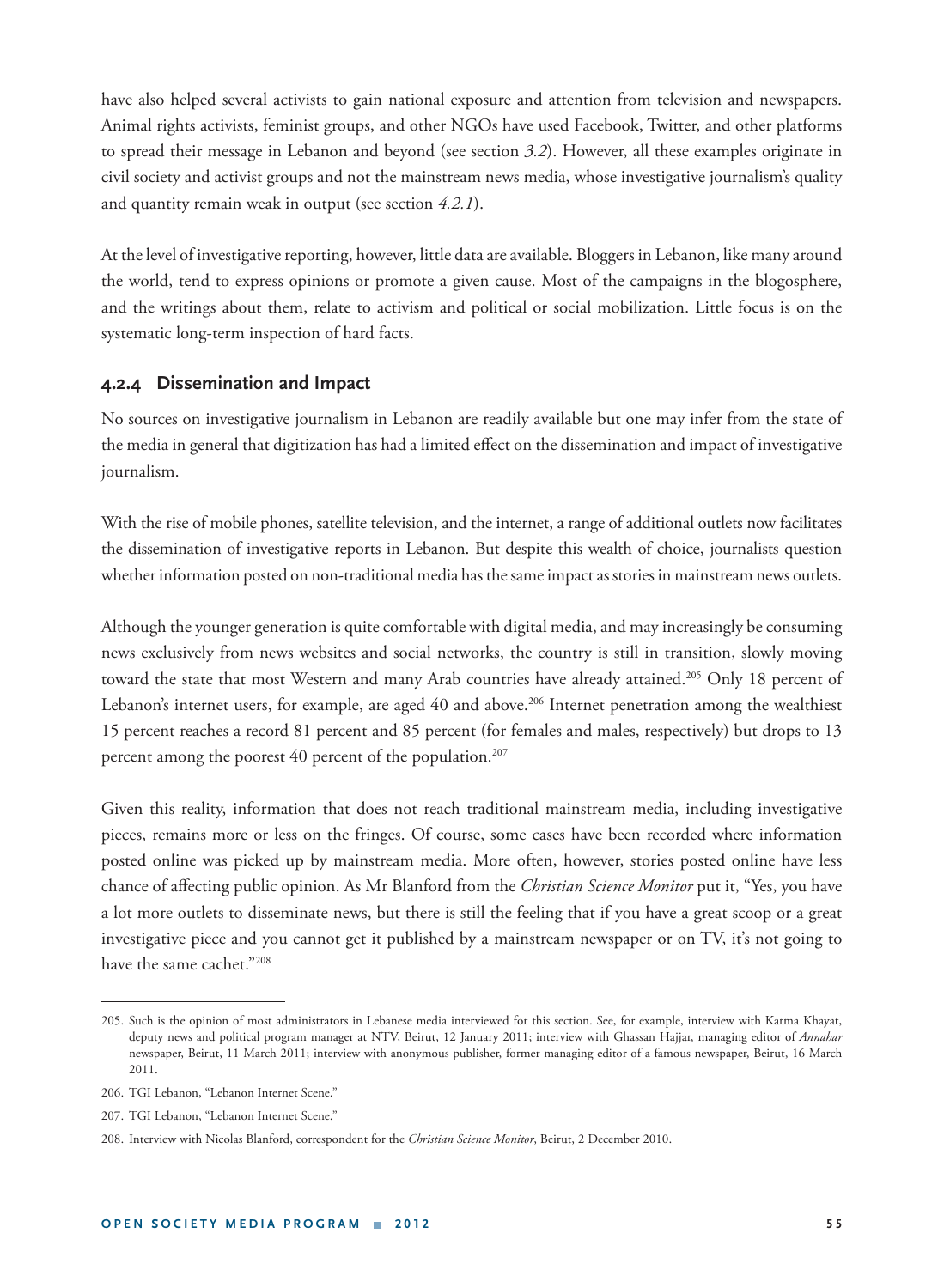have also helped several activists to gain national exposure and attention from television and newspapers. Animal rights activists, feminist groups, and other NGOs have used Facebook, Twitter, and other platforms to spread their message in Lebanon and beyond (see section *3.2*). However, all these examples originate in civil society and activist groups and not the mainstream news media, whose investigative journalism's quality and quantity remain weak in output (see section *4.2.1*).

At the level of investigative reporting, however, little data are available. Bloggers in Lebanon, like many around the world, tend to express opinions or promote a given cause. Most of the campaigns in the blogosphere, and the writings about them, relate to activism and political or social mobilization. Little focus is on the systematic long-term inspection of hard facts.

### 4.2.4 Dissemination and Impact

No sources on investigative journalism in Lebanon are readily available but one may infer from the state of the media in general that digitization has had a limited effect on the dissemination and impact of investigative journalism.

With the rise of mobile phones, satellite television, and the internet, a range of additional outlets now facilitates the dissemination of investigative reports in Lebanon. But despite this wealth of choice, journalists question whether information posted on non-traditional media has the same impact as stories in mainstream news outlets.

Although the younger generation is quite comfortable with digital media, and may increasingly be consuming news exclusively from news websites and social networks, the country is still in transition, slowly moving toward the state that most Western and many Arab countries have already attained.[205] Only 18 percent of Lebanon's internet users, for example, are aged 40 and above.[206] Internet penetration among the wealthiest 15 percent reaches a record 81 percent and 85 percent (for females and males, respectively) but drops to 13 percent among the poorest 40 percent of the population.[207]

Given this reality, information that does not reach traditional mainstream media, including investigative pieces, remains more or less on the fringes. Of course, some cases have been recorded where information posted online was picked up by mainstream media. More often, however, stories posted online have less chance of affecting public opinion. As Mr Blanford from the *Christian Science Monitor* put it, "Yes, you have a lot more outlets to disseminate news, but there is still the feeling that if you have a great scoop or a great investigative piece and you cannot get it published by a mainstream newspaper or on TV, it's not going to have the same cachet."[208]

---

205. Such is the opinion of most administrators in Lebanese media interviewed for this section. See, for example, interview with Karma Khayat, deputy news and political program manager at NTV, Beirut, 12 January 2011; interview with Ghassan Hajjar, managing editor of *Annahar* newspaper, Beirut, 11 March 2011; interview with anonymous publisher, former managing editor of a famous newspaper, Beirut, 16 March 2011.

206. TGI Lebanon, "Lebanon Internet Scene."

207. TGI Lebanon, "Lebanon Internet Scene."

208. Interview with Nicolas Blanford, correspondent for the *Christian Science Monitor*, Beirut, 2 December 2010.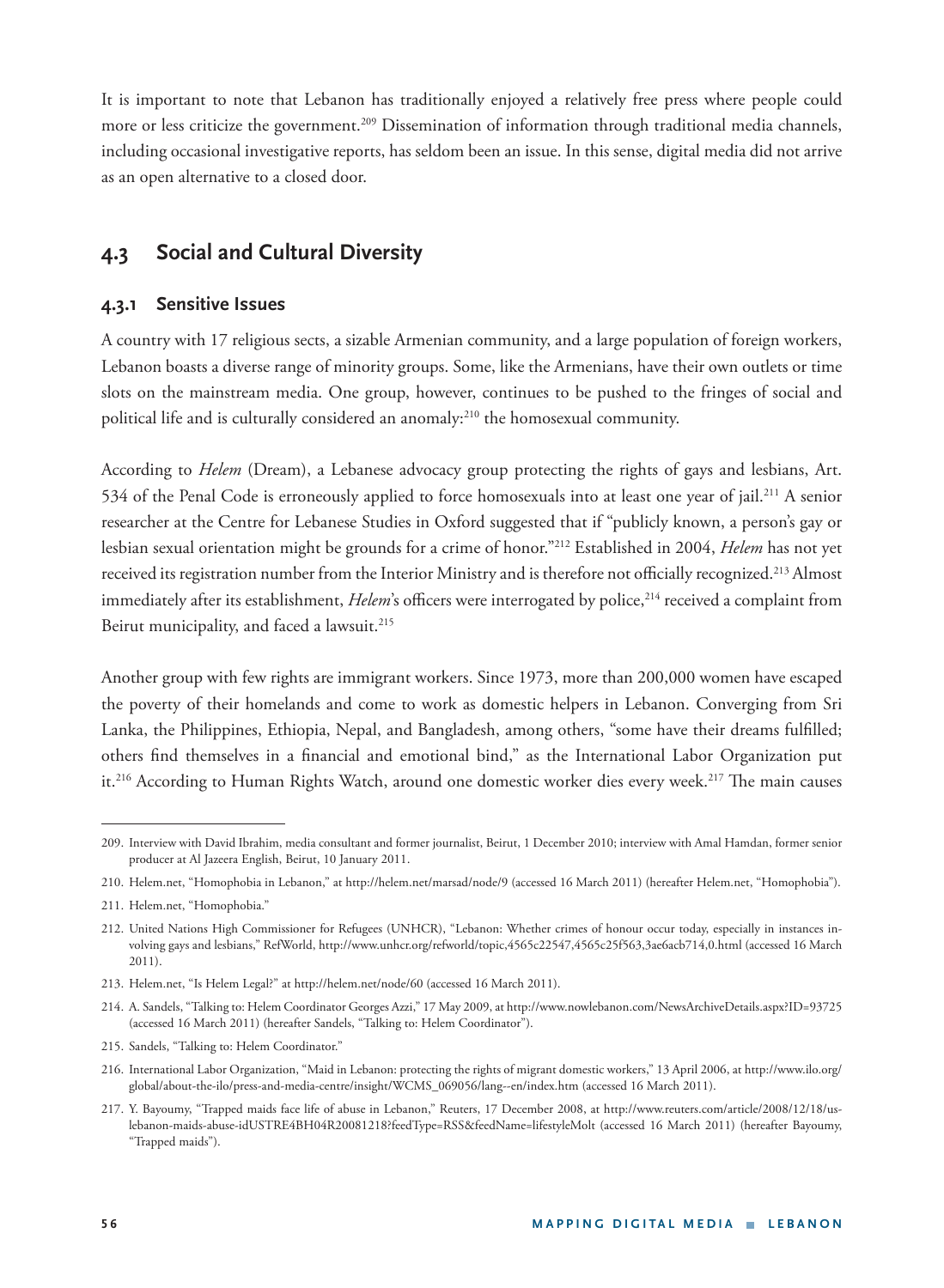It is important to note that Lebanon has traditionally enjoyed a relatively free press where people could more or less criticize the government.[209] Dissemination of information through traditional media channels, including occasional investigative reports, has seldom been an issue. In this sense, digital media did not arrive as an open alternative to a closed door.

## 4.3 Social and Cultural Diversity

### 4.3.1 Sensitive Issues

A country with 17 religious sects, a sizable Armenian community, and a large population of foreign workers, Lebanon boasts a diverse range of minority groups. Some, like the Armenians, have their own outlets or time slots on the mainstream media. One group, however, continues to be pushed to the fringes of social and political life and is culturally considered an anomaly:[210] the homosexual community.

According to *Helem* (Dream), a Lebanese advocacy group protecting the rights of gays and lesbians, Art. 534 of the Penal Code is erroneously applied to force homosexuals into at least one year of jail.[211] A senior researcher at the Centre for Lebanese Studies in Oxford suggested that if "publicly known, a person's gay or lesbian sexual orientation might be grounds for a crime of honor."[212] Established in 2004, *Helem* has not yet received its registration number from the Interior Ministry and is therefore not officially recognized.[213] Almost immediately after its establishment, *Helem*'s officers were interrogated by police,[214] received a complaint from Beirut municipality, and faced a lawsuit.[215]

Another group with few rights are immigrant workers. Since 1973, more than 200,000 women have escaped the poverty of their homelands and come to work as domestic helpers in Lebanon. Converging from Sri Lanka, the Philippines, Ethiopia, Nepal, and Bangladesh, among others, "some have their dreams fulfilled; others find themselves in a financial and emotional bind," as the International Labor Organization put it.[216] According to Human Rights Watch, around one domestic worker dies every week.[217] The main causes

---

209. Interview with David Ibrahim, media consultant and former journalist, Beirut, 1 December 2010; interview with Amal Hamdan, former senior producer at Al Jazeera English, Beirut, 10 January 2011.

210. Helem.net, "Homophobia in Lebanon," at http://helem.net/marsad/node/9 (accessed 16 March 2011) (hereafter Helem.net, "Homophobia").

211. Helem.net, "Homophobia."

212. United Nations High Commissioner for Refugees (UNHCR), "Lebanon: Whether crimes of honour occur today, especially in instances involving gays and lesbians," RefWorld, http://www.unhcr.org/refworld/topic,4565c22547,4565c25f563,3ae6acb714,0.html (accessed 16 March 2011).

213. Helem.net, "Is Helem Legal?" at http://helem.net/node/60 (accessed 16 March 2011).

214. A. Sandels, "Talking to: Helem Coordinator Georges Azzi," 17 May 2009, at http://www.nowlebanon.com/NewsArchiveDetails.aspx?ID=93725 (accessed 16 March 2011) (hereafter Sandels, "Talking to: Helem Coordinator").

215. Sandels, "Talking to: Helem Coordinator."

216. International Labor Organization, "Maid in Lebanon: protecting the rights of migrant domestic workers," 13 April 2006, at http://www.ilo.org/global/about-the-ilo/press-and-media-centre/insight/WCMS_069056/lang--en/index.htm (accessed 16 March 2011).

217. Y. Bayoumy, "Trapped maids face life of abuse in Lebanon," Reuters, 17 December 2008, at http://www.reuters.com/article/2008/12/18/us-lebanon-maids-abuse-idUSTRE4BH04R20081218?feedType=RSS&feedName=lifestyleMolt (accessed 16 March 2011) (hereafter Bayoumy, "Trapped maids").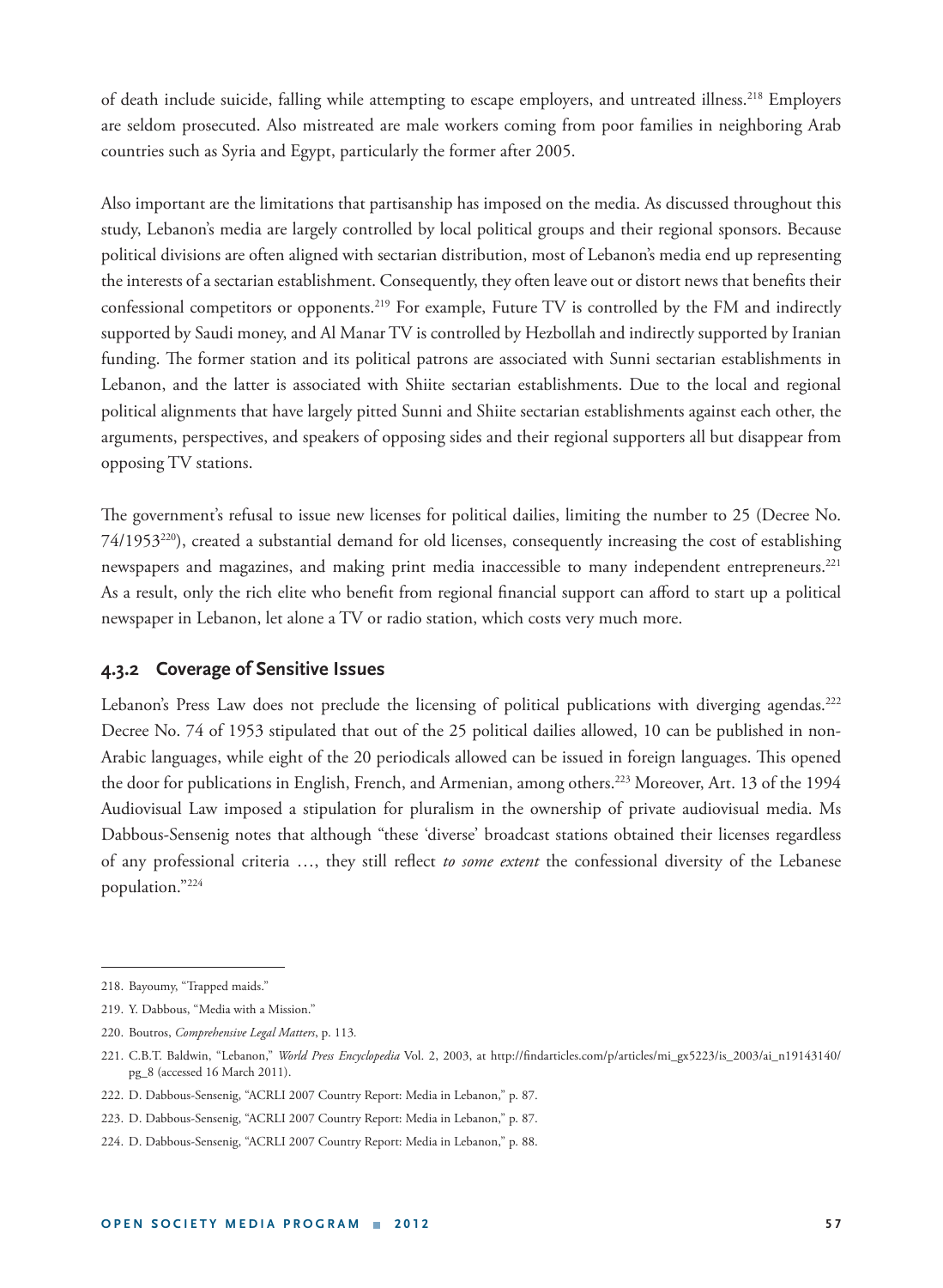of death include suicide, falling while attempting to escape employers, and untreated illness.[218] Employers are seldom prosecuted. Also mistreated are male workers coming from poor families in neighboring Arab countries such as Syria and Egypt, particularly the former after 2005.

Also important are the limitations that partisanship has imposed on the media. As discussed throughout this study, Lebanon's media are largely controlled by local political groups and their regional sponsors. Because political divisions are often aligned with sectarian distribution, most of Lebanon's media end up representing the interests of a sectarian establishment. Consequently, they often leave out or distort news that benefits their confessional competitors or opponents.[219] For example, Future TV is controlled by the FM and indirectly supported by Saudi money, and Al Manar TV is controlled by Hezbollah and indirectly supported by Iranian funding. The former station and its political patrons are associated with Sunni sectarian establishments in Lebanon, and the latter is associated with Shiite sectarian establishments. Due to the local and regional political alignments that have largely pitted Sunni and Shiite sectarian establishments against each other, the arguments, perspectives, and speakers of opposing sides and their regional supporters all but disappear from opposing TV stations.

The government's refusal to issue new licenses for political dailies, limiting the number to 25 (Decree No. 74/1953[220]), created a substantial demand for old licenses, consequently increasing the cost of establishing newspapers and magazines, and making print media inaccessible to many independent entrepreneurs.[221] As a result, only the rich elite who benefit from regional financial support can afford to start up a political newspaper in Lebanon, let alone a TV or radio station, which costs very much more.

### 4.3.2 Coverage of Sensitive Issues

Lebanon's Press Law does not preclude the licensing of political publications with diverging agendas.[222] Decree No. 74 of 1953 stipulated that out of the 25 political dailies allowed, 10 can be published in non-Arabic languages, while eight of the 20 periodicals allowed can be issued in foreign languages. This opened the door for publications in English, French, and Armenian, among others.[223] Moreover, Art. 13 of the 1994 Audiovisual Law imposed a stipulation for pluralism in the ownership of private audiovisual media. Ms Dabbous-Sensenig notes that although "these 'diverse' broadcast stations obtained their licenses regardless of any professional criteria …, they still reflect *to some extent* the confessional diversity of the Lebanese population."[224]

---

218. Bayoumy, "Trapped maids."

219. Y. Dabbous, "Media with a Mission."

220. Boutros, *Comprehensive Legal Matters*, p. 113.

221. C.B.T. Baldwin, "Lebanon," *World Press Encyclopedia* Vol. 2, 2003, at http://findarticles.com/p/articles/mi_gx5223/is_2003/ai_n19143140/pg_8 (accessed 16 March 2011).

222. D. Dabbous-Sensenig, "ACRLI 2007 Country Report: Media in Lebanon," p. 87.

223. D. Dabbous-Sensenig, "ACRLI 2007 Country Report: Media in Lebanon," p. 87.

224. D. Dabbous-Sensenig, "ACRLI 2007 Country Report: Media in Lebanon," p. 88.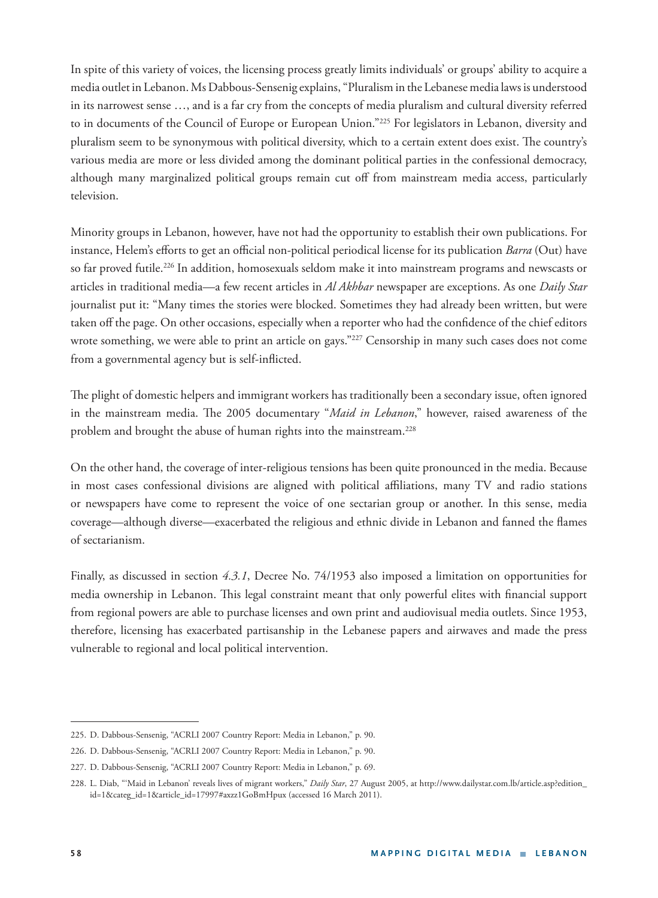In spite of this variety of voices, the licensing process greatly limits individuals' or groups' ability to acquire a media outlet in Lebanon. Ms Dabbous-Sensenig explains, "Pluralism in the Lebanese media laws is understood in its narrowest sense …, and is a far cry from the concepts of media pluralism and cultural diversity referred to in documents of the Council of Europe or European Union."[225] For legislators in Lebanon, diversity and pluralism seem to be synonymous with political diversity, which to a certain extent does exist. The country's various media are more or less divided among the dominant political parties in the confessional democracy, although many marginalized political groups remain cut off from mainstream media access, particularly television.

Minority groups in Lebanon, however, have not had the opportunity to establish their own publications. For instance, Helem's efforts to get an official non-political periodical license for its publication *Barra* (Out) have so far proved futile.[226] In addition, homosexuals seldom make it into mainstream programs and newscasts or articles in traditional media—a few recent articles in *Al Akhbar* newspaper are exceptions. As one *Daily Star* journalist put it: "Many times the stories were blocked. Sometimes they had already been written, but were taken off the page. On other occasions, especially when a reporter who had the confidence of the chief editors wrote something, we were able to print an article on gays."[227] Censorship in many such cases does not come from a governmental agency but is self-inflicted.

The plight of domestic helpers and immigrant workers has traditionally been a secondary issue, often ignored in the mainstream media. The 2005 documentary "*Maid in Lebanon*," however, raised awareness of the problem and brought the abuse of human rights into the mainstream.[228]

On the other hand, the coverage of inter-religious tensions has been quite pronounced in the media. Because in most cases confessional divisions are aligned with political affiliations, many TV and radio stations or newspapers have come to represent the voice of one sectarian group or another. In this sense, media coverage—although diverse—exacerbated the religious and ethnic divide in Lebanon and fanned the flames of sectarianism.

Finally, as discussed in section *4.3.1*, Decree No. 74/1953 also imposed a limitation on opportunities for media ownership in Lebanon. This legal constraint meant that only powerful elites with financial support from regional powers are able to purchase licenses and own print and audiovisual media outlets. Since 1953, therefore, licensing has exacerbated partisanship in the Lebanese papers and airwaves and made the press vulnerable to regional and local political intervention.

---

225. D. Dabbous-Sensenig, "ACRLI 2007 Country Report: Media in Lebanon," p. 90.

226. D. Dabbous-Sensenig, "ACRLI 2007 Country Report: Media in Lebanon," p. 90.

227. D. Dabbous-Sensenig, "ACRLI 2007 Country Report: Media in Lebanon," p. 69.

228. L. Diab, "'Maid in Lebanon' reveals lives of migrant workers," *Daily Star*, 27 August 2005, at http://www.dailystar.com.lb/article.asp?edition_id=1&categ_id=1&article_id=17997#axzz1GoBmHpux (accessed 16 March 2011).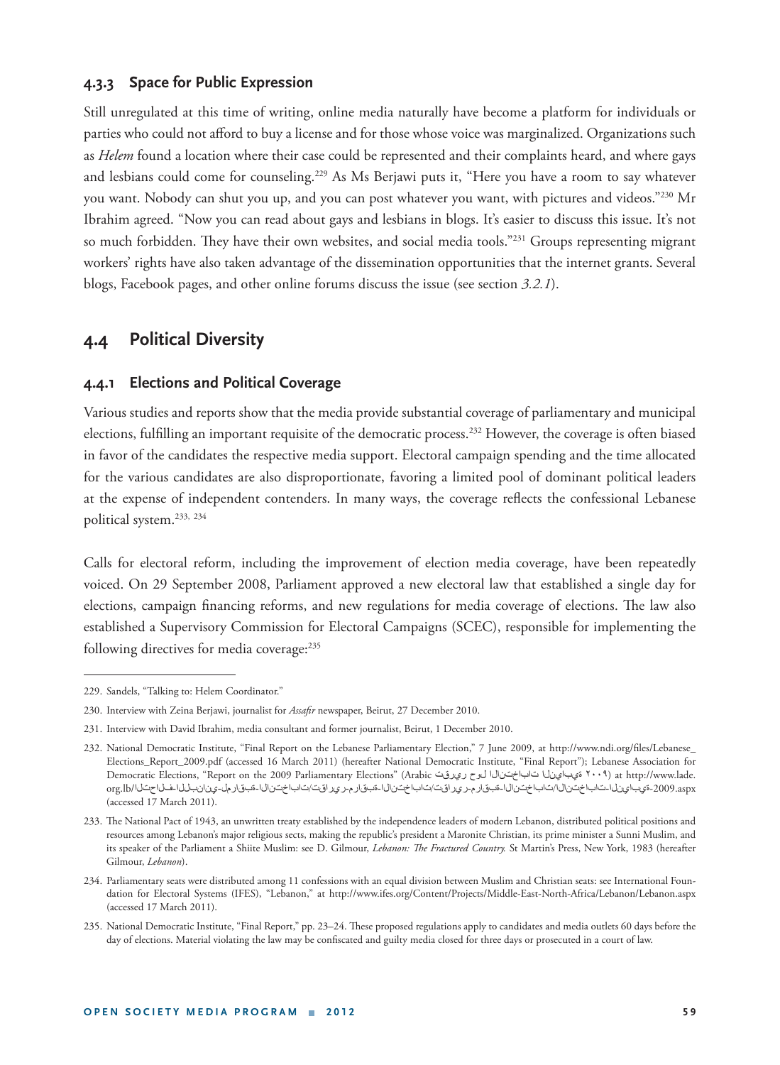### 4.3.3 Space for Public Expression

Still unregulated at this time of writing, online media naturally have become a platform for individuals or parties who could not afford to buy a license and for those whose voice was marginalized. Organizations such as *Helem* found a location where their case could be represented and their complaints heard, and where gays and lesbians could come for counseling.[229] As Ms Berjawi puts it, "Here you have a room to say whatever you want. Nobody can shut you up, and you can post whatever you want, with pictures and videos."[230] Mr Ibrahim agreed. "Now you can read about gays and lesbians in blogs. It's easier to discuss this issue. It's not so much forbidden. They have their own websites, and social media tools."[231] Groups representing migrant workers' rights have also taken advantage of the dissemination opportunities that the internet grants. Several blogs, Facebook pages, and other online forums discuss the issue (see section *3.2.1*).

## 4.4 Political Diversity

### 4.4.1 Elections and Political Coverage

Various studies and reports show that the media provide substantial coverage of parliamentary and municipal elections, fulfilling an important requisite of the democratic process.[232] However, the coverage is often biased in favor of the candidates the respective media support. Electoral campaign spending and the time allocated for the various candidates are also disproportionate, favoring a limited pool of dominant political leaders at the expense of independent contenders. In many ways, the coverage reflects the confessional Lebanese political system.[233, 234]

Calls for electoral reform, including the improvement of election media coverage, have been repeatedly voiced. On 29 September 2008, Parliament approved a new electoral law that established a single day for elections, campaign financing reforms, and new regulations for media coverage of elections. The law also established a Supervisory Commission for Electoral Campaigns (SCEC), responsible for implementing the following directives for media coverage:[235]

---

229. Sandels, "Talking to: Helem Coordinator."

230. Interview with Zeina Berjawi, journalist for *Assafir* newspaper, Beirut, 27 December 2010.

231. Interview with David Ibrahim, media consultant and former journalist, Beirut, 1 December 2010.

232. National Democratic Institute, "Final Report on the Lebanese Parliamentary Election," 7 June 2009, at http://www.ndi.org/files/Lebanese_Elections_Report_2009.pdf (accessed 16 March 2011) (hereafter National Democratic Institute, "Final Report"); Lebanese Association for Democratic Elections, "Report on the 2009 Parliamentary Elections" (Arabic تقرير حول الانتخابات النيابية ٢٠٠٩) at http://www.lade.org.lb/الاتحاد-اللبناني-لمراقبة-الانتخابات/تقارير-مراقبة-الانتخابات/تقارير-مراقبة-الانتخابات/الانتخابات-النيابية-2009.aspx (accessed 17 March 2011).

233. The National Pact of 1943, an unwritten treaty established by the independence leaders of modern Lebanon, distributed political positions and resources among Lebanon's major religious sects, making the republic's president a Maronite Christian, its prime minister a Sunni Muslim, and its speaker of the Parliament a Shiite Muslim: see D. Gilmour, *Lebanon: The Fractured Country.* St Martin's Press, New York, 1983 (hereafter Gilmour, *Lebanon*).

234. Parliamentary seats were distributed among 11 confessions with an equal division between Muslim and Christian seats: see International Foundation for Electoral Systems (IFES), "Lebanon," at http://www.ifes.org/Content/Projects/Middle-East-North-Africa/Lebanon/Lebanon.aspx (accessed 17 March 2011).

235. National Democratic Institute, "Final Report," pp. 23–24. These proposed regulations apply to candidates and media outlets 60 days before the day of elections. Material violating the law may be confiscated and guilty media closed for three days or prosecuted in a court of law.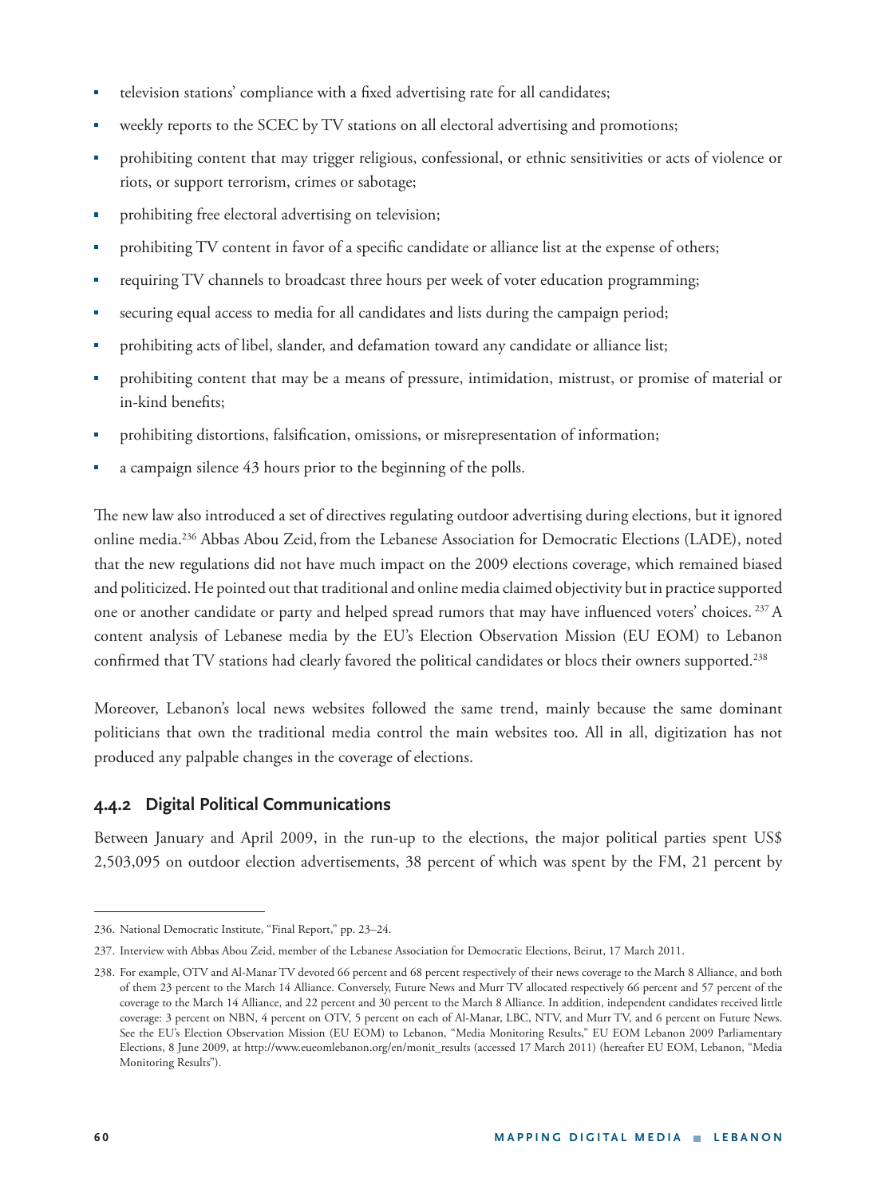- television stations' compliance with a fixed advertising rate for all candidates;
- weekly reports to the SCEC by TV stations on all electoral advertising and promotions;
- prohibiting content that may trigger religious, confessional, or ethnic sensitivities or acts of violence or riots, or support terrorism, crimes or sabotage;
- prohibiting free electoral advertising on television;
- prohibiting TV content in favor of a specific candidate or alliance list at the expense of others;
- requiring TV channels to broadcast three hours per week of voter education programming;
- securing equal access to media for all candidates and lists during the campaign period;
- prohibiting acts of libel, slander, and defamation toward any candidate or alliance list;
- prohibiting content that may be a means of pressure, intimidation, mistrust, or promise of material or in-kind benefits;
- prohibiting distortions, falsification, omissions, or misrepresentation of information;
- a campaign silence 43 hours prior to the beginning of the polls.

The new law also introduced a set of directives regulating outdoor advertising during elections, but it ignored online media.[236] Abbas Abou Zeid, from the Lebanese Association for Democratic Elections (LADE), noted that the new regulations did not have much impact on the 2009 elections coverage, which remained biased and politicized. He pointed out that traditional and online media claimed objectivity but in practice supported one or another candidate or party and helped spread rumors that may have influenced voters' choices. [237] A content analysis of Lebanese media by the EU's Election Observation Mission (EU EOM) to Lebanon confirmed that TV stations had clearly favored the political candidates or blocs their owners supported.[238]

Moreover, Lebanon's local news websites followed the same trend, mainly because the same dominant politicians that own the traditional media control the main websites too. All in all, digitization has not produced any palpable changes in the coverage of elections.

### 4.4.2 Digital Political Communications

Between January and April 2009, in the run-up to the elections, the major political parties spent US$ 2,503,095 on outdoor election advertisements, 38 percent of which was spent by the FM, 21 percent by

---

236. National Democratic Institute, "Final Report," pp. 23–24.

237. Interview with Abbas Abou Zeid, member of the Lebanese Association for Democratic Elections, Beirut, 17 March 2011.

238. For example, OTV and Al-Manar TV devoted 66 percent and 68 percent respectively of their news coverage to the March 8 Alliance, and both of them 23 percent to the March 14 Alliance. Conversely, Future News and Murr TV allocated respectively 66 percent and 57 percent of the coverage to the March 14 Alliance, and 22 percent and 30 percent to the March 8 Alliance. In addition, independent candidates received little coverage: 3 percent on NBN, 4 percent on OTV, 5 percent on each of Al-Manar, LBC, NTV, and Murr TV, and 6 percent on Future News. See the EU's Election Observation Mission (EU EOM) to Lebanon, "Media Monitoring Results," EU EOM Lebanon 2009 Parliamentary Elections, 8 June 2009, at http://www.eueomlebanon.org/en/monit_results (accessed 17 March 2011) (hereafter EU EOM, Lebanon, "Media Monitoring Results").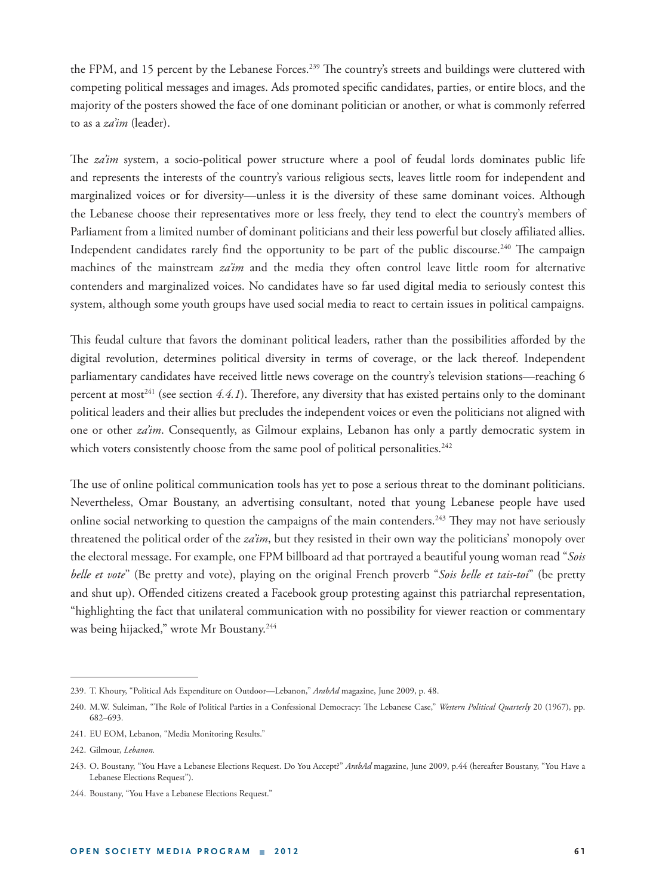the FPM, and 15 percent by the Lebanese Forces.[239] The country's streets and buildings were cluttered with competing political messages and images. Ads promoted specific candidates, parties, or entire blocs, and the majority of the posters showed the face of one dominant politician or another, or what is commonly referred to as a *za'im* (leader).

The *za'im* system, a socio-political power structure where a pool of feudal lords dominates public life and represents the interests of the country's various religious sects, leaves little room for independent and marginalized voices or for diversity—unless it is the diversity of these same dominant voices. Although the Lebanese choose their representatives more or less freely, they tend to elect the country's members of Parliament from a limited number of dominant politicians and their less powerful but closely affiliated allies. Independent candidates rarely find the opportunity to be part of the public discourse.[240] The campaign machines of the mainstream *za'im* and the media they often control leave little room for alternative contenders and marginalized voices. No candidates have so far used digital media to seriously contest this system, although some youth groups have used social media to react to certain issues in political campaigns.

This feudal culture that favors the dominant political leaders, rather than the possibilities afforded by the digital revolution, determines political diversity in terms of coverage, or the lack thereof. Independent parliamentary candidates have received little news coverage on the country's television stations—reaching 6 percent at most[241] (see section *4.4.1*). Therefore, any diversity that has existed pertains only to the dominant political leaders and their allies but precludes the independent voices or even the politicians not aligned with one or other *za'im*. Consequently, as Gilmour explains, Lebanon has only a partly democratic system in which voters consistently choose from the same pool of political personalities.[242]

The use of online political communication tools has yet to pose a serious threat to the dominant politicians. Nevertheless, Omar Boustany, an advertising consultant, noted that young Lebanese people have used online social networking to question the campaigns of the main contenders.[243] They may not have seriously threatened the political order of the *za'im*, but they resisted in their own way the politicians' monopoly over the electoral message. For example, one FPM billboard ad that portrayed a beautiful young woman read "*Sois belle et vote*" (Be pretty and vote), playing on the original French proverb "*Sois belle et tais-toi*" (be pretty and shut up). Offended citizens created a Facebook group protesting against this patriarchal representation, "highlighting the fact that unilateral communication with no possibility for viewer reaction or commentary was being hijacked," wrote Mr Boustany.[244]

---

239. T. Khoury, "Political Ads Expenditure on Outdoor—Lebanon," *ArabAd* magazine, June 2009, p. 48.

240. M.W. Suleiman, "The Role of Political Parties in a Confessional Democracy: The Lebanese Case," *Western Political Quarterly* 20 (1967), pp. 682–693.

241. EU EOM, Lebanon, "Media Monitoring Results."

242. Gilmour, *Lebanon.*

243. O. Boustany, "You Have a Lebanese Elections Request. Do You Accept?" *ArabAd* magazine, June 2009, p.44 (hereafter Boustany, "You Have a Lebanese Elections Request").

244. Boustany, "You Have a Lebanese Elections Request."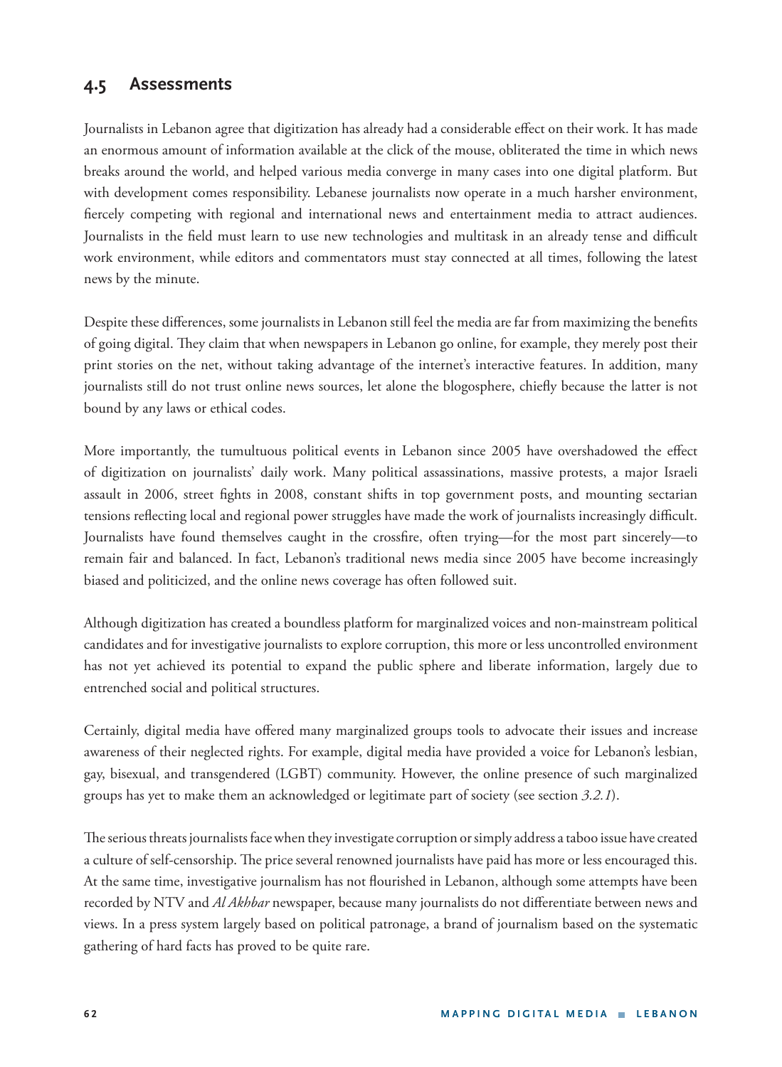## 4.5 Assessments

Journalists in Lebanon agree that digitization has already had a considerable effect on their work. It has made an enormous amount of information available at the click of the mouse, obliterated the time in which news breaks around the world, and helped various media converge in many cases into one digital platform. But with development comes responsibility. Lebanese journalists now operate in a much harsher environment, fiercely competing with regional and international news and entertainment media to attract audiences. Journalists in the field must learn to use new technologies and multitask in an already tense and difficult work environment, while editors and commentators must stay connected at all times, following the latest news by the minute.

Despite these differences, some journalists in Lebanon still feel the media are far from maximizing the benefits of going digital. They claim that when newspapers in Lebanon go online, for example, they merely post their print stories on the net, without taking advantage of the internet's interactive features. In addition, many journalists still do not trust online news sources, let alone the blogosphere, chiefly because the latter is not bound by any laws or ethical codes.

More importantly, the tumultuous political events in Lebanon since 2005 have overshadowed the effect of digitization on journalists' daily work. Many political assassinations, massive protests, a major Israeli assault in 2006, street fights in 2008, constant shifts in top government posts, and mounting sectarian tensions reflecting local and regional power struggles have made the work of journalists increasingly difficult. Journalists have found themselves caught in the crossfire, often trying—for the most part sincerely—to remain fair and balanced. In fact, Lebanon's traditional news media since 2005 have become increasingly biased and politicized, and the online news coverage has often followed suit.

Although digitization has created a boundless platform for marginalized voices and non-mainstream political candidates and for investigative journalists to explore corruption, this more or less uncontrolled environment has not yet achieved its potential to expand the public sphere and liberate information, largely due to entrenched social and political structures.

Certainly, digital media have offered many marginalized groups tools to advocate their issues and increase awareness of their neglected rights. For example, digital media have provided a voice for Lebanon's lesbian, gay, bisexual, and transgendered (LGBT) community. However, the online presence of such marginalized groups has yet to make them an acknowledged or legitimate part of society (see section *3.2.1*).

The serious threats journalists face when they investigate corruption or simply address a taboo issue have created a culture of self-censorship. The price several renowned journalists have paid has more or less encouraged this. At the same time, investigative journalism has not flourished in Lebanon, although some attempts have been recorded by NTV and *Al Akhbar* newspaper, because many journalists do not differentiate between news and views. In a press system largely based on political patronage, a brand of journalism based on the systematic gathering of hard facts has proved to be quite rare.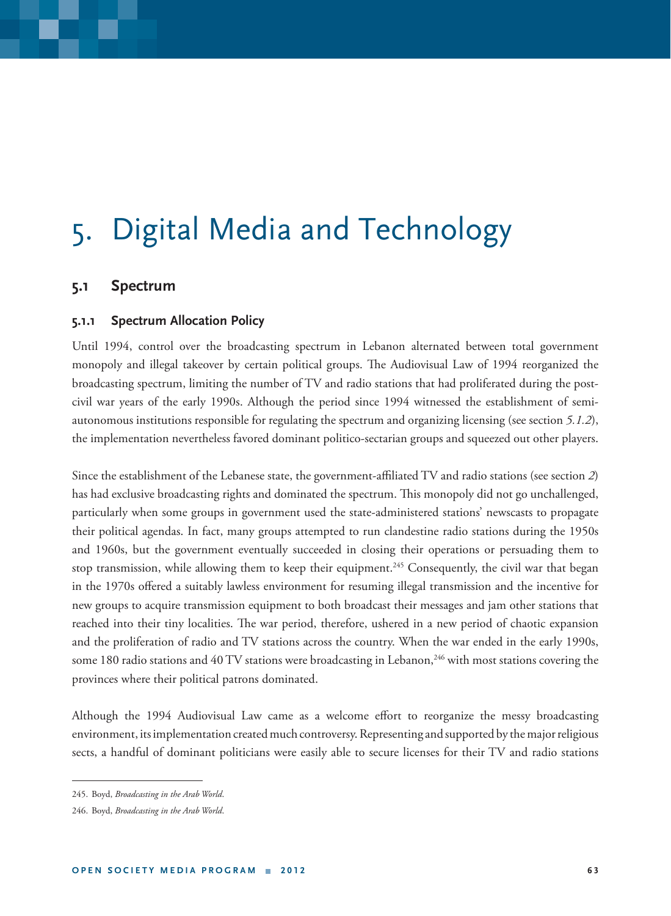# 5. Digital Media and Technology

## 5.1 Spectrum

### 5.1.1 Spectrum Allocation Policy

Until 1994, control over the broadcasting spectrum in Lebanon alternated between total government monopoly and illegal takeover by certain political groups. The Audiovisual Law of 1994 reorganized the broadcasting spectrum, limiting the number of TV and radio stations that had proliferated during the post-civil war years of the early 1990s. Although the period since 1994 witnessed the establishment of semi-autonomous institutions responsible for regulating the spectrum and organizing licensing (see section *5.1.2*), the implementation nevertheless favored dominant politico-sectarian groups and squeezed out other players.

Since the establishment of the Lebanese state, the government-affiliated TV and radio stations (see section *2*) has had exclusive broadcasting rights and dominated the spectrum. This monopoly did not go unchallenged, particularly when some groups in government used the state-administered stations' newscasts to propagate their political agendas. In fact, many groups attempted to run clandestine radio stations during the 1950s and 1960s, but the government eventually succeeded in closing their operations or persuading them to stop transmission, while allowing them to keep their equipment.[245] Consequently, the civil war that began in the 1970s offered a suitably lawless environment for resuming illegal transmission and the incentive for new groups to acquire transmission equipment to both broadcast their messages and jam other stations that reached into their tiny localities. The war period, therefore, ushered in a new period of chaotic expansion and the proliferation of radio and TV stations across the country. When the war ended in the early 1990s, some 180 radio stations and 40 TV stations were broadcasting in Lebanon,[246] with most stations covering the provinces where their political patrons dominated.

Although the 1994 Audiovisual Law came as a welcome effort to reorganize the messy broadcasting environment, its implementation created much controversy. Representing and supported by the major religious sects, a handful of dominant politicians were easily able to secure licenses for their TV and radio stations

---

245. Boyd, *Broadcasting in the Arab World*.

246. Boyd, *Broadcasting in the Arab World*.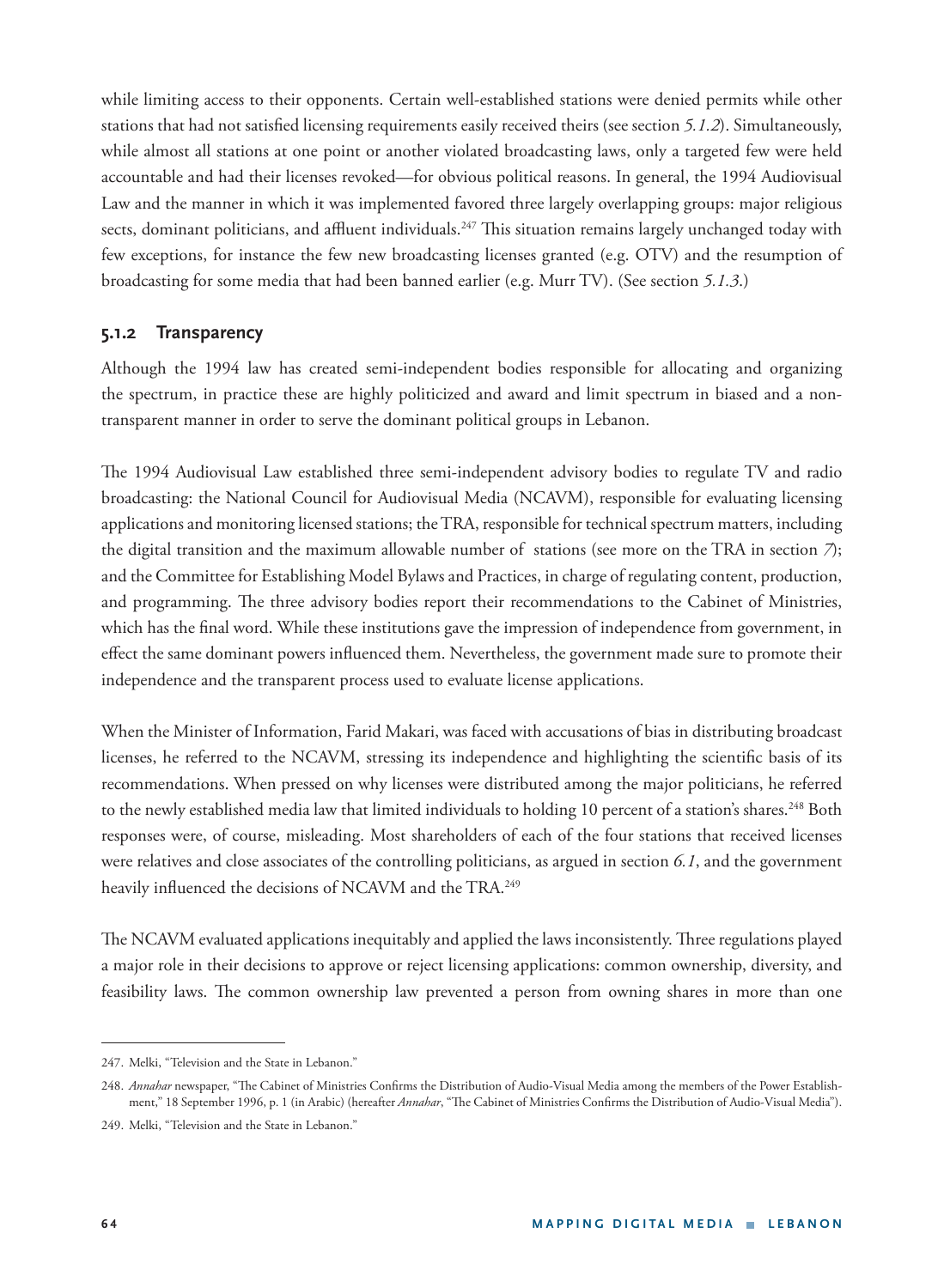while limiting access to their opponents. Certain well-established stations were denied permits while other stations that had not satisfied licensing requirements easily received theirs (see section *5.1.2*). Simultaneously, while almost all stations at one point or another violated broadcasting laws, only a targeted few were held accountable and had their licenses revoked—for obvious political reasons. In general, the 1994 Audiovisual Law and the manner in which it was implemented favored three largely overlapping groups: major religious sects, dominant politicians, and affluent individuals.[247] This situation remains largely unchanged today with few exceptions, for instance the few new broadcasting licenses granted (e.g. OTV) and the resumption of broadcasting for some media that had been banned earlier (e.g. Murr TV). (See section *5.1.3*.)

### 5.1.2 Transparency

Although the 1994 law has created semi-independent bodies responsible for allocating and organizing the spectrum, in practice these are highly politicized and award and limit spectrum in biased and a non-transparent manner in order to serve the dominant political groups in Lebanon.

The 1994 Audiovisual Law established three semi-independent advisory bodies to regulate TV and radio broadcasting: the National Council for Audiovisual Media (NCAVM), responsible for evaluating licensing applications and monitoring licensed stations; the TRA, responsible for technical spectrum matters, including the digital transition and the maximum allowable number of stations (see more on the TRA in section *7*); and the Committee for Establishing Model Bylaws and Practices, in charge of regulating content, production, and programming. The three advisory bodies report their recommendations to the Cabinet of Ministries, which has the final word. While these institutions gave the impression of independence from government, in effect the same dominant powers influenced them. Nevertheless, the government made sure to promote their independence and the transparent process used to evaluate license applications.

When the Minister of Information, Farid Makari, was faced with accusations of bias in distributing broadcast licenses, he referred to the NCAVM, stressing its independence and highlighting the scientific basis of its recommendations. When pressed on why licenses were distributed among the major politicians, he referred to the newly established media law that limited individuals to holding 10 percent of a station's shares.[248] Both responses were, of course, misleading. Most shareholders of each of the four stations that received licenses were relatives and close associates of the controlling politicians, as argued in section *6.1*, and the government heavily influenced the decisions of NCAVM and the TRA.[249]

The NCAVM evaluated applications inequitably and applied the laws inconsistently. Three regulations played a major role in their decisions to approve or reject licensing applications: common ownership, diversity, and feasibility laws. The common ownership law prevented a person from owning shares in more than one

---

247. Melki, "Television and the State in Lebanon."

248. *Annahar* newspaper, "The Cabinet of Ministries Confirms the Distribution of Audio-Visual Media among the members of the Power Establishment," 18 September 1996, p. 1 (in Arabic) (hereafter *Annahar*, "The Cabinet of Ministries Confirms the Distribution of Audio-Visual Media").

249. Melki, "Television and the State in Lebanon."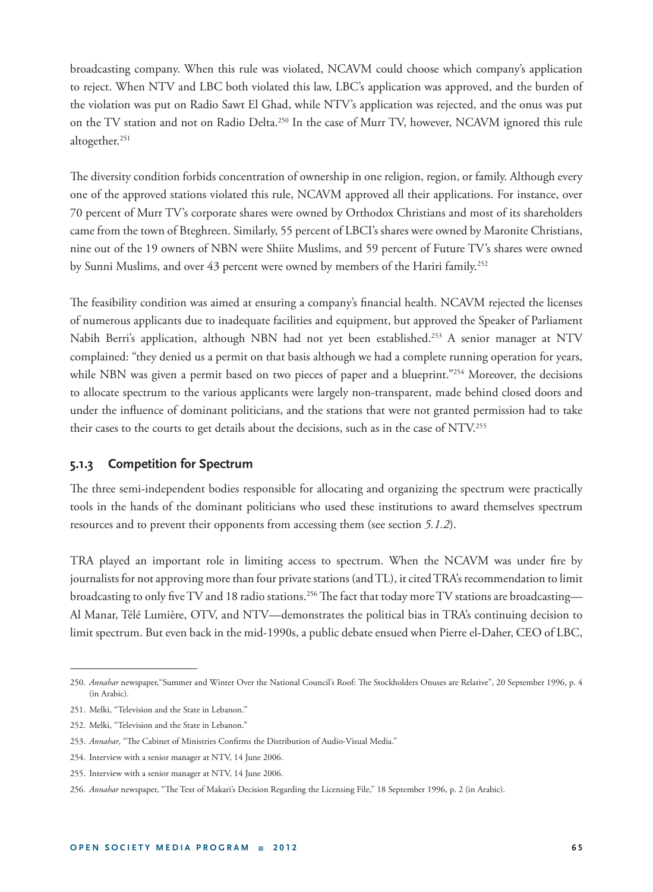broadcasting company. When this rule was violated, NCAVM could choose which company's application to reject. When NTV and LBC both violated this law, LBC's application was approved, and the burden of the violation was put on Radio Sawt El Ghad, while NTV's application was rejected, and the onus was put on the TV station and not on Radio Delta.[250] In the case of Murr TV, however, NCAVM ignored this rule altogether.[251]

The diversity condition forbids concentration of ownership in one religion, region, or family. Although every one of the approved stations violated this rule, NCAVM approved all their applications. For instance, over 70 percent of Murr TV's corporate shares were owned by Orthodox Christians and most of its shareholders came from the town of Bteghreen. Similarly, 55 percent of LBCI's shares were owned by Maronite Christians, nine out of the 19 owners of NBN were Shiite Muslims, and 59 percent of Future TV's shares were owned by Sunni Muslims, and over 43 percent were owned by members of the Hariri family.[252]

The feasibility condition was aimed at ensuring a company's financial health. NCAVM rejected the licenses of numerous applicants due to inadequate facilities and equipment, but approved the Speaker of Parliament Nabih Berri's application, although NBN had not yet been established.[253] A senior manager at NTV complained: "they denied us a permit on that basis although we had a complete running operation for years, while NBN was given a permit based on two pieces of paper and a blueprint."[254] Moreover, the decisions to allocate spectrum to the various applicants were largely non-transparent, made behind closed doors and under the influence of dominant politicians, and the stations that were not granted permission had to take their cases to the courts to get details about the decisions, such as in the case of NTV.[255]

### 5.1.3 Competition for Spectrum

The three semi-independent bodies responsible for allocating and organizing the spectrum were practically tools in the hands of the dominant politicians who used these institutions to award themselves spectrum resources and to prevent their opponents from accessing them (see section *5.1.2*).

TRA played an important role in limiting access to spectrum. When the NCAVM was under fire by journalists for not approving more than four private stations (and TL), it cited TRA's recommendation to limit broadcasting to only five TV and 18 radio stations.[256] The fact that today more TV stations are broadcasting—Al Manar, Télé Lumière, OTV, and NTV—demonstrates the political bias in TRA's continuing decision to limit spectrum. But even back in the mid-1990s, a public debate ensued when Pierre el-Daher, CEO of LBC,

---

250. *Annahar* newspaper,"Summer and Winter Over the National Council's Roof: The Stockholders Onuses are Relative", 20 September 1996, p. 4 (in Arabic).

251. Melki, "Television and the State in Lebanon."

252. Melki, "Television and the State in Lebanon."

253. *Annahar*, "The Cabinet of Ministries Confirms the Distribution of Audio-Visual Media."

254. Interview with a senior manager at NTV, 14 June 2006.

255. Interview with a senior manager at NTV, 14 June 2006.

256. *Annahar* newspaper, "The Text of Makari's Decision Regarding the Licensing File," 18 September 1996, p. 2 (in Arabic).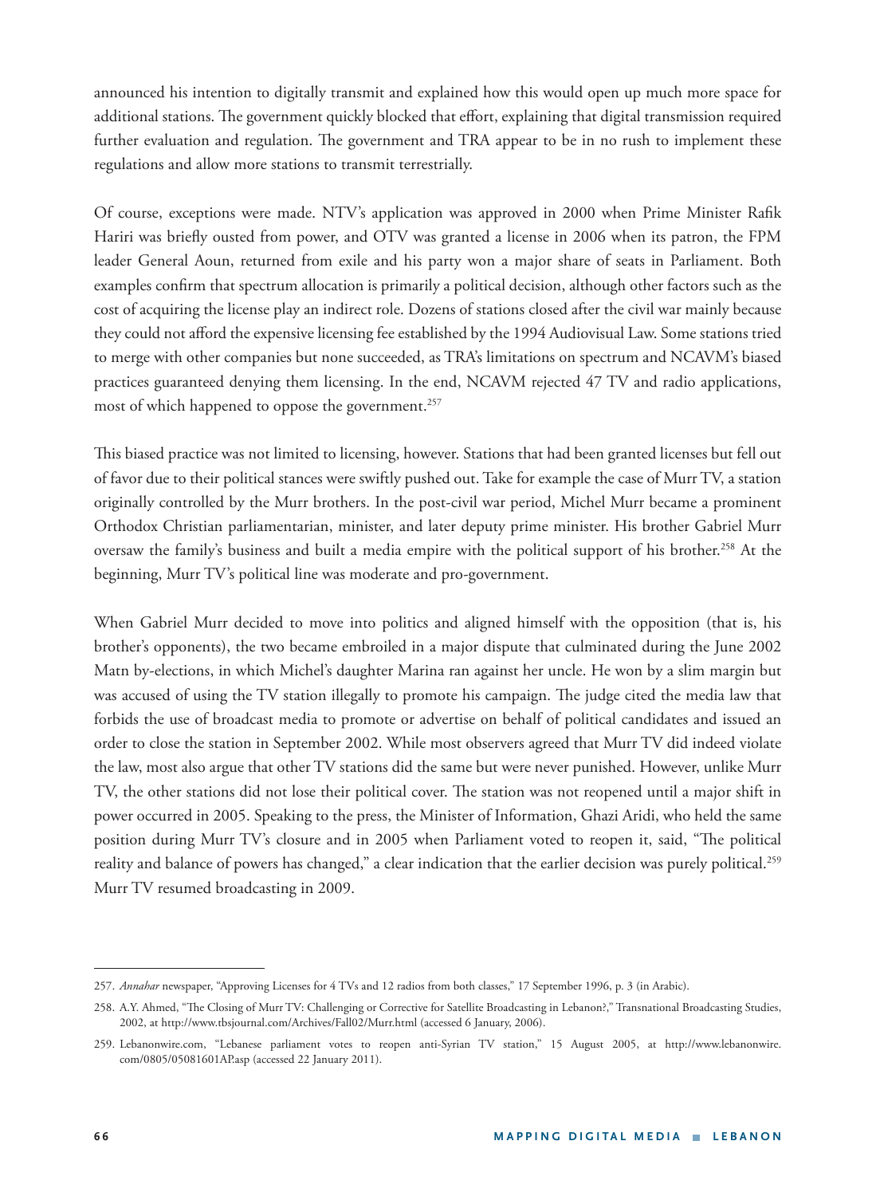announced his intention to digitally transmit and explained how this would open up much more space for additional stations. The government quickly blocked that effort, explaining that digital transmission required further evaluation and regulation. The government and TRA appear to be in no rush to implement these regulations and allow more stations to transmit terrestrially.

Of course, exceptions were made. NTV's application was approved in 2000 when Prime Minister Rafik Hariri was briefly ousted from power, and OTV was granted a license in 2006 when its patron, the FPM leader General Aoun, returned from exile and his party won a major share of seats in Parliament. Both examples confirm that spectrum allocation is primarily a political decision, although other factors such as the cost of acquiring the license play an indirect role. Dozens of stations closed after the civil war mainly because they could not afford the expensive licensing fee established by the 1994 Audiovisual Law. Some stations tried to merge with other companies but none succeeded, as TRA's limitations on spectrum and NCAVM's biased practices guaranteed denying them licensing. In the end, NCAVM rejected 47 TV and radio applications, most of which happened to oppose the government.[257]

This biased practice was not limited to licensing, however. Stations that had been granted licenses but fell out of favor due to their political stances were swiftly pushed out. Take for example the case of Murr TV, a station originally controlled by the Murr brothers. In the post-civil war period, Michel Murr became a prominent Orthodox Christian parliamentarian, minister, and later deputy prime minister. His brother Gabriel Murr oversaw the family's business and built a media empire with the political support of his brother.[258] At the beginning, Murr TV's political line was moderate and pro-government.

When Gabriel Murr decided to move into politics and aligned himself with the opposition (that is, his brother's opponents), the two became embroiled in a major dispute that culminated during the June 2002 Matn by-elections, in which Michel's daughter Marina ran against her uncle. He won by a slim margin but was accused of using the TV station illegally to promote his campaign. The judge cited the media law that forbids the use of broadcast media to promote or advertise on behalf of political candidates and issued an order to close the station in September 2002. While most observers agreed that Murr TV did indeed violate the law, most also argue that other TV stations did the same but were never punished. However, unlike Murr TV, the other stations did not lose their political cover. The station was not reopened until a major shift in power occurred in 2005. Speaking to the press, the Minister of Information, Ghazi Aridi, who held the same position during Murr TV's closure and in 2005 when Parliament voted to reopen it, said, "The political reality and balance of powers has changed," a clear indication that the earlier decision was purely political.[259] Murr TV resumed broadcasting in 2009.

---

257. *Annahar* newspaper, "Approving Licenses for 4 TVs and 12 radios from both classes," 17 September 1996, p. 3 (in Arabic).

258. A.Y. Ahmed, "The Closing of Murr TV: Challenging or Corrective for Satellite Broadcasting in Lebanon?," Transnational Broadcasting Studies, 2002, at http://www.tbsjournal.com/Archives/Fall02/Murr.html (accessed 6 January, 2006).

259. Lebanonwire.com, "Lebanese parliament votes to reopen anti-Syrian TV station," 15 August 2005, at http://www.lebanonwire.com/0805/05081601AP.asp (accessed 22 January 2011).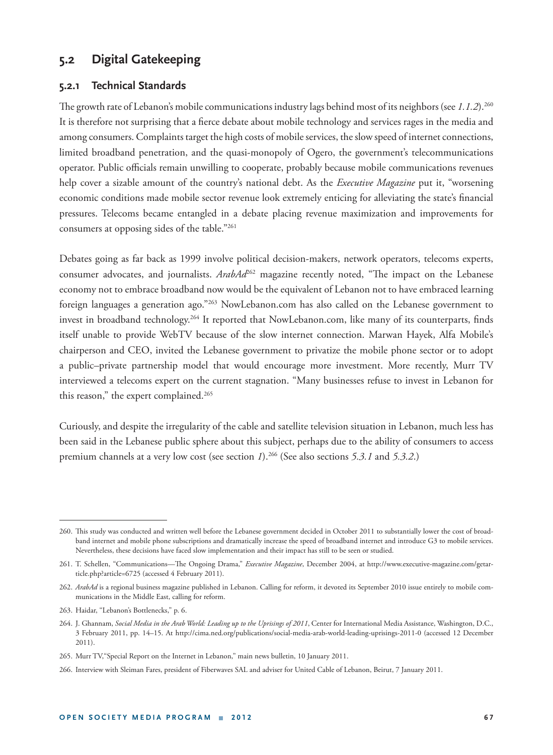## 5.2 Digital Gatekeeping

### 5.2.1 Technical Standards

The growth rate of Lebanon's mobile communications industry lags behind most of its neighbors (see *1.1.2*).[260] It is therefore not surprising that a fierce debate about mobile technology and services rages in the media and among consumers. Complaints target the high costs of mobile services, the slow speed of internet connections, limited broadband penetration, and the quasi-monopoly of Ogero, the government's telecommunications operator. Public officials remain unwilling to cooperate, probably because mobile communications revenues help cover a sizable amount of the country's national debt. As the *Executive Magazine* put it, "worsening economic conditions made mobile sector revenue look extremely enticing for alleviating the state's financial pressures. Telecoms became entangled in a debate placing revenue maximization and improvements for consumers at opposing sides of the table."[261]

Debates going as far back as 1999 involve political decision-makers, network operators, telecoms experts, consumer advocates, and journalists. *ArabAd*[262] magazine recently noted, "The impact on the Lebanese economy not to embrace broadband now would be the equivalent of Lebanon not to have embraced learning foreign languages a generation ago."[263] NowLebanon.com has also called on the Lebanese government to invest in broadband technology.[264] It reported that NowLebanon.com, like many of its counterparts, finds itself unable to provide WebTV because of the slow internet connection. Marwan Hayek, Alfa Mobile's chairperson and CEO, invited the Lebanese government to privatize the mobile phone sector or to adopt a public–private partnership model that would encourage more investment. More recently, Murr TV interviewed a telecoms expert on the current stagnation. "Many businesses refuse to invest in Lebanon for this reason," the expert complained.[265]

Curiously, and despite the irregularity of the cable and satellite television situation in Lebanon, much less has been said in the Lebanese public sphere about this subject, perhaps due to the ability of consumers to access premium channels at a very low cost (see section *1*).[266] (See also sections *5.3.1* and *5.3.2*.)

---

260. This study was conducted and written well before the Lebanese government decided in October 2011 to substantially lower the cost of broadband internet and mobile phone subscriptions and dramatically increase the speed of broadband internet and introduce G3 to mobile services. Nevertheless, these decisions have faced slow implementation and their impact has still to be seen or studied.

261. T. Schellen, "Communications—The Ongoing Drama," *Executive Magazine*, December 2004, at http://www.executive-magazine.com/getarticle.php?article=6725 (accessed 4 February 2011).

262. *ArabAd* is a regional business magazine published in Lebanon. Calling for reform, it devoted its September 2010 issue entirely to mobile communications in the Middle East, calling for reform.

263. Haidar, "Lebanon's Bottlenecks," p. 6.

264. J. Ghannam, *Social Media in the Arab World: Leading up to the Uprisings of 2011*, Center for International Media Assistance, Washington, D.C., 3 February 2011, pp. 14–15. At http://cima.ned.org/publications/social-media-arab-world-leading-uprisings-2011-0 (accessed 12 December 2011).

265. Murr TV,"Special Report on the Internet in Lebanon," main news bulletin, 10 January 2011.

266. Interview with Sleiman Fares, president of Fiberwaves SAL and adviser for United Cable of Lebanon, Beirut, 7 January 2011.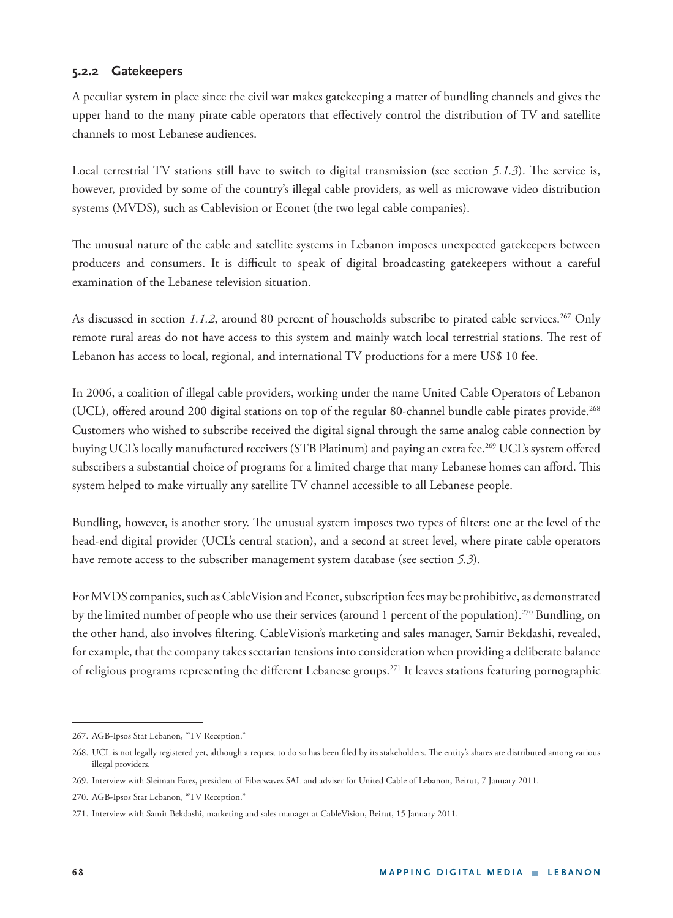### 5.2.2 Gatekeepers

A peculiar system in place since the civil war makes gatekeeping a matter of bundling channels and gives the upper hand to the many pirate cable operators that effectively control the distribution of TV and satellite channels to most Lebanese audiences.

Local terrestrial TV stations still have to switch to digital transmission (see section *5.1.3*). The service is, however, provided by some of the country's illegal cable providers, as well as microwave video distribution systems (MVDS), such as Cablevision or Econet (the two legal cable companies).

The unusual nature of the cable and satellite systems in Lebanon imposes unexpected gatekeepers between producers and consumers. It is difficult to speak of digital broadcasting gatekeepers without a careful examination of the Lebanese television situation.

As discussed in section *1.1.2*, around 80 percent of households subscribe to pirated cable services.[267] Only remote rural areas do not have access to this system and mainly watch local terrestrial stations. The rest of Lebanon has access to local, regional, and international TV productions for a mere US$ 10 fee.

In 2006, a coalition of illegal cable providers, working under the name United Cable Operators of Lebanon (UCL), offered around 200 digital stations on top of the regular 80-channel bundle cable pirates provide.[268] Customers who wished to subscribe received the digital signal through the same analog cable connection by buying UCL's locally manufactured receivers (STB Platinum) and paying an extra fee.[269] UCL's system offered subscribers a substantial choice of programs for a limited charge that many Lebanese homes can afford. This system helped to make virtually any satellite TV channel accessible to all Lebanese people.

Bundling, however, is another story. The unusual system imposes two types of filters: one at the level of the head-end digital provider (UCL's central station), and a second at street level, where pirate cable operators have remote access to the subscriber management system database (see section *5.3*).

For MVDS companies, such as CableVision and Econet, subscription fees may be prohibitive, as demonstrated by the limited number of people who use their services (around 1 percent of the population).[270] Bundling, on the other hand, also involves filtering. CableVision's marketing and sales manager, Samir Bekdashi, revealed, for example, that the company takes sectarian tensions into consideration when providing a deliberate balance of religious programs representing the different Lebanese groups.[271] It leaves stations featuring pornographic

---

267. AGB-Ipsos Stat Lebanon, "TV Reception."

268. UCL is not legally registered yet, although a request to do so has been filed by its stakeholders. The entity's shares are distributed among various illegal providers.

269. Interview with Sleiman Fares, president of Fiberwaves SAL and adviser for United Cable of Lebanon, Beirut, 7 January 2011.

270. AGB-Ipsos Stat Lebanon, "TV Reception."

271. Interview with Samir Bekdashi, marketing and sales manager at CableVision, Beirut, 15 January 2011.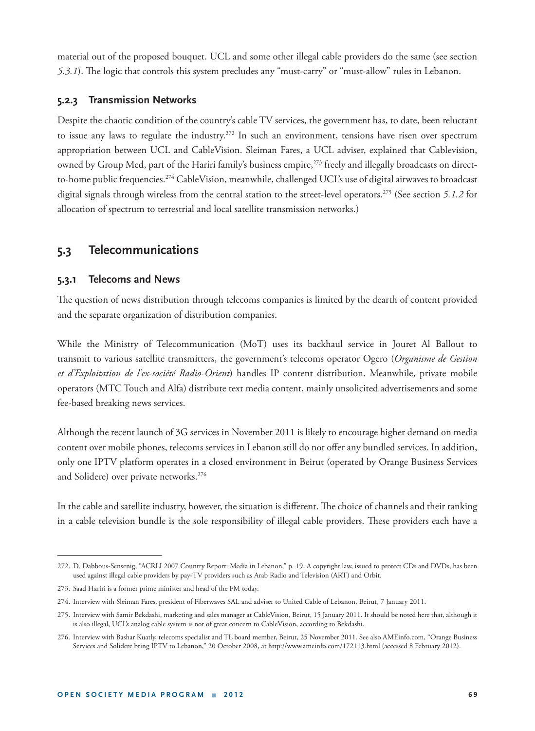material out of the proposed bouquet. UCL and some other illegal cable providers do the same (see section *5.3.1*). The logic that controls this system precludes any "must-carry" or "must-allow" rules in Lebanon.

### 5.2.3 Transmission Networks

Despite the chaotic condition of the country's cable TV services, the government has, to date, been reluctant to issue any laws to regulate the industry.[272] In such an environment, tensions have risen over spectrum appropriation between UCL and CableVision. Sleiman Fares, a UCL adviser, explained that Cablevision, owned by Group Med, part of the Hariri family's business empire,[273] freely and illegally broadcasts on direct-to-home public frequencies.[274] CableVision, meanwhile, challenged UCL's use of digital airwaves to broadcast digital signals through wireless from the central station to the street-level operators.[275] (See section *5.1.2* for allocation of spectrum to terrestrial and local satellite transmission networks.)

## 5.3 Telecommunications

### 5.3.1 Telecoms and News

The question of news distribution through telecoms companies is limited by the dearth of content provided and the separate organization of distribution companies.

While the Ministry of Telecommunication (MoT) uses its backhaul service in Jouret Al Ballout to transmit to various satellite transmitters, the government's telecoms operator Ogero (*Organisme de Gestion et d'Exploitation de l'ex-société Radio-Orient*) handles IP content distribution. Meanwhile, private mobile operators (MTC Touch and Alfa) distribute text media content, mainly unsolicited advertisements and some fee-based breaking news services.

Although the recent launch of 3G services in November 2011 is likely to encourage higher demand on media content over mobile phones, telecoms services in Lebanon still do not offer any bundled services. In addition, only one IPTV platform operates in a closed environment in Beirut (operated by Orange Business Services and Solidere) over private networks.[276]

In the cable and satellite industry, however, the situation is different. The choice of channels and their ranking in a cable television bundle is the sole responsibility of illegal cable providers. These providers each have a

---

272. D. Dabbous-Sensenig, "ACRLI 2007 Country Report: Media in Lebanon," p. 19. A copyright law, issued to protect CDs and DVDs, has been used against illegal cable providers by pay-TV providers such as Arab Radio and Television (ART) and Orbit.

273. Saad Hariri is a former prime minister and head of the FM today.

274. Interview with Sleiman Fares, president of Fiberwaves SAL and adviser to United Cable of Lebanon, Beirut, 7 January 2011.

275. Interview with Samir Bekdashi, marketing and sales manager at CableVision, Beirut, 15 January 2011. It should be noted here that, although it is also illegal, UCL's analog cable system is not of great concern to CableVision, according to Bekdashi.

276. Interview with Bashar Kuatly, telecoms specialist and TL board member, Beirut, 25 November 2011. See also AMEinfo.com, "Orange Business Services and Solidere bring IPTV to Lebanon," 20 October 2008, at http://www.ameinfo.com/172113.html (accessed 8 February 2012).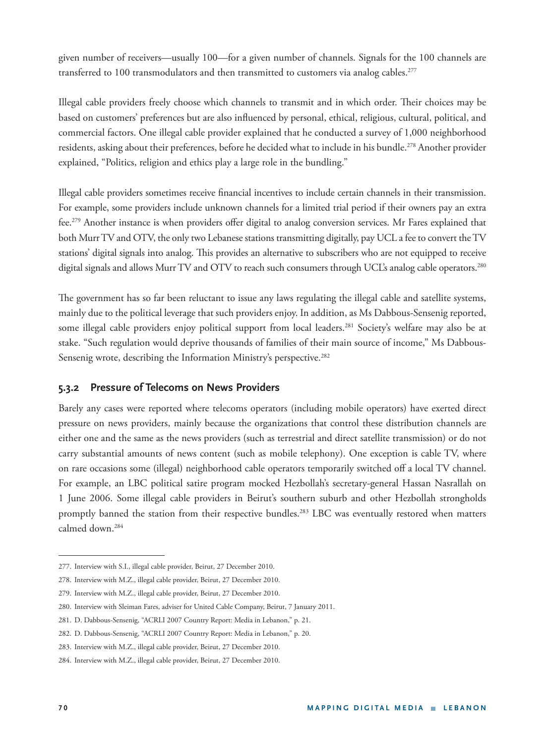given number of receivers—usually 100—for a given number of channels. Signals for the 100 channels are transferred to 100 transmodulators and then transmitted to customers via analog cables.[277]

Illegal cable providers freely choose which channels to transmit and in which order. Their choices may be based on customers' preferences but are also influenced by personal, ethical, religious, cultural, political, and commercial factors. One illegal cable provider explained that he conducted a survey of 1,000 neighborhood residents, asking about their preferences, before he decided what to include in his bundle.[278] Another provider explained, "Politics, religion and ethics play a large role in the bundling."

Illegal cable providers sometimes receive financial incentives to include certain channels in their transmission. For example, some providers include unknown channels for a limited trial period if their owners pay an extra fee.[279] Another instance is when providers offer digital to analog conversion services. Mr Fares explained that both Murr TV and OTV, the only two Lebanese stations transmitting digitally, pay UCL a fee to convert the TV stations' digital signals into analog. This provides an alternative to subscribers who are not equipped to receive digital signals and allows Murr TV and OTV to reach such consumers through UCL's analog cable operators.[280]

The government has so far been reluctant to issue any laws regulating the illegal cable and satellite systems, mainly due to the political leverage that such providers enjoy. In addition, as Ms Dabbous-Sensenig reported, some illegal cable providers enjoy political support from local leaders.[281] Society's welfare may also be at stake. "Such regulation would deprive thousands of families of their main source of income," Ms Dabbous-Sensenig wrote, describing the Information Ministry's perspective.[282]

### 5.3.2 Pressure of Telecoms on News Providers

Barely any cases were reported where telecoms operators (including mobile operators) have exerted direct pressure on news providers, mainly because the organizations that control these distribution channels are either one and the same as the news providers (such as terrestrial and direct satellite transmission) or do not carry substantial amounts of news content (such as mobile telephony). One exception is cable TV, where on rare occasions some (illegal) neighborhood cable operators temporarily switched off a local TV channel. For example, an LBC political satire program mocked Hezbollah's secretary-general Hassan Nasrallah on 1 June 2006. Some illegal cable providers in Beirut's southern suburb and other Hezbollah strongholds promptly banned the station from their respective bundles.[283] LBC was eventually restored when matters calmed down.[284]

---

277. Interview with S.I., illegal cable provider, Beirut, 27 December 2010.
278. Interview with M.Z., illegal cable provider, Beirut, 27 December 2010.
279. Interview with M.Z., illegal cable provider, Beirut, 27 December 2010.
280. Interview with Sleiman Fares, adviser for United Cable Company, Beirut, 7 January 2011.
281. D. Dabbous-Sensenig, "ACRLI 2007 Country Report: Media in Lebanon," p. 21.
282. D. Dabbous-Sensenig, "ACRLI 2007 Country Report: Media in Lebanon," p. 20.
283. Interview with M.Z., illegal cable provider, Beirut, 27 December 2010.
284. Interview with M.Z., illegal cable provider, Beirut, 27 December 2010.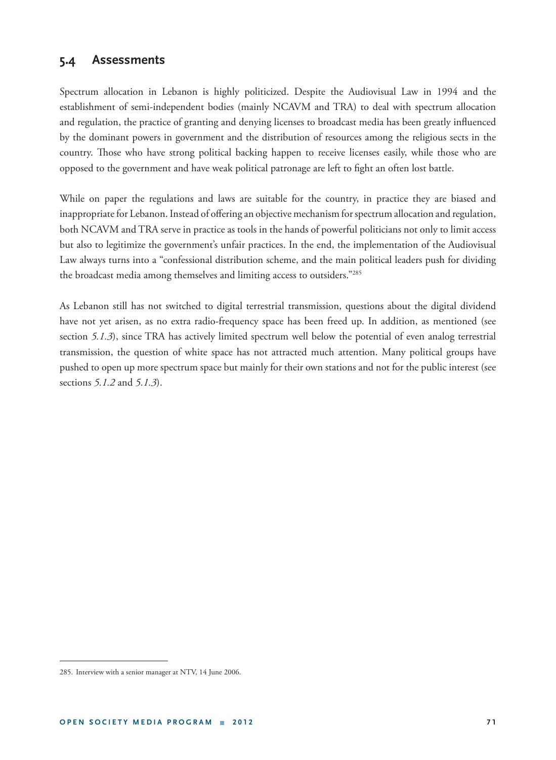## 5.4 Assessments

Spectrum allocation in Lebanon is highly politicized. Despite the Audiovisual Law in 1994 and the establishment of semi-independent bodies (mainly NCAVM and TRA) to deal with spectrum allocation and regulation, the practice of granting and denying licenses to broadcast media has been greatly influenced by the dominant powers in government and the distribution of resources among the religious sects in the country. Those who have strong political backing happen to receive licenses easily, while those who are opposed to the government and have weak political patronage are left to fight an often lost battle.

While on paper the regulations and laws are suitable for the country, in practice they are biased and inappropriate for Lebanon. Instead of offering an objective mechanism for spectrum allocation and regulation, both NCAVM and TRA serve in practice as tools in the hands of powerful politicians not only to limit access but also to legitimize the government's unfair practices. In the end, the implementation of the Audiovisual Law always turns into a "confessional distribution scheme, and the main political leaders push for dividing the broadcast media among themselves and limiting access to outsiders."[285]

As Lebanon still has not switched to digital terrestrial transmission, questions about the digital dividend have not yet arisen, as no extra radio-frequency space has been freed up. In addition, as mentioned (see section *5.1.3*), since TRA has actively limited spectrum well below the potential of even analog terrestrial transmission, the question of white space has not attracted much attention. Many political groups have pushed to open up more spectrum space but mainly for their own stations and not for the public interest (see sections *5.1.2* and *5.1.3*).

---

285. Interview with a senior manager at NTV, 14 June 2006.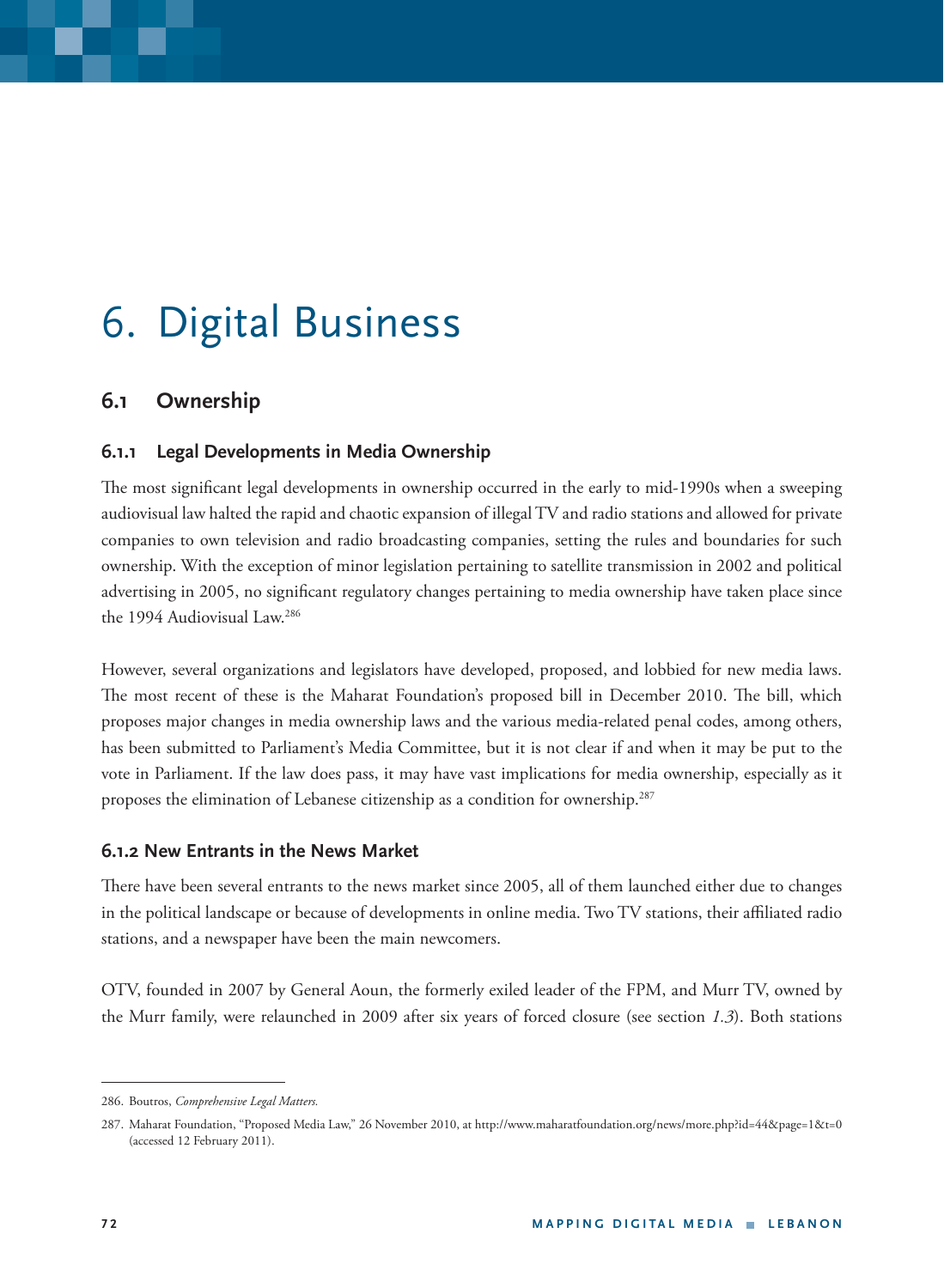# 6. Digital Business

## 6.1 Ownership

### 6.1.1 Legal Developments in Media Ownership

The most significant legal developments in ownership occurred in the early to mid-1990s when a sweeping audiovisual law halted the rapid and chaotic expansion of illegal TV and radio stations and allowed for private companies to own television and radio broadcasting companies, setting the rules and boundaries for such ownership. With the exception of minor legislation pertaining to satellite transmission in 2002 and political advertising in 2005, no significant regulatory changes pertaining to media ownership have taken place since the 1994 Audiovisual Law.[286]

However, several organizations and legislators have developed, proposed, and lobbied for new media laws. The most recent of these is the Maharat Foundation's proposed bill in December 2010. The bill, which proposes major changes in media ownership laws and the various media-related penal codes, among others, has been submitted to Parliament's Media Committee, but it is not clear if and when it may be put to the vote in Parliament. If the law does pass, it may have vast implications for media ownership, especially as it proposes the elimination of Lebanese citizenship as a condition for ownership.[287]

### 6.1.2 New Entrants in the News Market

There have been several entrants to the news market since 2005, all of them launched either due to changes in the political landscape or because of developments in online media. Two TV stations, their affiliated radio stations, and a newspaper have been the main newcomers.

OTV, founded in 2007 by General Aoun, the formerly exiled leader of the FPM, and Murr TV, owned by the Murr family, were relaunched in 2009 after six years of forced closure (see section *1.3*). Both stations

---

286. Boutros, *Comprehensive Legal Matters.*

287. Maharat Foundation, "Proposed Media Law," 26 November 2010, at http://www.maharatfoundation.org/news/more.php?id=44&page=1&t=0 (accessed 12 February 2011).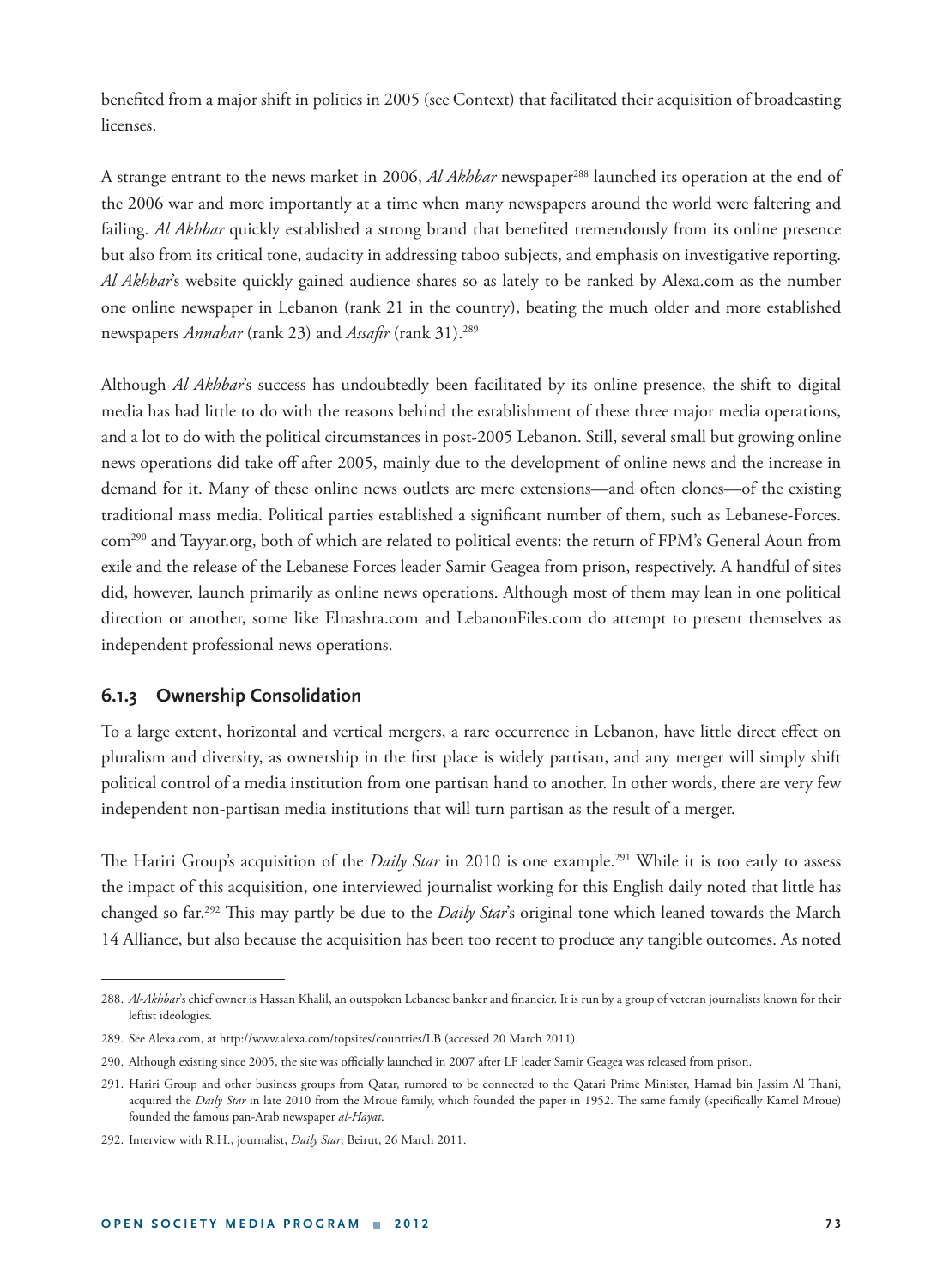benefited from a major shift in politics in 2005 (see Context) that facilitated their acquisition of broadcasting licenses.

A strange entrant to the news market in 2006, *Al Akhbar* newspaper[288] launched its operation at the end of the 2006 war and more importantly at a time when many newspapers around the world were faltering and failing. *Al Akhbar* quickly established a strong brand that benefited tremendously from its online presence but also from its critical tone, audacity in addressing taboo subjects, and emphasis on investigative reporting. *Al Akhbar*'s website quickly gained audience shares so as lately to be ranked by Alexa.com as the number one online newspaper in Lebanon (rank 21 in the country), beating the much older and more established newspapers *Annahar* (rank 23) and *Assafir* (rank 31).[289]

Although *Al Akhbar*'s success has undoubtedly been facilitated by its online presence, the shift to digital media has had little to do with the reasons behind the establishment of these three major media operations, and a lot to do with the political circumstances in post-2005 Lebanon. Still, several small but growing online news operations did take off after 2005, mainly due to the development of online news and the increase in demand for it. Many of these online news outlets are mere extensions—and often clones—of the existing traditional mass media. Political parties established a significant number of them, such as Lebanese-Forces.com[290] and Tayyar.org, both of which are related to political events: the return of FPM's General Aoun from exile and the release of the Lebanese Forces leader Samir Geagea from prison, respectively. A handful of sites did, however, launch primarily as online news operations. Although most of them may lean in one political direction or another, some like Elnashra.com and LebanonFiles.com do attempt to present themselves as independent professional news operations.

### 6.1.3 Ownership Consolidation

To a large extent, horizontal and vertical mergers, a rare occurrence in Lebanon, have little direct effect on pluralism and diversity, as ownership in the first place is widely partisan, and any merger will simply shift political control of a media institution from one partisan hand to another. In other words, there are very few independent non-partisan media institutions that will turn partisan as the result of a merger.

The Hariri Group's acquisition of the *Daily Star* in 2010 is one example.[291] While it is too early to assess the impact of this acquisition, one interviewed journalist working for this English daily noted that little has changed so far.[292] This may partly be due to the *Daily Star*'s original tone which leaned towards the March 14 Alliance, but also because the acquisition has been too recent to produce any tangible outcomes. As noted

---

288. *Al-Akhbar*'s chief owner is Hassan Khalil, an outspoken Lebanese banker and financier. It is run by a group of veteran journalists known for their leftist ideologies.

289. See Alexa.com, at http://www.alexa.com/topsites/countries/LB (accessed 20 March 2011).

290. Although existing since 2005, the site was officially launched in 2007 after LF leader Samir Geagea was released from prison.

291. Hariri Group and other business groups from Qatar, rumored to be connected to the Qatari Prime Minister, Hamad bin Jassim Al Thani, acquired the *Daily Star* in late 2010 from the Mroue family, which founded the paper in 1952. The same family (specifically Kamel Mroue) founded the famous pan-Arab newspaper *al-Hayat*.

292. Interview with R.H., journalist, *Daily Star*, Beirut, 26 March 2011.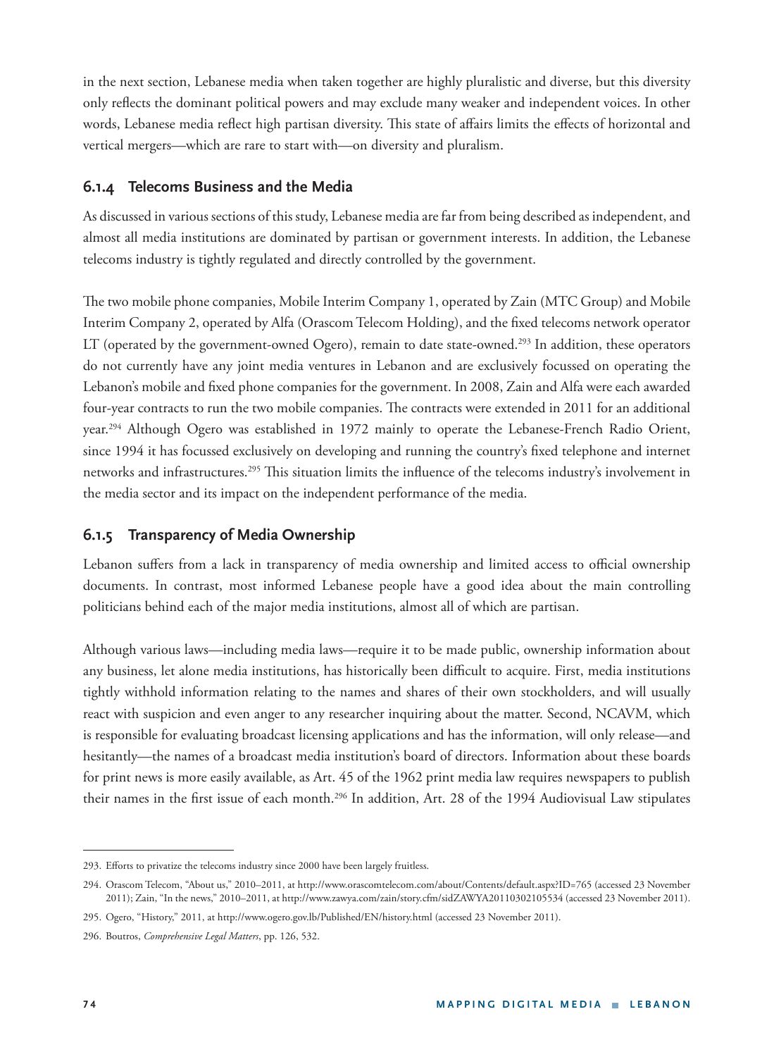in the next section, Lebanese media when taken together are highly pluralistic and diverse, but this diversity only reflects the dominant political powers and may exclude many weaker and independent voices. In other words, Lebanese media reflect high partisan diversity. This state of affairs limits the effects of horizontal and vertical mergers—which are rare to start with—on diversity and pluralism.

### 6.1.4 Telecoms Business and the Media

As discussed in various sections of this study, Lebanese media are far from being described as independent, and almost all media institutions are dominated by partisan or government interests. In addition, the Lebanese telecoms industry is tightly regulated and directly controlled by the government.

The two mobile phone companies, Mobile Interim Company 1, operated by Zain (MTC Group) and Mobile Interim Company 2, operated by Alfa (Orascom Telecom Holding), and the fixed telecoms network operator LT (operated by the government-owned Ogero), remain to date state-owned.[293] In addition, these operators do not currently have any joint media ventures in Lebanon and are exclusively focussed on operating the Lebanon's mobile and fixed phone companies for the government. In 2008, Zain and Alfa were each awarded four-year contracts to run the two mobile companies. The contracts were extended in 2011 for an additional year.[294] Although Ogero was established in 1972 mainly to operate the Lebanese-French Radio Orient, since 1994 it has focussed exclusively on developing and running the country's fixed telephone and internet networks and infrastructures.[295] This situation limits the influence of the telecoms industry's involvement in the media sector and its impact on the independent performance of the media.

### 6.1.5 Transparency of Media Ownership

Lebanon suffers from a lack in transparency of media ownership and limited access to official ownership documents. In contrast, most informed Lebanese people have a good idea about the main controlling politicians behind each of the major media institutions, almost all of which are partisan.

Although various laws—including media laws—require it to be made public, ownership information about any business, let alone media institutions, has historically been difficult to acquire. First, media institutions tightly withhold information relating to the names and shares of their own stockholders, and will usually react with suspicion and even anger to any researcher inquiring about the matter. Second, NCAVM, which is responsible for evaluating broadcast licensing applications and has the information, will only release—and hesitantly—the names of a broadcast media institution's board of directors. Information about these boards for print news is more easily available, as Art. 45 of the 1962 print media law requires newspapers to publish their names in the first issue of each month.[296] In addition, Art. 28 of the 1994 Audiovisual Law stipulates

---

293. Efforts to privatize the telecoms industry since 2000 have been largely fruitless.

294. Orascom Telecom, "About us," 2010–2011, at http://www.orascomtelecom.com/about/Contents/default.aspx?ID=765 (accessed 23 November 2011); Zain, "In the news," 2010–2011, at http://www.zawya.com/zain/story.cfm/sidZAWYA20110302105534 (accessed 23 November 2011).

295. Ogero, "History," 2011, at http://www.ogero.gov.lb/Published/EN/history.html (accessed 23 November 2011).

296. Boutros, *Comprehensive Legal Matters*, pp. 126, 532.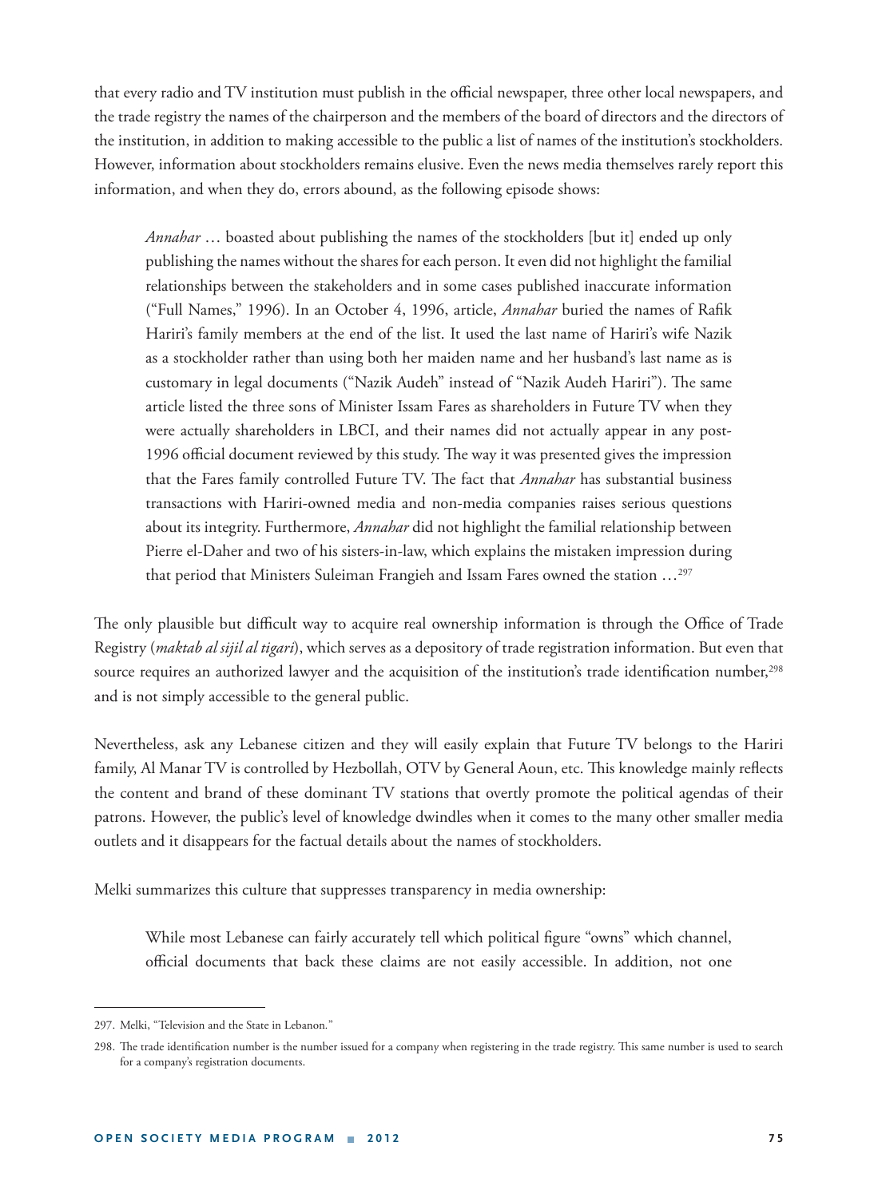that every radio and TV institution must publish in the official newspaper, three other local newspapers, and the trade registry the names of the chairperson and the members of the board of directors and the directors of the institution, in addition to making accessible to the public a list of names of the institution's stockholders. However, information about stockholders remains elusive. Even the news media themselves rarely report this information, and when they do, errors abound, as the following episode shows:

> *Annahar* … boasted about publishing the names of the stockholders [but it] ended up only publishing the names without the shares for each person. It even did not highlight the familial relationships between the stakeholders and in some cases published inaccurate information ("Full Names," 1996). In an October 4, 1996, article, *Annahar* buried the names of Rafik Hariri's family members at the end of the list. It used the last name of Hariri's wife Nazik as a stockholder rather than using both her maiden name and her husband's last name as is customary in legal documents ("Nazik Audeh" instead of "Nazik Audeh Hariri"). The same article listed the three sons of Minister Issam Fares as shareholders in Future TV when they were actually shareholders in LBCI, and their names did not actually appear in any post-1996 official document reviewed by this study. The way it was presented gives the impression that the Fares family controlled Future TV. The fact that *Annahar* has substantial business transactions with Hariri-owned media and non-media companies raises serious questions about its integrity. Furthermore, *Annahar* did not highlight the familial relationship between Pierre el-Daher and two of his sisters-in-law, which explains the mistaken impression during that period that Ministers Suleiman Frangieh and Issam Fares owned the station …[297]

The only plausible but difficult way to acquire real ownership information is through the Office of Trade Registry (*maktab al sijil al tigari*), which serves as a depository of trade registration information. But even that source requires an authorized lawyer and the acquisition of the institution's trade identification number,[298] and is not simply accessible to the general public.

Nevertheless, ask any Lebanese citizen and they will easily explain that Future TV belongs to the Hariri family, Al Manar TV is controlled by Hezbollah, OTV by General Aoun, etc. This knowledge mainly reflects the content and brand of these dominant TV stations that overtly promote the political agendas of their patrons. However, the public's level of knowledge dwindles when it comes to the many other smaller media outlets and it disappears for the factual details about the names of stockholders.

Melki summarizes this culture that suppresses transparency in media ownership:

> While most Lebanese can fairly accurately tell which political figure "owns" which channel, official documents that back these claims are not easily accessible. In addition, not one

---

297. Melki, "Television and the State in Lebanon."

298. The trade identification number is the number issued for a company when registering in the trade registry. This same number is used to search for a company's registration documents.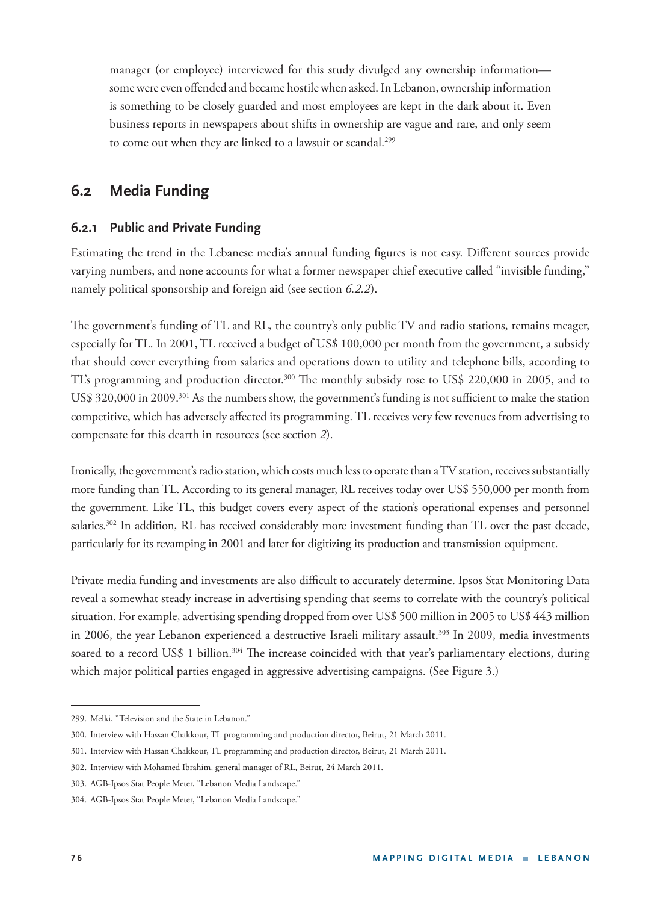manager (or employee) interviewed for this study divulged any ownership information—some were even offended and became hostile when asked. In Lebanon, ownership information is something to be closely guarded and most employees are kept in the dark about it. Even business reports in newspapers about shifts in ownership are vague and rare, and only seem to come out when they are linked to a lawsuit or scandal.[299]

## 6.2 Media Funding

### 6.2.1 Public and Private Funding

Estimating the trend in the Lebanese media's annual funding figures is not easy. Different sources provide varying numbers, and none accounts for what a former newspaper chief executive called "invisible funding," namely political sponsorship and foreign aid (see section *6.2.2*).

The government's funding of TL and RL, the country's only public TV and radio stations, remains meager, especially for TL. In 2001, TL received a budget of US$ 100,000 per month from the government, a subsidy that should cover everything from salaries and operations down to utility and telephone bills, according to TL's programming and production director.[300] The monthly subsidy rose to US$ 220,000 in 2005, and to US$ 320,000 in 2009.[301] As the numbers show, the government's funding is not sufficient to make the station competitive, which has adversely affected its programming. TL receives very few revenues from advertising to compensate for this dearth in resources (see section *2*).

Ironically, the government's radio station, which costs much less to operate than a TV station, receives substantially more funding than TL. According to its general manager, RL receives today over US$ 550,000 per month from the government. Like TL, this budget covers every aspect of the station's operational expenses and personnel salaries.[302] In addition, RL has received considerably more investment funding than TL over the past decade, particularly for its revamping in 2001 and later for digitizing its production and transmission equipment.

Private media funding and investments are also difficult to accurately determine. Ipsos Stat Monitoring Data reveal a somewhat steady increase in advertising spending that seems to correlate with the country's political situation. For example, advertising spending dropped from over US$ 500 million in 2005 to US$ 443 million in 2006, the year Lebanon experienced a destructive Israeli military assault.[303] In 2009, media investments soared to a record US$ 1 billion.[304] The increase coincided with that year's parliamentary elections, during which major political parties engaged in aggressive advertising campaigns. (See Figure 3.)

---

299. Melki, "Television and the State in Lebanon."

300. Interview with Hassan Chakkour, TL programming and production director, Beirut, 21 March 2011.

301. Interview with Hassan Chakkour, TL programming and production director, Beirut, 21 March 2011.

302. Interview with Mohamed Ibrahim, general manager of RL, Beirut, 24 March 2011.

303. AGB-Ipsos Stat People Meter, "Lebanon Media Landscape."

304. AGB-Ipsos Stat People Meter, "Lebanon Media Landscape."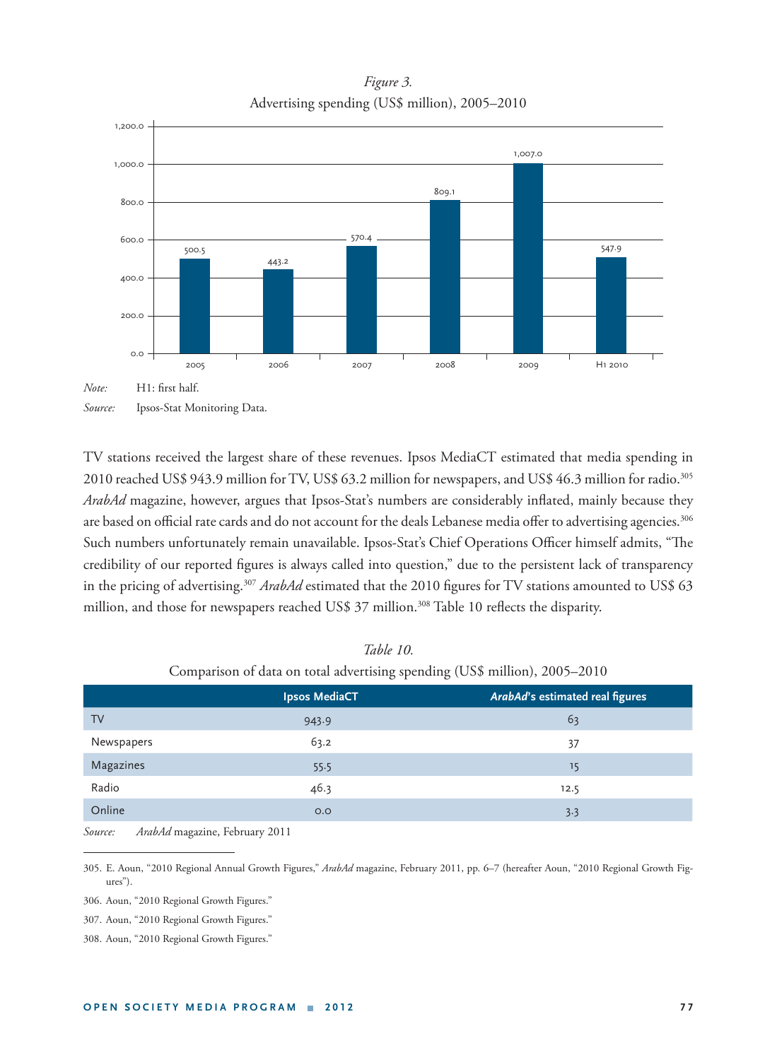*Figure 3.*
Advertising spending (US$ million), 2005–2010

| Year | US$ million |
|---|---|
| 2005 | 500.5 |
| 2006 | 443.2 |
| 2007 | 570.4 |
| 2008 | 809.1 |
| 2009 | 1,007.0 |
| H1 2010 | 547.9 |

*Note:* H1: first half.

*Source:* Ipsos-Stat Monitoring Data.

TV stations received the largest share of these revenues. Ipsos MediaCT estimated that media spending in 2010 reached US$ 943.9 million for TV, US$ 63.2 million for newspapers, and US$ 46.3 million for radio.[305] *ArabAd* magazine, however, argues that Ipsos-Stat's numbers are considerably inflated, mainly because they are based on official rate cards and do not account for the deals Lebanese media offer to advertising agencies.[306] Such numbers unfortunately remain unavailable. Ipsos-Stat's Chief Operations Officer himself admits, "The credibility of our reported figures is always called into question," due to the persistent lack of transparency in the pricing of advertising.[307] *ArabAd* estimated that the 2010 figures for TV stations amounted to US$ 63 million, and those for newspapers reached US$ 37 million.[308] Table 10 reflects the disparity.

*Table 10.*
Comparison of data on total advertising spending (US$ million), 2005–2010

| | Ipsos MediaCT | *ArabAd*'s estimated real figures |
|---|---|---|
| TV | 943.9 | 63 |
| Newspapers | 63.2 | 37 |
| Magazines | 55.5 | 15 |
| Radio | 46.3 | 12.5 |
| Online | 0.0 | 3.3 |

*Source:* *ArabAd* magazine, February 2011

305. E. Aoun, "2010 Regional Annual Growth Figures," *ArabAd* magazine, February 2011, pp. 6–7 (hereafter Aoun, "2010 Regional Growth Figures").

306. Aoun, "2010 Regional Growth Figures."

307. Aoun, "2010 Regional Growth Figures."

308. Aoun, "2010 Regional Growth Figures."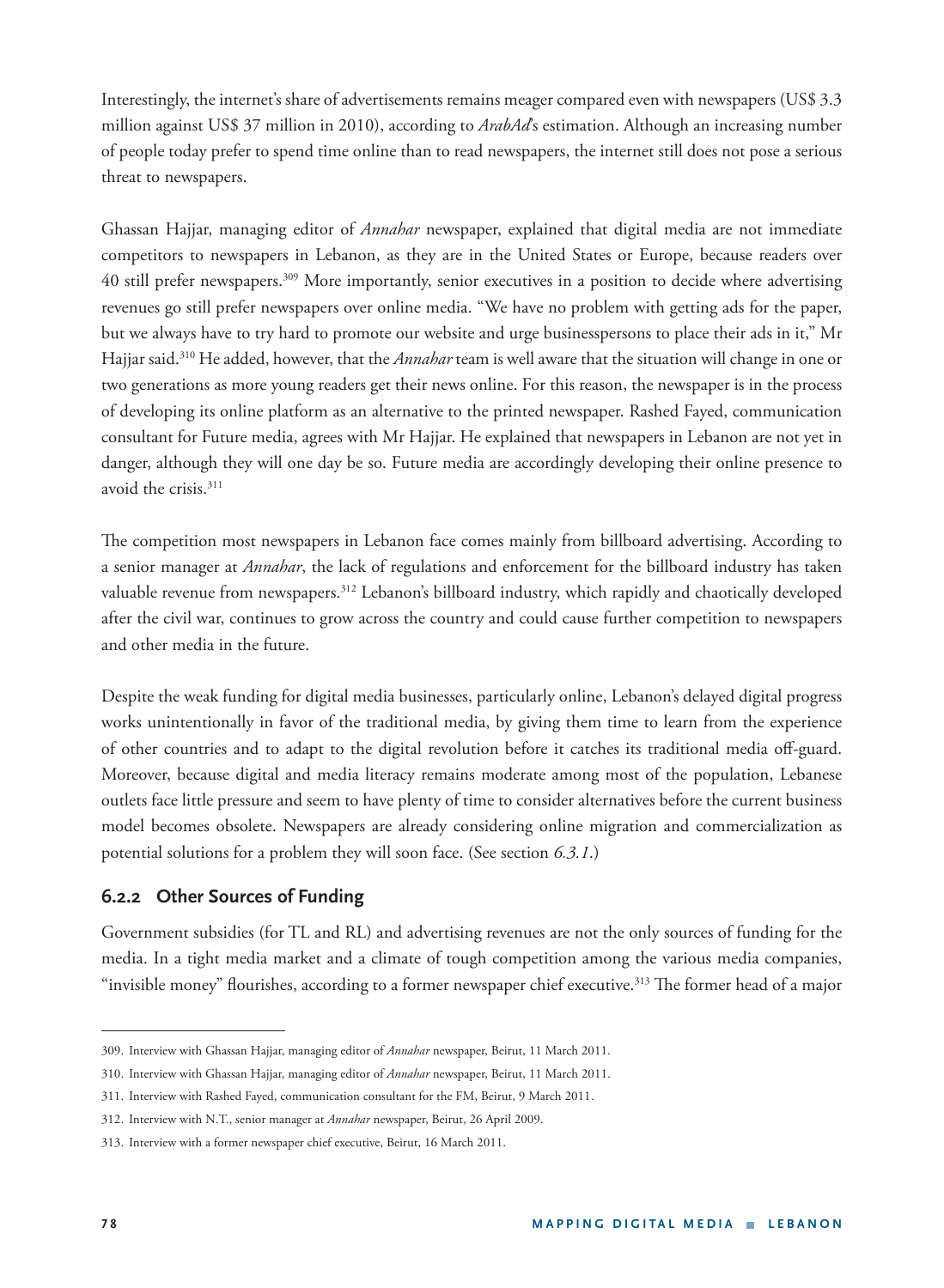Interestingly, the internet's share of advertisements remains meager compared even with newspapers (US$ 3.3 million against US$ 37 million in 2010), according to *ArabAd*'s estimation. Although an increasing number of people today prefer to spend time online than to read newspapers, the internet still does not pose a serious threat to newspapers.

Ghassan Hajjar, managing editor of *Annahar* newspaper, explained that digital media are not immediate competitors to newspapers in Lebanon, as they are in the United States or Europe, because readers over 40 still prefer newspapers.[309] More importantly, senior executives in a position to decide where advertising revenues go still prefer newspapers over online media. "We have no problem with getting ads for the paper, but we always have to try hard to promote our website and urge businesspersons to place their ads in it," Mr Hajjar said.[310] He added, however, that the *Annahar* team is well aware that the situation will change in one or two generations as more young readers get their news online. For this reason, the newspaper is in the process of developing its online platform as an alternative to the printed newspaper. Rashed Fayed, communication consultant for Future media, agrees with Mr Hajjar. He explained that newspapers in Lebanon are not yet in danger, although they will one day be so. Future media are accordingly developing their online presence to avoid the crisis.[311]

The competition most newspapers in Lebanon face comes mainly from billboard advertising. According to a senior manager at *Annahar*, the lack of regulations and enforcement for the billboard industry has taken valuable revenue from newspapers.[312] Lebanon's billboard industry, which rapidly and chaotically developed after the civil war, continues to grow across the country and could cause further competition to newspapers and other media in the future.

Despite the weak funding for digital media businesses, particularly online, Lebanon's delayed digital progress works unintentionally in favor of the traditional media, by giving them time to learn from the experience of other countries and to adapt to the digital revolution before it catches its traditional media off-guard. Moreover, because digital and media literacy remains moderate among most of the population, Lebanese outlets face little pressure and seem to have plenty of time to consider alternatives before the current business model becomes obsolete. Newspapers are already considering online migration and commercialization as potential solutions for a problem they will soon face. (See section *6.3.1*.)

### 6.2.2 Other Sources of Funding

Government subsidies (for TL and RL) and advertising revenues are not the only sources of funding for the media. In a tight media market and a climate of tough competition among the various media companies, "invisible money" flourishes, according to a former newspaper chief executive.[313] The former head of a major

---

309. Interview with Ghassan Hajjar, managing editor of *Annahar* newspaper, Beirut, 11 March 2011.

310. Interview with Ghassan Hajjar, managing editor of *Annahar* newspaper, Beirut, 11 March 2011.

311. Interview with Rashed Fayed, communication consultant for the FM, Beirut, 9 March 2011.

312. Interview with N.T., senior manager at *Annahar* newspaper, Beirut, 26 April 2009.

313. Interview with a former newspaper chief executive, Beirut, 16 March 2011.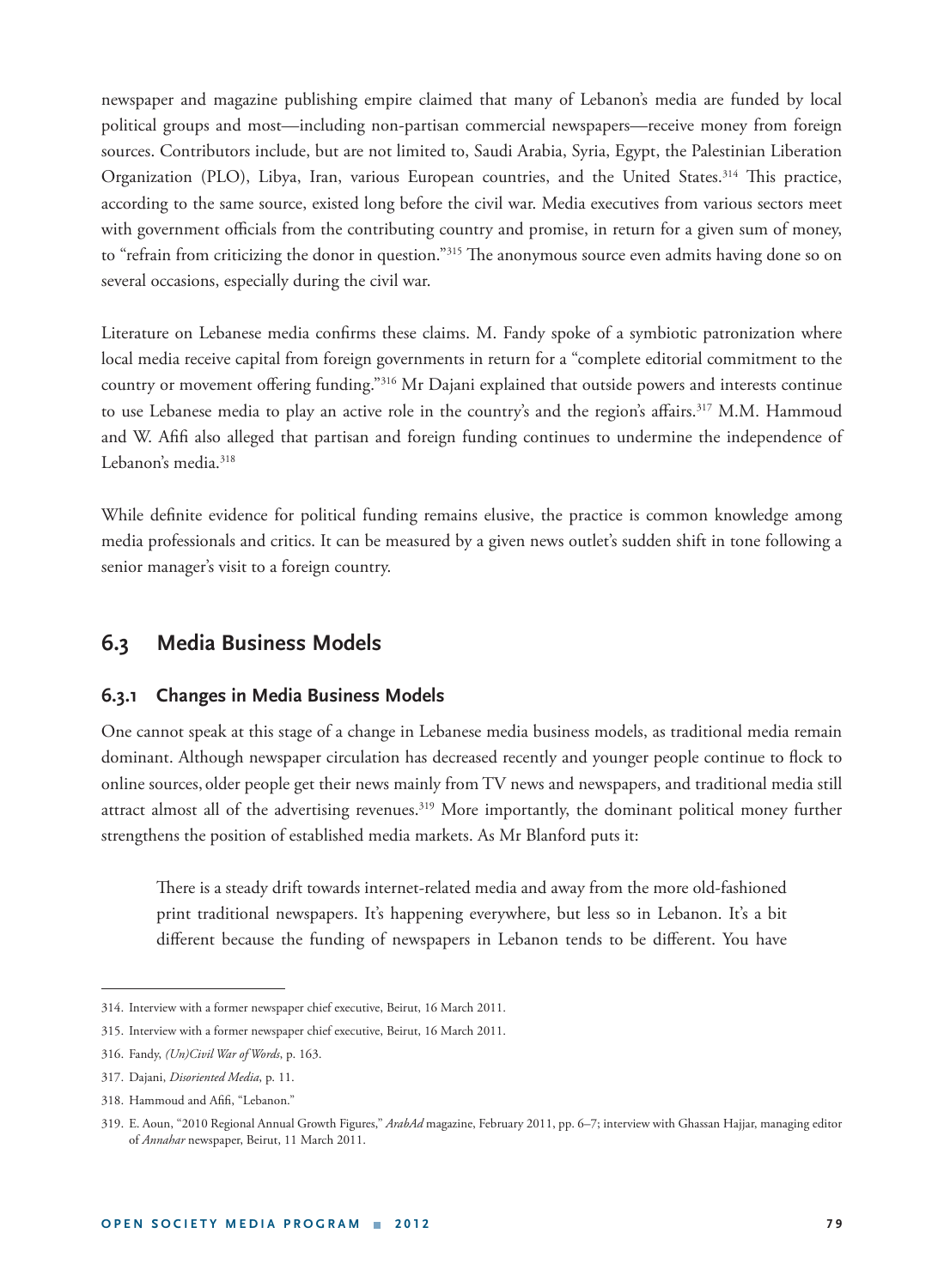newspaper and magazine publishing empire claimed that many of Lebanon's media are funded by local political groups and most—including non-partisan commercial newspapers—receive money from foreign sources. Contributors include, but are not limited to, Saudi Arabia, Syria, Egypt, the Palestinian Liberation Organization (PLO), Libya, Iran, various European countries, and the United States.[314] This practice, according to the same source, existed long before the civil war. Media executives from various sectors meet with government officials from the contributing country and promise, in return for a given sum of money, to "refrain from criticizing the donor in question."[315] The anonymous source even admits having done so on several occasions, especially during the civil war.

Literature on Lebanese media confirms these claims. M. Fandy spoke of a symbiotic patronization where local media receive capital from foreign governments in return for a "complete editorial commitment to the country or movement offering funding."[316] Mr Dajani explained that outside powers and interests continue to use Lebanese media to play an active role in the country's and the region's affairs.[317] M.M. Hammoud and W. Afifi also alleged that partisan and foreign funding continues to undermine the independence of Lebanon's media.[318]

While definite evidence for political funding remains elusive, the practice is common knowledge among media professionals and critics. It can be measured by a given news outlet's sudden shift in tone following a senior manager's visit to a foreign country.

## 6.3 Media Business Models

### 6.3.1 Changes in Media Business Models

One cannot speak at this stage of a change in Lebanese media business models, as traditional media remain dominant. Although newspaper circulation has decreased recently and younger people continue to flock to online sources, older people get their news mainly from TV news and newspapers, and traditional media still attract almost all of the advertising revenues.[319] More importantly, the dominant political money further strengthens the position of established media markets. As Mr Blanford puts it:

> There is a steady drift towards internet-related media and away from the more old-fashioned print traditional newspapers. It's happening everywhere, but less so in Lebanon. It's a bit different because the funding of newspapers in Lebanon tends to be different. You have

---

314. Interview with a former newspaper chief executive, Beirut, 16 March 2011.

315. Interview with a former newspaper chief executive, Beirut, 16 March 2011.

316. Fandy, *(Un)Civil War of Words*, p. 163.

317. Dajani, *Disoriented Media*, p. 11.

318. Hammoud and Afifi, "Lebanon."

319. E. Aoun, "2010 Regional Annual Growth Figures," *ArabAd* magazine, February 2011, pp. 6–7; interview with Ghassan Hajjar, managing editor of *Annahar* newspaper, Beirut, 11 March 2011.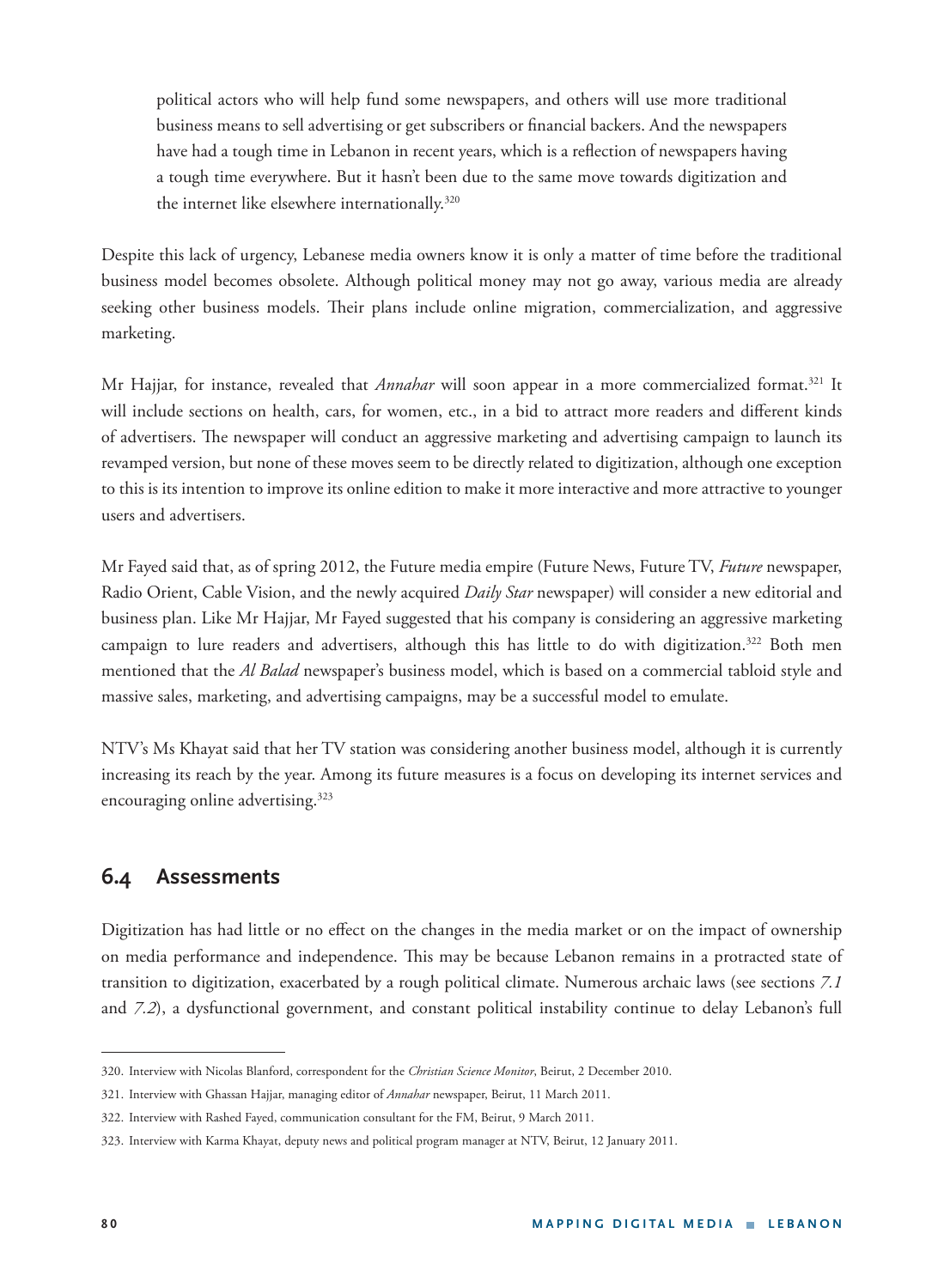political actors who will help fund some newspapers, and others will use more traditional business means to sell advertising or get subscribers or financial backers. And the newspapers have had a tough time in Lebanon in recent years, which is a reflection of newspapers having a tough time everywhere. But it hasn't been due to the same move towards digitization and the internet like elsewhere internationally.[320]

Despite this lack of urgency, Lebanese media owners know it is only a matter of time before the traditional business model becomes obsolete. Although political money may not go away, various media are already seeking other business models. Their plans include online migration, commercialization, and aggressive marketing.

Mr Hajjar, for instance, revealed that *Annahar* will soon appear in a more commercialized format.[321] It will include sections on health, cars, for women, etc., in a bid to attract more readers and different kinds of advertisers. The newspaper will conduct an aggressive marketing and advertising campaign to launch its revamped version, but none of these moves seem to be directly related to digitization, although one exception to this is its intention to improve its online edition to make it more interactive and more attractive to younger users and advertisers.

Mr Fayed said that, as of spring 2012, the Future media empire (Future News, Future TV, *Future* newspaper, Radio Orient, Cable Vision, and the newly acquired *Daily Star* newspaper) will consider a new editorial and business plan. Like Mr Hajjar, Mr Fayed suggested that his company is considering an aggressive marketing campaign to lure readers and advertisers, although this has little to do with digitization.[322] Both men mentioned that the *Al Balad* newspaper's business model, which is based on a commercial tabloid style and massive sales, marketing, and advertising campaigns, may be a successful model to emulate.

NTV's Ms Khayat said that her TV station was considering another business model, although it is currently increasing its reach by the year. Among its future measures is a focus on developing its internet services and encouraging online advertising.[323]

## 6.4 Assessments

Digitization has had little or no effect on the changes in the media market or on the impact of ownership on media performance and independence. This may be because Lebanon remains in a protracted state of transition to digitization, exacerbated by a rough political climate. Numerous archaic laws (see sections *7.1* and *7.2*), a dysfunctional government, and constant political instability continue to delay Lebanon's full

320. Interview with Nicolas Blanford, correspondent for the *Christian Science Monitor*, Beirut, 2 December 2010.

321. Interview with Ghassan Hajjar, managing editor of *Annahar* newspaper, Beirut, 11 March 2011.

322. Interview with Rashed Fayed, communication consultant for the FM, Beirut, 9 March 2011.

323. Interview with Karma Khayat, deputy news and political program manager at NTV, Beirut, 12 January 2011.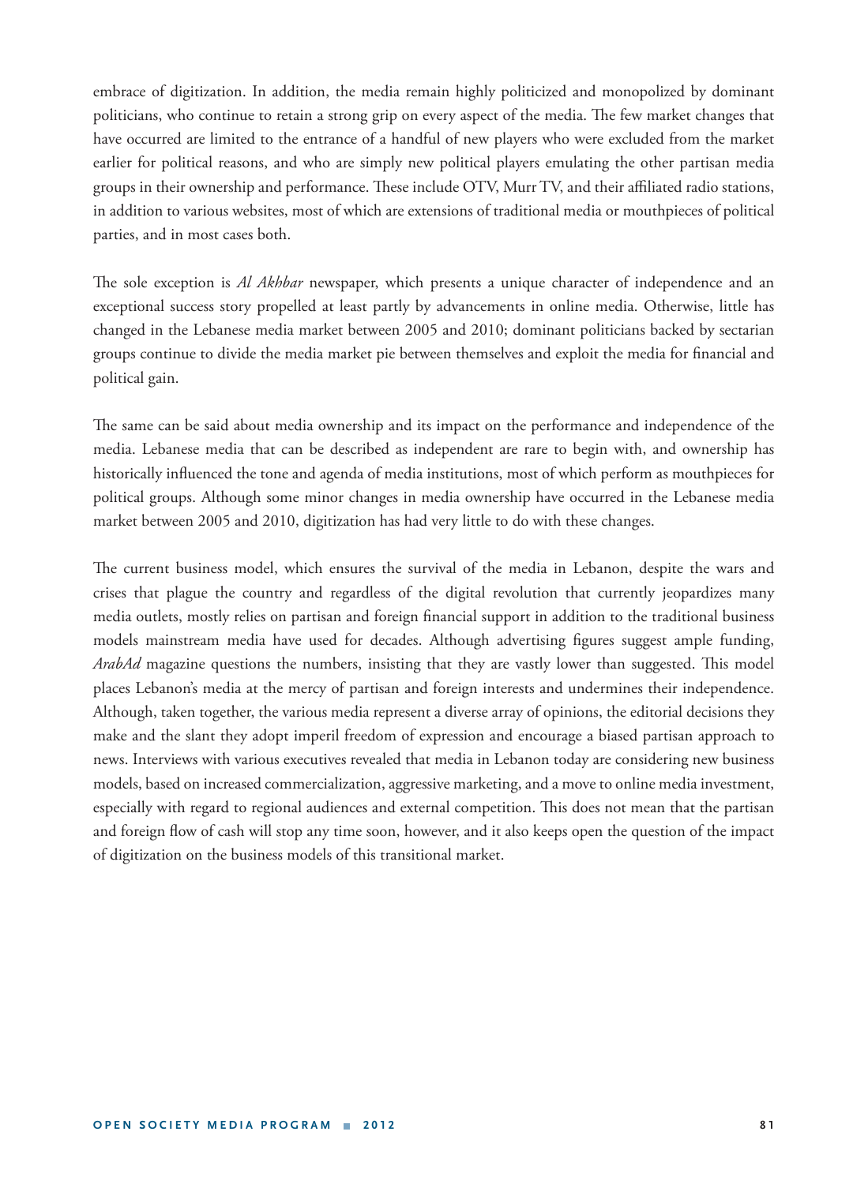embrace of digitization. In addition, the media remain highly politicized and monopolized by dominant politicians, who continue to retain a strong grip on every aspect of the media. The few market changes that have occurred are limited to the entrance of a handful of new players who were excluded from the market earlier for political reasons, and who are simply new political players emulating the other partisan media groups in their ownership and performance. These include OTV, Murr TV, and their affiliated radio stations, in addition to various websites, most of which are extensions of traditional media or mouthpieces of political parties, and in most cases both.

The sole exception is *Al Akhbar* newspaper, which presents a unique character of independence and an exceptional success story propelled at least partly by advancements in online media. Otherwise, little has changed in the Lebanese media market between 2005 and 2010; dominant politicians backed by sectarian groups continue to divide the media market pie between themselves and exploit the media for financial and political gain.

The same can be said about media ownership and its impact on the performance and independence of the media. Lebanese media that can be described as independent are rare to begin with, and ownership has historically influenced the tone and agenda of media institutions, most of which perform as mouthpieces for political groups. Although some minor changes in media ownership have occurred in the Lebanese media market between 2005 and 2010, digitization has had very little to do with these changes.

The current business model, which ensures the survival of the media in Lebanon, despite the wars and crises that plague the country and regardless of the digital revolution that currently jeopardizes many media outlets, mostly relies on partisan and foreign financial support in addition to the traditional business models mainstream media have used for decades. Although advertising figures suggest ample funding, *ArabAd* magazine questions the numbers, insisting that they are vastly lower than suggested. This model places Lebanon's media at the mercy of partisan and foreign interests and undermines their independence. Although, taken together, the various media represent a diverse array of opinions, the editorial decisions they make and the slant they adopt imperil freedom of expression and encourage a biased partisan approach to news. Interviews with various executives revealed that media in Lebanon today are considering new business models, based on increased commercialization, aggressive marketing, and a move to online media investment, especially with regard to regional audiences and external competition. This does not mean that the partisan and foreign flow of cash will stop any time soon, however, and it also keeps open the question of the impact of digitization on the business models of this transitional market.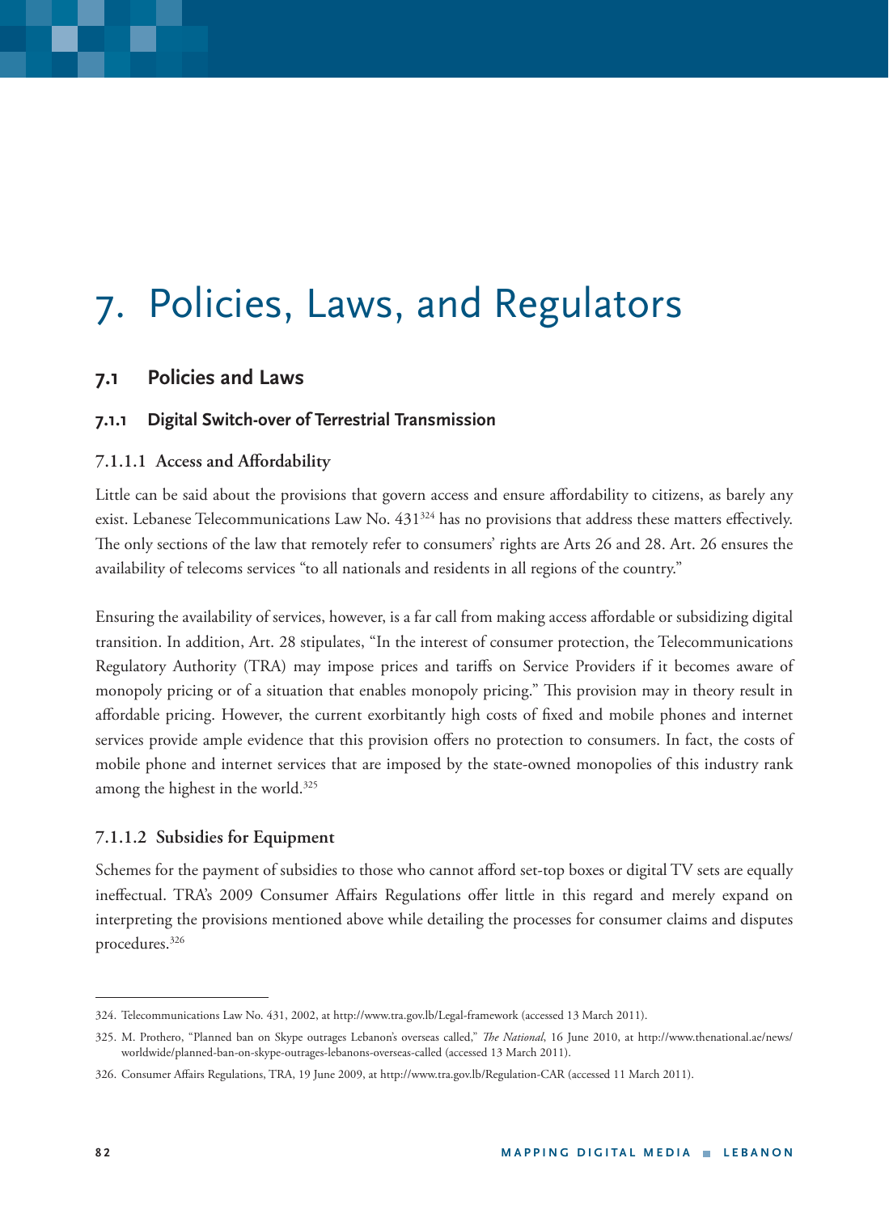# 7. Policies, Laws, and Regulators

## 7.1 Policies and Laws

### 7.1.1 Digital Switch-over of Terrestrial Transmission

#### 7.1.1.1 Access and Affordability

Little can be said about the provisions that govern access and ensure affordability to citizens, as barely any exist. Lebanese Telecommunications Law No. 431[324] has no provisions that address these matters effectively. The only sections of the law that remotely refer to consumers' rights are Arts 26 and 28. Art. 26 ensures the availability of telecoms services "to all nationals and residents in all regions of the country."

Ensuring the availability of services, however, is a far call from making access affordable or subsidizing digital transition. In addition, Art. 28 stipulates, "In the interest of consumer protection, the Telecommunications Regulatory Authority (TRA) may impose prices and tariffs on Service Providers if it becomes aware of monopoly pricing or of a situation that enables monopoly pricing." This provision may in theory result in affordable pricing. However, the current exorbitantly high costs of fixed and mobile phones and internet services provide ample evidence that this provision offers no protection to consumers. In fact, the costs of mobile phone and internet services that are imposed by the state-owned monopolies of this industry rank among the highest in the world.[325]

#### 7.1.1.2 Subsidies for Equipment

Schemes for the payment of subsidies to those who cannot afford set-top boxes or digital TV sets are equally ineffectual. TRA's 2009 Consumer Affairs Regulations offer little in this regard and merely expand on interpreting the provisions mentioned above while detailing the processes for consumer claims and disputes procedures.[326]

---

324. Telecommunications Law No. 431, 2002, at http://www.tra.gov.lb/Legal-framework (accessed 13 March 2011).

325. M. Prothero, "Planned ban on Skype outrages Lebanon's overseas called," *The National*, 16 June 2010, at http://www.thenational.ae/news/worldwide/planned-ban-on-skype-outrages-lebanons-overseas-called (accessed 13 March 2011).

326. Consumer Affairs Regulations, TRA, 19 June 2009, at http://www.tra.gov.lb/Regulation-CAR (accessed 11 March 2011).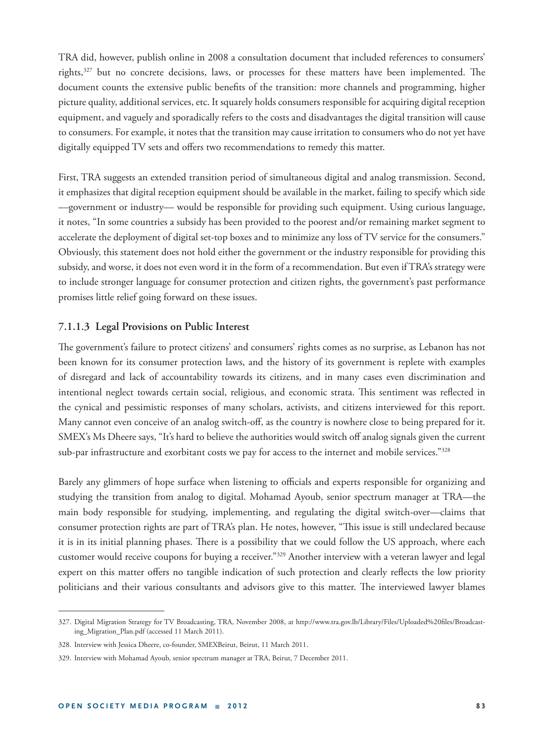TRA did, however, publish online in 2008 a consultation document that included references to consumers' rights,[327] but no concrete decisions, laws, or processes for these matters have been implemented. The document counts the extensive public benefits of the transition: more channels and programming, higher picture quality, additional services, etc. It squarely holds consumers responsible for acquiring digital reception equipment, and vaguely and sporadically refers to the costs and disadvantages the digital transition will cause to consumers. For example, it notes that the transition may cause irritation to consumers who do not yet have digitally equipped TV sets and offers two recommendations to remedy this matter.

First, TRA suggests an extended transition period of simultaneous digital and analog transmission. Second, it emphasizes that digital reception equipment should be available in the market, failing to specify which side —government or industry— would be responsible for providing such equipment. Using curious language, it notes, "In some countries a subsidy has been provided to the poorest and/or remaining market segment to accelerate the deployment of digital set-top boxes and to minimize any loss of TV service for the consumers." Obviously, this statement does not hold either the government or the industry responsible for providing this subsidy, and worse, it does not even word it in the form of a recommendation. But even if TRA's strategy were to include stronger language for consumer protection and citizen rights, the government's past performance promises little relief going forward on these issues.

### 7.1.1.3 Legal Provisions on Public Interest

The government's failure to protect citizens' and consumers' rights comes as no surprise, as Lebanon has not been known for its consumer protection laws, and the history of its government is replete with examples of disregard and lack of accountability towards its citizens, and in many cases even discrimination and intentional neglect towards certain social, religious, and economic strata. This sentiment was reflected in the cynical and pessimistic responses of many scholars, activists, and citizens interviewed for this report. Many cannot even conceive of an analog switch-off, as the country is nowhere close to being prepared for it. SMEX's Ms Dheere says, "It's hard to believe the authorities would switch off analog signals given the current sub-par infrastructure and exorbitant costs we pay for access to the internet and mobile services."[328]

Barely any glimmers of hope surface when listening to officials and experts responsible for organizing and studying the transition from analog to digital. Mohamad Ayoub, senior spectrum manager at TRA—the main body responsible for studying, implementing, and regulating the digital switch-over—claims that consumer protection rights are part of TRA's plan. He notes, however, "This issue is still undeclared because it is in its initial planning phases. There is a possibility that we could follow the US approach, where each customer would receive coupons for buying a receiver."[329] Another interview with a veteran lawyer and legal expert on this matter offers no tangible indication of such protection and clearly reflects the low priority politicians and their various consultants and advisors give to this matter. The interviewed lawyer blames

---

327. Digital Migration Strategy for TV Broadcasting, TRA, November 2008, at http://www.tra.gov.lb/Library/Files/Uploaded%20files/Broadcasting_Migration_Plan.pdf (accessed 11 March 2011).

328. Interview with Jessica Dheere, co-founder, SMEXBeirut, Beirut, 11 March 2011.

329. Interview with Mohamad Ayoub, senior spectrum manager at TRA, Beirut, 7 December 2011.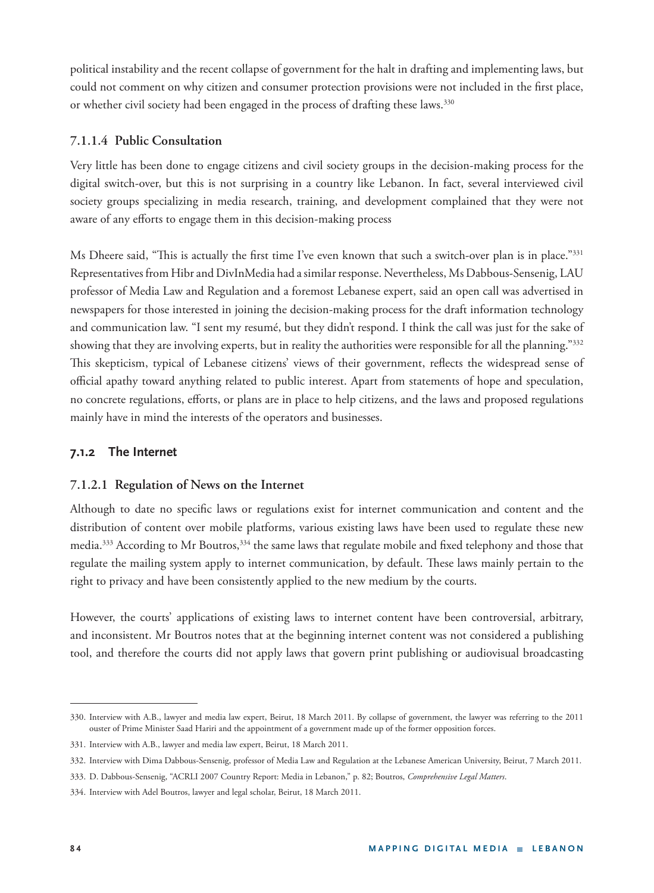political instability and the recent collapse of government for the halt in drafting and implementing laws, but could not comment on why citizen and consumer protection provisions were not included in the first place, or whether civil society had been engaged in the process of drafting these laws.[330]

#### 7.1.1.4 Public Consultation

Very little has been done to engage citizens and civil society groups in the decision-making process for the digital switch-over, but this is not surprising in a country like Lebanon. In fact, several interviewed civil society groups specializing in media research, training, and development complained that they were not aware of any efforts to engage them in this decision-making process

Ms Dheere said, "This is actually the first time I've even known that such a switch-over plan is in place."[331] Representatives from Hibr and DivInMedia had a similar response. Nevertheless, Ms Dabbous-Sensenig, LAU professor of Media Law and Regulation and a foremost Lebanese expert, said an open call was advertised in newspapers for those interested in joining the decision-making process for the draft information technology and communication law. "I sent my resumé, but they didn't respond. I think the call was just for the sake of showing that they are involving experts, but in reality the authorities were responsible for all the planning."[332] This skepticism, typical of Lebanese citizens' views of their government, reflects the widespread sense of official apathy toward anything related to public interest. Apart from statements of hope and speculation, no concrete regulations, efforts, or plans are in place to help citizens, and the laws and proposed regulations mainly have in mind the interests of the operators and businesses.

### 7.1.2 The Internet

#### 7.1.2.1 Regulation of News on the Internet

Although to date no specific laws or regulations exist for internet communication and content and the distribution of content over mobile platforms, various existing laws have been used to regulate these new media.[333] According to Mr Boutros,[334] the same laws that regulate mobile and fixed telephony and those that regulate the mailing system apply to internet communication, by default. These laws mainly pertain to the right to privacy and have been consistently applied to the new medium by the courts.

However, the courts' applications of existing laws to internet content have been controversial, arbitrary, and inconsistent. Mr Boutros notes that at the beginning internet content was not considered a publishing tool, and therefore the courts did not apply laws that govern print publishing or audiovisual broadcasting

---

330. Interview with A.B., lawyer and media law expert, Beirut, 18 March 2011. By collapse of government, the lawyer was referring to the 2011 ouster of Prime Minister Saad Hariri and the appointment of a government made up of the former opposition forces.

331. Interview with A.B., lawyer and media law expert, Beirut, 18 March 2011.

332. Interview with Dima Dabbous-Sensenig, professor of Media Law and Regulation at the Lebanese American University, Beirut, 7 March 2011.

333. D. Dabbous-Sensenig, "ACRLI 2007 Country Report: Media in Lebanon," p. 82; Boutros, *Comprehensive Legal Matters*.

334. Interview with Adel Boutros, lawyer and legal scholar, Beirut, 18 March 2011.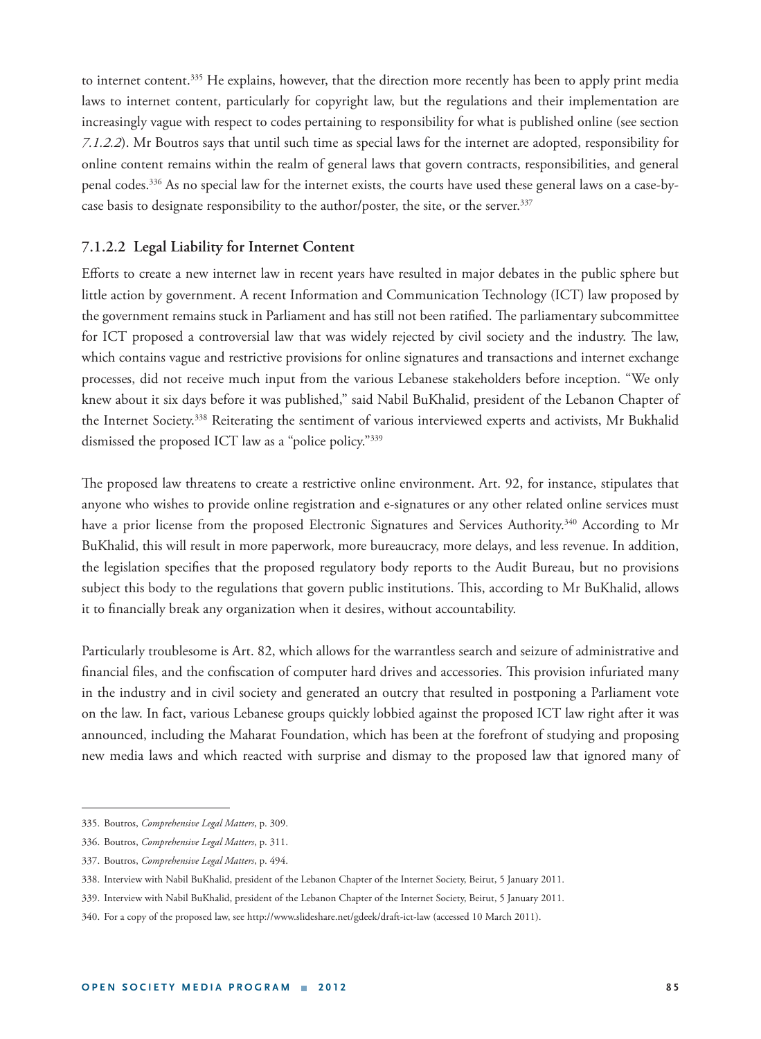to internet content.[335] He explains, however, that the direction more recently has been to apply print media laws to internet content, particularly for copyright law, but the regulations and their implementation are increasingly vague with respect to codes pertaining to responsibility for what is published online (see section *7.1.2.2*). Mr Boutros says that until such time as special laws for the internet are adopted, responsibility for online content remains within the realm of general laws that govern contracts, responsibilities, and general penal codes.[336] As no special law for the internet exists, the courts have used these general laws on a case-by-case basis to designate responsibility to the author/poster, the site, or the server.[337]

#### 7.1.2.2 Legal Liability for Internet Content

Efforts to create a new internet law in recent years have resulted in major debates in the public sphere but little action by government. A recent Information and Communication Technology (ICT) law proposed by the government remains stuck in Parliament and has still not been ratified. The parliamentary subcommittee for ICT proposed a controversial law that was widely rejected by civil society and the industry. The law, which contains vague and restrictive provisions for online signatures and transactions and internet exchange processes, did not receive much input from the various Lebanese stakeholders before inception. "We only knew about it six days before it was published," said Nabil BuKhalid, president of the Lebanon Chapter of the Internet Society.[338] Reiterating the sentiment of various interviewed experts and activists, Mr Bukhalid dismissed the proposed ICT law as a "police policy."[339]

The proposed law threatens to create a restrictive online environment. Art. 92, for instance, stipulates that anyone who wishes to provide online registration and e-signatures or any other related online services must have a prior license from the proposed Electronic Signatures and Services Authority.[340] According to Mr BuKhalid, this will result in more paperwork, more bureaucracy, more delays, and less revenue. In addition, the legislation specifies that the proposed regulatory body reports to the Audit Bureau, but no provisions subject this body to the regulations that govern public institutions. This, according to Mr BuKhalid, allows it to financially break any organization when it desires, without accountability.

Particularly troublesome is Art. 82, which allows for the warrantless search and seizure of administrative and financial files, and the confiscation of computer hard drives and accessories. This provision infuriated many in the industry and in civil society and generated an outcry that resulted in postponing a Parliament vote on the law. In fact, various Lebanese groups quickly lobbied against the proposed ICT law right after it was announced, including the Maharat Foundation, which has been at the forefront of studying and proposing new media laws and which reacted with surprise and dismay to the proposed law that ignored many of

---

335. Boutros, *Comprehensive Legal Matters*, p. 309.

336. Boutros, *Comprehensive Legal Matters*, p. 311.

337. Boutros, *Comprehensive Legal Matters*, p. 494.

338. Interview with Nabil BuKhalid, president of the Lebanon Chapter of the Internet Society, Beirut, 5 January 2011.

339. Interview with Nabil BuKhalid, president of the Lebanon Chapter of the Internet Society, Beirut, 5 January 2011.

340. For a copy of the proposed law, see http://www.slideshare.net/gdeek/draft-ict-law (accessed 10 March 2011).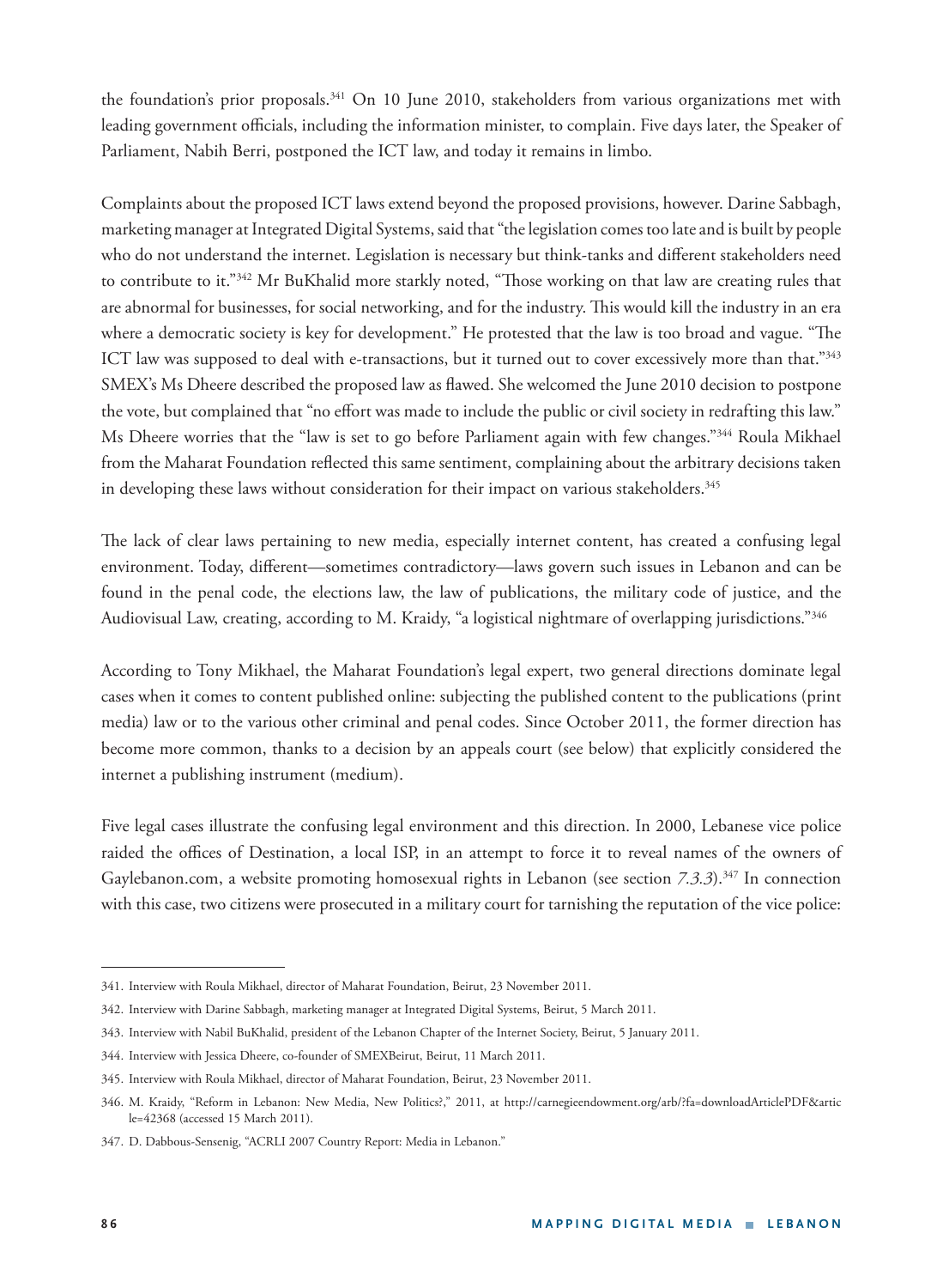the foundation's prior proposals.[341] On 10 June 2010, stakeholders from various organizations met with leading government officials, including the information minister, to complain. Five days later, the Speaker of Parliament, Nabih Berri, postponed the ICT law, and today it remains in limbo.

Complaints about the proposed ICT laws extend beyond the proposed provisions, however. Darine Sabbagh, marketing manager at Integrated Digital Systems, said that "the legislation comes too late and is built by people who do not understand the internet. Legislation is necessary but think-tanks and different stakeholders need to contribute to it."[342] Mr BuKhalid more starkly noted, "Those working on that law are creating rules that are abnormal for businesses, for social networking, and for the industry. This would kill the industry in an era where a democratic society is key for development." He protested that the law is too broad and vague. "The ICT law was supposed to deal with e-transactions, but it turned out to cover excessively more than that."[343] SMEX's Ms Dheere described the proposed law as flawed. She welcomed the June 2010 decision to postpone the vote, but complained that "no effort was made to include the public or civil society in redrafting this law." Ms Dheere worries that the "law is set to go before Parliament again with few changes."[344] Roula Mikhael from the Maharat Foundation reflected this same sentiment, complaining about the arbitrary decisions taken in developing these laws without consideration for their impact on various stakeholders.[345]

The lack of clear laws pertaining to new media, especially internet content, has created a confusing legal environment. Today, different—sometimes contradictory—laws govern such issues in Lebanon and can be found in the penal code, the elections law, the law of publications, the military code of justice, and the Audiovisual Law, creating, according to M. Kraidy, "a logistical nightmare of overlapping jurisdictions."[346]

According to Tony Mikhael, the Maharat Foundation's legal expert, two general directions dominate legal cases when it comes to content published online: subjecting the published content to the publications (print media) law or to the various other criminal and penal codes. Since October 2011, the former direction has become more common, thanks to a decision by an appeals court (see below) that explicitly considered the internet a publishing instrument (medium).

Five legal cases illustrate the confusing legal environment and this direction. In 2000, Lebanese vice police raided the offices of Destination, a local ISP, in an attempt to force it to reveal names of the owners of Gaylebanon.com, a website promoting homosexual rights in Lebanon (see section *7.3.3*).[347] In connection with this case, two citizens were prosecuted in a military court for tarnishing the reputation of the vice police:

---

341. Interview with Roula Mikhael, director of Maharat Foundation, Beirut, 23 November 2011.

342. Interview with Darine Sabbagh, marketing manager at Integrated Digital Systems, Beirut, 5 March 2011.

343. Interview with Nabil BuKhalid, president of the Lebanon Chapter of the Internet Society, Beirut, 5 January 2011.

344. Interview with Jessica Dheere, co-founder of SMEXBeirut, Beirut, 11 March 2011.

345. Interview with Roula Mikhael, director of Maharat Foundation, Beirut, 23 November 2011.

346. M. Kraidy, "Reform in Lebanon: New Media, New Politics?," 2011, at http://carnegieendowment.org/arb/?fa=downloadArticlePDF&article=42368 (accessed 15 March 2011).

347. D. Dabbous-Sensenig, "ACRLI 2007 Country Report: Media in Lebanon."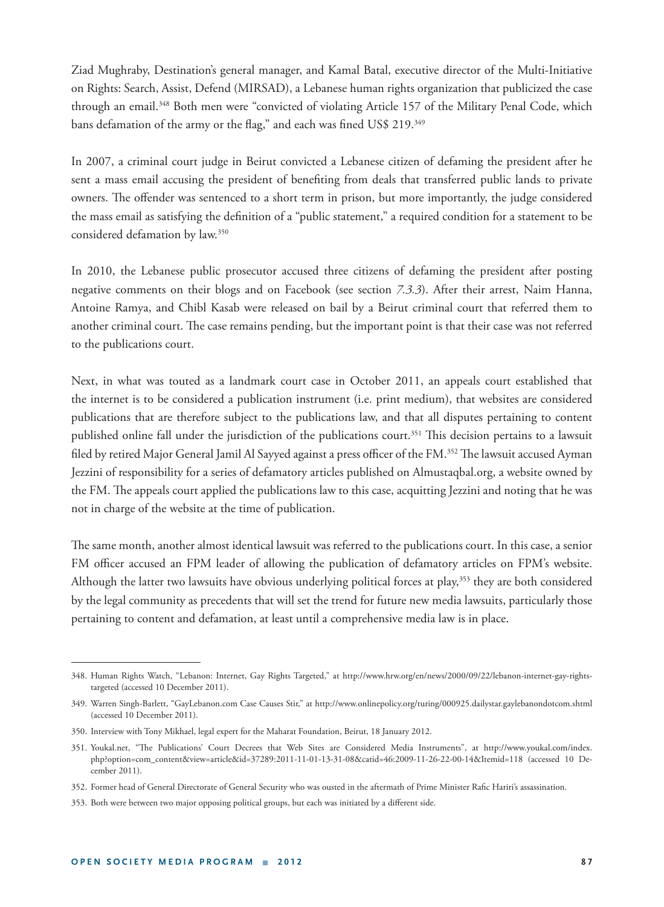Ziad Mughraby, Destination's general manager, and Kamal Batal, executive director of the Multi-Initiative on Rights: Search, Assist, Defend (MIRSAD), a Lebanese human rights organization that publicized the case through an email.[348] Both men were "convicted of violating Article 157 of the Military Penal Code, which bans defamation of the army or the flag," and each was fined US$ 219.[349]

In 2007, a criminal court judge in Beirut convicted a Lebanese citizen of defaming the president after he sent a mass email accusing the president of benefiting from deals that transferred public lands to private owners. The offender was sentenced to a short term in prison, but more importantly, the judge considered the mass email as satisfying the definition of a "public statement," a required condition for a statement to be considered defamation by law.[350]

In 2010, the Lebanese public prosecutor accused three citizens of defaming the president after posting negative comments on their blogs and on Facebook (see section *7.3.3*). After their arrest, Naim Hanna, Antoine Ramya, and Chibl Kasab were released on bail by a Beirut criminal court that referred them to another criminal court. The case remains pending, but the important point is that their case was not referred to the publications court.

Next, in what was touted as a landmark court case in October 2011, an appeals court established that the internet is to be considered a publication instrument (i.e. print medium), that websites are considered publications that are therefore subject to the publications law, and that all disputes pertaining to content published online fall under the jurisdiction of the publications court.[351] This decision pertains to a lawsuit filed by retired Major General Jamil Al Sayyed against a press officer of the FM.[352] The lawsuit accused Ayman Jezzini of responsibility for a series of defamatory articles published on Almustaqbal.org, a website owned by the FM. The appeals court applied the publications law to this case, acquitting Jezzini and noting that he was not in charge of the website at the time of publication.

The same month, another almost identical lawsuit was referred to the publications court. In this case, a senior FM officer accused an FPM leader of allowing the publication of defamatory articles on FPM's website. Although the latter two lawsuits have obvious underlying political forces at play,[353] they are both considered by the legal community as precedents that will set the trend for future new media lawsuits, particularly those pertaining to content and defamation, at least until a comprehensive media law is in place.

---

348. Human Rights Watch, "Lebanon: Internet, Gay Rights Targeted," at http://www.hrw.org/en/news/2000/09/22/lebanon-internet-gay-rights-targeted (accessed 10 December 2011).

349. Warren Singh-Barlett, "GayLebanon.com Case Causes Stir," at http://www.onlinepolicy.org/turing/000925.dailystar.gaylebanondotcom.shtml (accessed 10 December 2011).

350. Interview with Tony Mikhael, legal expert for the Maharat Foundation, Beirut, 18 January 2012.

351. Youkal.net, "The Publications' Court Decrees that Web Sites are Considered Media Instruments", at http://www.youkal.com/index.php?option=com_content&view=article&id=37289:2011-11-01-13-31-08&catid=46:2009-11-26-22-00-14&Itemid=118 (accessed 10 December 2011).

352. Former head of General Directorate of General Security who was ousted in the aftermath of Prime Minister Rafic Hariri's assassination.

353. Both were between two major opposing political groups, but each was initiated by a different side.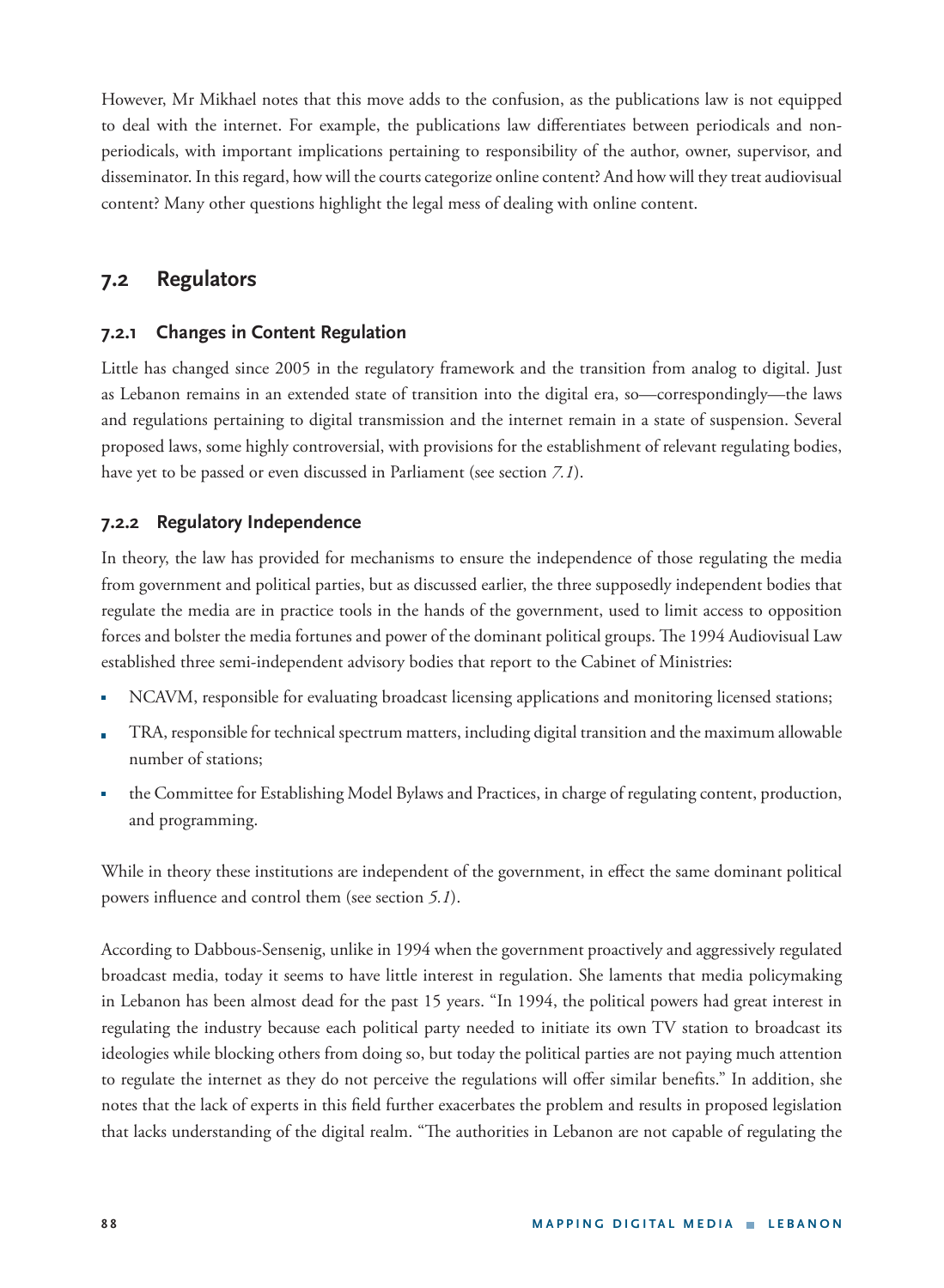However, Mr Mikhael notes that this move adds to the confusion, as the publications law is not equipped to deal with the internet. For example, the publications law differentiates between periodicals and non-periodicals, with important implications pertaining to responsibility of the author, owner, supervisor, and disseminator. In this regard, how will the courts categorize online content? And how will they treat audiovisual content? Many other questions highlight the legal mess of dealing with online content.

## 7.2 Regulators

### 7.2.1 Changes in Content Regulation

Little has changed since 2005 in the regulatory framework and the transition from analog to digital. Just as Lebanon remains in an extended state of transition into the digital era, so—correspondingly—the laws and regulations pertaining to digital transmission and the internet remain in a state of suspension. Several proposed laws, some highly controversial, with provisions for the establishment of relevant regulating bodies, have yet to be passed or even discussed in Parliament (see section *7.1*).

### 7.2.2 Regulatory Independence

In theory, the law has provided for mechanisms to ensure the independence of those regulating the media from government and political parties, but as discussed earlier, the three supposedly independent bodies that regulate the media are in practice tools in the hands of the government, used to limit access to opposition forces and bolster the media fortunes and power of the dominant political groups. The 1994 Audiovisual Law established three semi-independent advisory bodies that report to the Cabinet of Ministries:

- NCAVM, responsible for evaluating broadcast licensing applications and monitoring licensed stations;
- TRA, responsible for technical spectrum matters, including digital transition and the maximum allowable number of stations;
- the Committee for Establishing Model Bylaws and Practices, in charge of regulating content, production, and programming.

While in theory these institutions are independent of the government, in effect the same dominant political powers influence and control them (see section *5.1*).

According to Dabbous-Sensenig, unlike in 1994 when the government proactively and aggressively regulated broadcast media, today it seems to have little interest in regulation. She laments that media policymaking in Lebanon has been almost dead for the past 15 years. "In 1994, the political powers had great interest in regulating the industry because each political party needed to initiate its own TV station to broadcast its ideologies while blocking others from doing so, but today the political parties are not paying much attention to regulate the internet as they do not perceive the regulations will offer similar benefits." In addition, she notes that the lack of experts in this field further exacerbates the problem and results in proposed legislation that lacks understanding of the digital realm. "The authorities in Lebanon are not capable of regulating the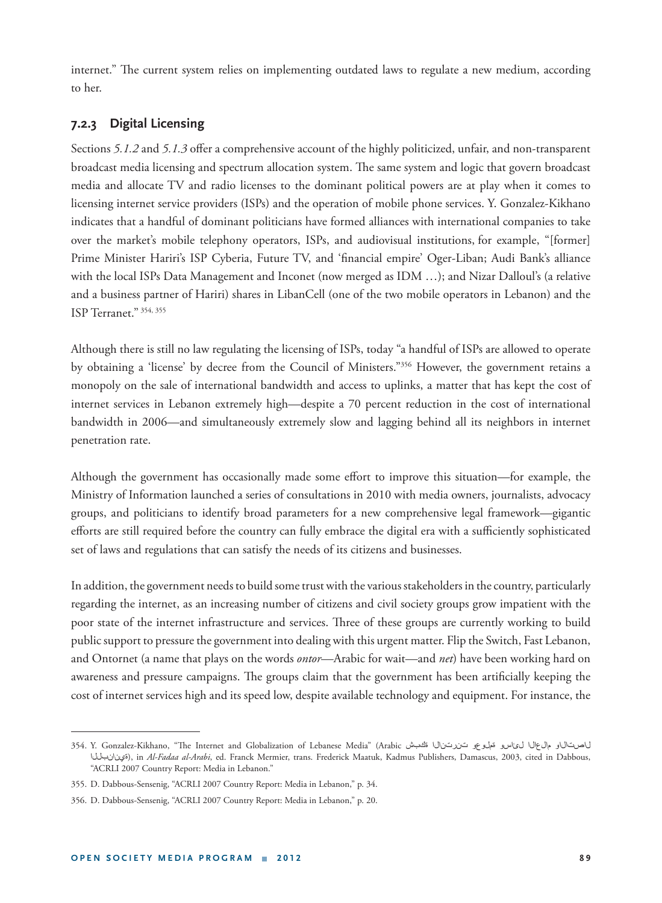internet." The current system relies on implementing outdated laws to regulate a new medium, according to her.

### 7.2.3 Digital Licensing

Sections *5.1.2* and *5.1.3* offer a comprehensive account of the highly politicized, unfair, and non-transparent broadcast media licensing and spectrum allocation system. The same system and logic that govern broadcast media and allocate TV and radio licenses to the dominant political powers are at play when it comes to licensing internet service providers (ISPs) and the operation of mobile phone services. Y. Gonzalez-Kikhano indicates that a handful of dominant politicians have formed alliances with international companies to take over the market's mobile telephony operators, ISPs, and audiovisual institutions, for example, "[former] Prime Minister Hariri's ISP Cyberia, Future TV, and 'financial empire' Oger-Liban; Audi Bank's alliance with the local ISPs Data Management and Inconet (now merged as IDM …); and Nizar Dalloul's (a relative and a business partner of Hariri) shares in LibanCell (one of the two mobile operators in Lebanon) and the ISP Terranet." [354, 355]

Although there is still no law regulating the licensing of ISPs, today "a handful of ISPs are allowed to operate by obtaining a 'license' by decree from the Council of Ministers."[356] However, the government retains a monopoly on the sale of international bandwidth and access to uplinks, a matter that has kept the cost of internet services in Lebanon extremely high—despite a 70 percent reduction in the cost of international bandwidth in 2006—and simultaneously extremely slow and lagging behind all its neighbors in internet penetration rate.

Although the government has occasionally made some effort to improve this situation—for example, the Ministry of Information launched a series of consultations in 2010 with media owners, journalists, advocacy groups, and politicians to identify broad parameters for a new comprehensive legal framework—gigantic efforts are still required before the country can fully embrace the digital era with a sufficiently sophisticated set of laws and regulations that can satisfy the needs of its citizens and businesses.

In addition, the government needs to build some trust with the various stakeholders in the country, particularly regarding the internet, as an increasing number of citizens and civil society groups grow impatient with the poor state of the internet infrastructure and services. Three of these groups are currently working to build public support to pressure the government into dealing with this urgent matter. Flip the Switch, Fast Lebanon, and Ontornet (a name that plays on the words *ontor*—Arabic for wait—and *net*) have been working hard on awareness and pressure campaigns. The groups claim that the government has been artificially keeping the cost of internet services high and its speed low, despite available technology and equipment. For instance, the

---

354. Y. Gonzalez-Kikhano, "The Internet and Globalization of Lebanese Media" (Arabic شبكة الانترنت وعولمة وسائل الاعلام والاتصال اللبنانية), in *Al-Fadaa al-Arabi*, ed. Franck Mermier, trans. Frederick Maatuk, Kadmus Publishers, Damascus, 2003, cited in Dabbous, "ACRLI 2007 Country Report: Media in Lebanon."

355. D. Dabbous-Sensenig, "ACRLI 2007 Country Report: Media in Lebanon," p. 34.

356. D. Dabbous-Sensenig, "ACRLI 2007 Country Report: Media in Lebanon," p. 20.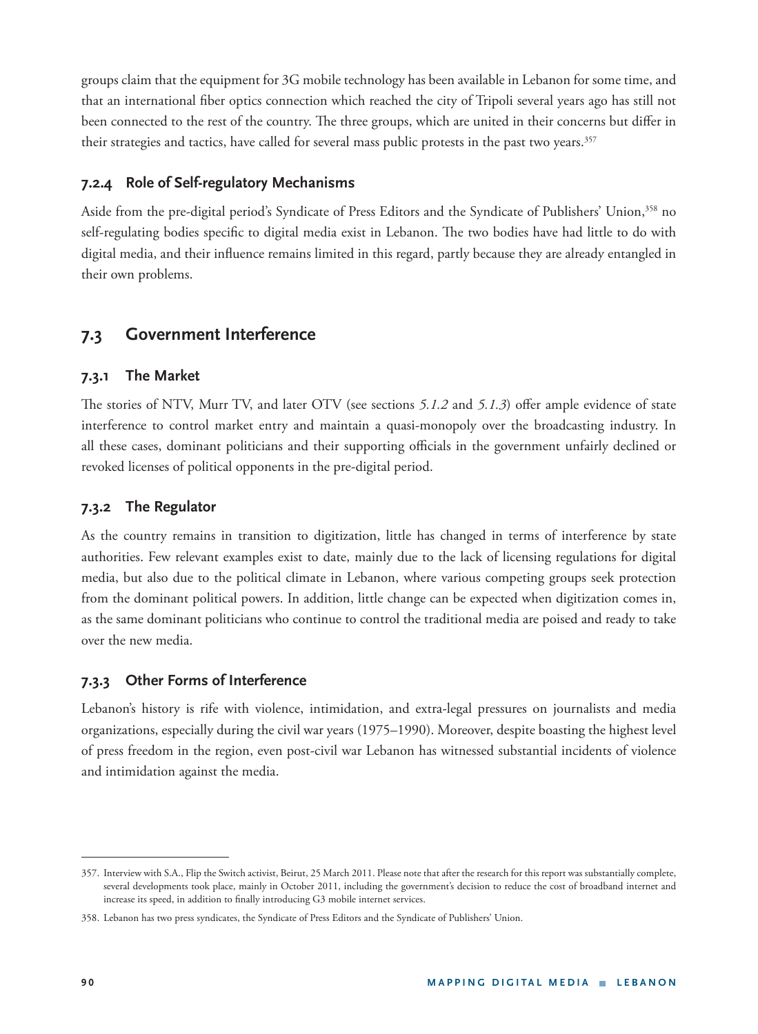groups claim that the equipment for 3G mobile technology has been available in Lebanon for some time, and that an international fiber optics connection which reached the city of Tripoli several years ago has still not been connected to the rest of the country. The three groups, which are united in their concerns but differ in their strategies and tactics, have called for several mass public protests in the past two years.[357]

### 7.2.4 Role of Self-regulatory Mechanisms

Aside from the pre-digital period's Syndicate of Press Editors and the Syndicate of Publishers' Union,[358] no self-regulating bodies specific to digital media exist in Lebanon. The two bodies have had little to do with digital media, and their influence remains limited in this regard, partly because they are already entangled in their own problems.

## 7.3 Government Interference

### 7.3.1 The Market

The stories of NTV, Murr TV, and later OTV (see sections *5.1.2* and *5.1.3*) offer ample evidence of state interference to control market entry and maintain a quasi-monopoly over the broadcasting industry. In all these cases, dominant politicians and their supporting officials in the government unfairly declined or revoked licenses of political opponents in the pre-digital period.

### 7.3.2 The Regulator

As the country remains in transition to digitization, little has changed in terms of interference by state authorities. Few relevant examples exist to date, mainly due to the lack of licensing regulations for digital media, but also due to the political climate in Lebanon, where various competing groups seek protection from the dominant political powers. In addition, little change can be expected when digitization comes in, as the same dominant politicians who continue to control the traditional media are poised and ready to take over the new media.

### 7.3.3 Other Forms of Interference

Lebanon's history is rife with violence, intimidation, and extra-legal pressures on journalists and media organizations, especially during the civil war years (1975–1990). Moreover, despite boasting the highest level of press freedom in the region, even post-civil war Lebanon has witnessed substantial incidents of violence and intimidation against the media.

---

357. Interview with S.A., Flip the Switch activist, Beirut, 25 March 2011. Please note that after the research for this report was substantially complete, several developments took place, mainly in October 2011, including the government's decision to reduce the cost of broadband internet and increase its speed, in addition to finally introducing G3 mobile internet services.

358. Lebanon has two press syndicates, the Syndicate of Press Editors and the Syndicate of Publishers' Union.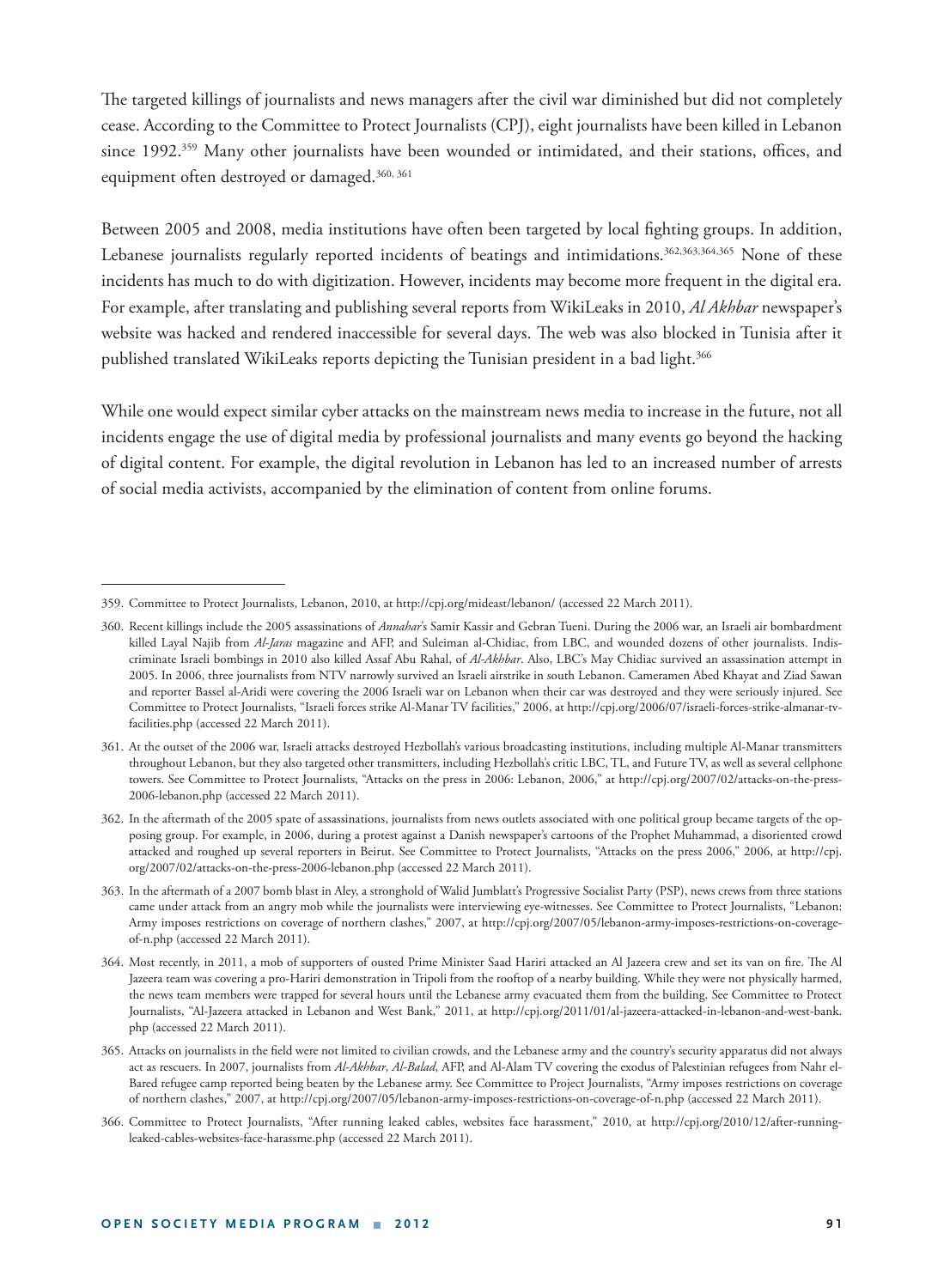The targeted killings of journalists and news managers after the civil war diminished but did not completely cease. According to the Committee to Protect Journalists (CPJ), eight journalists have been killed in Lebanon since 1992.[359] Many other journalists have been wounded or intimidated, and their stations, offices, and equipment often destroyed or damaged.[360, 361]

Between 2005 and 2008, media institutions have often been targeted by local fighting groups. In addition, Lebanese journalists regularly reported incidents of beatings and intimidations.[362,363,364,365] None of these incidents has much to do with digitization. However, incidents may become more frequent in the digital era. For example, after translating and publishing several reports from WikiLeaks in 2010, *Al Akhbar* newspaper's website was hacked and rendered inaccessible for several days. The web was also blocked in Tunisia after it published translated WikiLeaks reports depicting the Tunisian president in a bad light.[366]

While one would expect similar cyber attacks on the mainstream news media to increase in the future, not all incidents engage the use of digital media by professional journalists and many events go beyond the hacking of digital content. For example, the digital revolution in Lebanon has led to an increased number of arrests of social media activists, accompanied by the elimination of content from online forums.

---

359. Committee to Protect Journalists, Lebanon, 2010, at http://cpj.org/mideast/lebanon/ (accessed 22 March 2011).

360. Recent killings include the 2005 assassinations of *Annahar*'s Samir Kassir and Gebran Tueni. During the 2006 war, an Israeli air bombardment killed Layal Najib from *Al-Jaras* magazine and AFP, and Suleiman al-Chidiac, from LBC, and wounded dozens of other journalists. Indiscriminate Israeli bombings in 2010 also killed Assaf Abu Rahal, of *Al-Akhbar*. Also, LBC's May Chidiac survived an assassination attempt in 2005. In 2006, three journalists from NTV narrowly survived an Israeli airstrike in south Lebanon. Cameramen Abed Khayat and Ziad Sawan and reporter Bassel al-Aridi were covering the 2006 Israeli war on Lebanon when their car was destroyed and they were seriously injured. See Committee to Protect Journalists, "Israeli forces strike Al-Manar TV facilities," 2006, at http://cpj.org/2006/07/israeli-forces-strike-almanar-tv-facilities.php (accessed 22 March 2011).

361. At the outset of the 2006 war, Israeli attacks destroyed Hezbollah's various broadcasting institutions, including multiple Al-Manar transmitters throughout Lebanon, but they also targeted other transmitters, including Hezbollah's critic LBC, TL, and Future TV, as well as several cellphone towers. See Committee to Protect Journalists, "Attacks on the press in 2006: Lebanon, 2006," at http://cpj.org/2007/02/attacks-on-the-press-2006-lebanon.php (accessed 22 March 2011).

362. In the aftermath of the 2005 spate of assassinations, journalists from news outlets associated with one political group became targets of the opposing group. For example, in 2006, during a protest against a Danish newspaper's cartoons of the Prophet Muhammad, a disoriented crowd attacked and roughed up several reporters in Beirut. See Committee to Protect Journalists, "Attacks on the press 2006," 2006, at http://cpj.org/2007/02/attacks-on-the-press-2006-lebanon.php (accessed 22 March 2011).

363. In the aftermath of a 2007 bomb blast in Aley, a stronghold of Walid Jumblatt's Progressive Socialist Party (PSP), news crews from three stations came under attack from an angry mob while the journalists were interviewing eye-witnesses. See Committee to Protect Journalists, "Lebanon: Army imposes restrictions on coverage of northern clashes," 2007, at http://cpj.org/2007/05/lebanon-army-imposes-restrictions-on-coverage-of-n.php (accessed 22 March 2011).

364. Most recently, in 2011, a mob of supporters of ousted Prime Minister Saad Hariri attacked an Al Jazeera crew and set its van on fire. The Al Jazeera team was covering a pro-Hariri demonstration in Tripoli from the rooftop of a nearby building. While they were not physically harmed, the news team members were trapped for several hours until the Lebanese army evacuated them from the building. See Committee to Protect Journalists, "Al-Jazeera attacked in Lebanon and West Bank," 2011, at http://cpj.org/2011/01/al-jazeera-attacked-in-lebanon-and-west-bank.php (accessed 22 March 2011).

365. Attacks on journalists in the field were not limited to civilian crowds, and the Lebanese army and the country's security apparatus did not always act as rescuers. In 2007, journalists from *Al-Akhbar*, *Al-Balad*, AFP, and Al-Alam TV covering the exodus of Palestinian refugees from Nahr el-Bared refugee camp reported being beaten by the Lebanese army. See Committee to Project Journalists, "Army imposes restrictions on coverage of northern clashes," 2007, at http://cpj.org/2007/05/lebanon-army-imposes-restrictions-on-coverage-of-n.php (accessed 22 March 2011).

366. Committee to Protect Journalists, "After running leaked cables, websites face harassment," 2010, at http://cpj.org/2010/12/after-running-leaked-cables-websites-face-harassme.php (accessed 22 March 2011).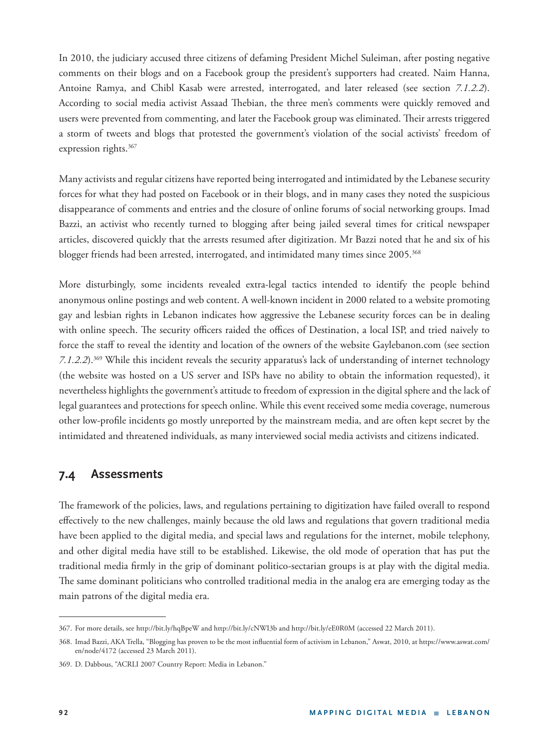In 2010, the judiciary accused three citizens of defaming President Michel Suleiman, after posting negative comments on their blogs and on a Facebook group the president's supporters had created. Naim Hanna, Antoine Ramya, and Chibl Kasab were arrested, interrogated, and later released (see section *7.1.2.2*). According to social media activist Assaad Thebian, the three men's comments were quickly removed and users were prevented from commenting, and later the Facebook group was eliminated. Their arrests triggered a storm of tweets and blogs that protested the government's violation of the social activists' freedom of expression rights.[367]

Many activists and regular citizens have reported being interrogated and intimidated by the Lebanese security forces for what they had posted on Facebook or in their blogs, and in many cases they noted the suspicious disappearance of comments and entries and the closure of online forums of social networking groups. Imad Bazzi, an activist who recently turned to blogging after being jailed several times for critical newspaper articles, discovered quickly that the arrests resumed after digitization. Mr Bazzi noted that he and six of his blogger friends had been arrested, interrogated, and intimidated many times since 2005.[368]

More disturbingly, some incidents revealed extra-legal tactics intended to identify the people behind anonymous online postings and web content. A well-known incident in 2000 related to a website promoting gay and lesbian rights in Lebanon indicates how aggressive the Lebanese security forces can be in dealing with online speech. The security officers raided the offices of Destination, a local ISP, and tried naively to force the staff to reveal the identity and location of the owners of the website Gaylebanon.com (see section *7.1.2.2*).[369] While this incident reveals the security apparatus's lack of understanding of internet technology (the website was hosted on a US server and ISPs have no ability to obtain the information requested), it nevertheless highlights the government's attitude to freedom of expression in the digital sphere and the lack of legal guarantees and protections for speech online. While this event received some media coverage, numerous other low-profile incidents go mostly unreported by the mainstream media, and are often kept secret by the intimidated and threatened individuals, as many interviewed social media activists and citizens indicated.

## 7.4 Assessments

The framework of the policies, laws, and regulations pertaining to digitization have failed overall to respond effectively to the new challenges, mainly because the old laws and regulations that govern traditional media have been applied to the digital media, and special laws and regulations for the internet, mobile telephony, and other digital media have still to be established. Likewise, the old mode of operation that has put the traditional media firmly in the grip of dominant politico-sectarian groups is at play with the digital media. The same dominant politicians who controlled traditional media in the analog era are emerging today as the main patrons of the digital media era.

---

367. For more details, see http://bit.ly/hqBpeW and http://bit.ly/cNWI3b and http://bit.ly/eE0R0M (accessed 22 March 2011).

368. Imad Bazzi, AKA Trella, "Blogging has proven to be the most influential form of activism in Lebanon," Aswat, 2010, at https://www.aswat.com/en/node/4172 (accessed 23 March 2011).

369. D. Dabbous, "ACRLI 2007 Country Report: Media in Lebanon."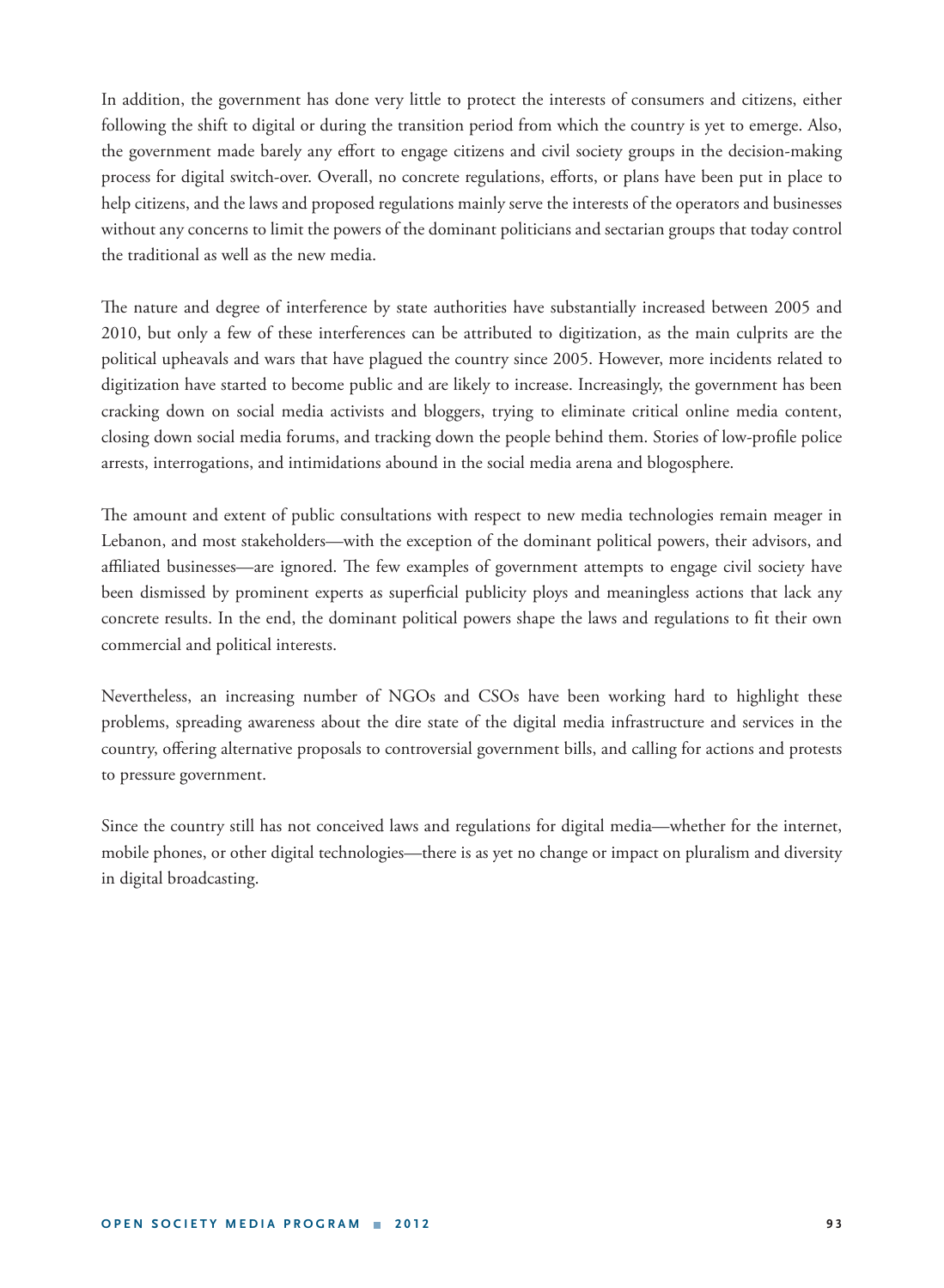In addition, the government has done very little to protect the interests of consumers and citizens, either following the shift to digital or during the transition period from which the country is yet to emerge. Also, the government made barely any effort to engage citizens and civil society groups in the decision-making process for digital switch-over. Overall, no concrete regulations, efforts, or plans have been put in place to help citizens, and the laws and proposed regulations mainly serve the interests of the operators and businesses without any concerns to limit the powers of the dominant politicians and sectarian groups that today control the traditional as well as the new media.

The nature and degree of interference by state authorities have substantially increased between 2005 and 2010, but only a few of these interferences can be attributed to digitization, as the main culprits are the political upheavals and wars that have plagued the country since 2005. However, more incidents related to digitization have started to become public and are likely to increase. Increasingly, the government has been cracking down on social media activists and bloggers, trying to eliminate critical online media content, closing down social media forums, and tracking down the people behind them. Stories of low-profile police arrests, interrogations, and intimidations abound in the social media arena and blogosphere.

The amount and extent of public consultations with respect to new media technologies remain meager in Lebanon, and most stakeholders—with the exception of the dominant political powers, their advisors, and affiliated businesses—are ignored. The few examples of government attempts to engage civil society have been dismissed by prominent experts as superficial publicity ploys and meaningless actions that lack any concrete results. In the end, the dominant political powers shape the laws and regulations to fit their own commercial and political interests.

Nevertheless, an increasing number of NGOs and CSOs have been working hard to highlight these problems, spreading awareness about the dire state of the digital media infrastructure and services in the country, offering alternative proposals to controversial government bills, and calling for actions and protests to pressure government.

Since the country still has not conceived laws and regulations for digital media—whether for the internet, mobile phones, or other digital technologies—there is as yet no change or impact on pluralism and diversity in digital broadcasting.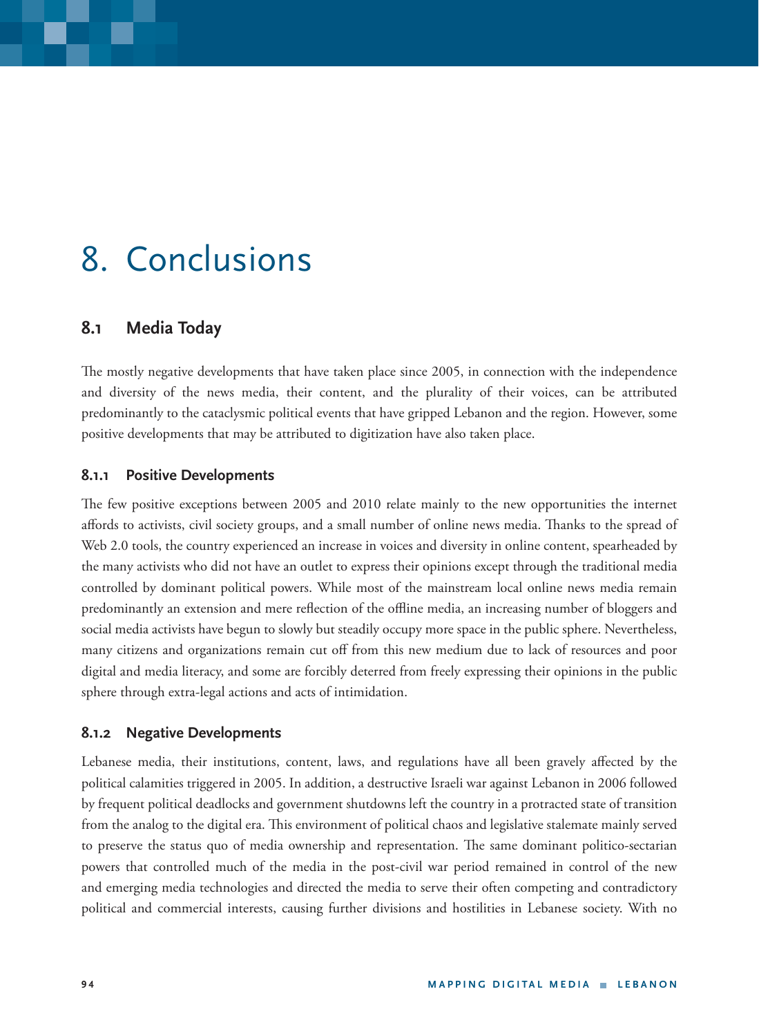# 8. Conclusions

## 8.1 Media Today

The mostly negative developments that have taken place since 2005, in connection with the independence and diversity of the news media, their content, and the plurality of their voices, can be attributed predominantly to the cataclysmic political events that have gripped Lebanon and the region. However, some positive developments that may be attributed to digitization have also taken place.

### 8.1.1 Positive Developments

The few positive exceptions between 2005 and 2010 relate mainly to the new opportunities the internet affords to activists, civil society groups, and a small number of online news media. Thanks to the spread of Web 2.0 tools, the country experienced an increase in voices and diversity in online content, spearheaded by the many activists who did not have an outlet to express their opinions except through the traditional media controlled by dominant political powers. While most of the mainstream local online news media remain predominantly an extension and mere reflection of the offline media, an increasing number of bloggers and social media activists have begun to slowly but steadily occupy more space in the public sphere. Nevertheless, many citizens and organizations remain cut off from this new medium due to lack of resources and poor digital and media literacy, and some are forcibly deterred from freely expressing their opinions in the public sphere through extra-legal actions and acts of intimidation.

### 8.1.2 Negative Developments

Lebanese media, their institutions, content, laws, and regulations have all been gravely affected by the political calamities triggered in 2005. In addition, a destructive Israeli war against Lebanon in 2006 followed by frequent political deadlocks and government shutdowns left the country in a protracted state of transition from the analog to the digital era. This environment of political chaos and legislative stalemate mainly served to preserve the status quo of media ownership and representation. The same dominant politico-sectarian powers that controlled much of the media in the post-civil war period remained in control of the new and emerging media technologies and directed the media to serve their often competing and contradictory political and commercial interests, causing further divisions and hostilities in Lebanese society. With no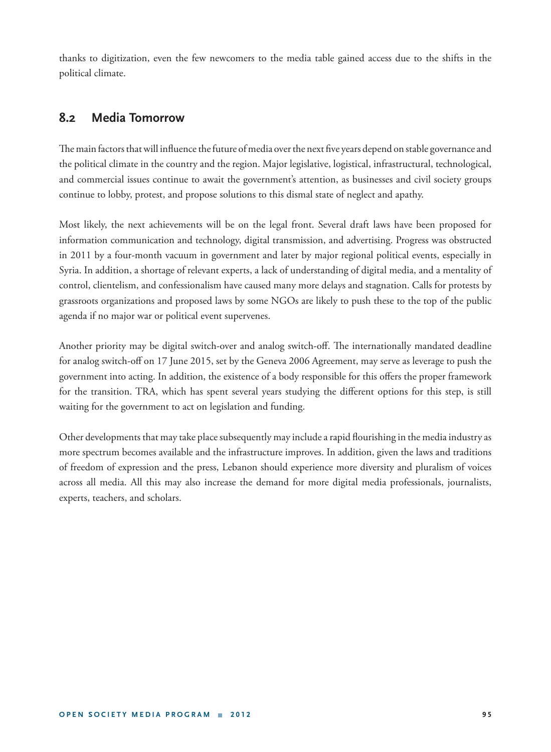thanks to digitization, even the few newcomers to the media table gained access due to the shifts in the political climate.

## 8.2 Media Tomorrow

The main factors that will influence the future of media over the next five years depend on stable governance and the political climate in the country and the region. Major legislative, logistical, infrastructural, technological, and commercial issues continue to await the government's attention, as businesses and civil society groups continue to lobby, protest, and propose solutions to this dismal state of neglect and apathy.

Most likely, the next achievements will be on the legal front. Several draft laws have been proposed for information communication and technology, digital transmission, and advertising. Progress was obstructed in 2011 by a four-month vacuum in government and later by major regional political events, especially in Syria. In addition, a shortage of relevant experts, a lack of understanding of digital media, and a mentality of control, clientelism, and confessionalism have caused many more delays and stagnation. Calls for protests by grassroots organizations and proposed laws by some NGOs are likely to push these to the top of the public agenda if no major war or political event supervenes.

Another priority may be digital switch-over and analog switch-off. The internationally mandated deadline for analog switch-off on 17 June 2015, set by the Geneva 2006 Agreement, may serve as leverage to push the government into acting. In addition, the existence of a body responsible for this offers the proper framework for the transition. TRA, which has spent several years studying the different options for this step, is still waiting for the government to act on legislation and funding.

Other developments that may take place subsequently may include a rapid flourishing in the media industry as more spectrum becomes available and the infrastructure improves. In addition, given the laws and traditions of freedom of expression and the press, Lebanon should experience more diversity and pluralism of voices across all media. All this may also increase the demand for more digital media professionals, journalists, experts, teachers, and scholars.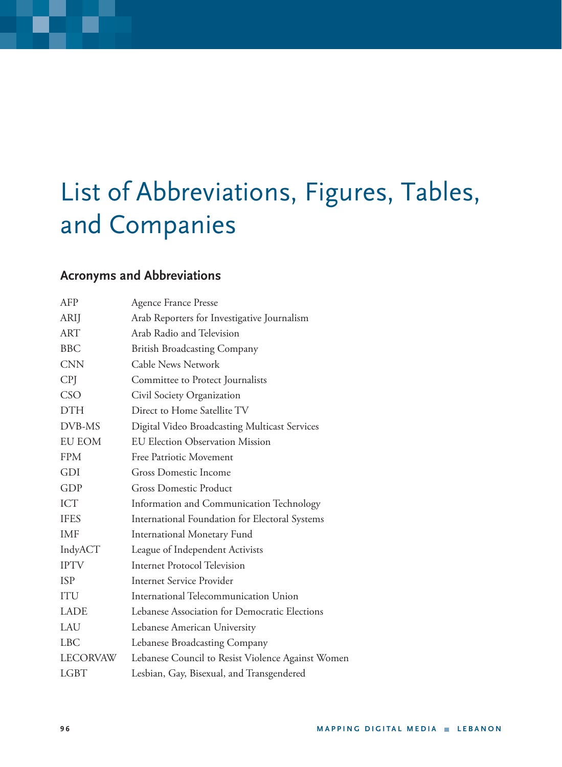# List of Abbreviations, Figures, Tables, and Companies

## Acronyms and Abbreviations

| | |
|---|---|
| AFP | Agence France Presse |
| ARIJ | Arab Reporters for Investigative Journalism |
| ART | Arab Radio and Television |
| BBC | British Broadcasting Company |
| CNN | Cable News Network |
| CPJ | Committee to Protect Journalists |
| CSO | Civil Society Organization |
| DTH | Direct to Home Satellite TV |
| DVB-MS | Digital Video Broadcasting Multicast Services |
| EU EOM | EU Election Observation Mission |
| FPM | Free Patriotic Movement |
| GDI | Gross Domestic Income |
| GDP | Gross Domestic Product |
| ICT | Information and Communication Technology |
| IFES | International Foundation for Electoral Systems |
| IMF | International Monetary Fund |
| IndyACT | League of Independent Activists |
| IPTV | Internet Protocol Television |
| ISP | Internet Service Provider |
| ITU | International Telecommunication Union |
| LADE | Lebanese Association for Democratic Elections |
| LAU | Lebanese American University |
| LBC | Lebanese Broadcasting Company |
| LECORVAW | Lebanese Council to Resist Violence Against Women |
| LGBT | Lesbian, Gay, Bisexual, and Transgendered |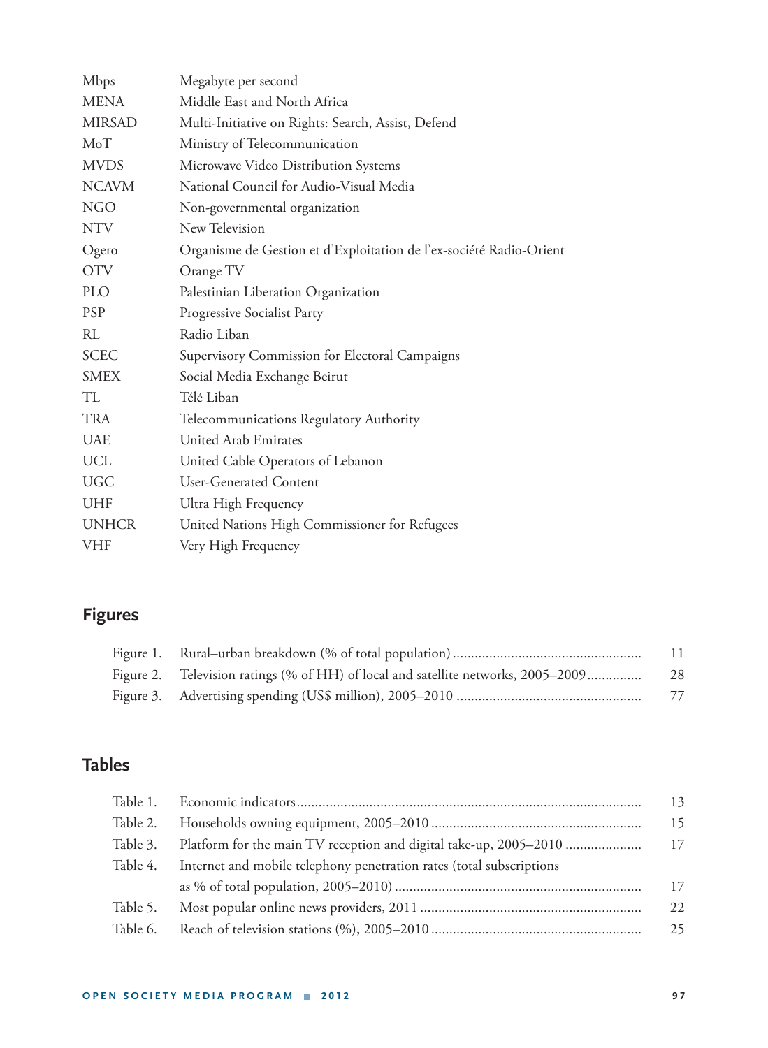| | |
|---|---|
| Mbps | Megabyte per second |
| MENA | Middle East and North Africa |
| MIRSAD | Multi-Initiative on Rights: Search, Assist, Defend |
| MoT | Ministry of Telecommunication |
| MVDS | Microwave Video Distribution Systems |
| NCAVM | National Council for Audio-Visual Media |
| NGO | Non-governmental organization |
| NTV | New Television |
| Ogero | Organisme de Gestion et d'Exploitation de l'ex-société Radio-Orient |
| OTV | Orange TV |
| PLO | Palestinian Liberation Organization |
| PSP | Progressive Socialist Party |
| RL | Radio Liban |
| SCEC | Supervisory Commission for Electoral Campaigns |
| SMEX | Social Media Exchange Beirut |
| TL | Télé Liban |
| TRA | Telecommunications Regulatory Authority |
| UAE | United Arab Emirates |
| UCL | United Cable Operators of Lebanon |
| UGC | User-Generated Content |
| UHF | Ultra High Frequency |
| UNHCR | United Nations High Commissioner for Refugees |
| VHF | Very High Frequency |

## Figures

| | | |
|---|---|---|
| Figure 1. | Rural–urban breakdown (% of total population) | 11 |
| Figure 2. | Television ratings (% of HH) of local and satellite networks, 2005–2009 | 28 |
| Figure 3. | Advertising spending (US$ million), 2005–2010 | 77 |

## Tables

| | | |
|---|---|---|
| Table 1. | Economic indicators | 13 |
| Table 2. | Households owning equipment, 2005–2010 | 15 |
| Table 3. | Platform for the main TV reception and digital take-up, 2005–2010 | 17 |
| Table 4. | Internet and mobile telephony penetration rates (total subscriptions as % of total population, 2005–2010) | 17 |
| Table 5. | Most popular online news providers, 2011 | 22 |
| Table 6. | Reach of television stations (%), 2005–2010 | 25 |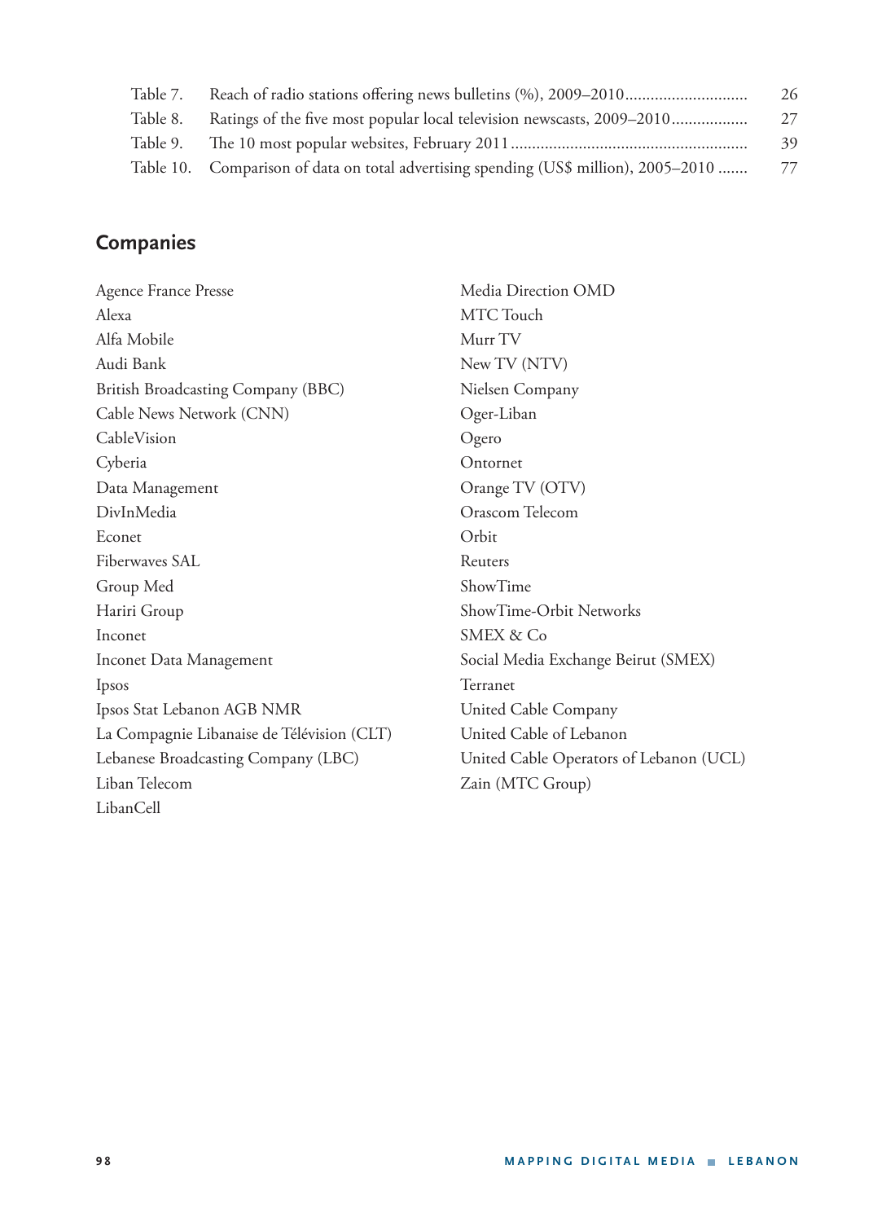| | | |
|---|---|---|
| Table 7. | Reach of radio stations offering news bulletins (%), 2009–2010 | 26 |
| Table 8. | Ratings of the five most popular local television newscasts, 2009–2010 | 27 |
| Table 9. | The 10 most popular websites, February 2011 | 39 |
| Table 10. | Comparison of data on total advertising spending (US$ million), 2005–2010 | 77 |

## Companies

Agence France Presse
Alexa
Alfa Mobile
Audi Bank
British Broadcasting Company (BBC)
Cable News Network (CNN)
CableVision
Cyberia
Data Management
DivInMedia
Econet
Fiberwaves SAL
Group Med
Hariri Group
Inconet
Inconet Data Management
Ipsos
Ipsos Stat Lebanon AGB NMR
La Compagnie Libanaise de Télévision (CLT)
Lebanese Broadcasting Company (LBC)
Liban Telecom
LibanCell
Media Direction OMD
MTC Touch
Murr TV
New TV (NTV)
Nielsen Company
Oger-Liban
Ogero
Ontornet
Orange TV (OTV)
Orascom Telecom
Orbit
Reuters
ShowTime
ShowTime-Orbit Networks
SMEX & Co
Social Media Exchange Beirut (SMEX)
Terranet
United Cable Company
United Cable of Lebanon
United Cable Operators of Lebanon (UCL)
Zain (MTC Group)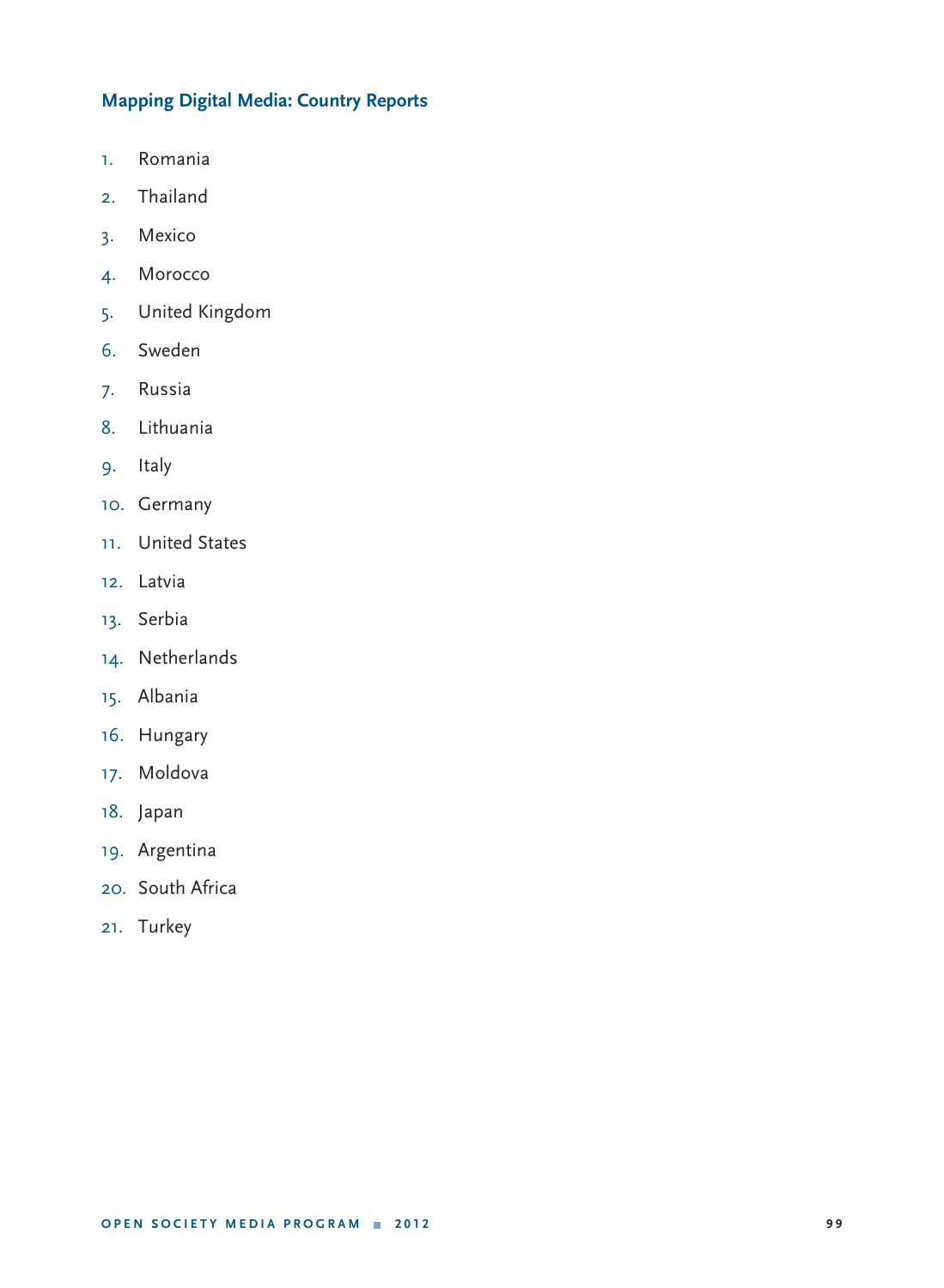## Mapping Digital Media: Country Reports

1. Romania
2. Thailand
3. Mexico
4. Morocco
5. United Kingdom
6. Sweden
7. Russia
8. Lithuania
9. Italy
10. Germany
11. United States
12. Latvia
13. Serbia
14. Netherlands
15. Albania
16. Hungary
17. Moldova
18. Japan
19. Argentina
20. South Africa
21. Turkey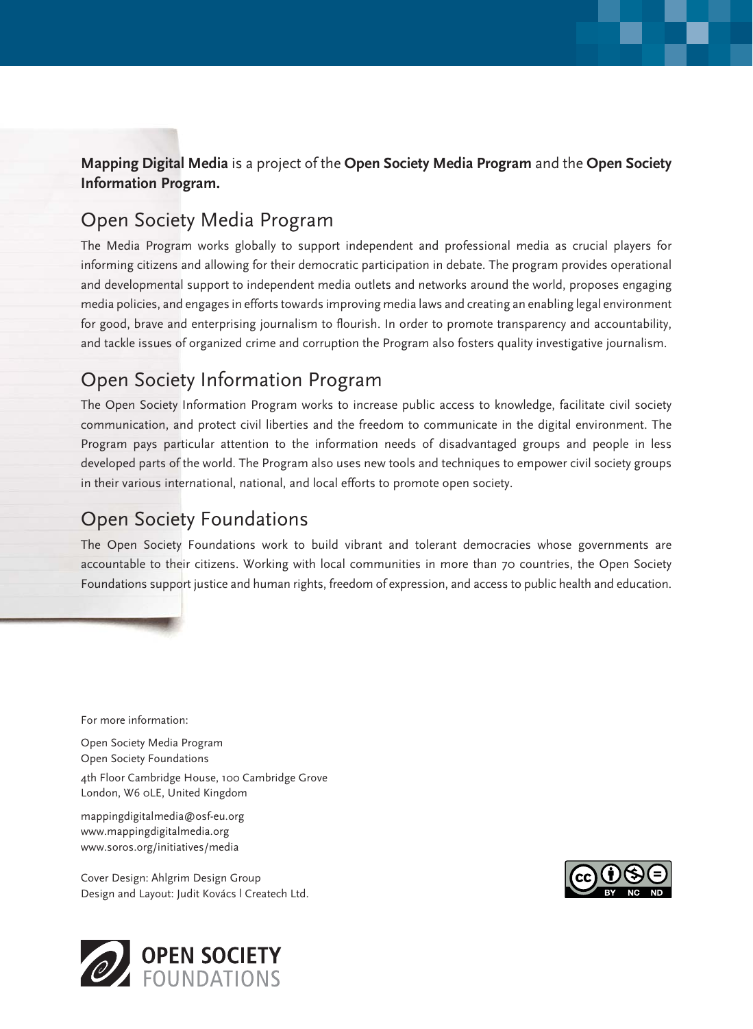**Mapping Digital Media** is a project of the **Open Society Media Program** and the **Open Society Information Program.**

## Open Society Media Program

The Media Program works globally to support independent and professional media as crucial players for informing citizens and allowing for their democratic participation in debate. The program provides operational and developmental support to independent media outlets and networks around the world, proposes engaging media policies, and engages in efforts towards improving media laws and creating an enabling legal environment for good, brave and enterprising journalism to flourish. In order to promote transparency and accountability, and tackle issues of organized crime and corruption the Program also fosters quality investigative journalism.

## Open Society Information Program

The Open Society Information Program works to increase public access to knowledge, facilitate civil society communication, and protect civil liberties and the freedom to communicate in the digital environment. The Program pays particular attention to the information needs of disadvantaged groups and people in less developed parts of the world. The Program also uses new tools and techniques to empower civil society groups in their various international, national, and local efforts to promote open society.

## Open Society Foundations

The Open Society Foundations work to build vibrant and tolerant democracies whose governments are accountable to their citizens. Working with local communities in more than 70 countries, the Open Society Foundations support justice and human rights, freedom of expression, and access to public health and education.

For more information:

Open Society Media Program
Open Society Foundations

4th Floor Cambridge House, 100 Cambridge Grove
London, W6 0LE, United Kingdom

mappingdigitalmedia@osf-eu.org
www.mappingdigitalmedia.org
www.soros.org/initiatives/media

Cover Design: Ahlgrim Design Group
Design and Layout: Judit Kovács l Createch Ltd.

OPEN SOCIETY FOUNDATIONS